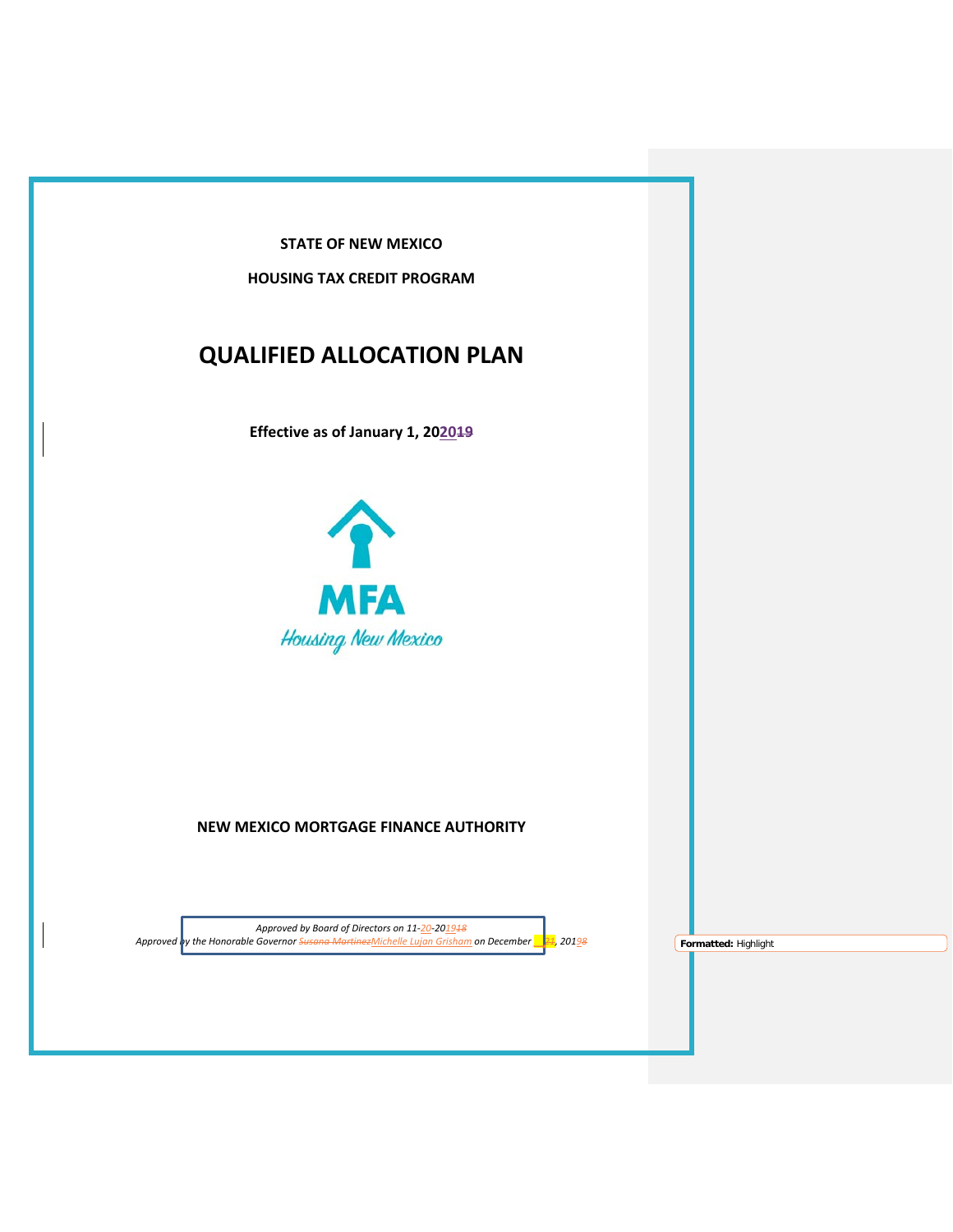**STATE OF NEW MEXICO**

**HOUSING TAX CREDIT PROGRAM**

# QUALIFIED ALLOCATION PLAN

**Effective as of January 1, 2020**

MFA

*Housing New Mexico*

**NEW MEXICO MORTGAGE FINANCE AUTHORITY**

*Approved by Board of Directors on 11-20-2019*

*Approved by the Honorable Governor Michelle Lujan Grisham on December __, 2019*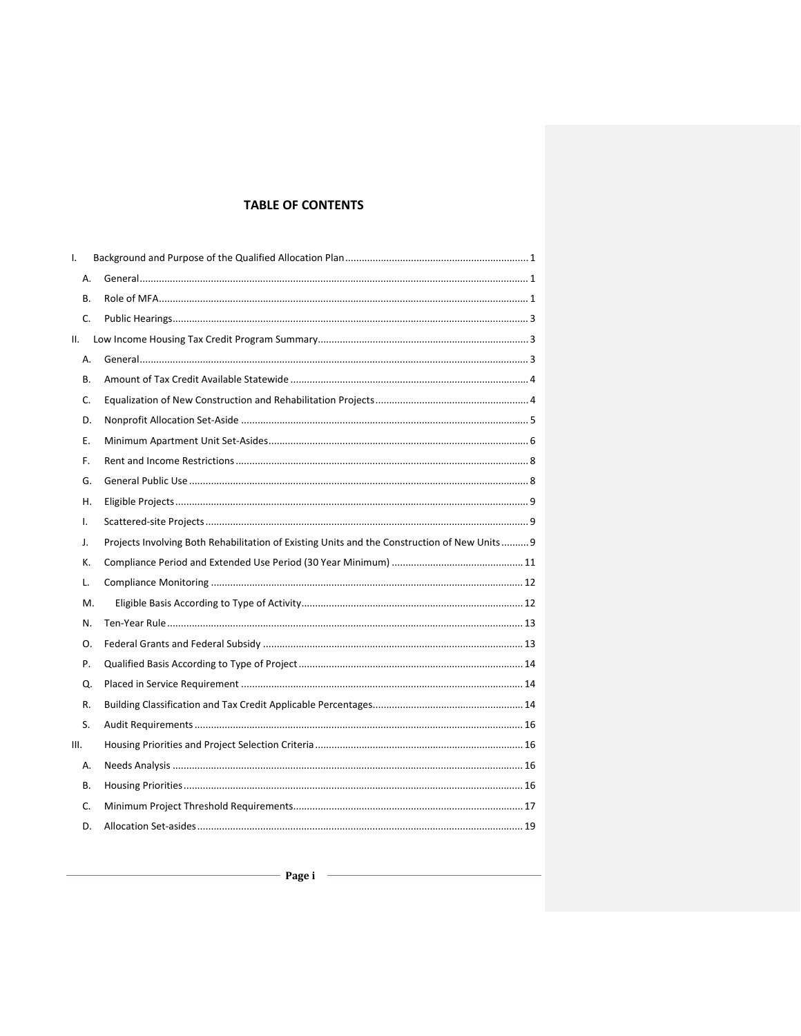# TABLE OF CONTENTS

- I. Background and Purpose of the Qualified Allocation Plan ........ 1
  - A. General ........ 1
  - B. Role of MFA ........ 1
  - C. Public Hearings ........ 3
- II. Low Income Housing Tax Credit Program Summary ........ 3
  - A. General ........ 3
  - B. Amount of Tax Credit Available Statewide ........ 4
  - C. Equalization of New Construction and Rehabilitation Projects ........ 4
  - D. Nonprofit Allocation Set-Aside ........ 5
  - E. Minimum Apartment Unit Set-Asides ........ 6
  - F. Rent and Income Restrictions ........ 8
  - G. General Public Use ........ 8
  - H. Eligible Projects ........ 9
  - I. Scattered-site Projects ........ 9
  - J. Projects Involving Both Rehabilitation of Existing Units and the Construction of New Units ........ 9
  - K. Compliance Period and Extended Use Period (30 Year Minimum) ........ 11
  - L. Compliance Monitoring ........ 12
  - M. Eligible Basis According to Type of Activity ........ 12
  - N. Ten-Year Rule ........ 13
  - O. Federal Grants and Federal Subsidy ........ 13
  - P. Qualified Basis According to Type of Project ........ 14
  - Q. Placed in Service Requirement ........ 14
  - R. Building Classification and Tax Credit Applicable Percentages ........ 14
  - S. Audit Requirements ........ 16
- III. Housing Priorities and Project Selection Criteria ........ 16
  - A. Needs Analysis ........ 16
  - B. Housing Priorities ........ 16
  - C. Minimum Project Threshold Requirements ........ 17
  - D. Allocation Set-asides ........ 19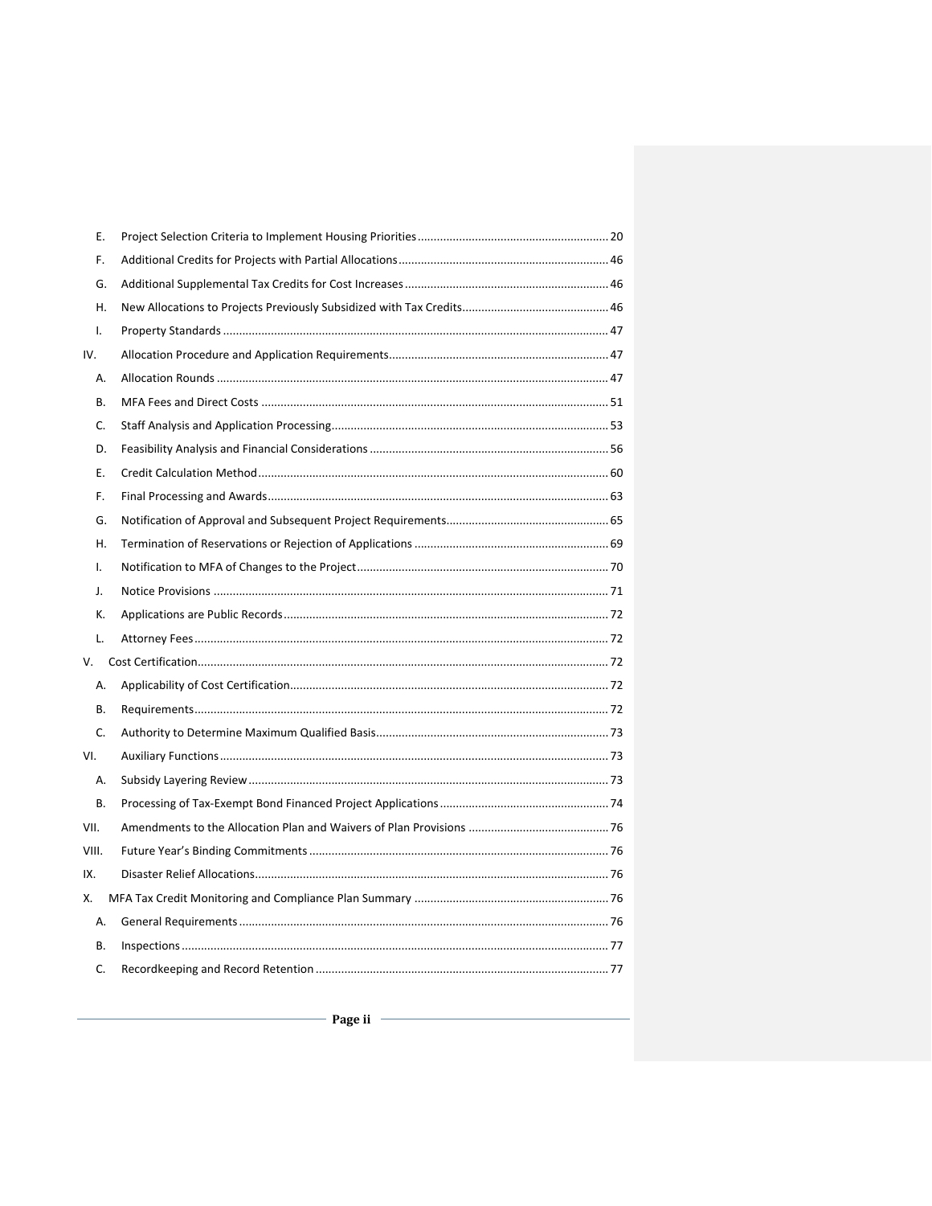E. Project Selection Criteria to Implement Housing Priorities ........ 20

F. Additional Credits for Projects with Partial Allocations ........ 46

G. Additional Supplemental Tax Credits for Cost Increases ........ 46

H. New Allocations to Projects Previously Subsidized with Tax Credits ........ 46

I. Property Standards ........ 47

IV. Allocation Procedure and Application Requirements ........ 47

A. Allocation Rounds ........ 47

B. MFA Fees and Direct Costs ........ 51

C. Staff Analysis and Application Processing ........ 53

D. Feasibility Analysis and Financial Considerations ........ 56

E. Credit Calculation Method ........ 60

F. Final Processing and Awards ........ 63

G. Notification of Approval and Subsequent Project Requirements ........ 65

H. Termination of Reservations or Rejection of Applications ........ 69

I. Notification to MFA of Changes to the Project ........ 70

J. Notice Provisions ........ 71

K. Applications are Public Records ........ 72

L. Attorney Fees ........ 72

V. Cost Certification ........ 72

A. Applicability of Cost Certification ........ 72

B. Requirements ........ 72

C. Authority to Determine Maximum Qualified Basis ........ 73

VI. Auxiliary Functions ........ 73

A. Subsidy Layering Review ........ 73

B. Processing of Tax-Exempt Bond Financed Project Applications ........ 74

VII. Amendments to the Allocation Plan and Waivers of Plan Provisions ........ 76

VIII. Future Year's Binding Commitments ........ 76

IX. Disaster Relief Allocations ........ 76

X. MFA Tax Credit Monitoring and Compliance Plan Summary ........ 76

A. General Requirements ........ 76

B. Inspections ........ 77

C. Recordkeeping and Record Retention ........ 77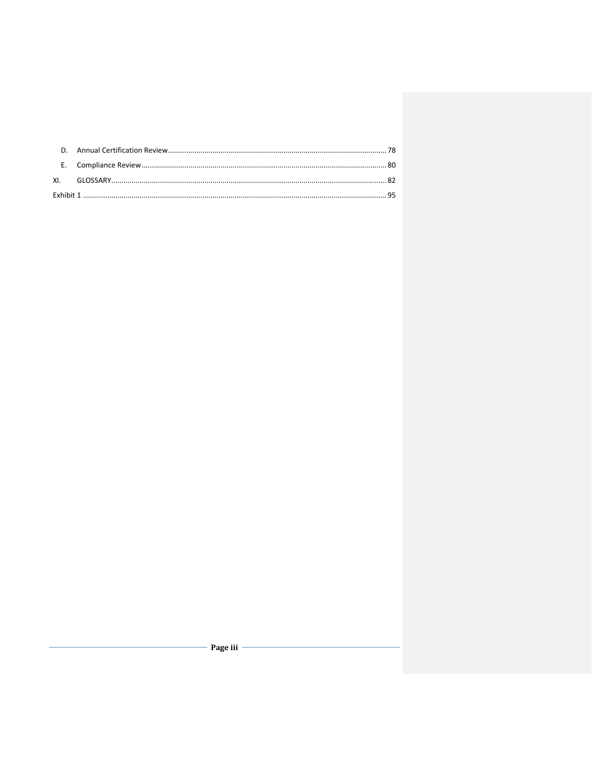D. Annual Certification Review ........................................................................................................... 78

E. Compliance Review ......................................................................................................................... 80

XI. GLOSSARY ........................................................................................................................................ 82

Exhibit 1 ....................................................................................................................................................... 95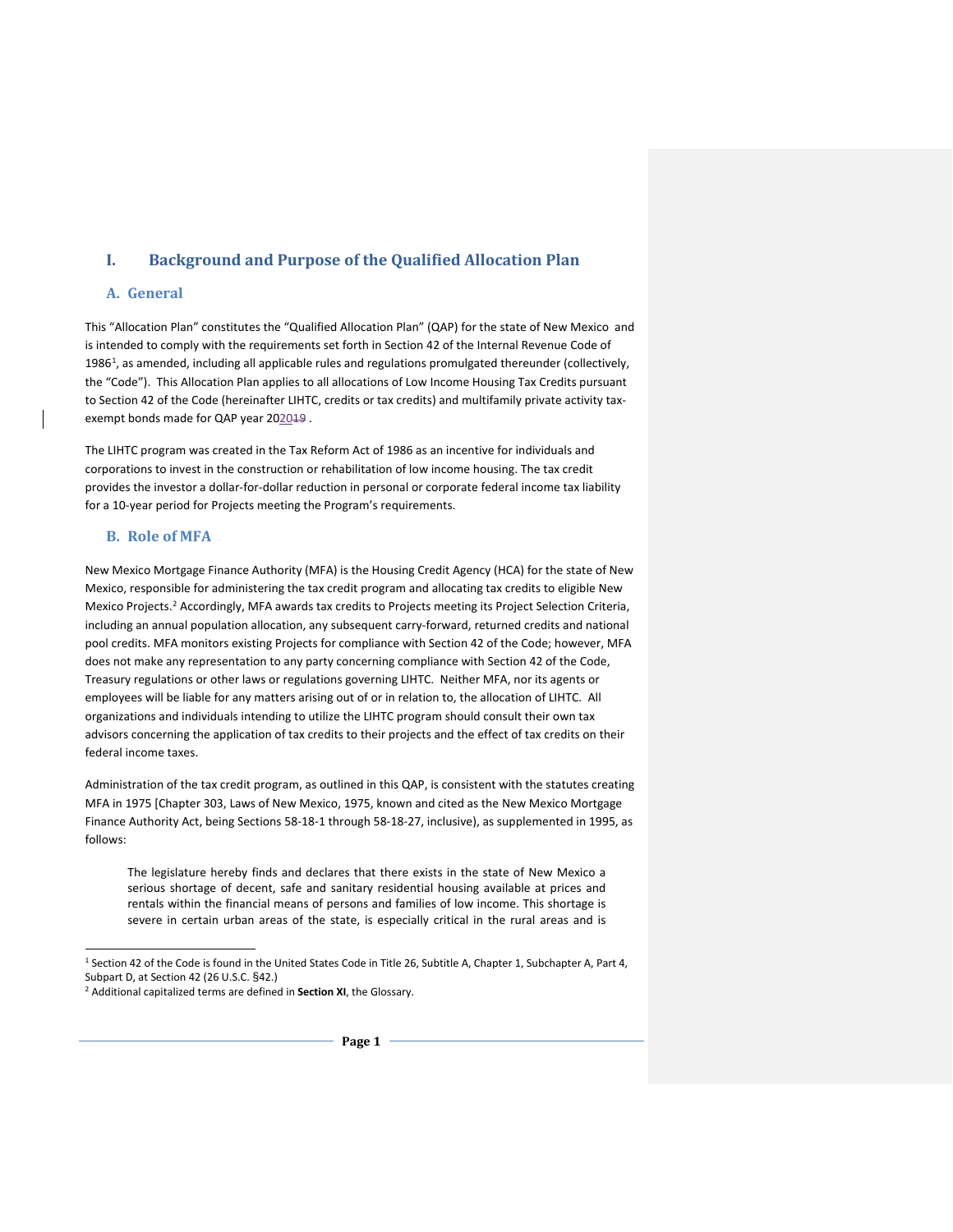# I. Background and Purpose of the Qualified Allocation Plan

## A. General

This "Allocation Plan" constitutes the "Qualified Allocation Plan" (QAP) for the state of New Mexico and is intended to comply with the requirements set forth in Section 42 of the Internal Revenue Code of 1986[1], as amended, including all applicable rules and regulations promulgated thereunder (collectively, the "Code"). This Allocation Plan applies to all allocations of Low Income Housing Tax Credits pursuant to Section 42 of the Code (hereinafter LIHTC, credits or tax credits) and multifamily private activity tax-exempt bonds made for QAP year 202019 .

The LIHTC program was created in the Tax Reform Act of 1986 as an incentive for individuals and corporations to invest in the construction or rehabilitation of low income housing. The tax credit provides the investor a dollar-for-dollar reduction in personal or corporate federal income tax liability for a 10-year period for Projects meeting the Program's requirements.

## B. Role of MFA

New Mexico Mortgage Finance Authority (MFA) is the Housing Credit Agency (HCA) for the state of New Mexico, responsible for administering the tax credit program and allocating tax credits to eligible New Mexico Projects.[2] Accordingly, MFA awards tax credits to Projects meeting its Project Selection Criteria, including an annual population allocation, any subsequent carry-forward, returned credits and national pool credits. MFA monitors existing Projects for compliance with Section 42 of the Code; however, MFA does not make any representation to any party concerning compliance with Section 42 of the Code, Treasury regulations or other laws or regulations governing LIHTC. Neither MFA, nor its agents or employees will be liable for any matters arising out of or in relation to, the allocation of LIHTC. All organizations and individuals intending to utilize the LIHTC program should consult their own tax advisors concerning the application of tax credits to their projects and the effect of tax credits on their federal income taxes.

Administration of the tax credit program, as outlined in this QAP, is consistent with the statutes creating MFA in 1975 [Chapter 303, Laws of New Mexico, 1975, known and cited as the New Mexico Mortgage Finance Authority Act, being Sections 58-18-1 through 58-18-27, inclusive), as supplemented in 1995, as follows:

> The legislature hereby finds and declares that there exists in the state of New Mexico a serious shortage of decent, safe and sanitary residential housing available at prices and rentals within the financial means of persons and families of low income. This shortage is severe in certain urban areas of the state, is especially critical in the rural areas and is

---

[1] Section 42 of the Code is found in the United States Code in Title 26, Subtitle A, Chapter 1, Subchapter A, Part 4, Subpart D, at Section 42 (26 U.S.C. §42.)

[2] Additional capitalized terms are defined in **Section XI**, the Glossary.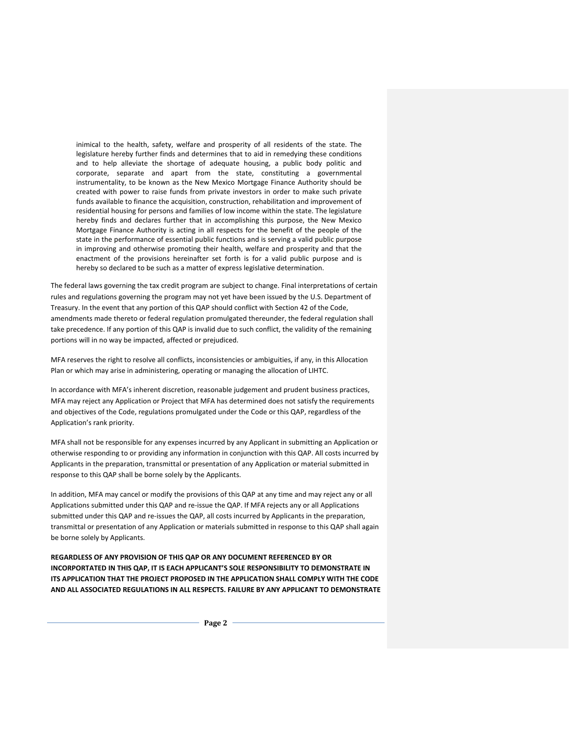> inimical to the health, safety, welfare and prosperity of all residents of the state. The legislature hereby further finds and determines that to aid in remedying these conditions and to help alleviate the shortage of adequate housing, a public body politic and corporate, separate and apart from the state, constituting a governmental instrumentality, to be known as the New Mexico Mortgage Finance Authority should be created with power to raise funds from private investors in order to make such private funds available to finance the acquisition, construction, rehabilitation and improvement of residential housing for persons and families of low income within the state. The legislature hereby finds and declares further that in accomplishing this purpose, the New Mexico Mortgage Finance Authority is acting in all respects for the benefit of the people of the state in the performance of essential public functions and is serving a valid public purpose in improving and otherwise promoting their health, welfare and prosperity and that the enactment of the provisions hereinafter set forth is for a valid public purpose and is hereby so declared to be such as a matter of express legislative determination.

The federal laws governing the tax credit program are subject to change. Final interpretations of certain rules and regulations governing the program may not yet have been issued by the U.S. Department of Treasury. In the event that any portion of this QAP should conflict with Section 42 of the Code, amendments made thereto or federal regulation promulgated thereunder, the federal regulation shall take precedence. If any portion of this QAP is invalid due to such conflict, the validity of the remaining portions will in no way be impacted, affected or prejudiced.

MFA reserves the right to resolve all conflicts, inconsistencies or ambiguities, if any, in this Allocation Plan or which may arise in administering, operating or managing the allocation of LIHTC.

In accordance with MFA's inherent discretion, reasonable judgement and prudent business practices, MFA may reject any Application or Project that MFA has determined does not satisfy the requirements and objectives of the Code, regulations promulgated under the Code or this QAP, regardless of the Application's rank priority.

MFA shall not be responsible for any expenses incurred by any Applicant in submitting an Application or otherwise responding to or providing any information in conjunction with this QAP. All costs incurred by Applicants in the preparation, transmittal or presentation of any Application or material submitted in response to this QAP shall be borne solely by the Applicants.

In addition, MFA may cancel or modify the provisions of this QAP at any time and may reject any or all Applications submitted under this QAP and re-issue the QAP. If MFA rejects any or all Applications submitted under this QAP and re-issues the QAP, all costs incurred by Applicants in the preparation, transmittal or presentation of any Application or materials submitted in response to this QAP shall again be borne solely by Applicants.

**REGARDLESS OF ANY PROVISION OF THIS QAP OR ANY DOCUMENT REFERENCED BY OR INCORPORTATED IN THIS QAP, IT IS EACH APPLICANT'S SOLE RESPONSIBILITY TO DEMONSTRATE IN ITS APPLICATION THAT THE PROJECT PROPOSED IN THE APPLICATION SHALL COMPLY WITH THE CODE AND ALL ASSOCIATED REGULATIONS IN ALL RESPECTS. FAILURE BY ANY APPLICANT TO DEMONSTRATE**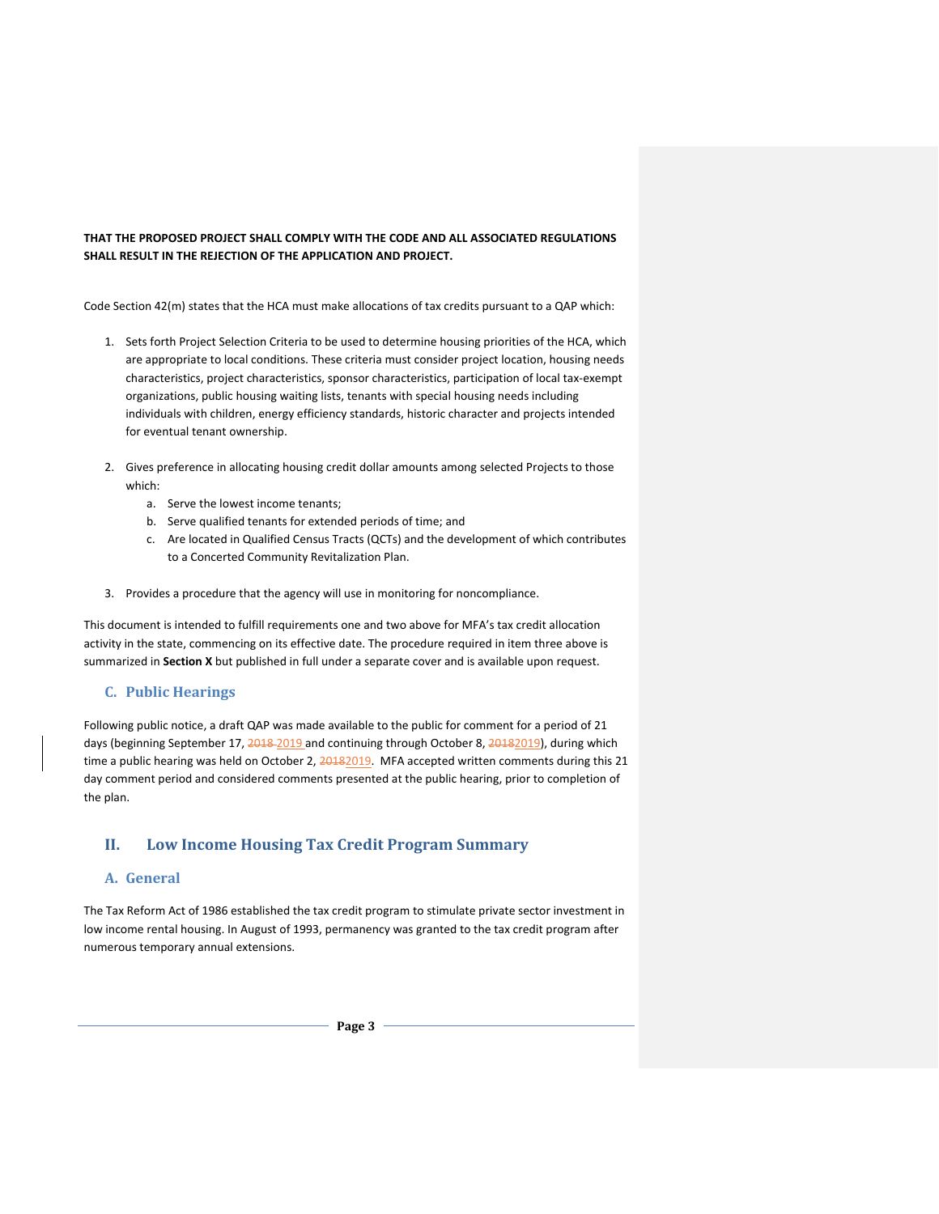**THAT THE PROPOSED PROJECT SHALL COMPLY WITH THE CODE AND ALL ASSOCIATED REGULATIONS SHALL RESULT IN THE REJECTION OF THE APPLICATION AND PROJECT.**

Code Section 42(m) states that the HCA must make allocations of tax credits pursuant to a QAP which:

1. Sets forth Project Selection Criteria to be used to determine housing priorities of the HCA, which are appropriate to local conditions. These criteria must consider project location, housing needs characteristics, project characteristics, sponsor characteristics, participation of local tax-exempt organizations, public housing waiting lists, tenants with special housing needs including individuals with children, energy efficiency standards, historic character and projects intended for eventual tenant ownership.

2. Gives preference in allocating housing credit dollar amounts among selected Projects to those which:
   a. Serve the lowest income tenants;
   b. Serve qualified tenants for extended periods of time; and
   c. Are located in Qualified Census Tracts (QCTs) and the development of which contributes to a Concerted Community Revitalization Plan.

3. Provides a procedure that the agency will use in monitoring for noncompliance.

This document is intended to fulfill requirements one and two above for MFA's tax credit allocation activity in the state, commencing on its effective date. The procedure required in item three above is summarized in **Section X** but published in full under a separate cover and is available upon request.

## C. Public Hearings

Following public notice, a draft QAP was made available to the public for comment for a period of 21 days (beginning September 17, ~~2018~~ 2019 and continuing through October 8, ~~2018~~2019), during which time a public hearing was held on October 2, ~~2018~~2019. MFA accepted written comments during this 21 day comment period and considered comments presented at the public hearing, prior to completion of the plan.

# II. Low Income Housing Tax Credit Program Summary

## A. General

The Tax Reform Act of 1986 established the tax credit program to stimulate private sector investment in low income rental housing. In August of 1993, permanency was granted to the tax credit program after numerous temporary annual extensions.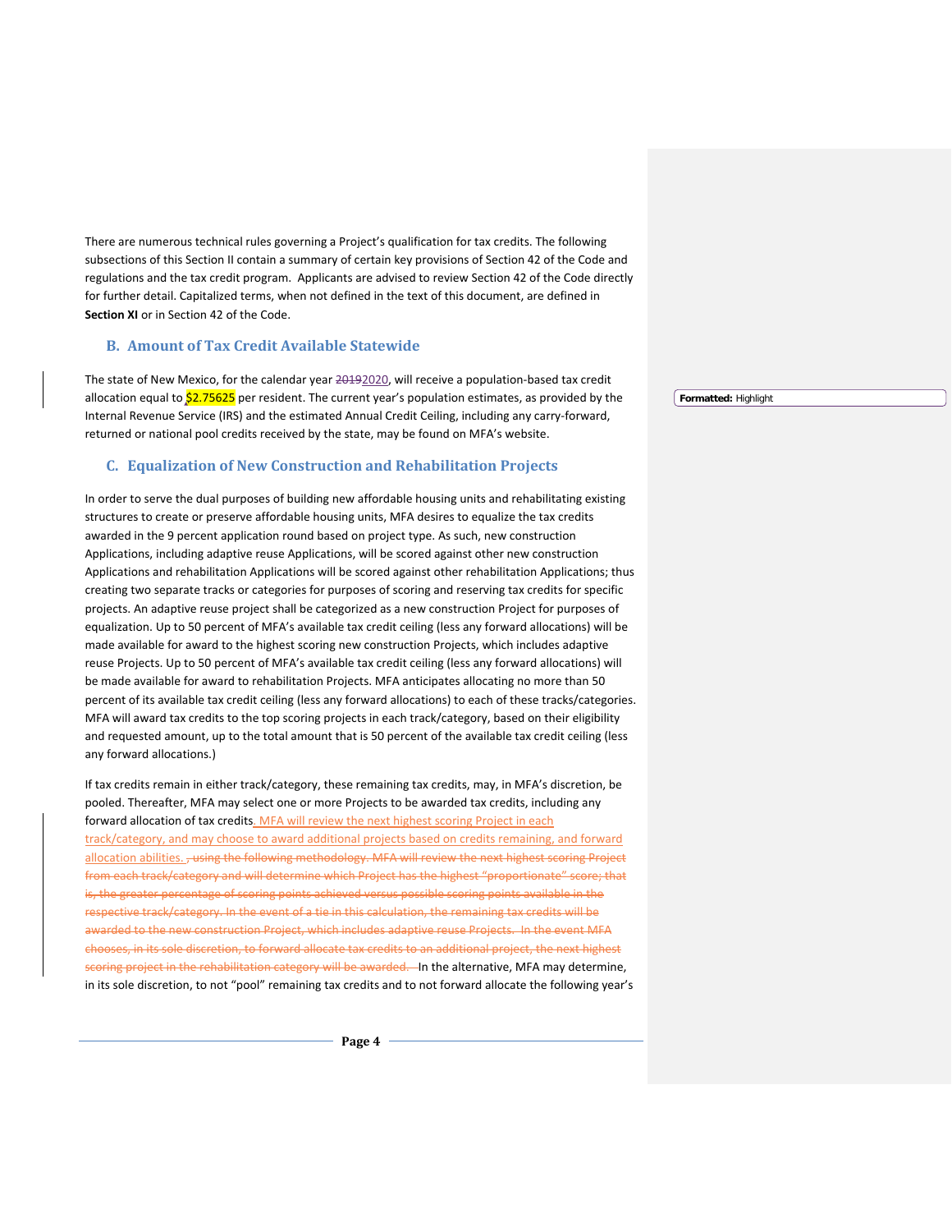There are numerous technical rules governing a Project's qualification for tax credits. The following subsections of this Section II contain a summary of certain key provisions of Section 42 of the Code and regulations and the tax credit program. Applicants are advised to review Section 42 of the Code directly for further detail. Capitalized terms, when not defined in the text of this document, are defined in **Section XI** or in Section 42 of the Code.

## B. Amount of Tax Credit Available Statewide

The state of New Mexico, for the calendar year ~~2019~~2020, will receive a population-based tax credit allocation equal to $2.75625 per resident. The current year's population estimates, as provided by the Internal Revenue Service (IRS) and the estimated Annual Credit Ceiling, including any carry-forward, returned or national pool credits received by the state, may be found on MFA's website.

## C. Equalization of New Construction and Rehabilitation Projects

In order to serve the dual purposes of building new affordable housing units and rehabilitating existing structures to create or preserve affordable housing units, MFA desires to equalize the tax credits awarded in the 9 percent application round based on project type. As such, new construction Applications, including adaptive reuse Applications, will be scored against other new construction Applications and rehabilitation Applications will be scored against other rehabilitation Applications; thus creating two separate tracks or categories for purposes of scoring and reserving tax credits for specific projects. An adaptive reuse project shall be categorized as a new construction Project for purposes of equalization. Up to 50 percent of MFA's available tax credit ceiling (less any forward allocations) will be made available for award to the highest scoring new construction Projects, which includes adaptive reuse Projects. Up to 50 percent of MFA's available tax credit ceiling (less any forward allocations) will be made available for award to rehabilitation Projects. MFA anticipates allocating no more than 50 percent of its available tax credit ceiling (less any forward allocations) to each of these tracks/categories. MFA will award tax credits to the top scoring projects in each track/category, based on their eligibility and requested amount, up to the total amount that is 50 percent of the available tax credit ceiling (less any forward allocations.)

If tax credits remain in either track/category, these remaining tax credits, may, in MFA's discretion, be pooled. Thereafter, MFA may select one or more Projects to be awarded tax credits, including any forward allocation of tax credits. MFA will review the next highest scoring Project in each track/category, and may choose to award additional projects based on credits remaining, and forward allocation abilities. ~~, using the following methodology. MFA will review the next highest scoring Project from each track/category and will determine which Project has the highest "proportionate" score; that is, the greater percentage of scoring points achieved versus possible scoring points available in the respective track/category. In the event of a tie in this calculation, the remaining tax credits will be awarded to the new construction Project, which includes adaptive reuse Projects. In the event MFA chooses, in its sole discretion, to forward allocate tax credits to an additional project, the next highest scoring project in the rehabilitation category will be awarded.~~ In the alternative, MFA may determine, in its sole discretion, to not "pool" remaining tax credits and to not forward allocate the following year's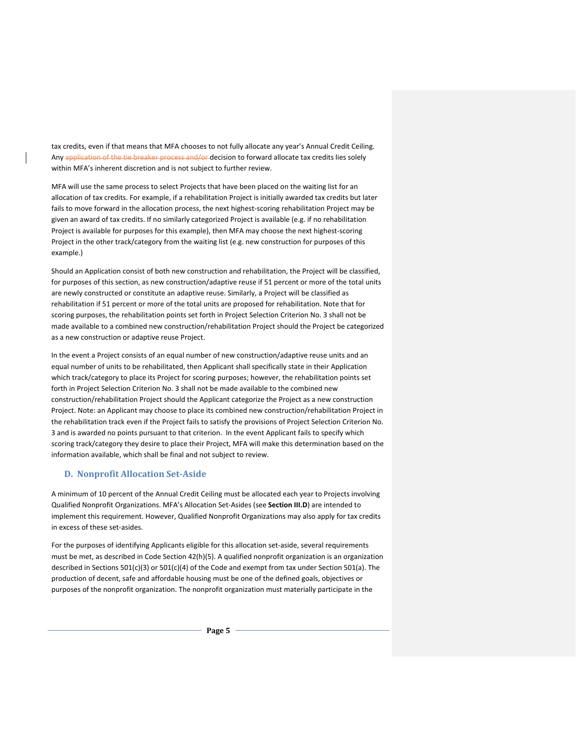tax credits, even if that means that MFA chooses to not fully allocate any year's Annual Credit Ceiling. Any ~~application of the tie breaker process and/or~~ decision to forward allocate tax credits lies solely within MFA's inherent discretion and is not subject to further review.

MFA will use the same process to select Projects that have been placed on the waiting list for an allocation of tax credits. For example, if a rehabilitation Project is initially awarded tax credits but later fails to move forward in the allocation process, the next highest-scoring rehabilitation Project may be given an award of tax credits. If no similarly categorized Project is available (e.g. if no rehabilitation Project is available for purposes for this example), then MFA may choose the next highest-scoring Project in the other track/category from the waiting list (e.g. new construction for purposes of this example.)

Should an Application consist of both new construction and rehabilitation, the Project will be classified, for purposes of this section, as new construction/adaptive reuse if 51 percent or more of the total units are newly constructed or constitute an adaptive reuse. Similarly, a Project will be classified as rehabilitation if 51 percent or more of the total units are proposed for rehabilitation. Note that for scoring purposes, the rehabilitation points set forth in Project Selection Criterion No. 3 shall not be made available to a combined new construction/rehabilitation Project should the Project be categorized as a new construction or adaptive reuse Project.

In the event a Project consists of an equal number of new construction/adaptive reuse units and an equal number of units to be rehabilitated, then Applicant shall specifically state in their Application which track/category to place its Project for scoring purposes; however, the rehabilitation points set forth in Project Selection Criterion No. 3 shall not be made available to the combined new construction/rehabilitation Project should the Applicant categorize the Project as a new construction Project. Note: an Applicant may choose to place its combined new construction/rehabilitation Project in the rehabilitation track even if the Project fails to satisfy the provisions of Project Selection Criterion No. 3 and is awarded no points pursuant to that criterion. In the event Applicant fails to specify which scoring track/category they desire to place their Project, MFA will make this determination based on the information available, which shall be final and not subject to review.

## D. Nonprofit Allocation Set-Aside

A minimum of 10 percent of the Annual Credit Ceiling must be allocated each year to Projects involving Qualified Nonprofit Organizations. MFA's Allocation Set-Asides (see **Section III.D**) are intended to implement this requirement. However, Qualified Nonprofit Organizations may also apply for tax credits in excess of these set-asides.

For the purposes of identifying Applicants eligible for this allocation set-aside, several requirements must be met, as described in Code Section 42(h)(5). A qualified nonprofit organization is an organization described in Sections 501(c)(3) or 501(c)(4) of the Code and exempt from tax under Section 501(a). The production of decent, safe and affordable housing must be one of the defined goals, objectives or purposes of the nonprofit organization. The nonprofit organization must materially participate in the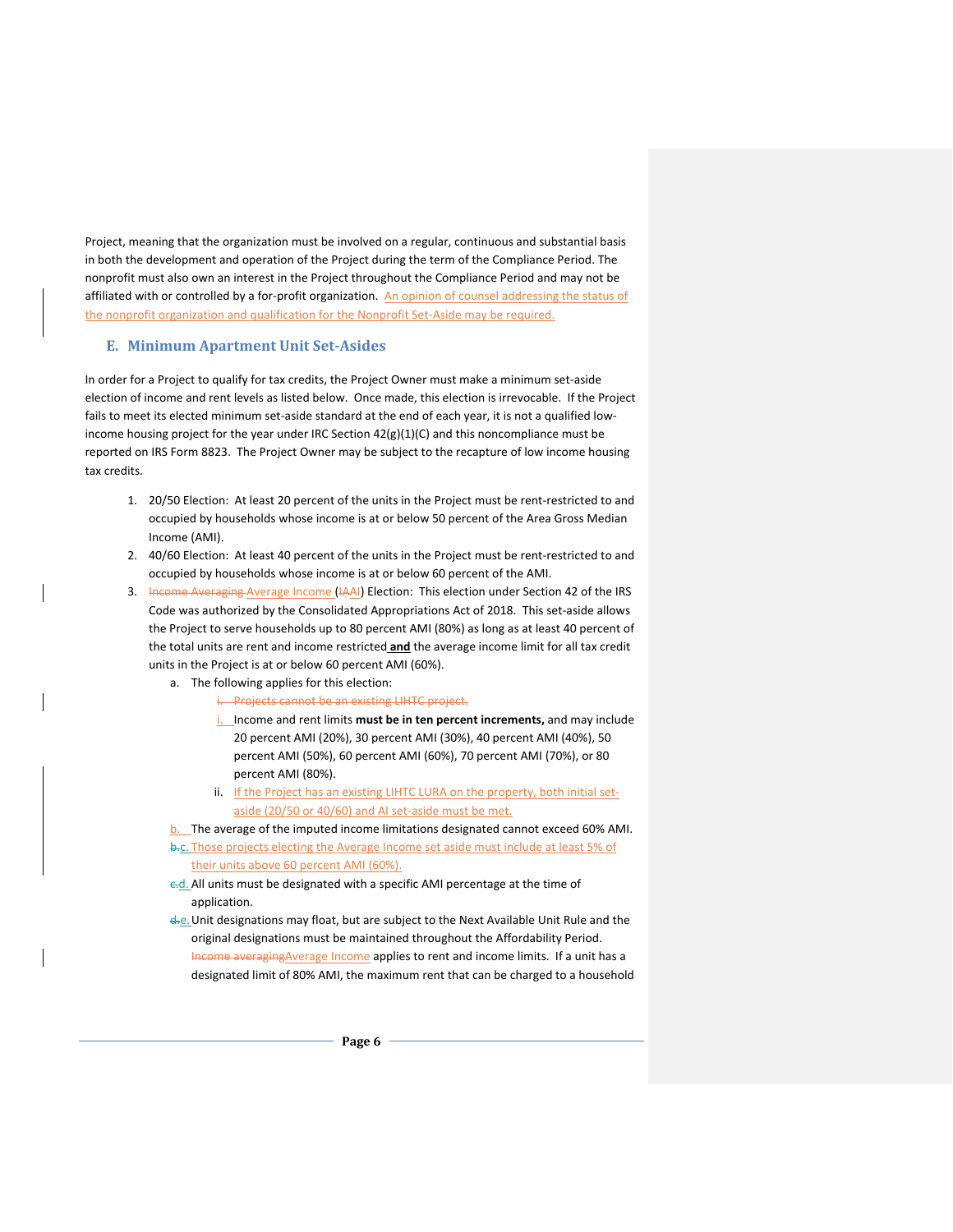Project, meaning that the organization must be involved on a regular, continuous and substantial basis in both the development and operation of the Project during the term of the Compliance Period. The nonprofit must also own an interest in the Project throughout the Compliance Period and may not be affiliated with or controlled by a for-profit organization. An opinion of counsel addressing the status of the nonprofit organization and qualification for the Nonprofit Set-Aside may be required.

## E. Minimum Apartment Unit Set-Asides

In order for a Project to qualify for tax credits, the Project Owner must make a minimum set-aside election of income and rent levels as listed below. Once made, this election is irrevocable. If the Project fails to meet its elected minimum set-aside standard at the end of each year, it is not a qualified low-income housing project for the year under IRC Section 42(g)(1)(C) and this noncompliance must be reported on IRS Form 8823. The Project Owner may be subject to the recapture of low income housing tax credits.

1. 20/50 Election: At least 20 percent of the units in the Project must be rent-restricted to and occupied by households whose income is at or below 50 percent of the Area Gross Median Income (AMI).
2. 40/60 Election: At least 40 percent of the units in the Project must be rent-restricted to and occupied by households whose income is at or below 60 percent of the AMI.
3. ~~Income Averaging~~ Average Income (~~IA~~AI) Election: This election under Section 42 of the IRS Code was authorized by the Consolidated Appropriations Act of 2018. This set-aside allows the Project to serve households up to 80 percent (80%) as long as at least 40 percent of the total units are rent and income restricted **and** the average income limit for all tax credit units in the Project is at or below 60 percent AMI (60%).
   a. The following applies for this election:
      - ~~i. Projects cannot be an existing LIHTC project.~~
      - i. Income and rent limits **must be in ten percent increments,** and may include 20 percent AMI (20%), 30 percent AMI (30%), 40 percent AMI (40%), 50 percent AMI (50%), 60 percent AMI (60%), 70 percent AMI (70%), or 80 percent AMI (80%).
      - ii. If the Project has an existing LIHTC LURA on the property, both initial set-aside (20/50 or 40/60) and AI set-aside must be met.
   
   b. The average of the imputed income limitations designated cannot exceed 60% AMI.
   
   ~~b.~~c. Those projects electing the Average Income set aside must include at least 5% of their units above 60 percent AMI (60%).
   
   ~~c.~~d. All units must be designated with a specific AMI percentage at the time of application.
   
   ~~d.~~e. Unit designations may float, but are subject to the Next Available Unit Rule and the original designations must be maintained throughout the Affordability Period. ~~Income averaging~~Average Income applies to rent and income limits. If a unit has a designated limit of 80% AMI, the maximum rent that can be charged to a household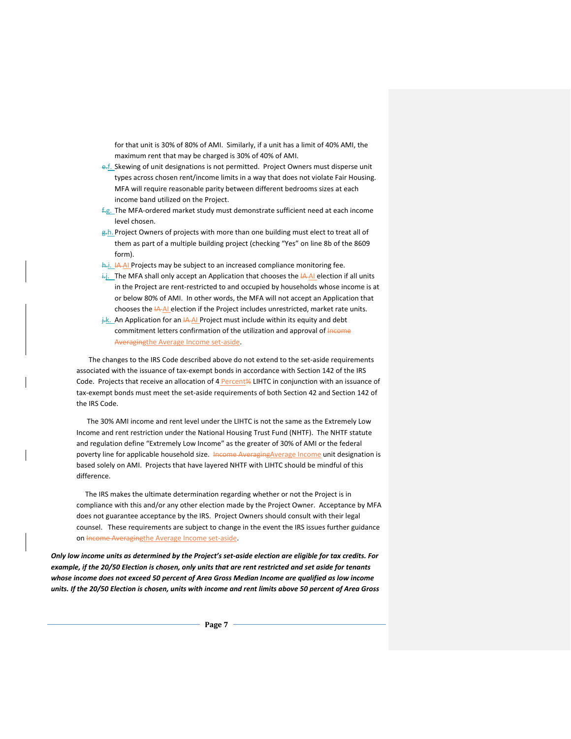for that unit is 30% of 80% of AMI. Similarly, if a unit has a limit of 40% AMI, the maximum rent that may be charged is 30% of 40% of AMI.

f. Skewing of unit designations is not permitted. Project Owners must disperse unit types across chosen rent/income limits in a way that does not violate Fair Housing. MFA will require reasonable parity between different bedrooms sizes at each income band utilized on the Project.

g. The MFA-ordered market study must demonstrate sufficient need at each income level chosen.

h. Project Owners of projects with more than one building must elect to treat all of them as part of a multiple building project (checking "Yes" on line 8b of the 8609 form).

i. AI Projects may be subject to an increased compliance monitoring fee.

j. The MFA shall only accept an Application that chooses the AI election if all units in the Project are rent-restricted to and occupied by households whose income is at or below 80% of AMI. In other words, the MFA will not accept an Application that chooses the AI election if the Project includes unrestricted, market rate units.

k. An Application for an AI Project must include within its equity and debt commitment letters confirmation of the utilization and approval of the Average Income set-aside.

The changes to the IRS Code described above do not extend to the set-aside requirements associated with the issuance of tax-exempt bonds in accordance with Section 142 of the IRS Code. Projects that receive an allocation of 4 Percent LIHTC in conjunction with an issuance of tax-exempt bonds must meet the set-aside requirements of both Section 42 and Section 142 of the IRS Code.

The 30% AMI income and rent level under the LIHTC is not the same as the Extremely Low Income and rent restriction under the National Housing Trust Fund (NHTF). The NHTF statute and regulation define "Extremely Low Income" as the greater of 30% of AMI or the federal poverty line for applicable household size. Average Income unit designation is based solely on AMI. Projects that have layered NHTF with LIHTC should be mindful of this difference.

The IRS makes the ultimate determination regarding whether or not the Project is in compliance with this and/or any other election made by the Project Owner. Acceptance by MFA does not guarantee acceptance by the IRS. Project Owners should consult with their legal counsel. These requirements are subject to change in the event the IRS issues further guidance on the Average Income set-aside.

***Only low income units as determined by the Project's set-aside election are eligible for tax credits. For example, if the 20/50 Election is chosen, only units that are rent restricted and set aside for tenants whose income does not exceed 50 percent of Area Gross Median Income are qualified as low income units. If the 20/50 Election is chosen, units with income and rent limits above 50 percent of Area Gross***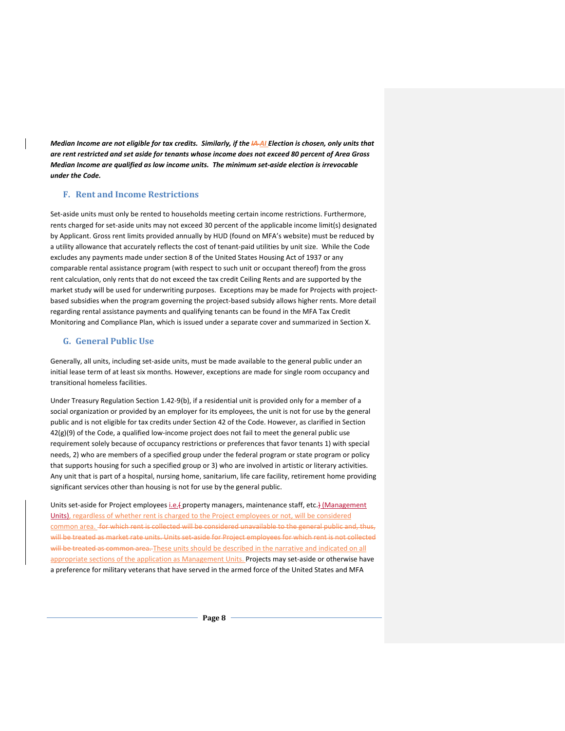***Median Income are not eligible for tax credits. Similarly, if the ~~IA~~ AI Election is chosen, only units that are rent restricted and set aside for tenants whose income does not exceed 80 percent of Area Gross Median Income are qualified as low income units. The minimum set-aside election is irrevocable under the Code.***

## F. Rent and Income Restrictions

Set-aside units must only be rented to households meeting certain income restrictions. Furthermore, rents charged for set-aside units may not exceed 30 percent of the applicable income limit(s) designated by Applicant. Gross rent limits provided annually by HUD (found on MFA's website) must be reduced by a utility allowance that accurately reflects the cost of tenant-paid utilities by unit size. While the Code excludes any payments made under section 8 of the United States Housing Act of 1937 or any comparable rental assistance program (with respect to such unit or occupant thereof) from the gross rent calculation, only rents that do not exceed the tax credit Ceiling Rents and are supported by the market study will be used for underwriting purposes. Exceptions may be made for Projects with project-based subsidies when the program governing the project-based subsidy allows higher rents. More detail regarding rental assistance payments and qualifying tenants can be found in the MFA Tax Credit Monitoring and Compliance Plan, which is issued under a separate cover and summarized in Section X.

## G. General Public Use

Generally, all units, including set-aside units, must be made available to the general public under an initial lease term of at least six months. However, exceptions are made for single room occupancy and transitional homeless facilities.

Under Treasury Regulation Section 1.42-9(b), if a residential unit is provided only for a member of a social organization or provided by an employer for its employees, the unit is not for use by the general public and is not eligible for tax credits under Section 42 of the Code. However, as clarified in Section 42(g)(9) of the Code, a qualified low-income project does not fail to meet the general public use requirement solely because of occupancy restrictions or preferences that favor tenants 1) with special needs, 2) who are members of a specified group under the federal program or state program or policy that supports housing for such a specified group or 3) who are involved in artistic or literary activities. Any unit that is part of a hospital, nursing home, sanitarium, life care facility, retirement home providing significant services other than housing is not for use by the general public.

Units set-aside for Project employees i.e.~~(~~ property managers, maintenance staff, etc.~~)~~ (Management Units), regardless of whether rent is charged to the Project employees or not, will be considered common area. ~~for which rent is collected will be considered unavailable to the general public and, thus, will be treated as market rate units. Units set-aside for Project employees for which rent is not collected will be treated as common area.~~ These units should be described in the narrative and indicated on all appropriate sections of the application as Management Units. Projects may set-aside or otherwise have a preference for military veterans that have served in the armed force of the United States and MFA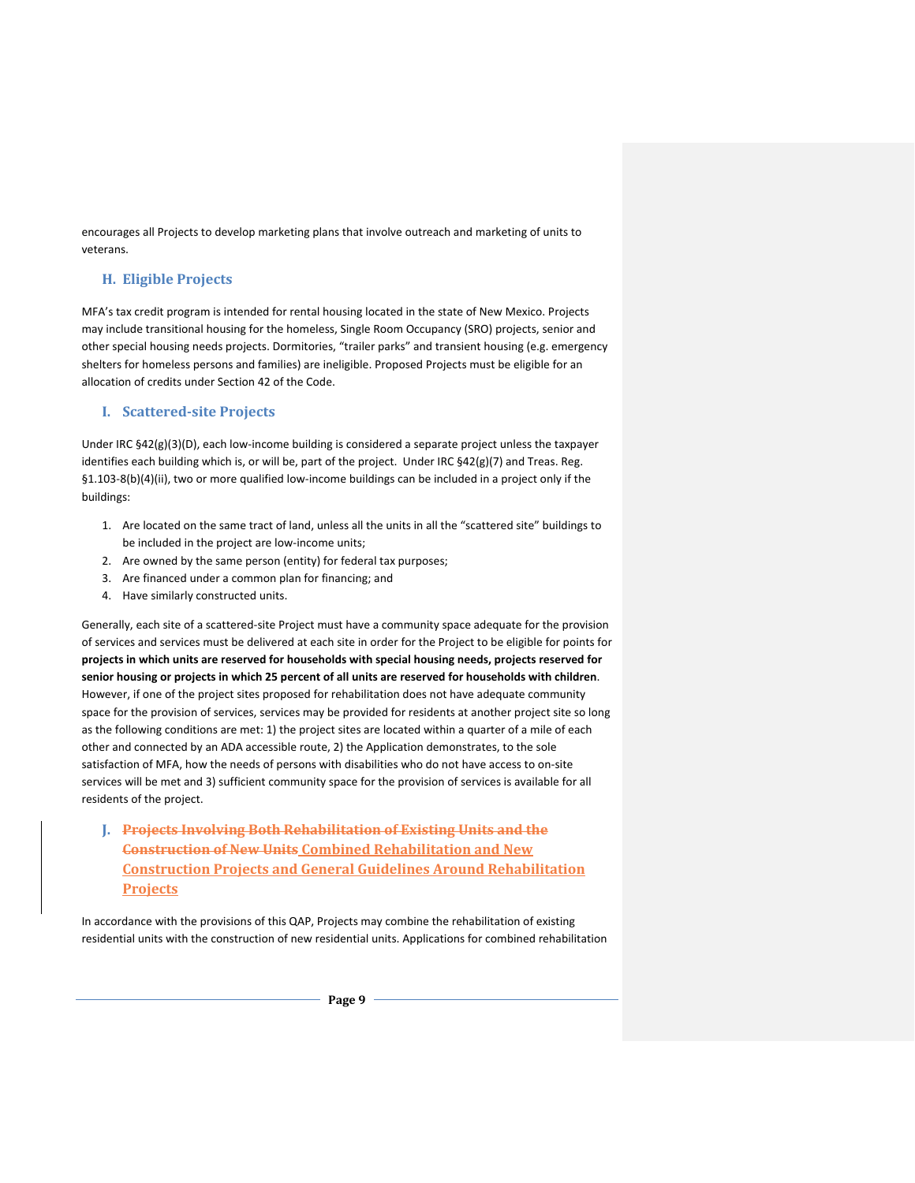encourages all Projects to develop marketing plans that involve outreach and marketing of units to veterans.

## H. Eligible Projects

MFA's tax credit program is intended for rental housing located in the state of New Mexico. Projects may include transitional housing for the homeless, Single Room Occupancy (SRO) projects, senior and other special housing needs projects. Dormitories, "trailer parks" and transient housing (e.g. emergency shelters for homeless persons and families) are ineligible. Proposed Projects must be eligible for an allocation of credits under Section 42 of the Code.

## I. Scattered-site Projects

Under IRC §42(g)(3)(D), each low-income building is considered a separate project unless the taxpayer identifies each building which is, or will be, part of the project. Under IRC §42(g)(7) and Treas. Reg. §1.103-8(b)(4)(ii), two or more qualified low-income buildings can be included in a project only if the buildings:

1. Are located on the same tract of land, unless all the units in all the "scattered site" buildings to be included in the project are low-income units;
2. Are owned by the same person (entity) for federal tax purposes;
3. Are financed under a common plan for financing; and
4. Have similarly constructed units.

Generally, each site of a scattered-site Project must have a community space adequate for the provision of services and services must be delivered at each site in order for the Project to be eligible for points for **projects in which units are reserved for households with special housing needs, projects reserved for senior housing or projects in which 25 percent of all units are reserved for households with children**. However, if one of the project sites proposed for rehabilitation does not have adequate community space for the provision of services, services may be provided for residents at another project site so long as the following conditions are met: 1) the project sites are located within a quarter of a mile of each other and connected by an ADA accessible route, 2) the Application demonstrates, to the sole satisfaction of MFA, how the needs of persons with disabilities who do not have access to on-site services will be met and 3) sufficient community space for the provision of services is available for all residents of the project.

## J. ~~Projects Involving Both Rehabilitation of Existing Units and the Construction of New Units~~ Combined Rehabilitation and New Construction Projects and General Guidelines Around Rehabilitation Projects

In accordance with the provisions of this QAP, Projects may combine the rehabilitation of existing residential units with the construction of new residential units. Applications for combined rehabilitation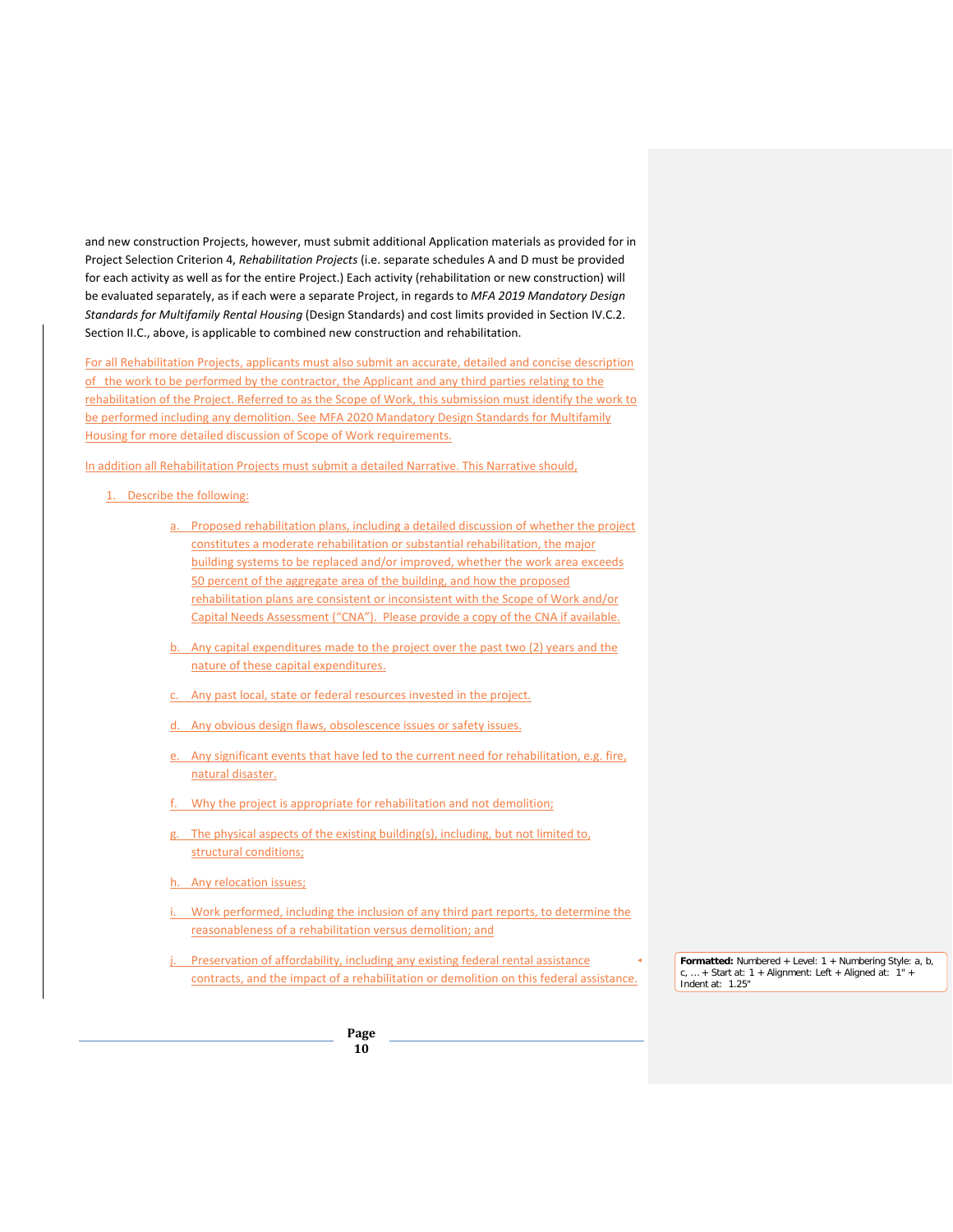and new construction Projects, however, must submit additional Application materials as provided for in Project Selection Criterion 4, *Rehabilitation Projects* (i.e. separate schedules A and D must be provided for each activity as well as for the entire Project.) Each activity (rehabilitation or new construction) will be evaluated separately, as if each were a separate Project, in regards to *MFA 2019 Mandatory Design Standards for Multifamily Rental Housing* (Design Standards) and cost limits provided in Section IV.C.2. Section II.C., above, is applicable to combined new construction and rehabilitation.

For all Rehabilitation Projects, applicants must also submit an accurate, detailed and concise description of the work to be performed by the contractor, the Applicant and any third parties relating to the rehabilitation of the Project. Referred to as the Scope of Work, this submission must identify the work to be performed including any demolition. See MFA 2020 Mandatory Design Standards for Multifamily Housing for more detailed discussion of Scope of Work requirements.

In addition all Rehabilitation Projects must submit a detailed Narrative. This Narrative should,

1. Describe the following:
   - a. Proposed rehabilitation plans, including a detailed discussion of whether the project constitutes a moderate rehabilitation or substantial rehabilitation, the major building systems to be replaced and/or improved, whether the work area exceeds 50 percent of the aggregate area of the building, and how the proposed rehabilitation plans are consistent or inconsistent with the Scope of Work and/or Capital Needs Assessment ("CNA"). Please provide a copy of the CNA if available.
   - b. Any capital expenditures made to the project over the past two (2) years and the nature of these capital expenditures.
   - c. Any past local, state or federal resources invested in the project.
   - d. Any obvious design flaws, obsolescence issues or safety issues.
   - e. Any significant events that have led to the current need for rehabilitation, e.g. fire, natural disaster.
   - f. Why the project is appropriate for rehabilitation and not demolition;
   - g. The physical aspects of the existing building(s), including, but not limited to, structural conditions;
   - h. Any relocation issues;
   - i. Work performed, including the inclusion of any third part reports, to determine the reasonableness of a rehabilitation versus demolition; and
   - j. Preservation of affordability, including any existing federal rental assistance contracts, and the impact of a rehabilitation or demolition on this federal assistance.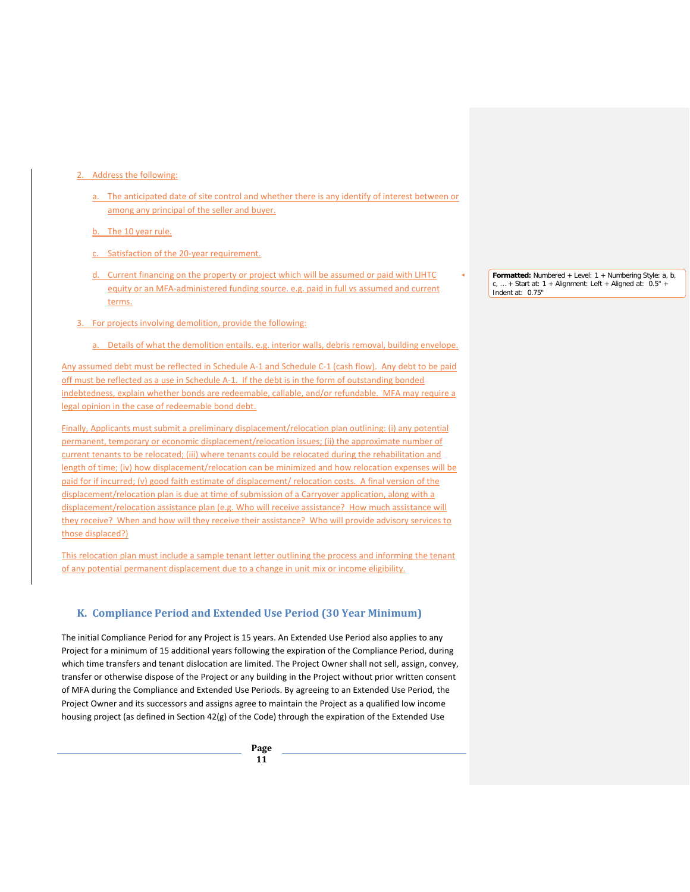2. Address the following:

    a. The anticipated date of site control and whether there is any identify of interest between or among any principal of the seller and buyer.

    b. The 10 year rule.

    c. Satisfaction of the 20-year requirement.

    d. Current financing on the property or project which will be assumed or paid with LIHTC equity or an MFA-administered funding source. e.g. paid in full vs assumed and current terms.

3. For projects involving demolition, provide the following:

    a. Details of what the demolition entails. e.g. interior walls, debris removal, building envelope.

Any assumed debt must be reflected in Schedule A-1 and Schedule C-1 (cash flow). Any debt to be paid off must be reflected as a use in Schedule A-1. If the debt is in the form of outstanding bonded indebtedness, explain whether bonds are redeemable, callable, and/or refundable. MFA may require a legal opinion in the case of redeemable bond debt.

Finally, Applicants must submit a preliminary displacement/relocation plan outlining: (i) any potential permanent, temporary or economic displacement/relocation issues; (ii) the approximate number of current tenants to be relocated; (iii) where tenants could be relocated during the rehabilitation and length of time; (iv) how displacement/relocation can be minimized and how relocation expenses will be paid for if incurred; (v) good faith estimate of displacement/ relocation costs. A final version of the displacement/relocation plan is due at time of submission of a Carryover application, along with a displacement/relocation assistance plan (e.g. Who will receive assistance? How much assistance will they receive? When and how will they receive their assistance? Who will provide advisory services to those displaced?)

This relocation plan must include a sample tenant letter outlining the process and informing the tenant of any potential permanent displacement due to a change in unit mix or income eligibility.

## K. Compliance Period and Extended Use Period (30 Year Minimum)

The initial Compliance Period for any Project is 15 years. An Extended Use Period also applies to any Project for a minimum of 15 additional years following the expiration of the Compliance Period, during which time transfers and tenant dislocation are limited. The Project Owner shall not sell, assign, convey, transfer or otherwise dispose of the Project or any building in the Project without prior written consent of MFA during the Compliance and Extended Use Periods. By agreeing to an Extended Use Period, the Project Owner and its successors and assigns agree to maintain the Project as a qualified low income housing project (as defined in Section 42(g) of the Code) through the expiration of the Extended Use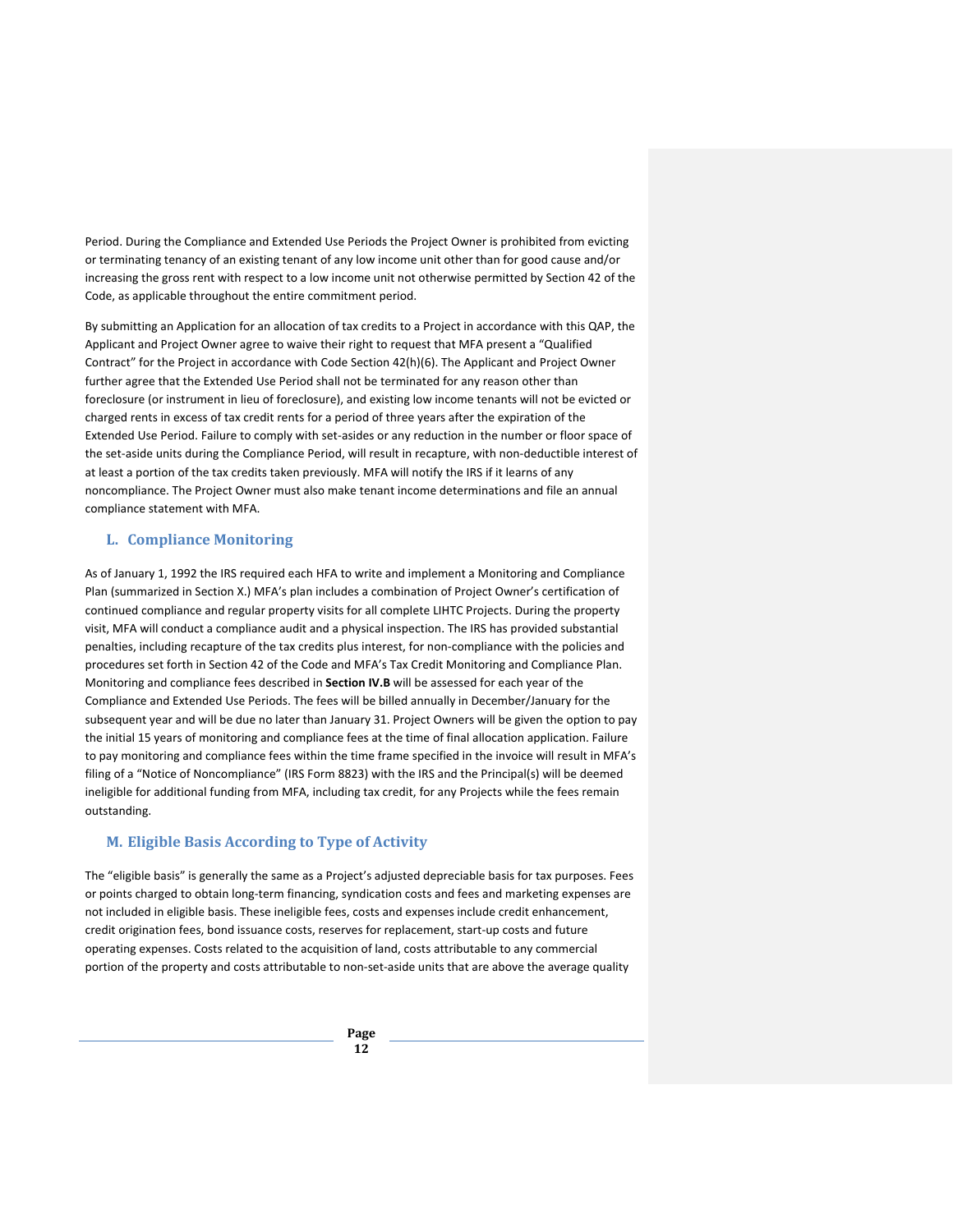Period. During the Compliance and Extended Use Periods the Project Owner is prohibited from evicting or terminating tenancy of an existing tenant of any low income unit other than for good cause and/or increasing the gross rent with respect to a low income unit not otherwise permitted by Section 42 of the Code, as applicable throughout the entire commitment period.

By submitting an Application for an allocation of tax credits to a Project in accordance with this QAP, the Applicant and Project Owner agree to waive their right to request that MFA present a "Qualified Contract" for the Project in accordance with Code Section 42(h)(6). The Applicant and Project Owner further agree that the Extended Use Period shall not be terminated for any reason other than foreclosure (or instrument in lieu of foreclosure), and existing low income tenants will not be evicted or charged rents in excess of tax credit rents for a period of three years after the expiration of the Extended Use Period. Failure to comply with set-asides or any reduction in the number or floor space of the set-aside units during the Compliance Period, will result in recapture, with non-deductible interest of at least a portion of the tax credits taken previously. MFA will notify the IRS if it learns of any noncompliance. The Project Owner must also make tenant income determinations and file an annual compliance statement with MFA.

## L. Compliance Monitoring

As of January 1, 1992 the IRS required each HFA to write and implement a Monitoring and Compliance Plan (summarized in Section X.) MFA's plan includes a combination of Project Owner's certification of continued compliance and regular property visits for all complete LIHTC Projects. During the property visit, MFA will conduct a compliance audit and a physical inspection. The IRS has provided substantial penalties, including recapture of the tax credits plus interest, for non-compliance with the policies and procedures set forth in Section 42 of the Code and MFA's Tax Credit Monitoring and Compliance Plan. Monitoring and compliance fees described in **Section IV.B** will be assessed for each year of the Compliance and Extended Use Periods. The fees will be billed annually in December/January for the subsequent year and will be due no later than January 31. Project Owners will be given the option to pay the initial 15 years of monitoring and compliance fees at the time of final allocation application. Failure to pay monitoring and compliance fees within the time frame specified in the invoice will result in MFA's filing of a "Notice of Noncompliance" (IRS Form 8823) with the IRS and the Principal(s) will be deemed ineligible for additional funding from MFA, including tax credit, for any Projects while the fees remain outstanding.

## M. Eligible Basis According to Type of Activity

The "eligible basis" is generally the same as a Project's adjusted depreciable basis for tax purposes. Fees or points charged to obtain long-term financing, syndication costs and fees and marketing expenses are not included in eligible basis. These ineligible fees, costs and expenses include credit enhancement, credit origination fees, bond issuance costs, reserves for replacement, start-up costs and future operating expenses. Costs related to the acquisition of land, costs attributable to any commercial portion of the property and costs attributable to non-set-aside units that are above the average quality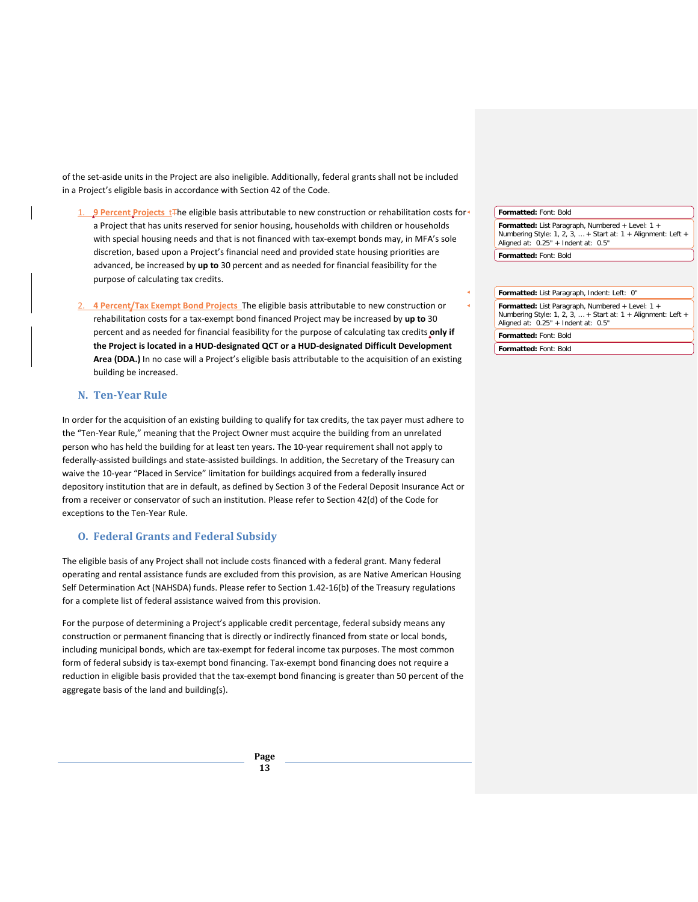of the set-aside units in the Project are also ineligible. Additionally, federal grants shall not be included in a Project's eligible basis in accordance with Section 42 of the Code.

1. **9 Percent Projects** The eligible basis attributable to new construction or rehabilitation costs for a Project that has units reserved for senior housing, households with children or households with special housing needs and that is not financed with tax-exempt bonds may, in MFA's sole discretion, based upon a Project's financial need and provided state housing priorities are advanced, be increased by **up to** 30 percent and as needed for financial feasibility for the purpose of calculating tax credits.

2. **4 Percent/Tax Exempt Bond Projects** The eligible basis attributable to new construction or rehabilitation costs for a tax-exempt bond financed Project may be increased by **up to** 30 percent and as needed for financial feasibility for the purpose of calculating tax credits **only if the Project is located in a HUD-designated QCT or a HUD-designated Difficult Development Area (DDA.)** In no case will a Project's eligible basis attributable to the acquisition of an existing building be increased.

## N. Ten-Year Rule

In order for the acquisition of an existing building to qualify for tax credits, the tax payer must adhere to the "Ten-Year Rule," meaning that the Project Owner must acquire the building from an unrelated person who has held the building for at least ten years. The 10-year requirement shall not apply to federally-assisted buildings and state-assisted buildings. In addition, the Secretary of the Treasury can waive the 10-year "Placed in Service" limitation for buildings acquired from a federally insured depository institution that are in default, as defined by Section 3 of the Federal Deposit Insurance Act or from a receiver or conservator of such an institution. Please refer to Section 42(d) of the Code for exceptions to the Ten-Year Rule.

## O. Federal Grants and Federal Subsidy

The eligible basis of any Project shall not include costs financed with a federal grant. Many federal operating and rental assistance funds are excluded from this provision, as are Native American Housing Self Determination Act (NAHSDA) funds. Please refer to Section 1.42-16(b) of the Treasury regulations for a complete list of federal assistance waived from this provision.

For the purpose of determining a Project's applicable credit percentage, federal subsidy means any construction or permanent financing that is directly or indirectly financed from state or local bonds, including municipal bonds, which are tax-exempt for federal income tax purposes. The most common form of federal subsidy is tax-exempt bond financing. Tax-exempt bond financing does not require a reduction in eligible basis provided that the tax-exempt bond financing is greater than 50 percent of the aggregate basis of the land and building(s).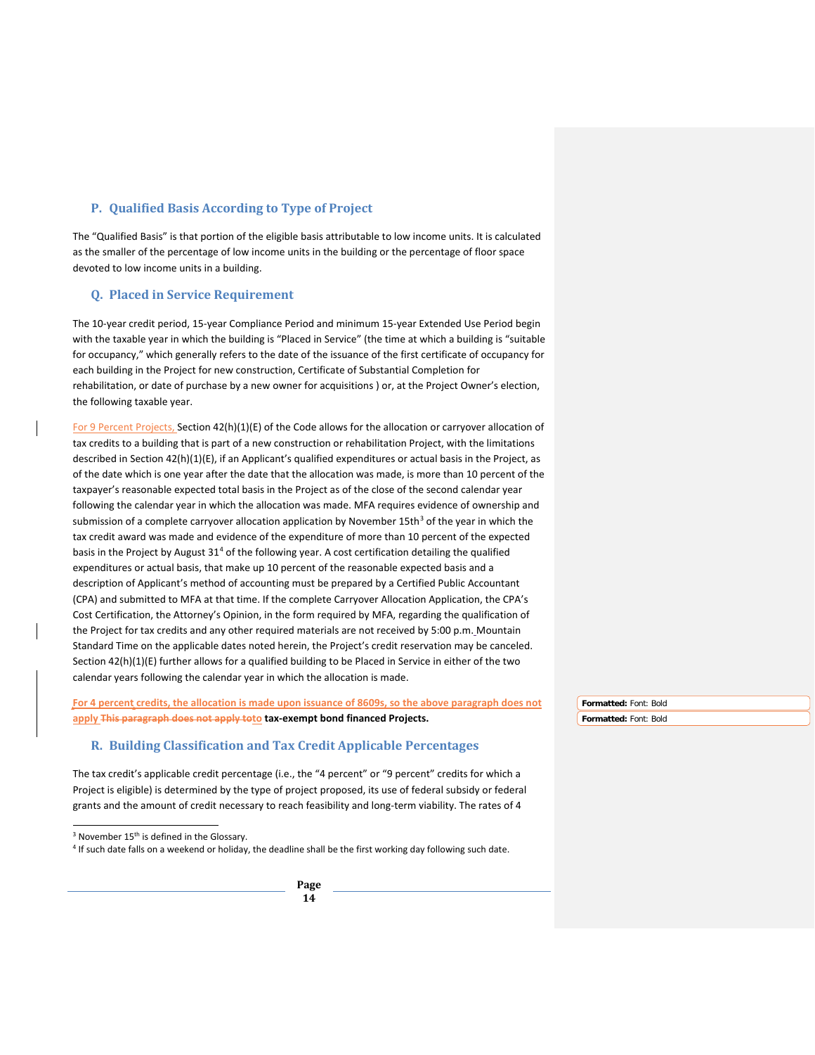## P. Qualified Basis According to Type of Project

The "Qualified Basis" is that portion of the eligible basis attributable to low income units. It is calculated as the smaller of the percentage of low income units in the building or the percentage of floor space devoted to low income units in a building.

## Q. Placed in Service Requirement

The 10-year credit period, 15-year Compliance Period and minimum 15-year Extended Use Period begin with the taxable year in which the building is "Placed in Service" (the time at which a building is "suitable for occupancy," which generally refers to the date of the issuance of the first certificate of occupancy for each building in the Project for new construction, Certificate of Substantial Completion for rehabilitation, or date of purchase by a new owner for acquisitions ) or, at the Project Owner's election, the following taxable year.

For 9 Percent Projects, Section 42(h)(1)(E) of the Code allows for the allocation or carryover allocation of tax credits to a building that is part of a new construction or rehabilitation Project, with the limitations described in Section 42(h)(1)(E), if an Applicant's qualified expenditures or actual basis in the Project, as of the date which is one year after the date that the allocation was made, is more than 10 percent of the taxpayer's reasonable expected total basis in the Project as of the close of the second calendar year following the calendar year in which the allocation was made. MFA requires evidence of ownership and submission of a complete carryover allocation application by November 15th[3] of the year in which the tax credit award was made and evidence of the expenditure of more than 10 percent of the expected basis in the Project by August 31[4] of the following year. A cost certification detailing the qualified expenditures or actual basis, that make up 10 percent of the reasonable expected basis and a description of Applicant's method of accounting must be prepared by a Certified Public Accountant (CPA) and submitted to MFA at that time. If the complete Carryover Allocation Application, the CPA's Cost Certification, the Attorney's Opinion, in the form required by MFA, regarding the qualification of the Project for tax credits and any other required materials are not received by 5:00 p.m. Mountain Standard Time on the applicable dates noted herein, the Project's credit reservation may be canceled. Section 42(h)(1)(E) further allows for a qualified building to be Placed in Service in either of the two calendar years following the calendar year in which the allocation is made.

**For 4 percent credits, the allocation is made upon issuance of 8609s, so the above paragraph does not apply ~~This paragraph does not apply to~~to tax-exempt bond financed Projects.**

## R. Building Classification and Tax Credit Applicable Percentages

The tax credit's applicable credit percentage (i.e., the "4 percent" or "9 percent" credits for which a Project is eligible) is determined by the type of project proposed, its use of federal subsidy or federal grants and the amount of credit necessary to reach feasibility and long-term viability. The rates of 4

---

[3] November 15th is defined in the Glossary.

[4] If such date falls on a weekend or holiday, the deadline shall be the first working day following such date.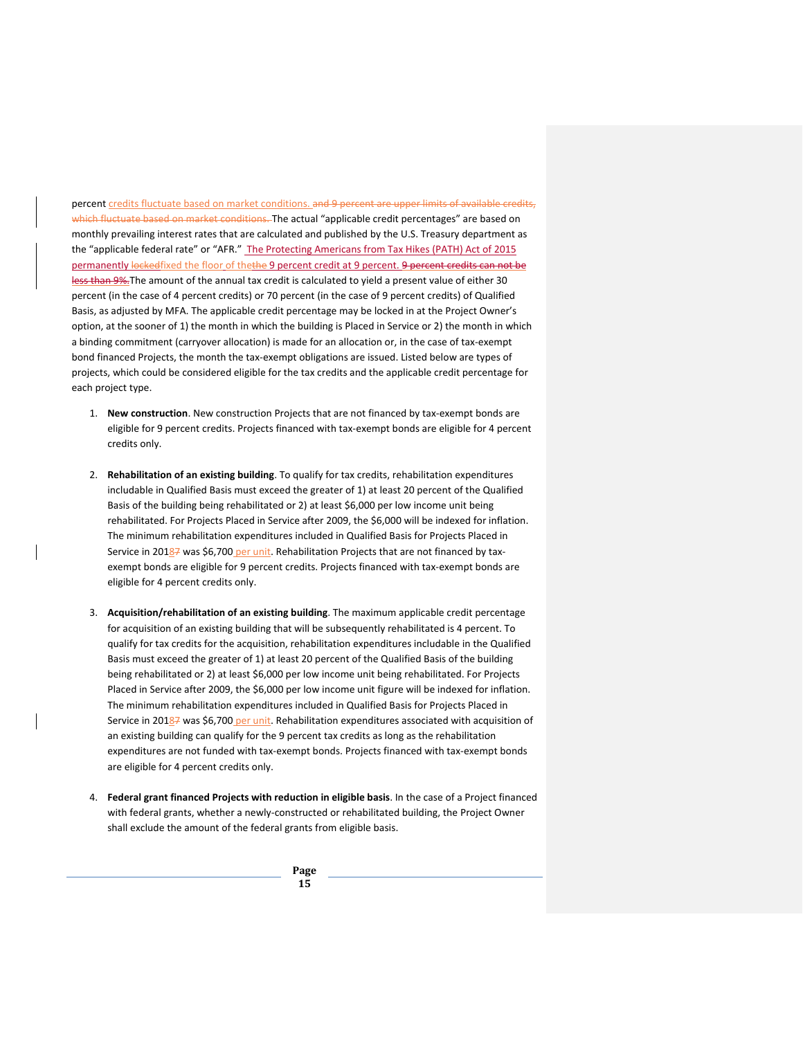percent credits fluctuate based on market conditions. ~~and 9 percent are upper limits of available credits, which fluctuate based on market conditions.~~ The actual "applicable credit percentages" are based on monthly prevailing interest rates that are calculated and published by the U.S. Treasury department as the "applicable federal rate" or "AFR." The Protecting Americans from Tax Hikes (PATH) Act of 2015 permanently ~~locked~~fixed the floor of the~~the~~ 9 percent credit at 9 percent. ~~9 percent credits can not be less than 9%.~~The amount of the annual tax credit is calculated to yield a present value of either 30 percent (in the case of 4 percent credits) or 70 percent (in the case of 9 percent credits) of Qualified Basis, as adjusted by MFA. The applicable credit percentage may be locked in at the Project Owner's option, at the sooner of 1) the month in which the building is Placed in Service or 2) the month in which a binding commitment (carryover allocation) is made for an allocation or, in the case of tax-exempt bond financed Projects, the month the tax-exempt obligations are issued. Listed below are types of projects, which could be considered eligible for the tax credits and the applicable credit percentage for each project type.

1. **New construction**. New construction Projects that are not financed by tax-exempt bonds are eligible for 9 percent credits. Projects financed with tax-exempt bonds are eligible for 4 percent credits only.

2. **Rehabilitation of an existing building**. To qualify for tax credits, rehabilitation expenditures includable in Qualified Basis must exceed the greater of 1) at least 20 percent of the Qualified Basis of the building being rehabilitated or 2) at least $6,000 per low income unit being rehabilitated. For Projects Placed in Service after 2009, the $6,000 will be indexed for inflation. The minimum rehabilitation expenditures included in Qualified Basis for Projects Placed in Service in 2018~~7~~ was $6,700 per unit. Rehabilitation Projects that are not financed by tax-exempt bonds are eligible for 9 percent credits. Projects financed with tax-exempt bonds are eligible for 4 percent credits only.

3. **Acquisition/rehabilitation of an existing building**. The maximum applicable credit percentage for acquisition of an existing building that will be subsequently rehabilitated is 4 percent. To qualify for tax credits for the acquisition, rehabilitation expenditures includable in the Qualified Basis must exceed the greater of 1) at least 20 percent of the Qualified Basis of the building being rehabilitated or 2) at least $6,000 per low income unit being rehabilitated. For Projects Placed in Service after 2009, the $6,000 per low income unit figure will be indexed for inflation. The minimum rehabilitation expenditures included in Qualified Basis for Projects Placed in Service in 2018~~7~~ was $6,700 per unit. Rehabilitation expenditures associated with acquisition of an existing building can qualify for the 9 percent tax credits as long as the rehabilitation expenditures are not funded with tax-exempt bonds. Projects financed with tax-exempt bonds are eligible for 4 percent credits only.

4. **Federal grant financed Projects with reduction in eligible basis**. In the case of a Project financed with federal grants, whether a newly-constructed or rehabilitated building, the Project Owner shall exclude the amount of the federal grants from eligible basis.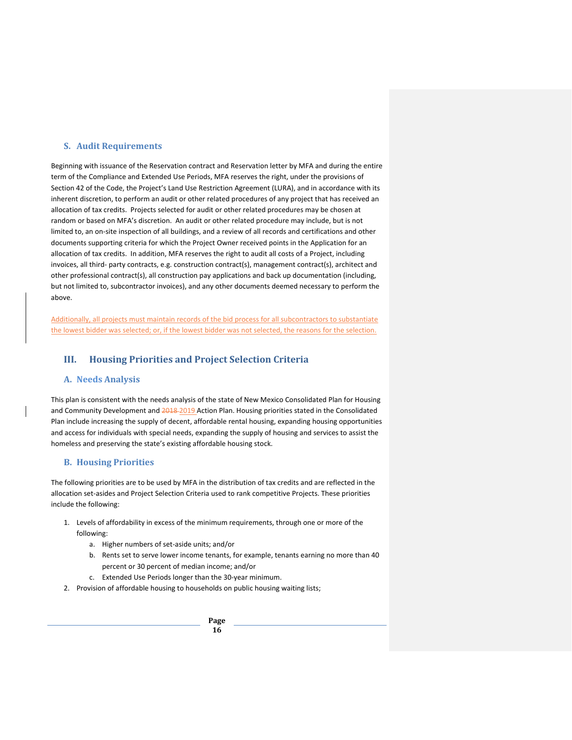## S. Audit Requirements

Beginning with issuance of the Reservation contract and Reservation letter by MFA and during the entire term of the Compliance and Extended Use Periods, MFA reserves the right, under the provisions of Section 42 of the Code, the Project's Land Use Restriction Agreement (LURA), and in accordance with its inherent discretion, to perform an audit or other related procedures of any project that has received an allocation of tax credits. Projects selected for audit or other related procedures may be chosen at random or based on MFA's discretion. An audit or other related procedure may include, but is not limited to, an on-site inspection of all buildings, and a review of all records and certifications and other documents supporting criteria for which the Project Owner received points in the Application for an allocation of tax credits. In addition, MFA reserves the right to audit all costs of a Project, including invoices, all third- party contracts, e.g. construction contract(s), management contract(s), architect and other professional contract(s), all construction pay applications and back up documentation (including, but not limited to, subcontractor invoices), and any other documents deemed necessary to perform the above.

Additionally, all projects must maintain records of the bid process for all subcontractors to substantiate the lowest bidder was selected; or, if the lowest bidder was not selected, the reasons for the selection.

# III. Housing Priorities and Project Selection Criteria

## A. Needs Analysis

This plan is consistent with the needs analysis of the state of New Mexico Consolidated Plan for Housing and Community Development and ~~2018~~ 2019 Action Plan. Housing priorities stated in the Consolidated Plan include increasing the supply of decent, affordable rental housing, expanding housing opportunities and access for individuals with special needs, expanding the supply of housing and services to assist the homeless and preserving the state's existing affordable housing stock.

## B. Housing Priorities

The following priorities are to be used by MFA in the distribution of tax credits and are reflected in the allocation set-asides and Project Selection Criteria used to rank competitive Projects. These priorities include the following:

1. Levels of affordability in excess of the minimum requirements, through one or more of the following:
    a. Higher numbers of set-aside units; and/or
    b. Rents set to serve lower income tenants, for example, tenants earning no more than 40 percent or 30 percent of median income; and/or
    c. Extended Use Periods longer than the 30-year minimum.
2. Provision of affordable housing to households on public housing waiting lists;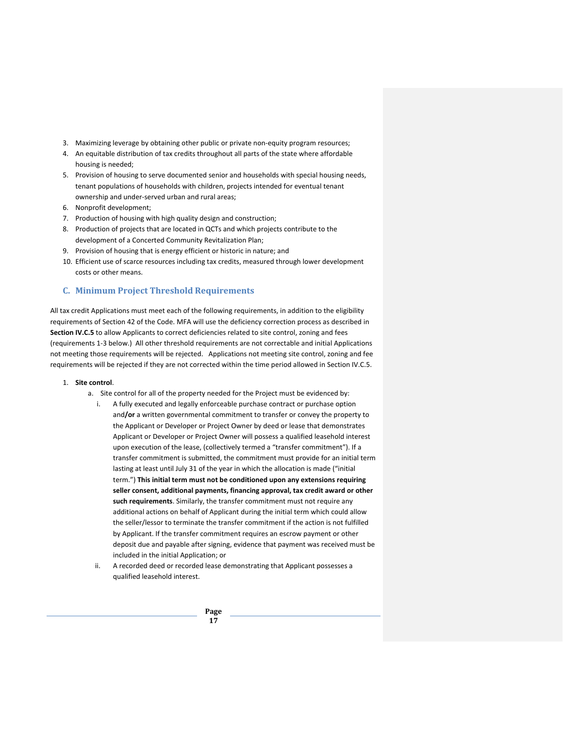3. Maximizing leverage by obtaining other public or private non-equity program resources;
4. An equitable distribution of tax credits throughout all parts of the state where affordable housing is needed;
5. Provision of housing to serve documented senior and households with special housing needs, tenant populations of households with children, projects intended for eventual tenant ownership and under-served urban and rural areas;
6. Nonprofit development;
7. Production of housing with high quality design and construction;
8. Production of projects that are located in QCTs and which projects contribute to the development of a Concerted Community Revitalization Plan;
9. Provision of housing that is energy efficient or historic in nature; and
10. Efficient use of scarce resources including tax credits, measured through lower development costs or other means.

## C. Minimum Project Threshold Requirements

All tax credit Applications must meet each of the following requirements, in addition to the eligibility requirements of Section 42 of the Code. MFA will use the deficiency correction process as described in **Section IV.C.5** to allow Applicants to correct deficiencies related to site control, zoning and fees (requirements 1-3 below.) All other threshold requirements are not correctable and initial Applications not meeting those requirements will be rejected. Applications not meeting site control, zoning and fee requirements will be rejected if they are not corrected within the time period allowed in Section IV.C.5.

1. **Site control**.
   a. Site control for all of the property needed for the Project must be evidenced by:
      i. A fully executed and legally enforceable purchase contract or purchase option and**/or** a written governmental commitment to transfer or convey the property to the Applicant or Developer or Project Owner by deed or lease that demonstrates Applicant or Developer or Project Owner will possess a qualified leasehold interest upon execution of the lease, (collectively termed a "transfer commitment"). If a transfer commitment is submitted, the commitment must provide for an initial term lasting at least until July 31 of the year in which the allocation is made ("initial term.") **This initial term must not be conditioned upon any extensions requiring seller consent, additional payments, financing approval, tax credit award or other such requirements**. Similarly, the transfer commitment must not require any additional actions on behalf of Applicant during the initial term which could allow the seller/lessor to terminate the transfer commitment if the action is not fulfilled by Applicant. If the transfer commitment requires an escrow payment or other deposit due and payable after signing, evidence that payment was received must be included in the initial Application; or
      ii. A recorded deed or recorded lease demonstrating that Applicant possesses a qualified leasehold interest.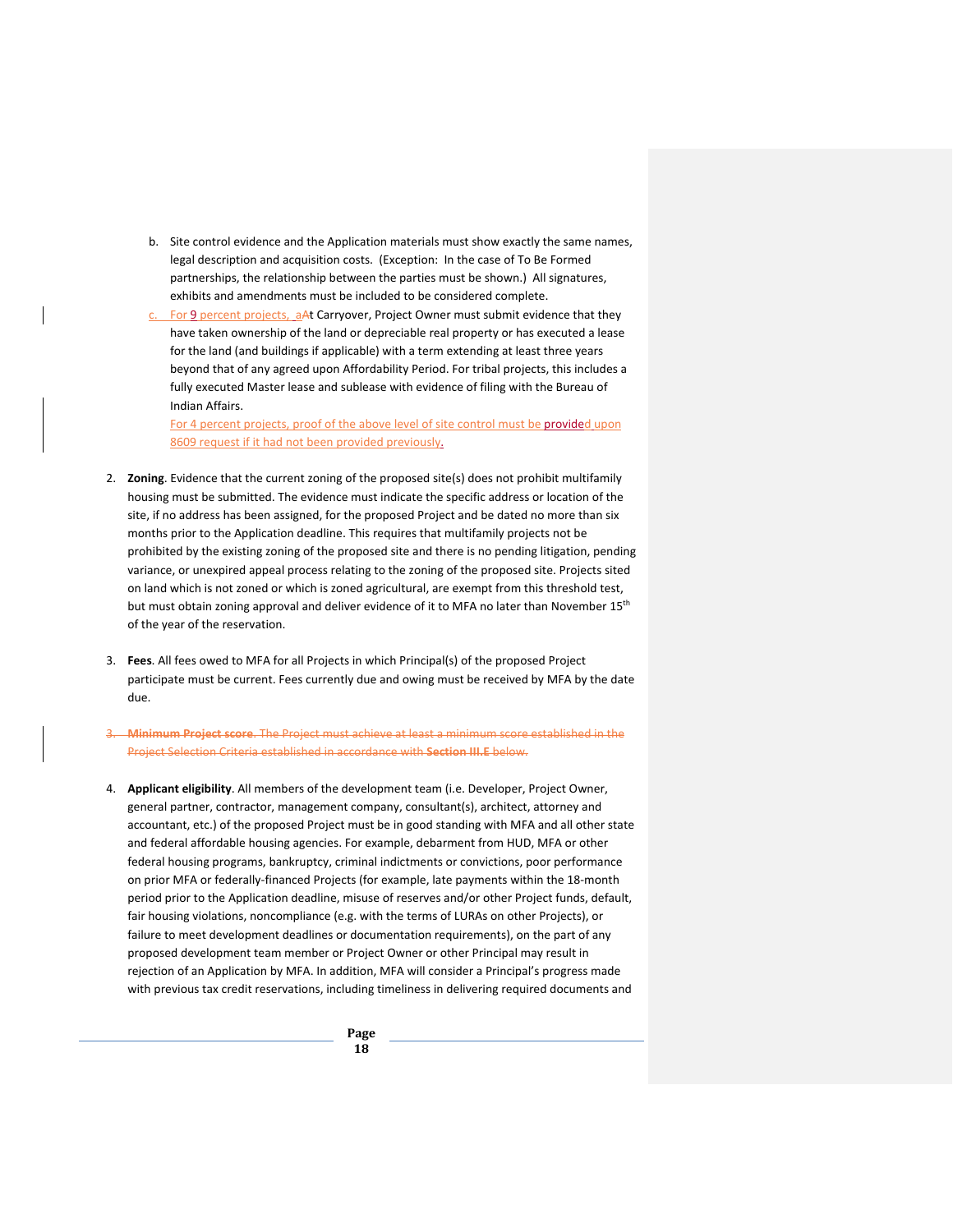b. Site control evidence and the Application materials must show exactly the same names, legal description and acquisition costs. (Exception: In the case of To Be Formed partnerships, the relationship between the parties must be shown.) All signatures, exhibits and amendments must be included to be considered complete.

c. For 9 percent projects, aAt Carryover, Project Owner must submit evidence that they have taken ownership of the land or depreciable real property or has executed a lease for the land (and buildings if applicable) with a term extending at least three years beyond that of any agreed upon Affordability Period. For tribal projects, this includes a fully executed Master lease and sublease with evidence of filing with the Bureau of Indian Affairs.

For 4 percent projects, proof of the above level of site control must be provided upon 8609 request if it had not been provided previously.

2. **Zoning**. Evidence that the current zoning of the proposed site(s) does not prohibit multifamily housing must be submitted. The evidence must indicate the specific address or location of the site, if no address has been assigned, for the proposed Project and be dated no more than six months prior to the Application deadline. This requires that multifamily projects not be prohibited by the existing zoning of the proposed site and there is no pending litigation, pending variance, or unexpired appeal process relating to the zoning of the proposed site. Projects sited on land which is not zoned or which is zoned agricultural, are exempt from this threshold test, but must obtain zoning approval and deliver evidence of it to MFA no later than November 15th of the year of the reservation.

3. **Fees**. All fees owed to MFA for all Projects in which Principal(s) of the proposed Project participate must be current. Fees currently due and owing must be received by MFA by the date due.

~~3. **Minimum Project score**. The Project must achieve at least a minimum score established in the Project Selection Criteria established in accordance with **Section III.E** below.~~

4. **Applicant eligibility**. All members of the development team (i.e. Developer, Project Owner, general partner, contractor, management company, consultant(s), architect, attorney and accountant, etc.) of the proposed Project must be in good standing with MFA and all other state and federal affordable housing agencies. For example, debarment from HUD, MFA or other federal housing programs, bankruptcy, criminal indictments or convictions, poor performance on prior MFA or federally-financed Projects (for example, late payments within the 18-month period prior to the Application deadline, misuse of reserves and/or other Project funds, default, fair housing violations, noncompliance (e.g. with the terms of LURAs on other Projects), or failure to meet development deadlines or documentation requirements), on the part of any proposed development team member or Project Owner or other Principal may result in rejection of an Application by MFA. In addition, MFA will consider a Principal's progress made with previous tax credit reservations, including timeliness in delivering required documents and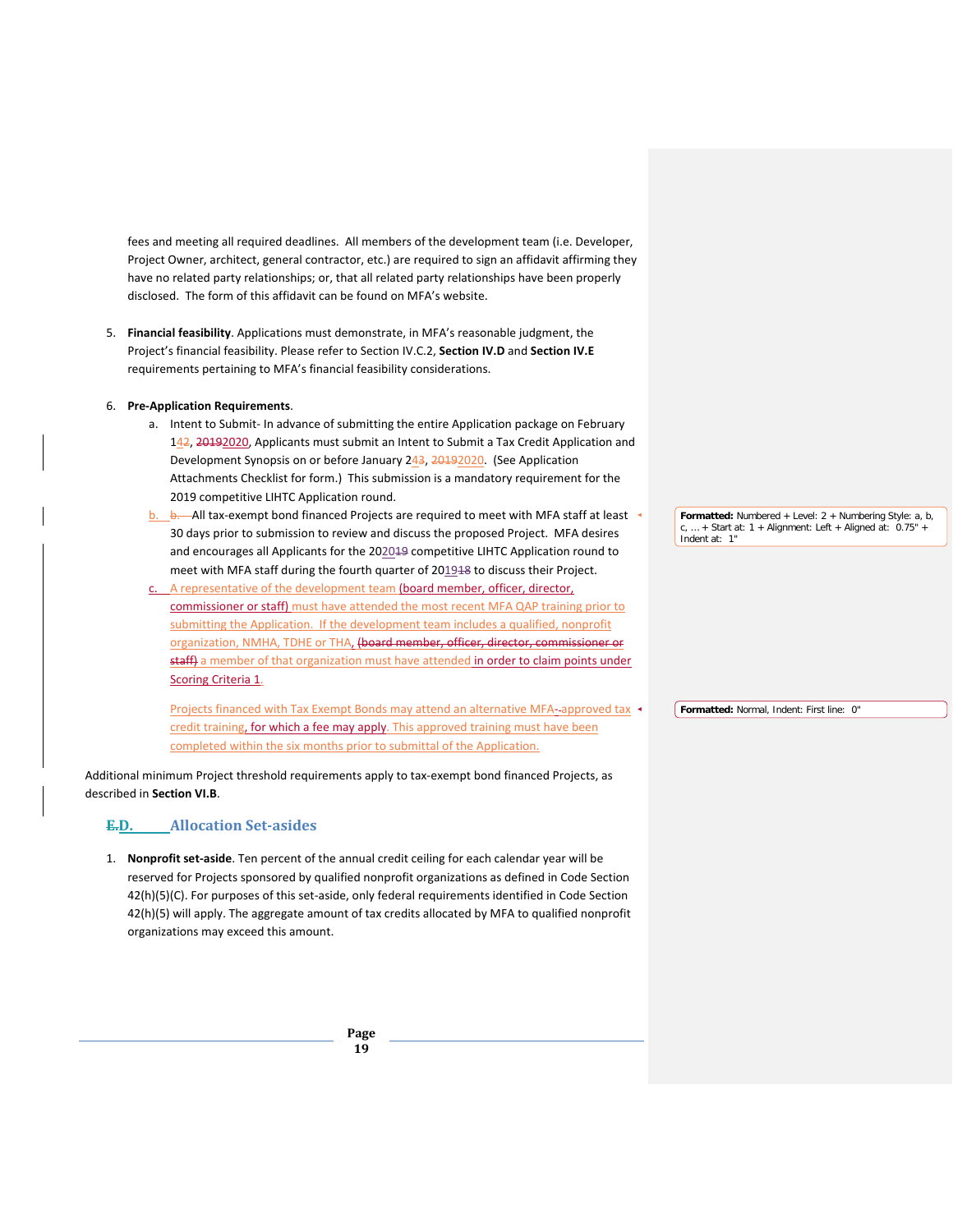fees and meeting all required deadlines. All members of the development team (i.e. Developer, Project Owner, architect, general contractor, etc.) are required to sign an affidavit affirming they have no related party relationships; or, that all related party relationships have been properly disclosed. The form of this affidavit can be found on MFA's website.

5. **Financial feasibility**. Applications must demonstrate, in MFA's reasonable judgment, the Project's financial feasibility. Please refer to Section IV.C.2, **Section IV.D** and **Section IV.E** requirements pertaining to MFA's financial feasibility considerations.

6. **Pre-Application Requirements**.
   a. Intent to Submit- In advance of submitting the entire Application package on February 1~~4~~2, ~~2019~~2020, Applicants must submit an Intent to Submit a Tax Credit Application and Development Synopsis on or before January 2~~4~~3, ~~2019~~2020. (See Application Attachments Checklist for form.) This submission is a mandatory requirement for the 2019 competitive LIHTC Application round.
   b. ~~b.~~ All tax-exempt bond financed Projects are required to meet with MFA staff at least 30 days prior to submission to review and discuss the proposed Project. MFA desires and encourages all Applicants for the 202~~0~~19 competitive LIHTC Application round to meet with MFA staff during the fourth quarter of 20~~19~~18 to discuss their Project.
   c. A representative of the development team (board member, officer, director, commissioner or staff) must have attended the most recent MFA QAP training prior to submitting the Application. If the development team includes a qualified, nonprofit organization, NMHA, TDHE or THA, ~~(board member, officer, director, commissioner or staff)~~ a member of that organization must have attended in order to claim points under Scoring Criteria 1.

   Projects financed with Tax Exempt Bonds may attend an alternative MFA-approved tax credit training, for which a fee may apply. This approved training must have been completed within the six months prior to submittal of the Application.

Additional minimum Project threshold requirements apply to tax-exempt bond financed Projects, as described in **Section VI.B**.

## ~~E.~~D. Allocation Set-asides

1. **Nonprofit set-aside**. Ten percent of the annual credit ceiling for each calendar year will be reserved for Projects sponsored by qualified nonprofit organizations as defined in Code Section 42(h)(5)(C). For purposes of this set-aside, only federal requirements identified in Code Section 42(h)(5) will apply. The aggregate amount of tax credits allocated by MFA to qualified nonprofit organizations may exceed this amount.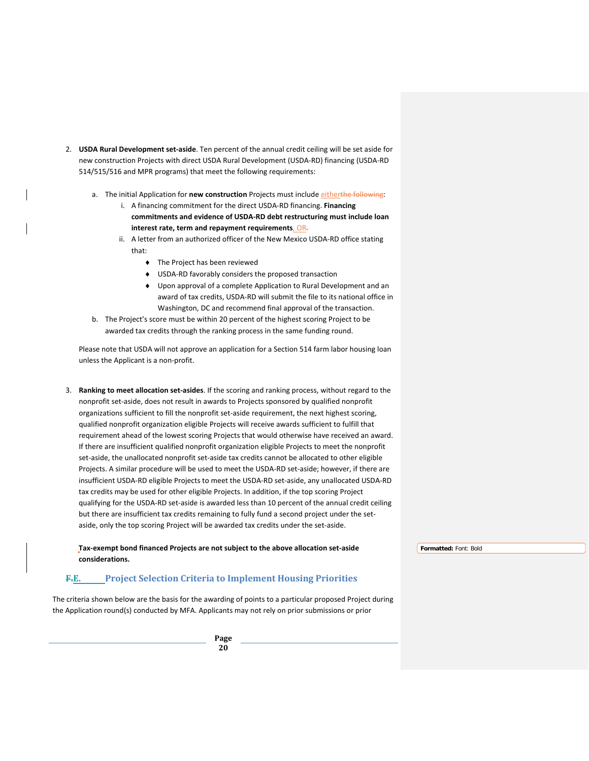2. **USDA Rural Development set-aside**. Ten percent of the annual credit ceiling will be set aside for new construction Projects with direct USDA Rural Development (USDA-RD) financing (USDA-RD 514/515/516 and MPR programs) that meet the following requirements:

   a. The initial Application for **new construction** Projects must include either~~the following~~:

      i. A financing commitment for the direct USDA-RD financing. **Financing commitments and evidence of USDA-RD debt restructuring must include loan interest rate, term and repayment requirements**, OR~~.~~

      ii. A letter from an authorized officer of the New Mexico USDA-RD office stating that:

         - The Project has been reviewed
         - USDA-RD favorably considers the proposed transaction
         - Upon approval of a complete Application to Rural Development and an award of tax credits, USDA-RD will submit the file to its national office in Washington, DC and recommend final approval of the transaction.

   b. The Project's score must be within 20 percent of the highest scoring Project to be awarded tax credits through the ranking process in the same funding round.

   Please note that USDA will not approve an application for a Section 514 farm labor housing loan unless the Applicant is a non-profit.

3. **Ranking to meet allocation set-asides**. If the scoring and ranking process, without regard to the nonprofit set-aside, does not result in awards to Projects sponsored by qualified nonprofit organizations sufficient to fill the nonprofit set-aside requirement, the next highest scoring, qualified nonprofit organization eligible Projects will receive awards sufficient to fulfill that requirement ahead of the lowest scoring Projects that would otherwise have received an award. If there are insufficient qualified nonprofit organization eligible Projects to meet the nonprofit set-aside, the unallocated nonprofit set-aside tax credits cannot be allocated to other eligible Projects. A similar procedure will be used to meet the USDA-RD set-aside; however, if there are insufficient USDA-RD eligible Projects to meet the USDA-RD set-aside, any unallocated USDA-RD tax credits may be used for other eligible Projects. In addition, if the top scoring Project qualifying for the USDA-RD set-aside is awarded less than 10 percent of the annual credit ceiling but there are insufficient tax credits remaining to fully fund a second project under the set-aside, only the top scoring Project will be awarded tax credits under the set-aside.

   **Tax-exempt bond financed Projects are not subject to the above allocation set-aside considerations.**

## ~~F.~~E. Project Selection Criteria to Implement Housing Priorities

The criteria shown below are the basis for the awarding of points to a particular proposed Project during the Application round(s) conducted by MFA. Applicants may not rely on prior submissions or prior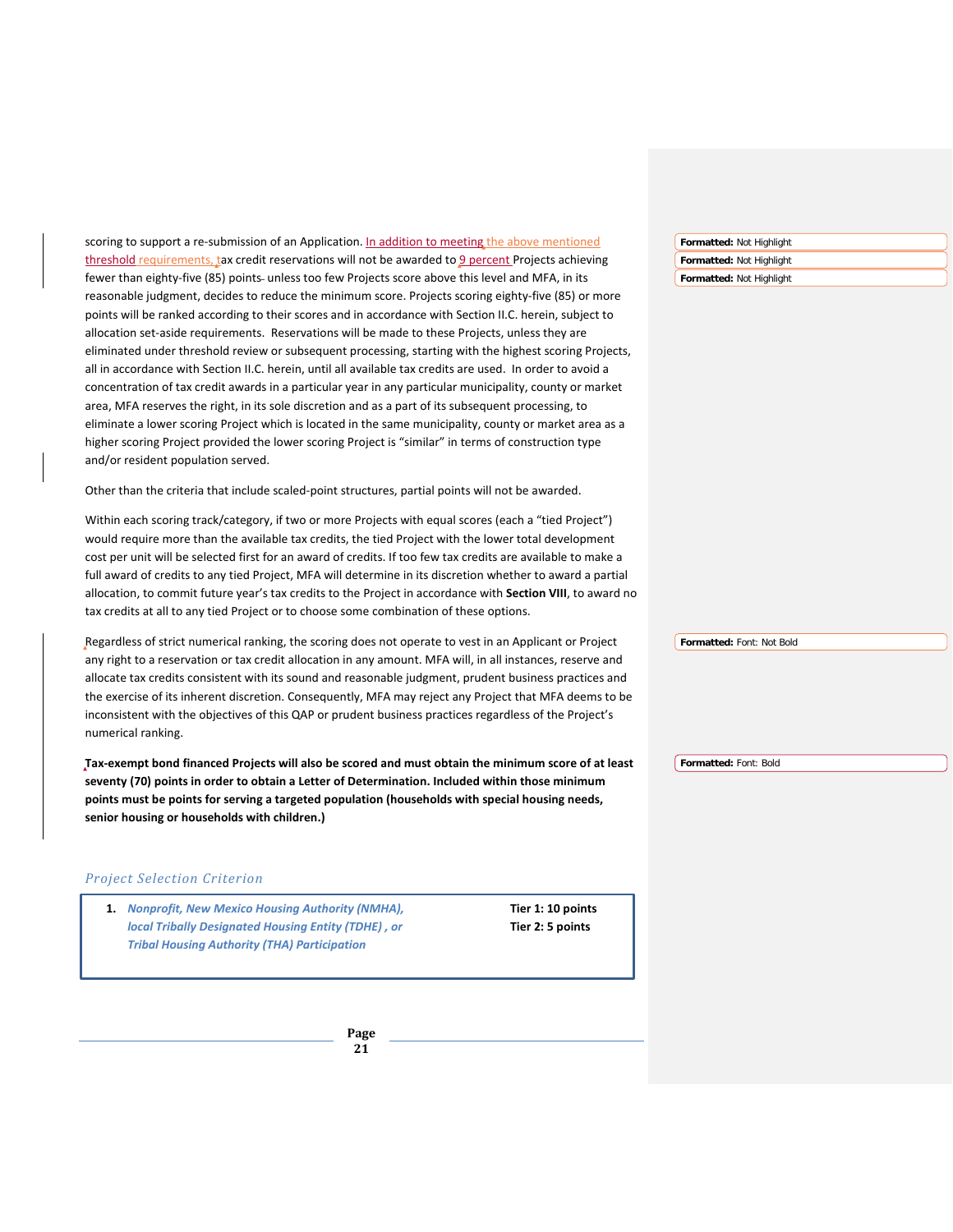scoring to support a re-submission of an Application. In addition to meeting the above mentioned threshold requirements, tax credit reservations will not be awarded to 9 percent Projects achieving fewer than eighty-five (85) points unless too few Projects score above this level and MFA, in its reasonable judgment, decides to reduce the minimum score. Projects scoring eighty-five (85) or more points will be ranked according to their scores and in accordance with Section II.C. herein, subject to allocation set-aside requirements. Reservations will be made to these Projects, unless they are eliminated under threshold review or subsequent processing, starting with the highest scoring Projects, all in accordance with Section II.C. herein, until all available tax credits are used. In order to avoid a concentration of tax credit awards in a particular year in any particular municipality, county or market area, MFA reserves the right, in its sole discretion and as a part of its subsequent processing, to eliminate a lower scoring Project which is located in the same municipality, county or market area as a higher scoring Project provided the lower scoring Project is "similar" in terms of construction type and/or resident population served.

Other than the criteria that include scaled-point structures, partial points will not be awarded.

Within each scoring track/category, if two or more Projects with equal scores (each a "tied Project") would require more than the available tax credits, the tied Project with the lower total development cost per unit will be selected first for an award of credits. If too few tax credits are available to make a full award of credits to any tied Project, MFA will determine in its discretion whether to award a partial allocation, to commit future year's tax credits to the Project in accordance with **Section VIII**, to award no tax credits at all to any tied Project or to choose some combination of these options.

Regardless of strict numerical ranking, the scoring does not operate to vest in an Applicant or Project any right to a reservation or tax credit allocation in any amount. MFA will, in all instances, reserve and allocate tax credits consistent with its sound and reasonable judgment, prudent business practices and the exercise of its inherent discretion. Consequently, MFA may reject any Project that MFA deems to be inconsistent with the objectives of this QAP or prudent business practices regardless of the Project's numerical ranking.

**Tax-exempt bond financed Projects will also be scored and must obtain the minimum score of at least seventy (70) points in order to obtain a Letter of Determination. Included within those minimum points must be points for serving a targeted population (households with special housing needs, senior housing or households with children.)**

## *Project Selection Criterion*

| | |
|---|---|
| **1.** ***Nonprofit, New Mexico Housing Authority (NMHA), local Tribally Designated Housing Entity (TDHE) , or Tribal Housing Authority (THA) Participation*** | **Tier 1: 10 points**<br>**Tier 2: 5 points** |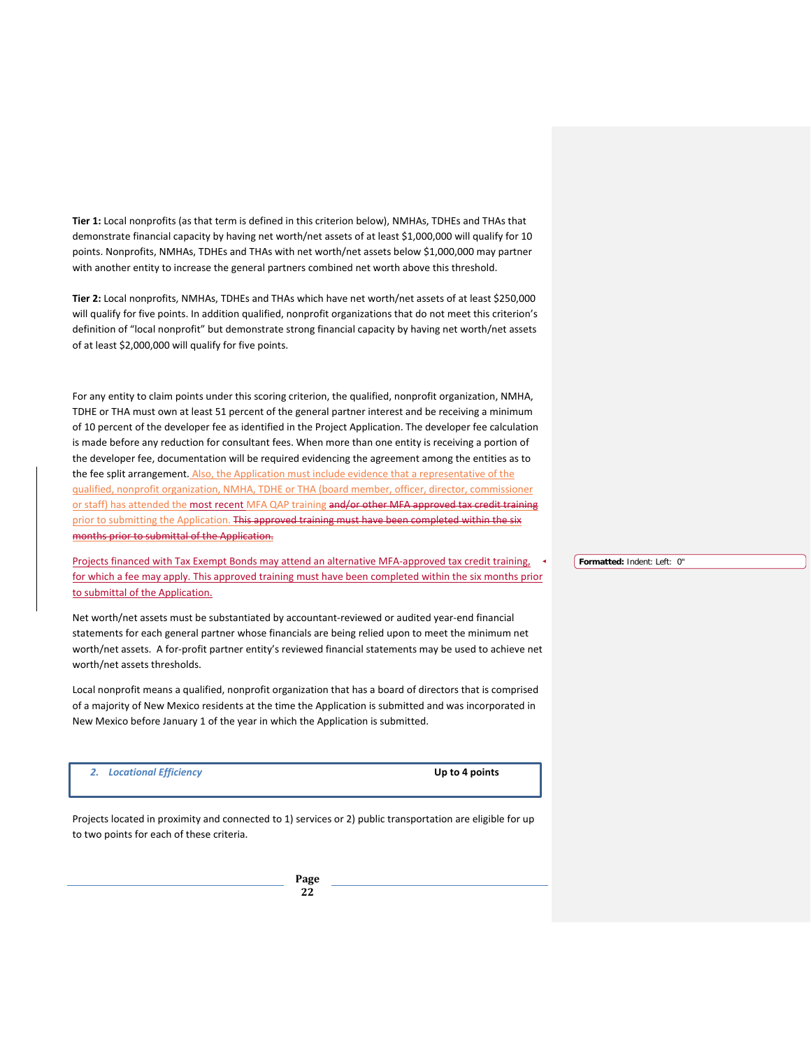**Tier 1:** Local nonprofits (as that term is defined in this criterion below), NMHAs, TDHEs and THAs that demonstrate financial capacity by having net worth/net assets of at least $1,000,000 will qualify for 10 points. Nonprofits, NMHAs, TDHEs and THAs with net worth/net assets below $1,000,000 may partner with another entity to increase the general partners combined net worth above this threshold.

**Tier 2:** Local nonprofits, NMHAs, TDHEs and THAs which have net worth/net assets of at least $250,000 will qualify for five points. In addition qualified, nonprofit organizations that do not meet this criterion's definition of "local nonprofit" but demonstrate strong financial capacity by having net worth/net assets of at least $2,000,000 will qualify for five points.

For any entity to claim points under this scoring criterion, the qualified, nonprofit organization, NMHA, TDHE or THA must own at least 51 percent of the general partner interest and be receiving a minimum of 10 percent of the developer fee as identified in the Project Application. The developer fee calculation is made before any reduction for consultant fees. When more than one entity is receiving a portion of the developer fee, documentation will be required evidencing the agreement among the entities as to the fee split arrangement. Also, the Application must include evidence that a representative of the qualified, nonprofit organization, NMHA, TDHE or THA (board member, officer, director, commissioner or staff) has attended the most recent MFA QAP training ~~and/or other MFA approved tax credit training~~ prior to submitting the Application. ~~This approved training must have been completed within the six months prior to submittal of the Application.~~

Projects financed with Tax Exempt Bonds may attend an alternative MFA-approved tax credit training, for which a fee may apply. This approved training must have been completed within the six months prior to submittal of the Application.

Net worth/net assets must be substantiated by accountant-reviewed or audited year-end financial statements for each general partner whose financials are being relied upon to meet the minimum net worth/net assets. A for-profit partner entity's reviewed financial statements may be used to achieve net worth/net assets thresholds.

Local nonprofit means a qualified, nonprofit organization that has a board of directors that is comprised of a majority of New Mexico residents at the time the Application is submitted and was incorporated in New Mexico before January 1 of the year in which the Application is submitted.

| ***2. Locational Efficiency*** | **Up to 4 points** |
|---|---|

Projects located in proximity and connected to 1) services or 2) public transportation are eligible for up to two points for each of these criteria.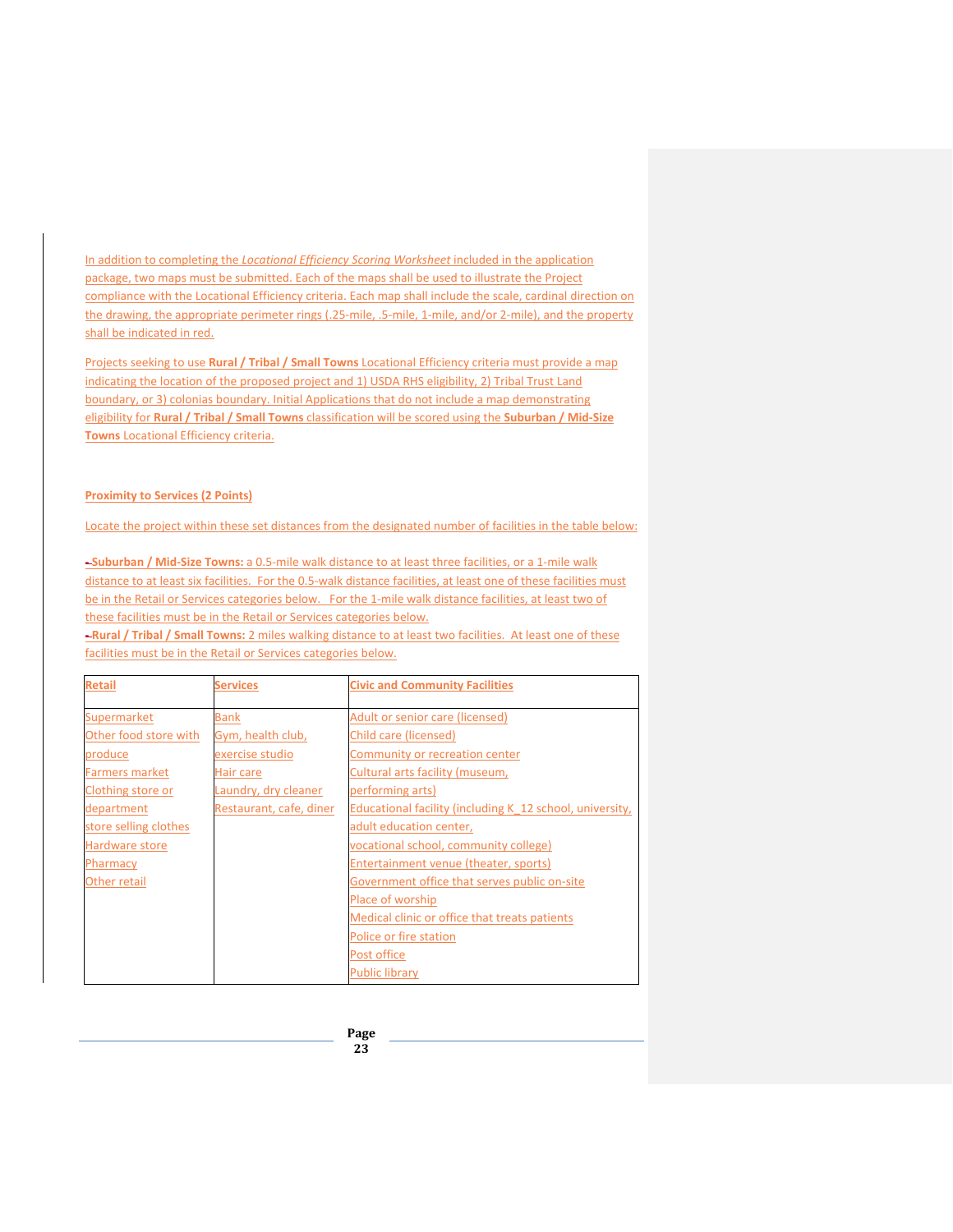In addition to completing the *Locational Efficiency Scoring Worksheet* included in the application package, two maps must be submitted. Each of the maps shall be used to illustrate the Project compliance with the Locational Efficiency criteria. Each map shall include the scale, cardinal direction on the drawing, the appropriate perimeter rings (.25-mile, .5-mile, 1-mile, and/or 2-mile), and the property shall be indicated in red.

Projects seeking to use **Rural / Tribal / Small Towns** Locational Efficiency criteria must provide a map indicating the location of the proposed project and 1) USDA RHS eligibility, 2) Tribal Trust Land boundary, or 3) colonias boundary. Initial Applications that do not include a map demonstrating eligibility for **Rural / Tribal / Small Towns** classification will be scored using the **Suburban / Mid-Size Towns** Locational Efficiency criteria.

**Proximity to Services (2 Points)**

Locate the project within these set distances from the designated number of facilities in the table below:

- **Suburban / Mid-Size Towns:** a 0.5-mile walk distance to at least three facilities, or a 1-mile walk distance to at least six facilities. For the 0.5-walk distance facilities, at least one of these facilities must be in the Retail or Services categories below. For the 1-mile walk distance facilities, at least two of these facilities must be in the Retail or Services categories below.
- **Rural / Tribal / Small Towns:** 2 miles walking distance to at least two facilities. At least one of these facilities must be in the Retail or Services categories below.

| Retail | Services | Civic and Community Facilities |
|---|---|---|
| Supermarket<br>Other food store with produce<br>Farmers market<br>Clothing store or department store selling clothes<br>Hardware store<br>Pharmacy<br>Other retail | Bank<br>Gym, health club, exercise studio<br>Hair care<br>Laundry, dry cleaner<br>Restaurant, cafe, diner | Adult or senior care (licensed)<br>Child care (licensed)<br>Community or recreation center<br>Cultural arts facility (museum, performing arts)<br>Educational facility (including K_12 school, university, adult education center, vocational school, community college)<br>Entertainment venue (theater, sports)<br>Government office that serves public on-site<br>Place of worship<br>Medical clinic or office that treats patients<br>Police or fire station<br>Post office<br>Public library |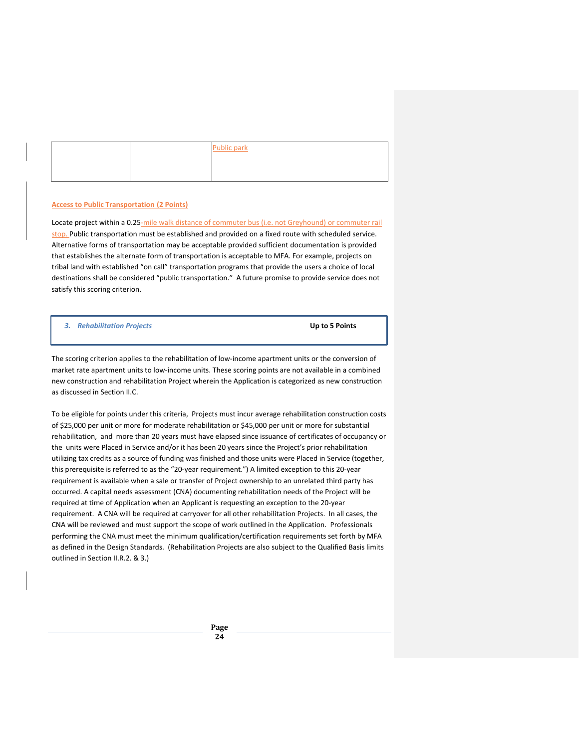|  |  | Public park |
|---|---|---|

**Access to Public Transportation (2 Points)**

Locate project within a 0.25-mile walk distance of commuter bus (i.e. not Greyhound) or commuter rail stop. Public transportation must be established and provided on a fixed route with scheduled service. Alternative forms of transportation may be acceptable provided sufficient documentation is provided that establishes the alternate form of transportation is acceptable to MFA. For example, projects on tribal land with established "on call" transportation programs that provide the users a choice of local destinations shall be considered "public transportation." A future promise to provide service does not satisfy this scoring criterion.

### *3. Rehabilitation Projects* — Up to 5 Points

The scoring criterion applies to the rehabilitation of low-income apartment units or the conversion of market rate apartment units to low-income units. These scoring points are not available in a combined new construction and rehabilitation Project wherein the Application is categorized as new construction as discussed in Section II.C.

To be eligible for points under this criteria, Projects must incur average rehabilitation construction costs of $25,000 per unit or more for moderate rehabilitation or $45,000 per unit or more for substantial rehabilitation, and more than 20 years must have elapsed since issuance of certificates of occupancy or the units were Placed in Service and/or it has been 20 years since the Project's prior rehabilitation utilizing tax credits as a source of funding was finished and those units were Placed in Service (together, this prerequisite is referred to as the "20-year requirement.") A limited exception to this 20-year requirement is available when a sale or transfer of Project ownership to an unrelated third party has occurred. A capital needs assessment (CNA) documenting rehabilitation needs of the Project will be required at time of Application when an Applicant is requesting an exception to the 20-year requirement. A CNA will be required at carryover for all other rehabilitation Projects. In all cases, the CNA will be reviewed and must support the scope of work outlined in the Application. Professionals performing the CNA must meet the minimum qualification/certification requirements set forth by MFA as defined in the Design Standards. (Rehabilitation Projects are also subject to the Qualified Basis limits outlined in Section II.R.2. & 3.)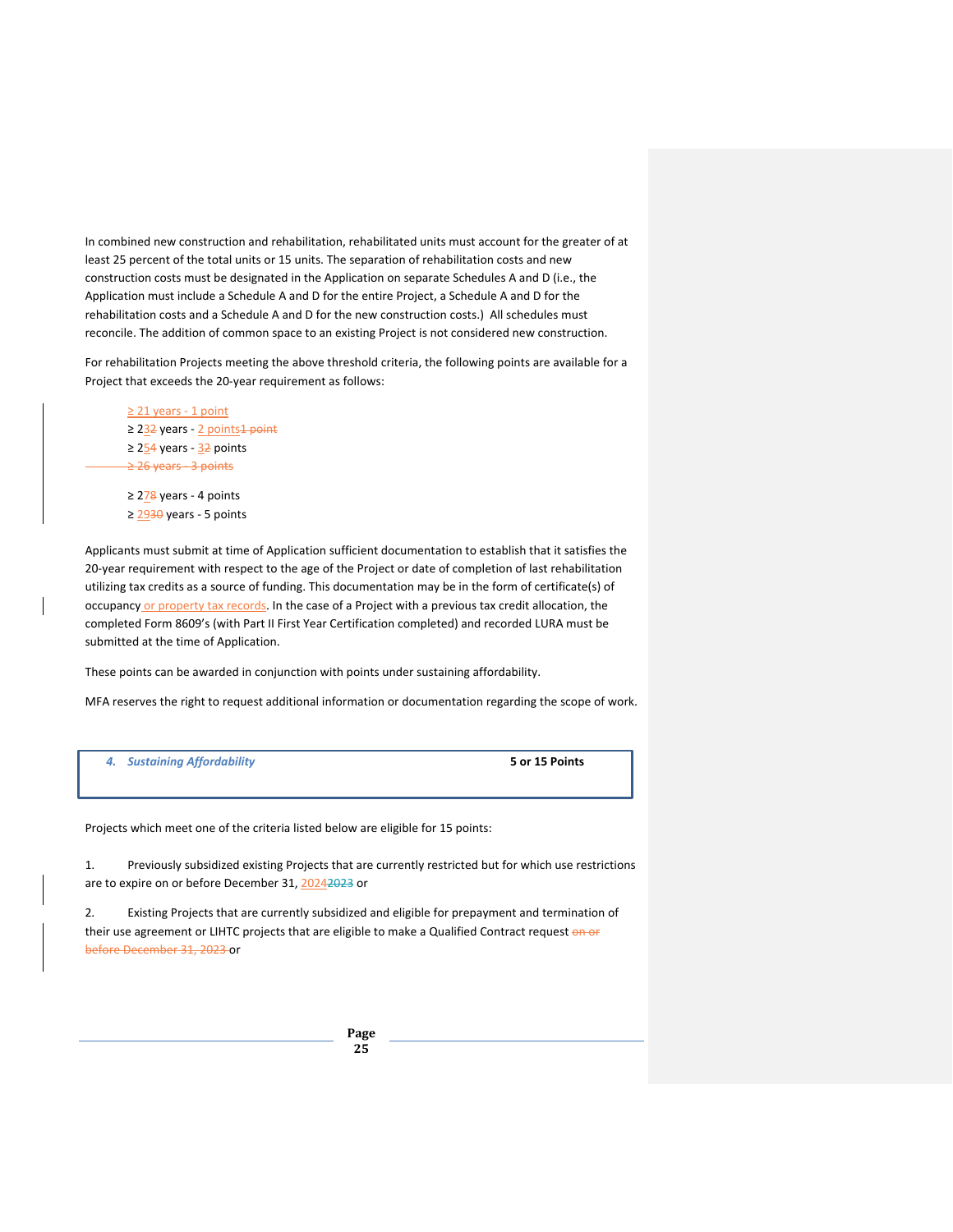In combined new construction and rehabilitation, rehabilitated units must account for the greater of at least 25 percent of the total units or 15 units. The separation of rehabilitation costs and new construction costs must be designated in the Application on separate Schedules A and D (i.e., the Application must include a Schedule A and D for the entire Project, a Schedule A and D for the rehabilitation costs and a Schedule A and D for the new construction costs.) All schedules must reconcile. The addition of common space to an existing Project is not considered new construction.

For rehabilitation Projects meeting the above threshold criteria, the following points are available for a Project that exceeds the 20-year requirement as follows:

- ≥ 21 years - 1 point
- ≥ 23~~2~~ years - 2 points~~1 point~~
- ≥ 25~~4~~ years - 3~~2~~ points
- ~~≥ 26 years - 3 points~~
- ≥ 27~~8~~ years - 4 points
- ≥ 29~~30~~ years - 5 points

Applicants must submit at time of Application sufficient documentation to establish that it satisfies the 20-year requirement with respect to the age of the Project or date of completion of last rehabilitation utilizing tax credits as a source of funding. This documentation may be in the form of certificate(s) of occupancy or property tax records. In the case of a Project with a previous tax credit allocation, the completed Form 8609's (with Part II First Year Certification completed) and recorded LURA must be submitted at the time of Application.

These points can be awarded in conjunction with points under sustaining affordability.

MFA reserves the right to request additional information or documentation regarding the scope of work.

| ***4. Sustaining Affordability*** | **5 or 15 Points** |
|---|---|

Projects which meet one of the criteria listed below are eligible for 15 points:

1. Previously subsidized existing Projects that are currently restricted but for which use restrictions are to expire on or before December 31, 2024~~2023~~ or

2. Existing Projects that are currently subsidized and eligible for prepayment and termination of their use agreement or LIHTC projects that are eligible to make a Qualified Contract request ~~on or before December 31, 2023~~ or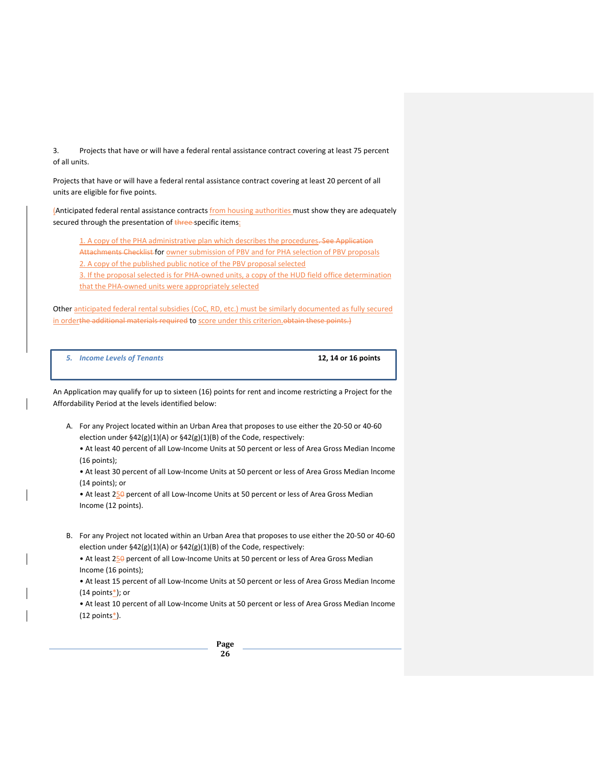3. Projects that have or will have a federal rental assistance contract covering at least 75 percent of all units.

Projects that have or will have a federal rental assistance contract covering at least 20 percent of all units are eligible for five points.

(Anticipated federal rental assistance contracts from housing authorities must show they are adequately secured through the presentation of ~~three~~ specific items:

1. A copy of the PHA administrative plan which describes the procedures~~. See Application Attachments Checklist~~ for owner submission of PBV and for PHA selection of PBV proposals
2. A copy of the published public notice of the PBV proposal selected
3. If the proposal selected is for PHA-owned units, a copy of the HUD field office determination that the PHA-owned units were appropriately selected

Other anticipated federal rental subsidies (CoC, RD, etc.) must be similarly documented as fully secured in order~~the additional materials required~~ to score under this criterion.~~obtain these points.)~~

| *5. Income Levels of Tenants* | **12, 14 or 16 points** |
|---|---|

An Application may qualify for up to sixteen (16) points for rent and income restricting a Project for the Affordability Period at the levels identified below:

A. For any Project located within an Urban Area that proposes to use either the 20-50 or 40-60 election under §42(g)(1)(A) or §42(g)(1)(B) of the Code, respectively:
   - At least 40 percent of all Low-Income Units at 50 percent or less of Area Gross Median Income (16 points);
   - At least 30 percent of all Low-Income Units at 50 percent or less of Area Gross Median Income (14 points); or
   - At least 25~~0~~ percent of all Low-Income Units at 50 percent or less of Area Gross Median Income (12 points).

B. For any Project not located within an Urban Area that proposes to use either the 20-50 or 40-60 election under §42(g)(1)(A) or §42(g)(1)(B) of the Code, respectively:
   - At least 25~~0~~ percent of all Low-Income Units at 50 percent or less of Area Gross Median Income (16 points);
   - At least 15 percent of all Low-Income Units at 50 percent or less of Area Gross Median Income (14 points*); or
   - At least 10 percent of all Low-Income Units at 50 percent or less of Area Gross Median Income (12 points*).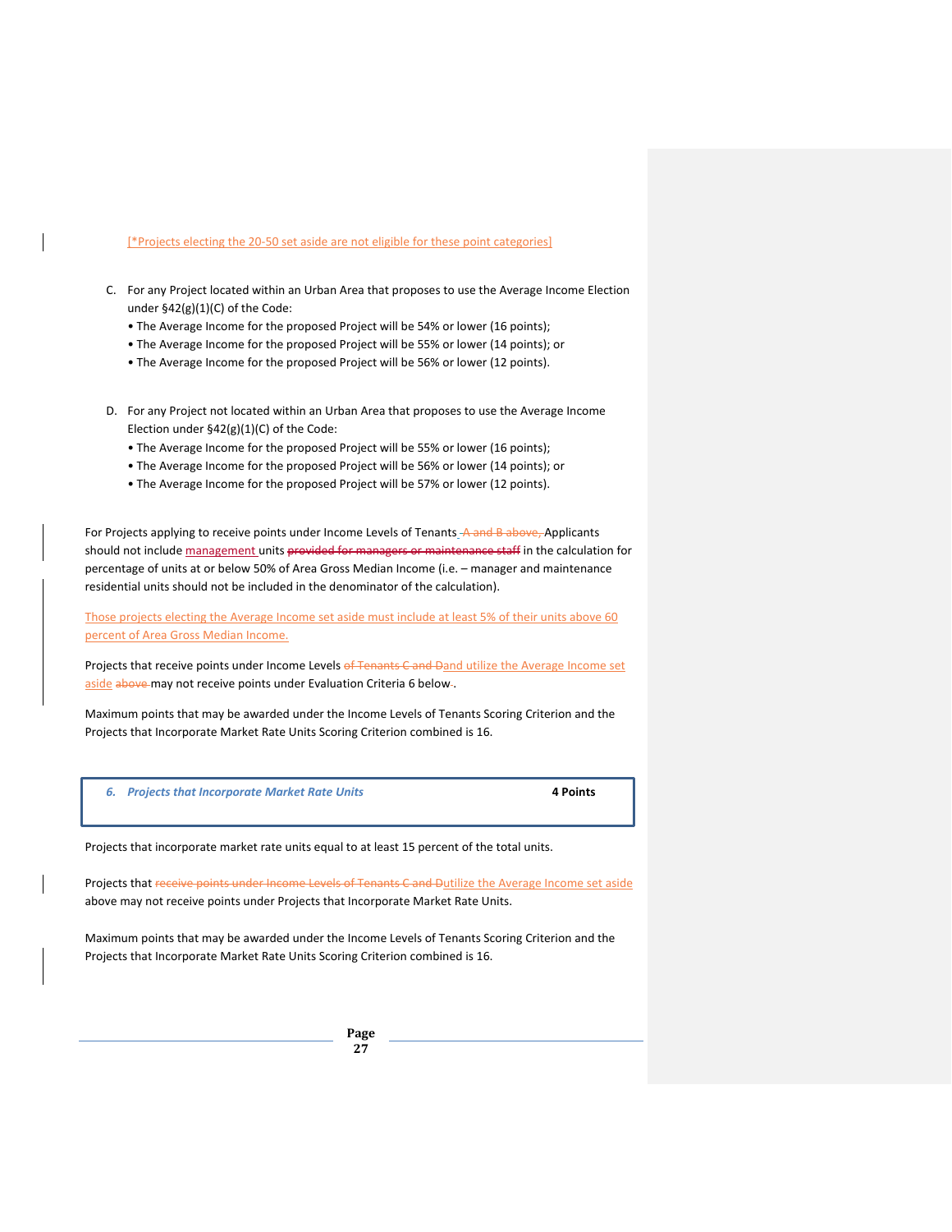[*Projects electing the 20-50 set aside are not eligible for these point categories]

C. For any Project located within an Urban Area that proposes to use the Average Income Election under §42(g)(1)(C) of the Code:
   - The Average Income for the proposed Project will be 54% or lower (16 points);
   - The Average Income for the proposed Project will be 55% or lower (14 points); or
   - The Average Income for the proposed Project will be 56% or lower (12 points).

D. For any Project not located within an Urban Area that proposes to use the Average Income Election under §42(g)(1)(C) of the Code:
   - The Average Income for the proposed Project will be 55% or lower (16 points);
   - The Average Income for the proposed Project will be 56% or lower (14 points); or
   - The Average Income for the proposed Project will be 57% or lower (12 points).

For Projects applying to receive points under Income Levels of Tenants ~~A and B above,~~ Applicants should not include management units ~~provided for managers or maintenance staff~~ in the calculation for percentage of units at or below 50% of Area Gross Median Income (i.e. – manager and maintenance residential units should not be included in the denominator of the calculation).

Those projects electing the Average Income set aside must include at least 5% of their units above 60 percent of Area Gross Median Income.

Projects that receive points under Income Levels ~~of Tenants C and D~~and utilize the Average Income set aside ~~above~~ may not receive points under Evaluation Criteria 6 below.

Maximum points that may be awarded under the Income Levels of Tenants Scoring Criterion and the Projects that Incorporate Market Rate Units Scoring Criterion combined is 16.

| ***6. Projects that Incorporate Market Rate Units*** | **4 Points** |
|---|---|

Projects that incorporate market rate units equal to at least 15 percent of the total units.

Projects that ~~receive points under Income Levels of Tenants C and D~~utilize the Average Income set aside above may not receive points under Projects that Incorporate Market Rate Units.

Maximum points that may be awarded under the Income Levels of Tenants Scoring Criterion and the Projects that Incorporate Market Rate Units Scoring Criterion combined is 16.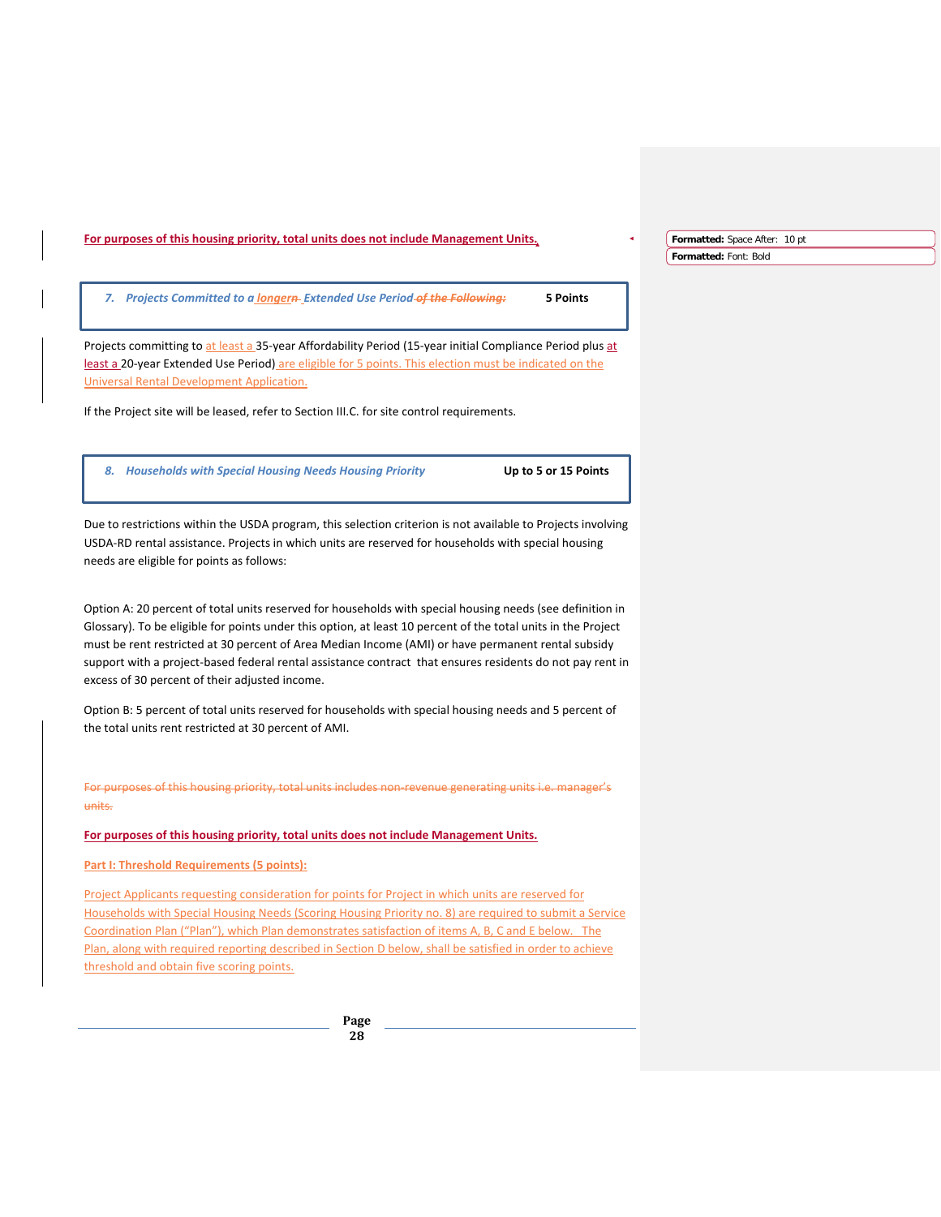**For purposes of this housing priority, total units does not include Management Units.**

| *7. Projects Committed to a longer Extended Use Period* | **5 Points** |
|---|---|

Projects committing to at least a 35-year Affordability Period (15-year initial Compliance Period plus at least a 20-year Extended Use Period) are eligible for 5 points. This election must be indicated on the Universal Rental Development Application.

If the Project site will be leased, refer to Section III.C. for site control requirements.

| *8. Households with Special Housing Needs Housing Priority* | **Up to 5 or 15 Points** |
|---|---|

Due to restrictions within the USDA program, this selection criterion is not available to Projects involving USDA-RD rental assistance. Projects in which units are reserved for households with special housing needs are eligible for points as follows:

Option A: 20 percent of total units reserved for households with special housing needs (see definition in Glossary). To be eligible for points under this option, at least 10 percent of the total units in the Project must be rent restricted at 30 percent of Area Median Income (AMI) or have permanent rental subsidy support with a project-based federal rental assistance contract that ensures residents do not pay rent in excess of 30 percent of their adjusted income.

Option B: 5 percent of total units reserved for households with special housing needs and 5 percent of the total units rent restricted at 30 percent of AMI.

~~For purposes of this housing priority, total units includes non-revenue generating units i.e. manager's units.~~

**For purposes of this housing priority, total units does not include Management Units.**

**Part I: Threshold Requirements (5 points):**

Project Applicants requesting consideration for points for Project in which units are reserved for Households with Special Housing Needs (Scoring Housing Priority no. 8) are required to submit a Service Coordination Plan ("Plan"), which Plan demonstrates satisfaction of items A, B, C and E below. The Plan, along with required reporting described in Section D below, shall be satisfied in order to achieve threshold and obtain five scoring points.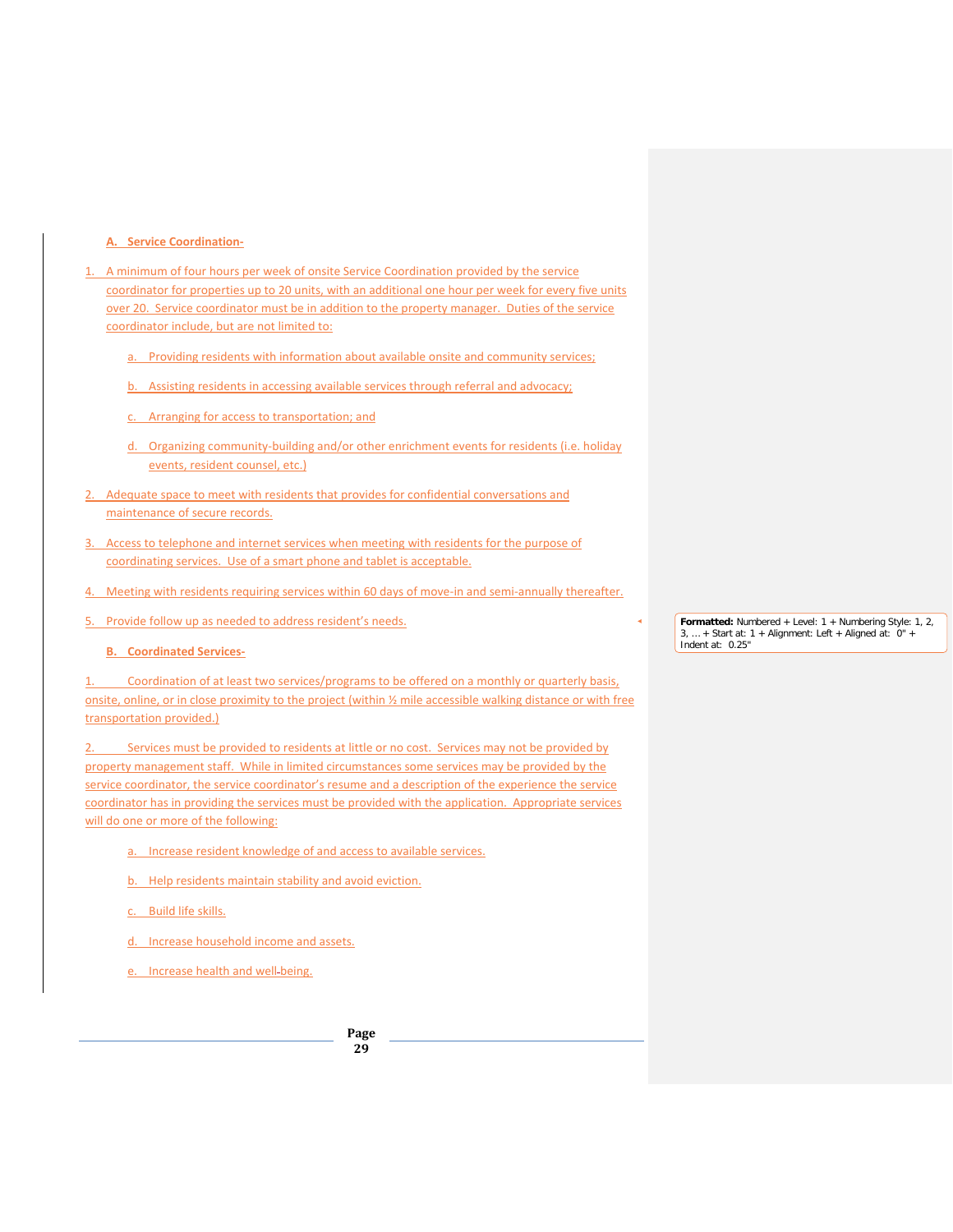**A. Service Coordination-**

1. A minimum of four hours per week of onsite Service Coordination provided by the service coordinator for properties up to 20 units, with an additional one hour per week for every five units over 20. Service coordinator must be in addition to the property manager. Duties of the service coordinator include, but are not limited to:

   a. Providing residents with information about available onsite and community services;

   b. Assisting residents in accessing available services through referral and advocacy;

   c. Arranging for access to transportation; and

   d. Organizing community-building and/or other enrichment events for residents (i.e. holiday events, resident counsel, etc.)

2. Adequate space to meet with residents that provides for confidential conversations and maintenance of secure records.

3. Access to telephone and internet services when meeting with residents for the purpose of coordinating services. Use of a smart phone and tablet is acceptable.

4. Meeting with residents requiring services within 60 days of move-in and semi-annually thereafter.

5. Provide follow up as needed to address resident's needs.

**B. Coordinated Services-**

1. Coordination of at least two services/programs to be offered on a monthly or quarterly basis, onsite, online, or in close proximity to the project (within ½ mile accessible walking distance or with free transportation provided.)

2. Services must be provided to residents at little or no cost. Services may not be provided by property management staff. While in limited circumstances some services may be provided by the service coordinator, the service coordinator's resume and a description of the experience the service coordinator has in providing the services must be provided with the application. Appropriate services will do one or more of the following:

   a. Increase resident knowledge of and access to available services.

   b. Help residents maintain stability and avoid eviction.

   c. Build life skills.

   d. Increase household income and assets.

   e. Increase health and well-being.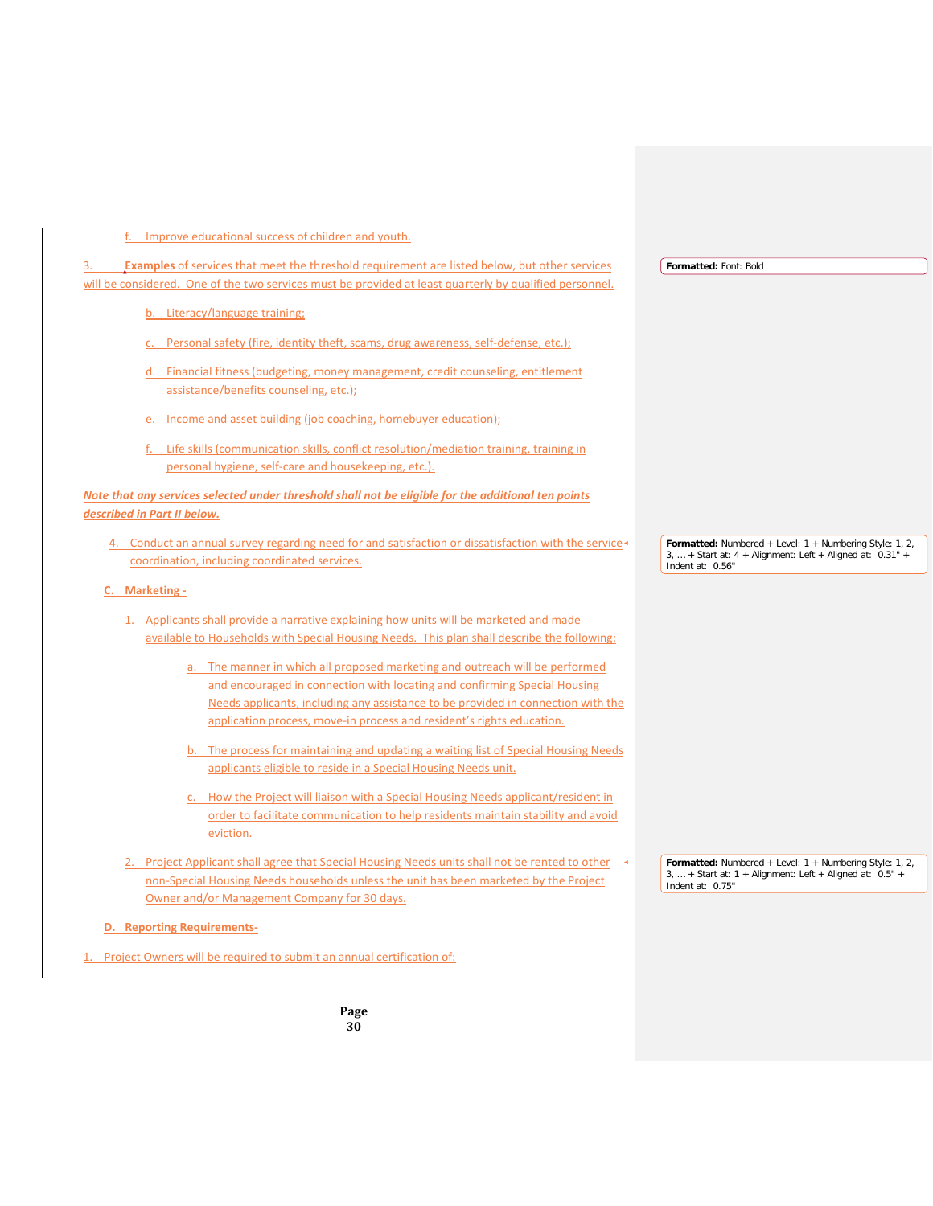f. Improve educational success of children and youth.

3. **Examples** of services that meet the threshold requirement are listed below, but other services will be considered. One of the two services must be provided at least quarterly by qualified personnel.

b. Literacy/language training;

c. Personal safety (fire, identity theft, scams, drug awareness, self-defense, etc.);

d. Financial fitness (budgeting, money management, credit counseling, entitlement assistance/benefits counseling, etc.);

e. Income and asset building (job coaching, homebuyer education);

f. Life skills (communication skills, conflict resolution/mediation training, training in personal hygiene, self-care and housekeeping, etc.).

***Note that any services selected under threshold shall not be eligible for the additional ten points described in Part II below.***

4. Conduct an annual survey regarding need for and satisfaction or dissatisfaction with the service coordination, including coordinated services.

**C. Marketing -**

1. Applicants shall provide a narrative explaining how units will be marketed and made available to Households with Special Housing Needs. This plan shall describe the following:

   a. The manner in which all proposed marketing and outreach will be performed and encouraged in connection with locating and confirming Special Housing Needs applicants, including any assistance to be provided in connection with the application process, move-in process and resident's rights education.

   b. The process for maintaining and updating a waiting list of Special Housing Needs applicants eligible to reside in a Special Housing Needs unit.

   c. How the Project will liaison with a Special Housing Needs applicant/resident in order to facilitate communication to help residents maintain stability and avoid eviction.

2. Project Applicant shall agree that Special Housing Needs units shall not be rented to other non-Special Housing Needs households unless the unit has been marketed by the Project Owner and/or Management Company for 30 days.

**D. Reporting Requirements-**

1. Project Owners will be required to submit an annual certification of: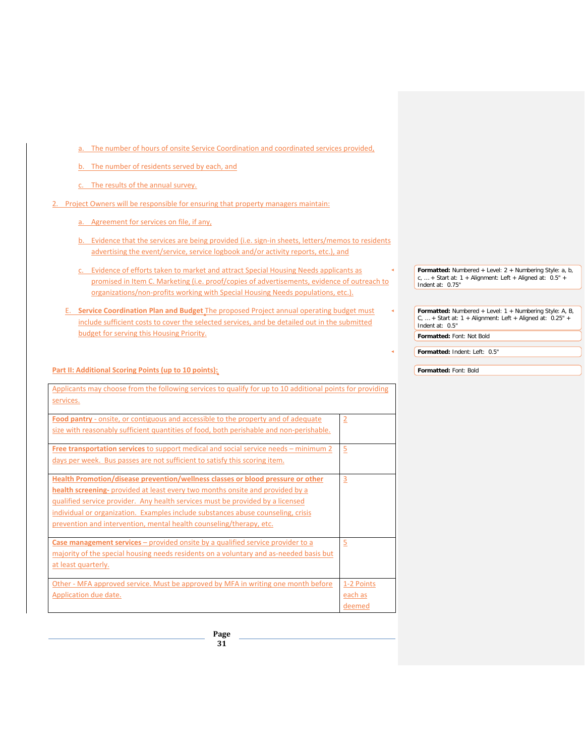a. The number of hours of onsite Service Coordination and coordinated services provided,

b. The number of residents served by each, and

c. The results of the annual survey.

2. Project Owners will be responsible for ensuring that property managers maintain:

 a. Agreement for services on file, if any,

 b. Evidence that the services are being provided (i.e. sign-in sheets, letters/memos to residents advertising the event/service, service logbook and/or activity reports, etc.), and

 c. Evidence of efforts taken to market and attract Special Housing Needs applicants as promised in Item C. Marketing (i.e. proof/copies of advertisements, evidence of outreach to organizations/non-profits working with Special Housing Needs populations, etc.).

E. **Service Coordination Plan and Budget** The proposed Project annual operating budget must include sufficient costs to cover the selected services, and be detailed out in the submitted budget for serving this Housing Priority.

**Part II: Additional Scoring Points (up to 10 points):**

| Applicants may choose from the following services to qualify for up to 10 additional points for providing services. | |
|---|---|
| **Food pantry** - onsite, or contiguous and accessible to the property and of adequate size with reasonably sufficient quantities of food, both perishable and non-perishable. | 2 |
| **Free transportation services** to support medical and social service needs – minimum 2 days per week. Bus passes are not sufficient to satisfy this scoring item. | 5 |
| **Health Promotion/disease prevention/wellness classes or blood pressure or other health screening-** provided at least every two months onsite and provided by a qualified service provider. Any health services must be provided by a licensed individual or organization. Examples include substances abuse counseling, crisis prevention and intervention, mental health counseling/therapy, etc. | 3 |
| **Case management services** – provided onsite by a qualified service provider to a majority of the special housing needs residents on a voluntary and as-needed basis but at least quarterly. | 5 |
| Other - MFA approved service. Must be approved by MFA in writing one month before Application due date. | 1-2 Points each as deemed |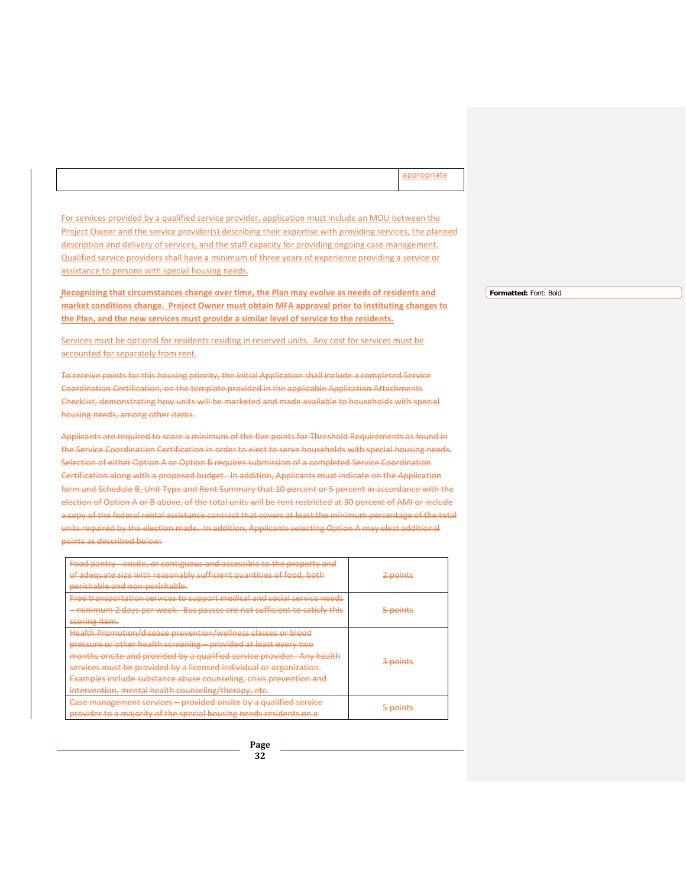| | appropriate |
|---|---|

For services provided by a qualified service provider, application must include an MOU between the Project Owner and the service provider(s) describing their expertise with providing services, the planned description and delivery of services, and the staff capacity for providing ongoing case management. Qualified service providers shall have a minimum of three years of experience providing a service or assistance to persons with special housing needs.

**Recognizing that circumstances change over time, the Plan may evolve as needs of residents and market conditions change. Project Owner must obtain MFA approval prior to instituting changes to the Plan, and the new services must provide a similar level of service to the residents.**

Services must be optional for residents residing in reserved units. Any cost for services must be accounted for separately from rent.

~~To receive points for this housing priority, the initial Application shall include a completed Service Coordination Certification, on the template provided in the applicable Application Attachments Checklist, demonstrating how units will be marketed and made available to households with special housing needs, among other items.~~

~~Applicants are required to score a minimum of the five points for Threshold Requirements as found in the Service Coordination Certification in order to elect to serve households with special housing needs. Selection of either Option A or Option B requires submission of a completed Service Coordination Certification along with a proposed budget. In addition, Applicants must indicate on the Application form and Schedule B, Unit Type and Rent Summary that 10 percent or 5 percent in accordance with the election of Option A or B above, of the total units will be rent restricted at 30 percent of AMI or include a copy of the federal rental assistance contract that covers at least the minimum percentage of the total units required by the election made. In addition, Applicants selecting Option A may elect additional points as described below:~~

| | |
|---|---|
| ~~Food pantry - onsite, or contiguous and accessible to the property and of adequate size with reasonably sufficient quantities of food, both perishable and non-perishable.~~ | ~~2 points~~ |
| ~~Free transportation services to support medical and social service needs – minimum 2 days per week. Bus passes are not sufficient to satisfy this scoring item.~~ | ~~5 points~~ |
| ~~Health Promotion/disease prevention/wellness classes or blood pressure or other health screening – provided at least every two months onsite and provided by a qualified service provider. Any health services must be provided by a licensed individual or organization. Examples include substance abuse counseling, crisis prevention and intervention, mental health counseling/therapy, etc.~~ | ~~3 points~~ |
| ~~Case management services – provided onsite by a qualified service provider to a majority of the special housing needs residents on a~~ | ~~5 points~~ |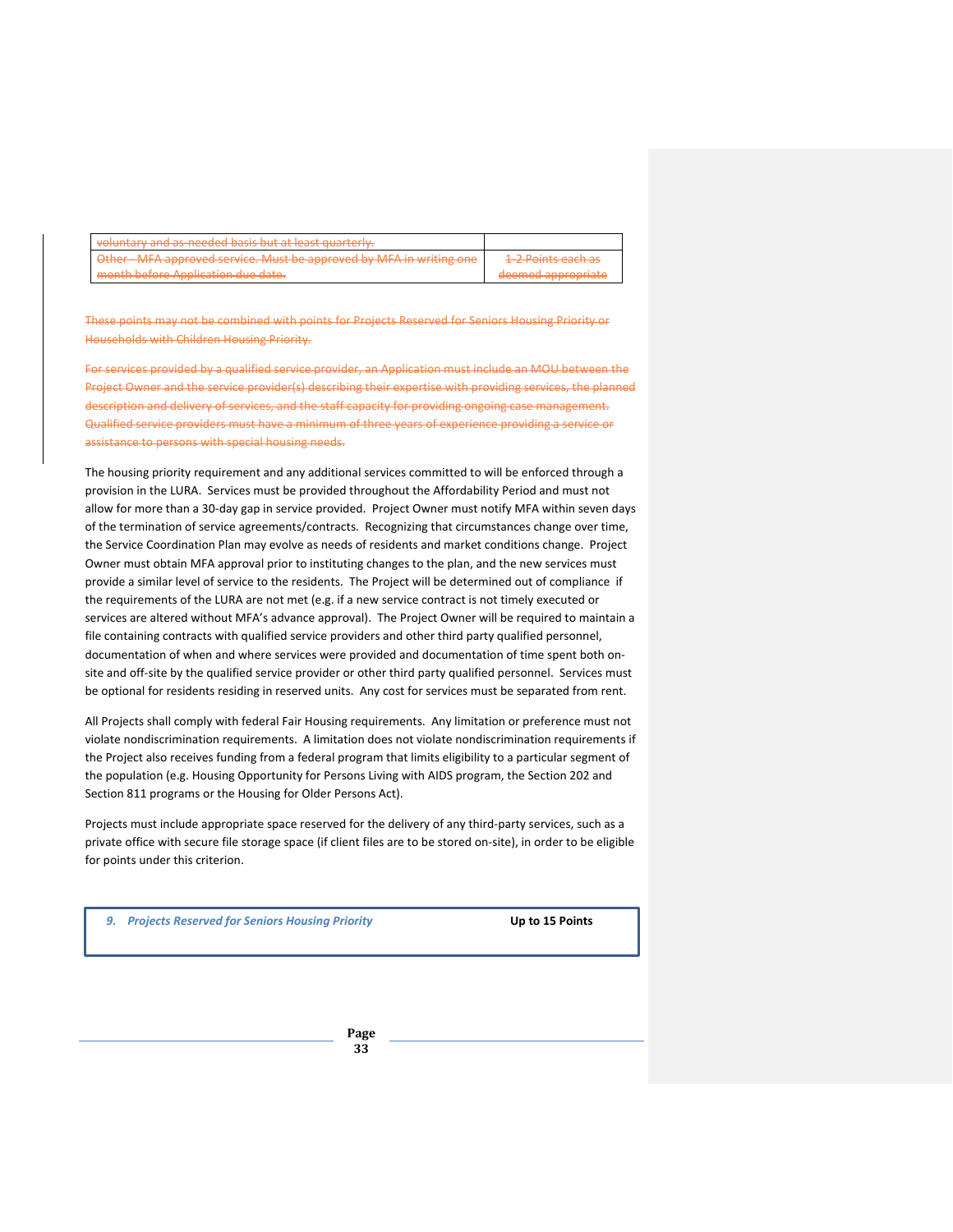| ~~voluntary and as-needed basis but at least quarterly.~~ | |
|---|---|
| ~~Other - MFA approved service. Must be approved by MFA in writing one month before Application due date.~~ | ~~1-2 Points each as deemed appropriate~~ |

~~These points may not be combined with points for Projects Reserved for Seniors Housing Priority or Households with Children Housing Priority.~~

~~For services provided by a qualified service provider, an Application must include an MOU between the Project Owner and the service provider(s) describing their expertise with providing services, the planned description and delivery of services, and the staff capacity for providing ongoing case management. Qualified service providers must have a minimum of three years of experience providing a service or assistance to persons with special housing needs.~~

The housing priority requirement and any additional services committed to will be enforced through a provision in the LURA. Services must be provided throughout the Affordability Period and must not allow for more than a 30-day gap in service provided. Project Owner must notify MFA within seven days of the termination of service agreements/contracts. Recognizing that circumstances change over time, the Service Coordination Plan may evolve as needs of residents and market conditions change. Project Owner must obtain MFA approval prior to instituting changes to the plan, and the new services must provide a similar level of service to the residents. The Project will be determined out of compliance if the requirements of the LURA are not met (e.g. if a new service contract is not timely executed or services are altered without MFA's advance approval). The Project Owner will be required to maintain a file containing contracts with qualified service providers and other third party qualified personnel, documentation of when and where services were provided and documentation of time spent both on-site and off-site by the qualified service provider or other third party qualified personnel. Services must be optional for residents residing in reserved units. Any cost for services must be separated from rent.

All Projects shall comply with federal Fair Housing requirements. Any limitation or preference must not violate nondiscrimination requirements. A limitation does not violate nondiscrimination requirements if the Project also receives funding from a federal program that limits eligibility to a particular segment of the population (e.g. Housing Opportunity for Persons Living with AIDS program, the Section 202 and Section 811 programs or the Housing for Older Persons Act).

Projects must include appropriate space reserved for the delivery of any third-party services, such as a private office with secure file storage space (if client files are to be stored on-site), in order to be eligible for points under this criterion.

| ***9. Projects Reserved for Seniors Housing Priority*** | **Up to 15 Points** |
|---|---|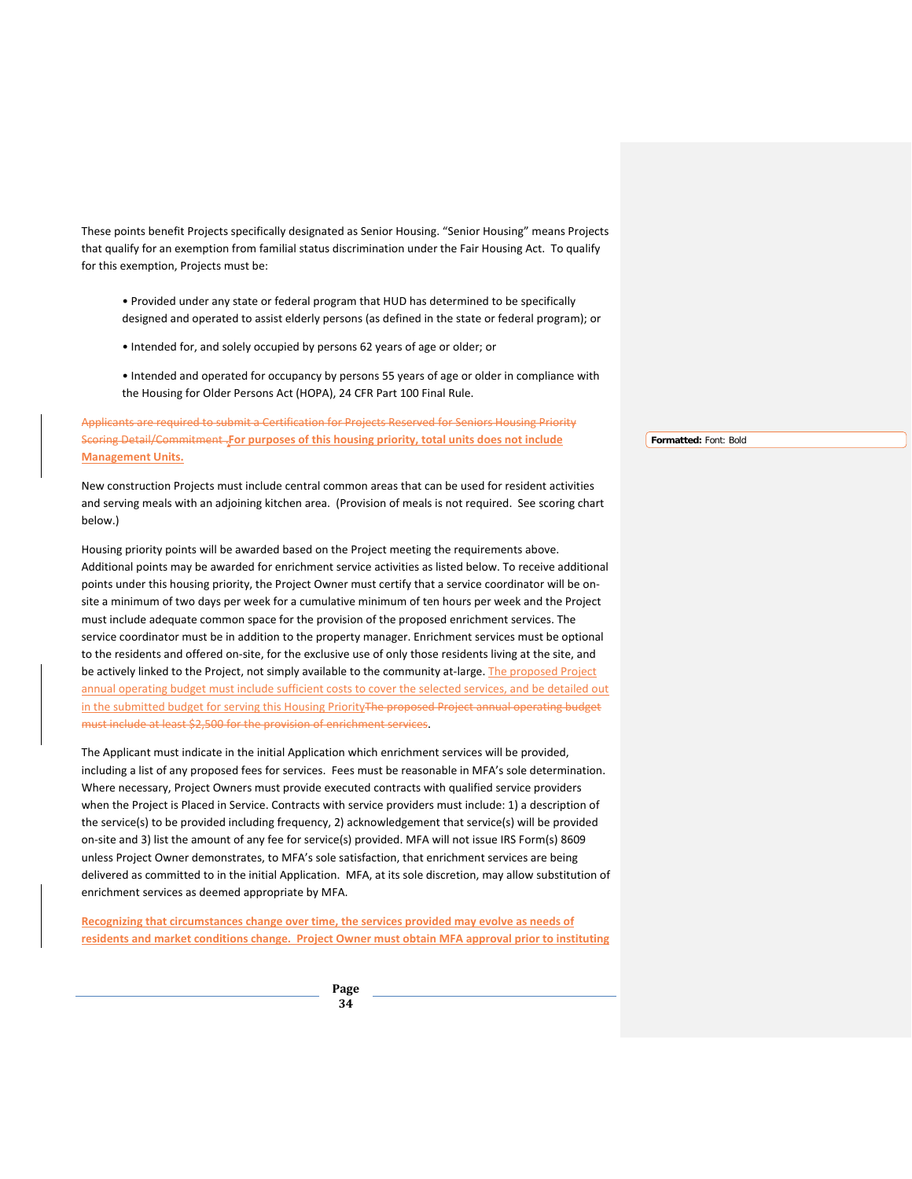These points benefit Projects specifically designated as Senior Housing. "Senior Housing" means Projects that qualify for an exemption from familial status discrimination under the Fair Housing Act. To qualify for this exemption, Projects must be:

- Provided under any state or federal program that HUD has determined to be specifically designed and operated to assist elderly persons (as defined in the state or federal program); or
- Intended for, and solely occupied by persons 62 years of age or older; or
- Intended and operated for occupancy by persons 55 years of age or older in compliance with the Housing for Older Persons Act (HOPA), 24 CFR Part 100 Final Rule.

~~Applicants are required to submit a Certification for Projects Reserved for Seniors Housing Priority Scoring Detail/Commitment .~~**For purposes of this housing priority, total units does not include Management Units.**

New construction Projects must include central common areas that can be used for resident activities and serving meals with an adjoining kitchen area. (Provision of meals is not required. See scoring chart below.)

Housing priority points will be awarded based on the Project meeting the requirements above. Additional points may be awarded for enrichment service activities as listed below. To receive additional points under this housing priority, the Project Owner must certify that a service coordinator will be on-site a minimum of two days per week for a cumulative minimum of ten hours per week and the Project must include adequate common space for the provision of the proposed enrichment services. The service coordinator must be in addition to the property manager. Enrichment services must be optional to the residents and offered on-site, for the exclusive use of only those residents living at the site, and be actively linked to the Project, not simply available to the community at-large. The proposed Project annual operating budget must include sufficient costs to cover the selected services, and be detailed out in the submitted budget for serving this Housing Priority~~The proposed Project annual operating budget must include at least $2,500 for the provision of enrichment services~~.

The Applicant must indicate in the initial Application which enrichment services will be provided, including a list of any proposed fees for services. Fees must be reasonable in MFA's sole determination. Where necessary, Project Owners must provide executed contracts with qualified service providers when the Project is Placed in Service. Contracts with service providers must include: 1) a description of the service(s) to be provided including frequency, 2) acknowledgement that service(s) will be provided on-site and 3) list the amount of any fee for service(s) provided. MFA will not issue IRS Form(s) 8609 unless Project Owner demonstrates, to MFA's sole satisfaction, that enrichment services are being delivered as committed to in the initial Application. MFA, at its sole discretion, may allow substitution of enrichment services as deemed appropriate by MFA.

**Recognizing that circumstances change over time, the services provided may evolve as needs of residents and market conditions change. Project Owner must obtain MFA approval prior to instituting**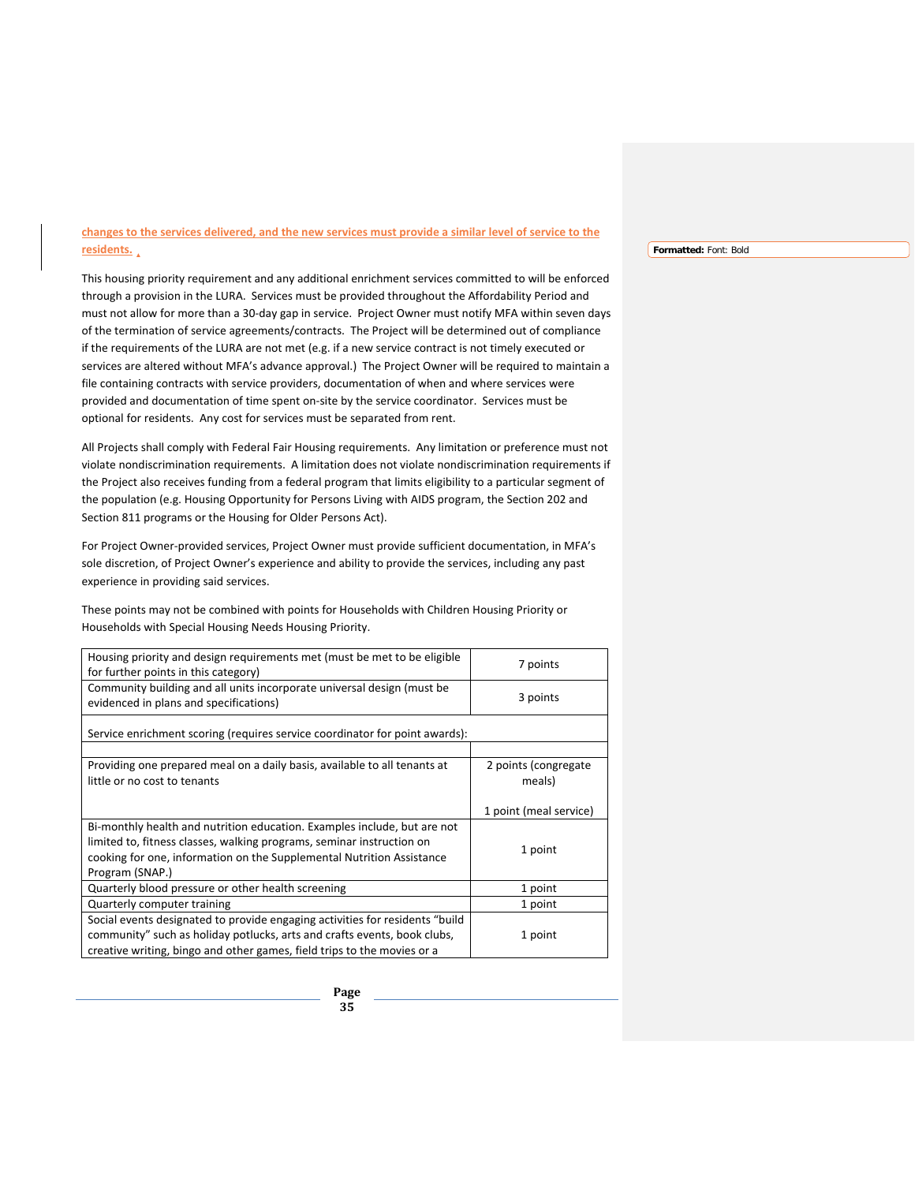**changes to the services delivered, and the new services must provide a similar level of service to the residents.**

This housing priority requirement and any additional enrichment services committed to will be enforced through a provision in the LURA. Services must be provided throughout the Affordability Period and must not allow for more than a 30-day gap in service. Project Owner must notify MFA within seven days of the termination of service agreements/contracts. The Project will be determined out of compliance if the requirements of the LURA are not met (e.g. if a new service contract is not timely executed or services are altered without MFA's advance approval.) The Project Owner will be required to maintain a file containing contracts with service providers, documentation of when and where services were provided and documentation of time spent on-site by the service coordinator. Services must be optional for residents. Any cost for services must be separated from rent.

All Projects shall comply with Federal Fair Housing requirements. Any limitation or preference must not violate nondiscrimination requirements. A limitation does not violate nondiscrimination requirements if the Project also receives funding from a federal program that limits eligibility to a particular segment of the population (e.g. Housing Opportunity for Persons Living with AIDS program, the Section 202 and Section 811 programs or the Housing for Older Persons Act).

For Project Owner-provided services, Project Owner must provide sufficient documentation, in MFA's sole discretion, of Project Owner's experience and ability to provide the services, including any past experience in providing said services.

These points may not be combined with points for Households with Children Housing Priority or Households with Special Housing Needs Housing Priority.

| Housing priority and design requirements met (must be met to be eligible for further points in this category) | 7 points |
|---|---|
| Community building and all units incorporate universal design (must be evidenced in plans and specifications) | 3 points |
| Service enrichment scoring (requires service coordinator for point awards): | |
| | |
| Providing one prepared meal on a daily basis, available to all tenants at little or no cost to tenants | 2 points (congregate meals)<br><br>1 point (meal service) |
| Bi-monthly health and nutrition education. Examples include, but are not limited to, fitness classes, walking programs, seminar instruction on cooking for one, information on the Supplemental Nutrition Assistance Program (SNAP.) | 1 point |
| Quarterly blood pressure or other health screening | 1 point |
| Quarterly computer training | 1 point |
| Social events designated to provide engaging activities for residents "build community" such as holiday potlucks, arts and crafts events, book clubs, creative writing, bingo and other games, field trips to the movies or a | 1 point |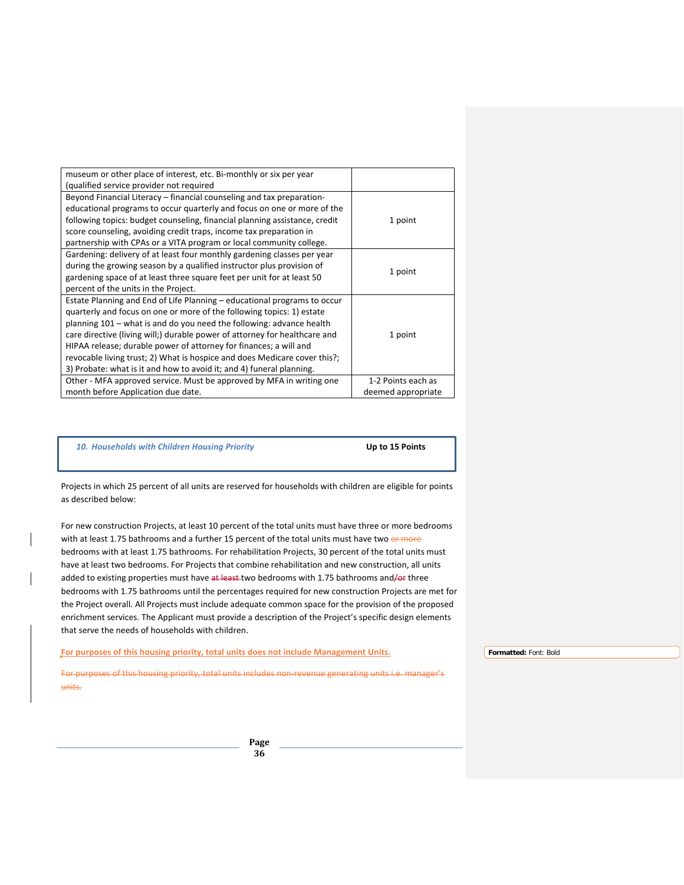| | |
|---|---|
| museum or other place of interest, etc. Bi-monthly or six per year (qualified service provider not required | |
| Beyond Financial Literacy – financial counseling and tax preparation-educational programs to occur quarterly and focus on one or more of the following topics: budget counseling, financial planning assistance, credit score counseling, avoiding credit traps, income tax preparation in partnership with CPAs or a VITA program or local community college. | 1 point |
| Gardening: delivery of at least four monthly gardening classes per year during the growing season by a qualified instructor plus provision of gardening space of at least three square feet per unit for at least 50 percent of the units in the Project. | 1 point |
| Estate Planning and End of Life Planning – educational programs to occur quarterly and focus on one or more of the following topics: 1) estate planning 101 – what is and do you need the following: advance health care directive (living will;) durable power of attorney for healthcare and HIPAA release; durable power of attorney for finances; a will and revocable living trust; 2) What is hospice and does Medicare cover this?; 3) Probate: what is it and how to avoid it; and 4) funeral planning. | 1 point |
| Other - MFA approved service. Must be approved by MFA in writing one month before Application due date. | 1-2 Points each as deemed appropriate |

| *10. Households with Children Housing Priority* | **Up to 15 Points** |
|---|---|

Projects in which 25 percent of all units are reserved for households with children are eligible for points as described below:

For new construction Projects, at least 10 percent of the total units must have three or more bedrooms with at least 1.75 bathrooms and a further 15 percent of the total units must have two ~~or more~~ bedrooms with at least 1.75 bathrooms. For rehabilitation Projects, 30 percent of the total units must have at least two bedrooms. For Projects that combine rehabilitation and new construction, all units added to existing properties must have ~~at least~~ two bedrooms with 1.75 bathrooms and~~/or~~ three bedrooms with 1.75 bathrooms until the percentages required for new construction Projects are met for the Project overall. All Projects must include adequate common space for the provision of the proposed enrichment services. The Applicant must provide a description of the Project's specific design elements that serve the needs of households with children.

**For purposes of this housing priority, total units does not include Management Units.**

~~For purposes of this housing priority, total units includes non-revenue generating units i.e. manager's units.~~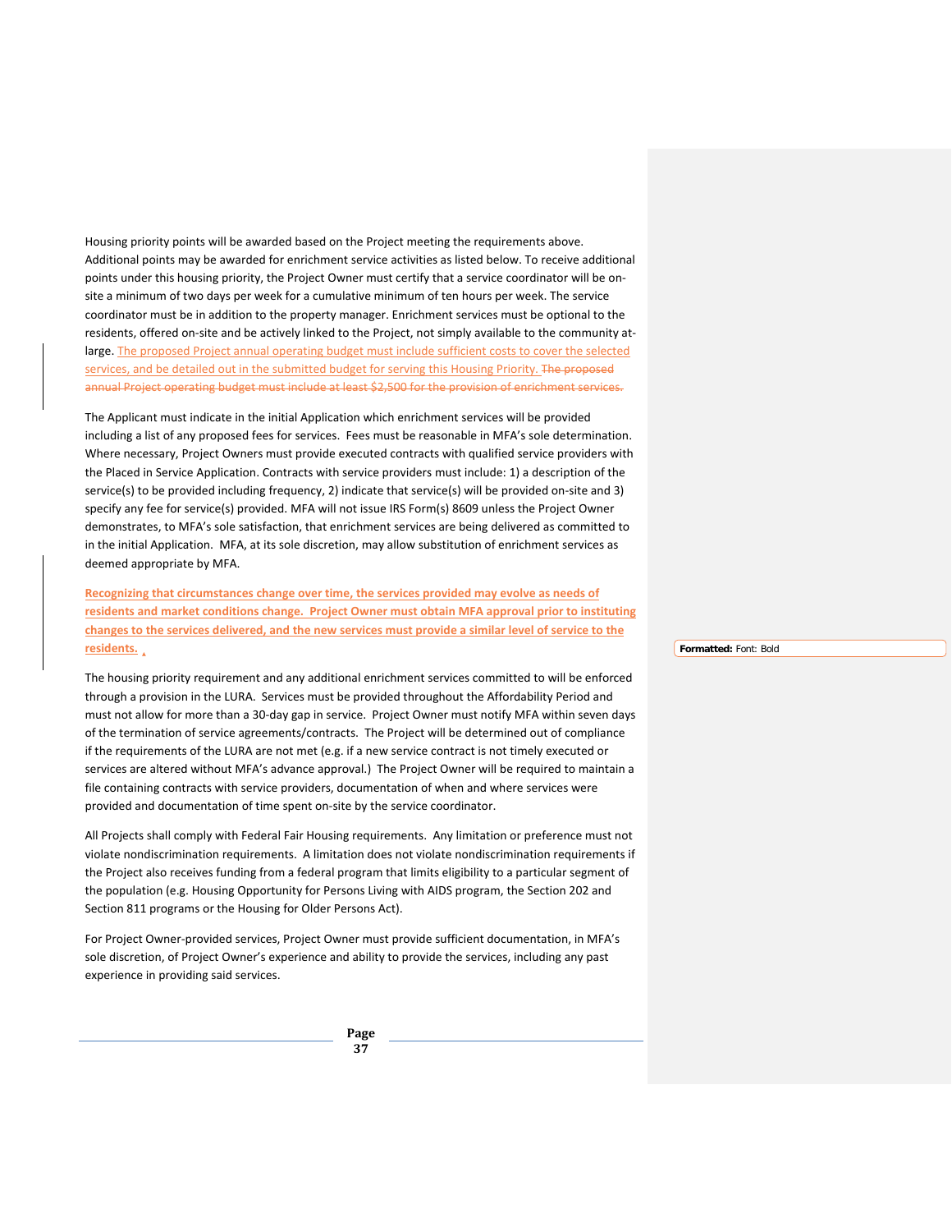Housing priority points will be awarded based on the Project meeting the requirements above. Additional points may be awarded for enrichment service activities as listed below. To receive additional points under this housing priority, the Project Owner must certify that a service coordinator will be on-site a minimum of two days per week for a cumulative minimum of ten hours per week. The service coordinator must be in addition to the property manager. Enrichment services must be optional to the residents, offered on-site and be actively linked to the Project, not simply available to the community at-large. The proposed Project annual operating budget must include sufficient costs to cover the selected services, and be detailed out in the submitted budget for serving this Housing Priority. ~~The proposed annual Project operating budget must include at least $2,500 for the provision of enrichment services.~~

The Applicant must indicate in the initial Application which enrichment services will be provided including a list of any proposed fees for services. Fees must be reasonable in MFA's sole determination. Where necessary, Project Owners must provide executed contracts with qualified service providers with the Placed in Service Application. Contracts with service providers must include: 1) a description of the service(s) to be provided including frequency, 2) indicate that service(s) will be provided on-site and 3) specify any fee for service(s) provided. MFA will not issue IRS Form(s) 8609 unless the Project Owner demonstrates, to MFA's sole satisfaction, that enrichment services are being delivered as committed to in the initial Application. MFA, at its sole discretion, may allow substitution of enrichment services as deemed appropriate by MFA.

**Recognizing that circumstances change over time, the services provided may evolve as needs of residents and market conditions change. Project Owner must obtain MFA approval prior to instituting changes to the services delivered, and the new services must provide a similar level of service to the residents.**

The housing priority requirement and any additional enrichment services committed to will be enforced through a provision in the LURA. Services must be provided throughout the Affordability Period and must not allow for more than a 30-day gap in service. Project Owner must notify MFA within seven days of the termination of service agreements/contracts. The Project will be determined out of compliance if the requirements of the LURA are not met (e.g. if a new service contract is not timely executed or services are altered without MFA's advance approval.) The Project Owner will be required to maintain a file containing contracts with service providers, documentation of when and where services were provided and documentation of time spent on-site by the service coordinator.

All Projects shall comply with Federal Fair Housing requirements. Any limitation or preference must not violate nondiscrimination requirements. A limitation does not violate nondiscrimination requirements if the Project also receives funding from a federal program that limits eligibility to a particular segment of the population (e.g. Housing Opportunity for Persons Living with AIDS program, the Section 202 and Section 811 programs or the Housing for Older Persons Act).

For Project Owner-provided services, Project Owner must provide sufficient documentation, in MFA's sole discretion, of Project Owner's experience and ability to provide the services, including any past experience in providing said services.

**Formatted:** Font: Bold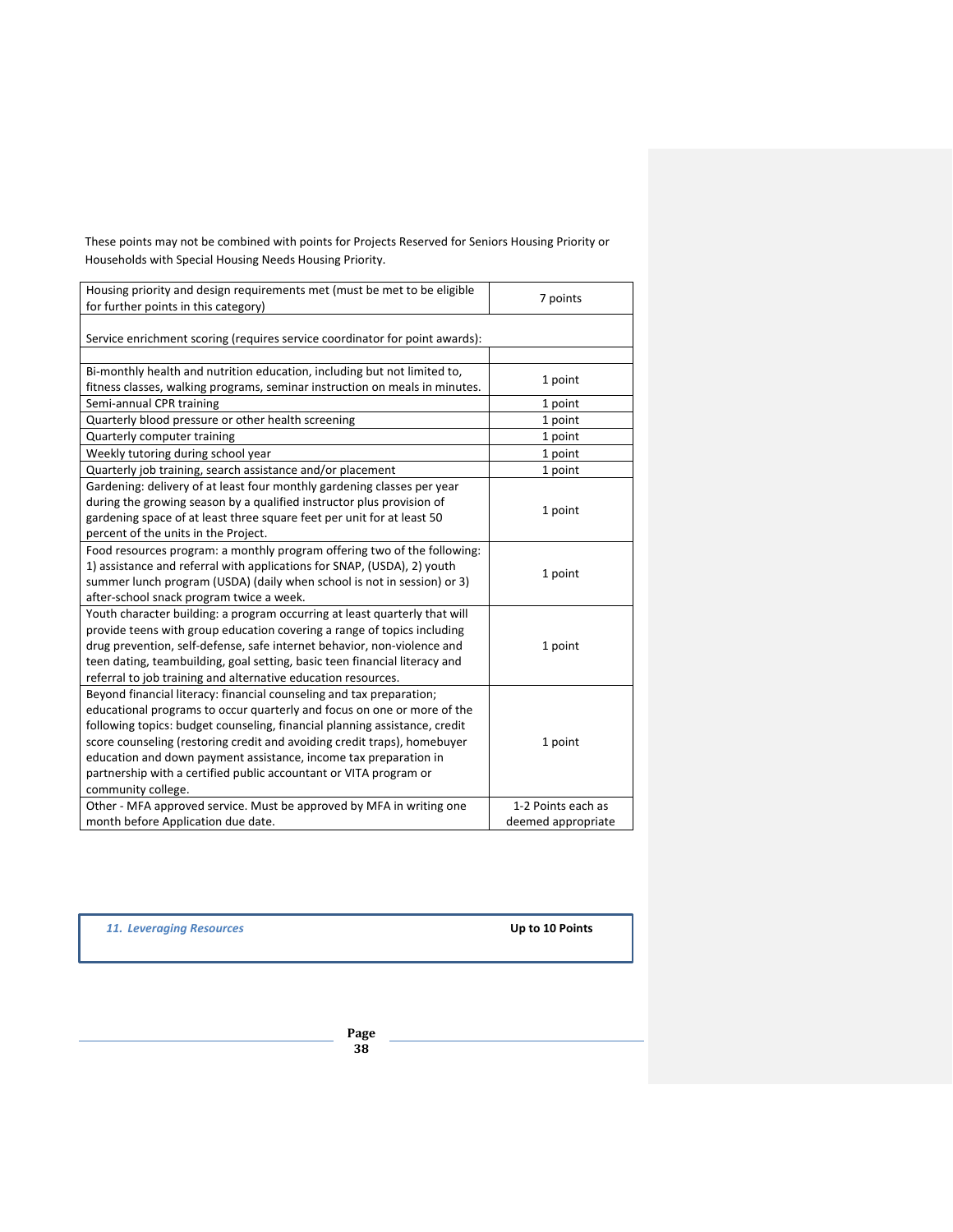These points may not be combined with points for Projects Reserved for Seniors Housing Priority or Households with Special Housing Needs Housing Priority.

| Housing priority and design requirements met (must be met to be eligible for further points in this category) | 7 points |
|---|---|
| Service enrichment scoring (requires service coordinator for point awards): | |
| | |
| Bi-monthly health and nutrition education, including but not limited to, fitness classes, walking programs, seminar instruction on meals in minutes. | 1 point |
| Semi-annual CPR training | 1 point |
| Quarterly blood pressure or other health screening | 1 point |
| Quarterly computer training | 1 point |
| Weekly tutoring during school year | 1 point |
| Quarterly job training, search assistance and/or placement | 1 point |
| Gardening: delivery of at least four monthly gardening classes per year during the growing season by a qualified instructor plus provision of gardening space of at least three square feet per unit for at least 50 percent of the units in the Project. | 1 point |
| Food resources program: a monthly program offering two of the following: 1) assistance and referral with applications for SNAP, (USDA), 2) youth summer lunch program (USDA) (daily when school is not in session) or 3) after-school snack program twice a week. | 1 point |
| Youth character building: a program occurring at least quarterly that will provide teens with group education covering a range of topics including drug prevention, self-defense, safe internet behavior, non-violence and teen dating, teambuilding, goal setting, basic teen financial literacy and referral to job training and alternative education resources. | 1 point |
| Beyond financial literacy: financial counseling and tax preparation; educational programs to occur quarterly and focus on one or more of the following topics: budget counseling, financial planning assistance, credit score counseling (restoring credit and avoiding credit traps), homebuyer education and down payment assistance, income tax preparation in partnership with a certified public accountant or VITA program or community college. | 1 point |
| Other - MFA approved service. Must be approved by MFA in writing one month before Application due date. | 1-2 Points each as deemed appropriate |

### *11. Leveraging Resources* — **Up to 10 Points**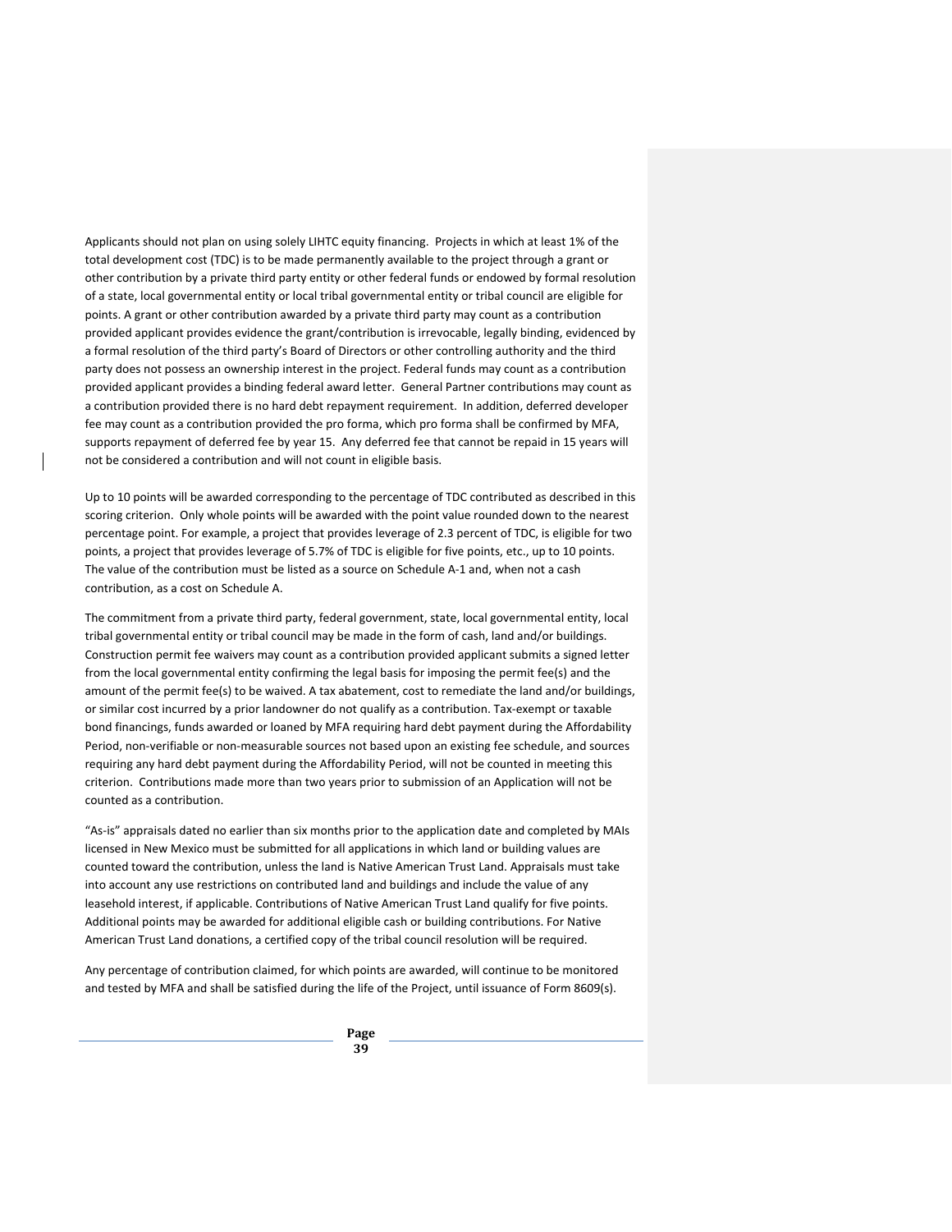Applicants should not plan on using solely LIHTC equity financing. Projects in which at least 1% of the total development cost (TDC) is to be made permanently available to the project through a grant or other contribution by a private third party entity or other federal funds or endowed by formal resolution of a state, local governmental entity or local tribal governmental entity or tribal council are eligible for points. A grant or other contribution awarded by a private third party may count as a contribution provided applicant provides evidence the grant/contribution is irrevocable, legally binding, evidenced by a formal resolution of the third party's Board of Directors or other controlling authority and the third party does not possess an ownership interest in the project. Federal funds may count as a contribution provided applicant provides a binding federal award letter. General Partner contributions may count as a contribution provided there is no hard debt repayment requirement. In addition, deferred developer fee may count as a contribution provided the pro forma, which pro forma shall be confirmed by MFA, supports repayment of deferred fee by year 15. Any deferred fee that cannot be repaid in 15 years will not be considered a contribution and will not count in eligible basis.

Up to 10 points will be awarded corresponding to the percentage of TDC contributed as described in this scoring criterion. Only whole points will be awarded with the point value rounded down to the nearest percentage point. For example, a project that provides leverage of 2.3 percent of TDC, is eligible for two points, a project that provides leverage of 5.7% of TDC is eligible for five points, etc., up to 10 points. The value of the contribution must be listed as a source on Schedule A-1 and, when not a cash contribution, as a cost on Schedule A.

The commitment from a private third party, federal government, state, local governmental entity, local tribal governmental entity or tribal council may be made in the form of cash, land and/or buildings. Construction permit fee waivers may count as a contribution provided applicant submits a signed letter from the local governmental entity confirming the legal basis for imposing the permit fee(s) and the amount of the permit fee(s) to be waived. A tax abatement, cost to remediate the land and/or buildings, or similar cost incurred by a prior landowner do not qualify as a contribution. Tax-exempt or taxable bond financings, funds awarded or loaned by MFA requiring hard debt payment during the Affordability Period, non-verifiable or non-measurable sources not based upon an existing fee schedule, and sources requiring any hard debt payment during the Affordability Period, will not be counted in meeting this criterion. Contributions made more than two years prior to submission of an Application will not be counted as a contribution.

"As-is" appraisals dated no earlier than six months prior to the application date and completed by MAIs licensed in New Mexico must be submitted for all applications in which land or building values are counted toward the contribution, unless the land is Native American Trust Land. Appraisals must take into account any use restrictions on contributed land and buildings and include the value of any leasehold interest, if applicable. Contributions of Native American Trust Land qualify for five points. Additional points may be awarded for additional eligible cash or building contributions. For Native American Trust Land donations, a certified copy of the tribal council resolution will be required.

Any percentage of contribution claimed, for which points are awarded, will continue to be monitored and tested by MFA and shall be satisfied during the life of the Project, until issuance of Form 8609(s).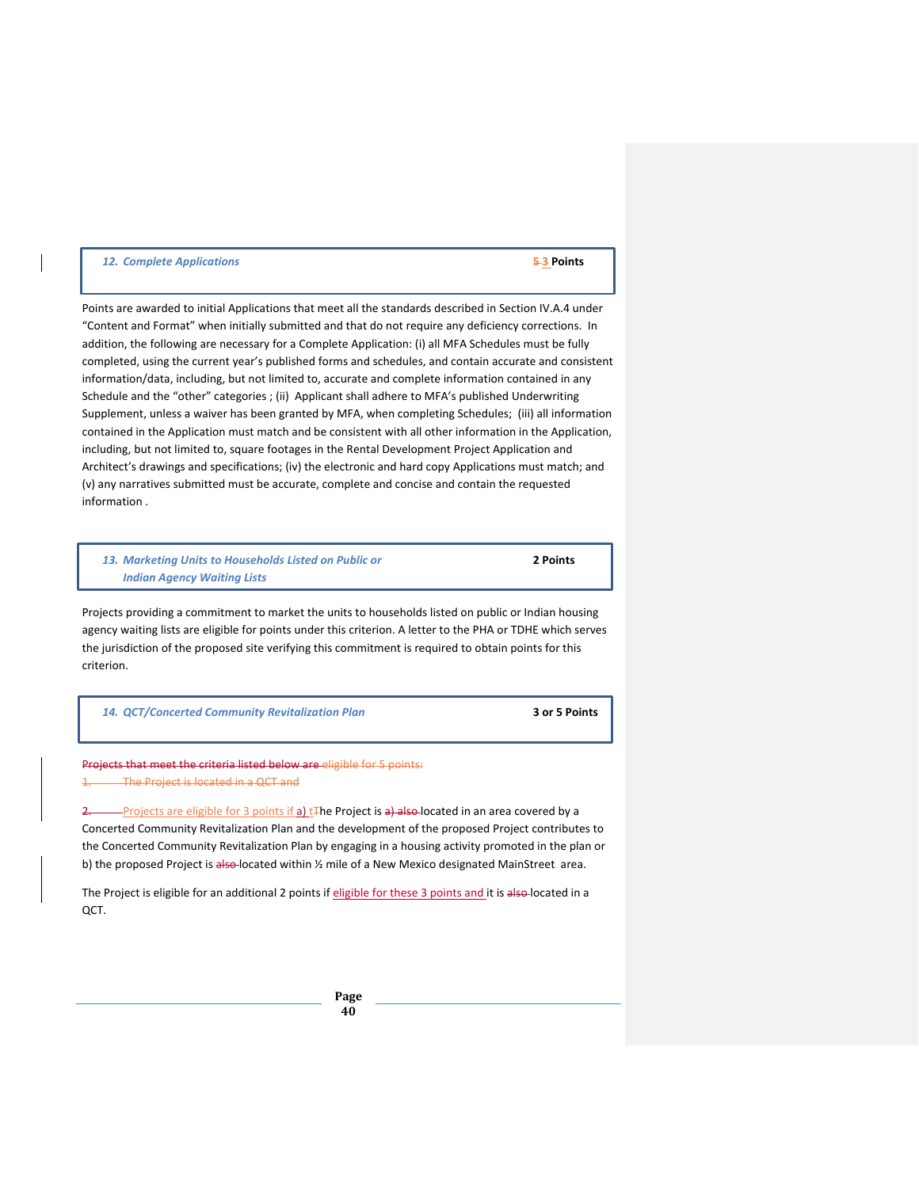### 12. *Complete Applications* — ~~5~~ 3 Points

Points are awarded to initial Applications that meet all the standards described in Section IV.A.4 under "Content and Format" when initially submitted and that do not require any deficiency corrections. In addition, the following are necessary for a Complete Application: (i) all MFA Schedules must be fully completed, using the current year's published forms and schedules, and contain accurate and consistent information/data, including, but not limited to, accurate and complete information contained in any Schedule and the "other" categories ; (ii) Applicant shall adhere to MFA's published Underwriting Supplement, unless a waiver has been granted by MFA, when completing Schedules; (iii) all information contained in the Application must match and be consistent with all other information in the Application, including, but not limited to, square footages in the Rental Development Project Application and Architect's drawings and specifications; (iv) the electronic and hard copy Applications must match; and (v) any narratives submitted must be accurate, complete and concise and contain the requested information .

### 13. *Marketing Units to Households Listed on Public or Indian Agency Waiting Lists* — 2 Points

Projects providing a commitment to market the units to households listed on public or Indian housing agency waiting lists are eligible for points under this criterion. A letter to the PHA or TDHE which serves the jurisdiction of the proposed site verifying this commitment is required to obtain points for this criterion.

### 14. *QCT/Concerted Community Revitalization Plan* — 3 or 5 Points

~~Projects that meet the criteria listed below are eligible for 5 points:~~

~~1. The Project is located in a QCT and~~

~~2.~~ Projects are eligible for 3 points if a) ~~t~~The Project is ~~a) also~~ located in an area covered by a Concerted Community Revitalization Plan and the development of the proposed Project contributes to the Concerted Community Revitalization Plan by engaging in a housing activity promoted in the plan or b) the proposed Project is ~~also~~ located within ½ mile of a New Mexico designated MainStreet area.

The Project is eligible for an additional 2 points if eligible for these 3 points and it is ~~also~~ located in a QCT.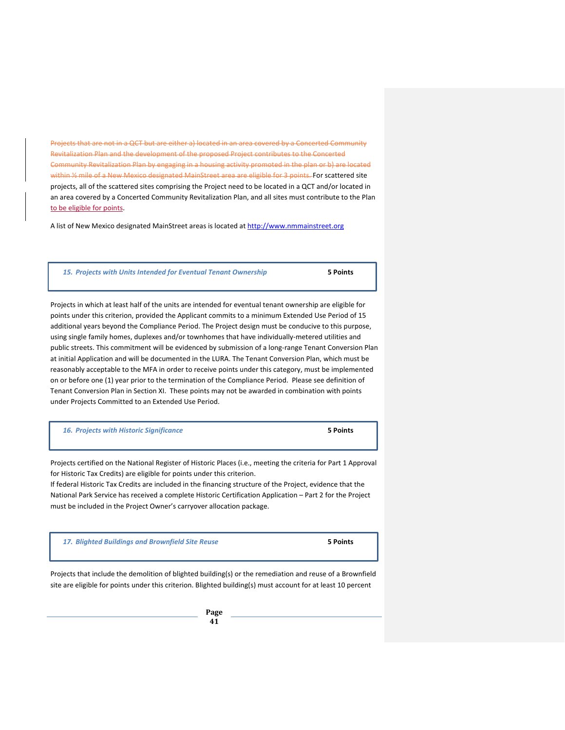~~Projects that are not in a QCT but are either a) located in an area covered by a Concerted Community Revitalization Plan and the development of the proposed Project contributes to the Concerted Community Revitalization Plan by engaging in a housing activity promoted in the plan or b) are located within ¼ mile of a New Mexico designated MainStreet area are eligible for 3 points.~~ For scattered site projects, all of the scattered sites comprising the Project need to be located in a QCT and/or located in an area covered by a Concerted Community Revitalization Plan, and all sites must contribute to the Plan to be eligible for points.

A list of New Mexico designated MainStreet areas is located at http://www.nmmainstreet.org

| *15. Projects with Units Intended for Eventual Tenant Ownership* | **5 Points** |
|---|---|

Projects in which at least half of the units are intended for eventual tenant ownership are eligible for points under this criterion, provided the Applicant commits to a minimum Extended Use Period of 15 additional years beyond the Compliance Period. The Project design must be conducive to this purpose, using single family homes, duplexes and/or townhomes that have individually-metered utilities and public streets. This commitment will be evidenced by submission of a long-range Tenant Conversion Plan at initial Application and will be documented in the LURA. The Tenant Conversion Plan, which must be reasonably acceptable to the MFA in order to receive points under this category, must be implemented on or before one (1) year prior to the termination of the Compliance Period. Please see definition of Tenant Conversion Plan in Section XI. These points may not be awarded in combination with points under Projects Committed to an Extended Use Period.

| *16. Projects with Historic Significance* | **5 Points** |
|---|---|

Projects certified on the National Register of Historic Places (i.e., meeting the criteria for Part 1 Approval for Historic Tax Credits) are eligible for points under this criterion.
If federal Historic Tax Credits are included in the financing structure of the Project, evidence that the National Park Service has received a complete Historic Certification Application – Part 2 for the Project must be included in the Project Owner's carryover allocation package.

| *17. Blighted Buildings and Brownfield Site Reuse* | **5 Points** |
|---|---|

Projects that include the demolition of blighted building(s) or the remediation and reuse of a Brownfield site are eligible for points under this criterion. Blighted building(s) must account for at least 10 percent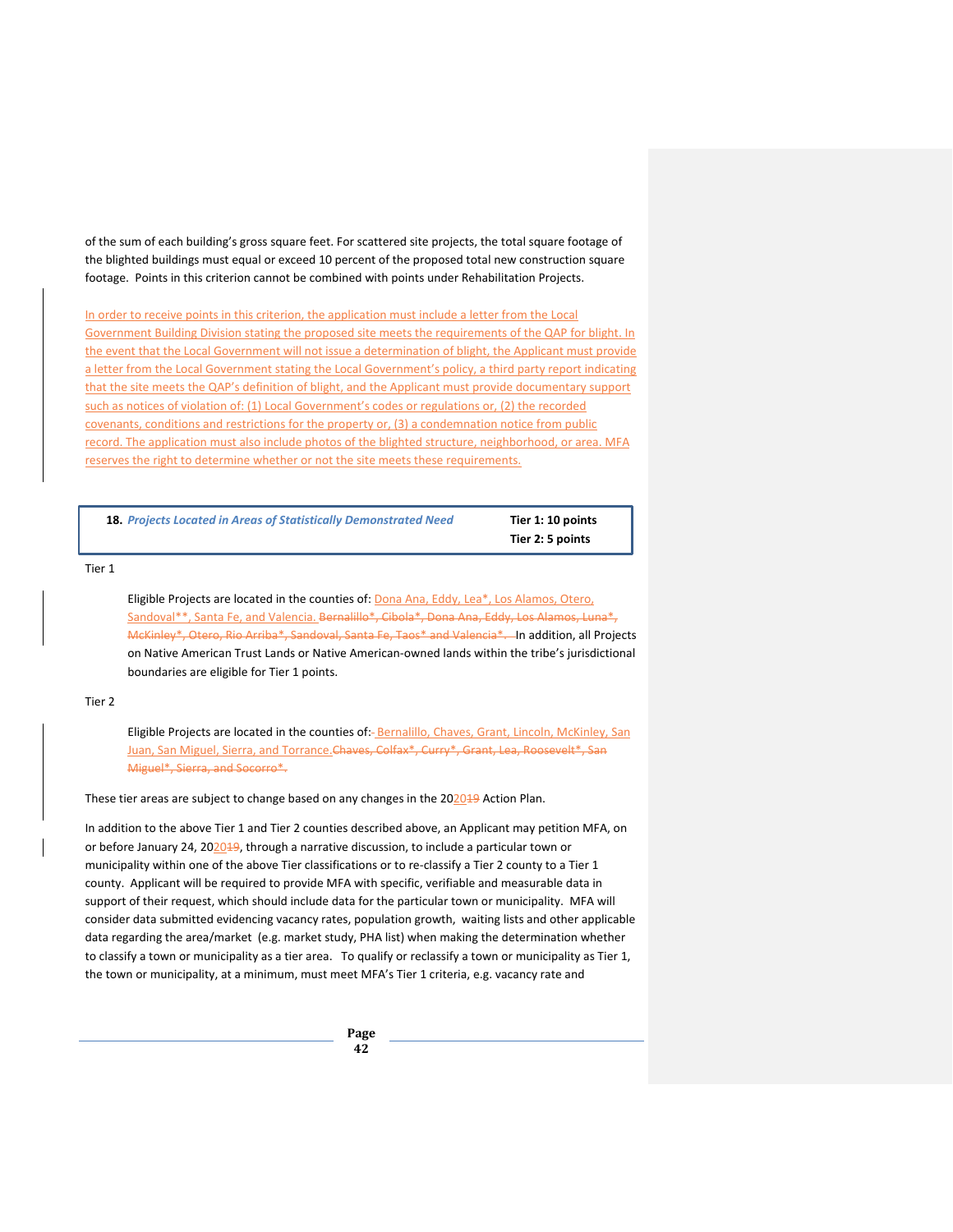of the sum of each building's gross square feet. For scattered site projects, the total square footage of the blighted buildings must equal or exceed 10 percent of the proposed total new construction square footage. Points in this criterion cannot be combined with points under Rehabilitation Projects.

In order to receive points in this criterion, the application must include a letter from the Local Government Building Division stating the proposed site meets the requirements of the QAP for blight. In the event that the Local Government will not issue a determination of blight, the Applicant must provide a letter from the Local Government stating the Local Government's policy, a third party report indicating that the site meets the QAP's definition of blight, and the Applicant must provide documentary support such as notices of violation of: (1) Local Government's codes or regulations or, (2) the recorded covenants, conditions and restrictions for the property or, (3) a condemnation notice from public record. The application must also include photos of the blighted structure, neighborhood, or area. MFA reserves the right to determine whether or not the site meets these requirements.

| **18.** ***Projects Located in Areas of Statistically Demonstrated Need*** | **Tier 1: 10 points**<br>**Tier 2: 5 points** |
|---|---|

Tier 1

Eligible Projects are located in the counties of: Dona Ana, Eddy, Lea*, Los Alamos, Otero, Sandoval**, Santa Fe, and Valencia. ~~Bernalillo*, Cibola*, Dona Ana, Eddy, Los Alamos, Luna*, McKinley*, Otero, Rio Arriba*, Sandoval, Santa Fe, Taos* and Valencia*.~~ In addition, all Projects on Native American Trust Lands or Native American-owned lands within the tribe's jurisdictional boundaries are eligible for Tier 1 points.

Tier 2

Eligible Projects are located in the counties of: Bernalillo, Chaves, Grant, Lincoln, McKinley, San Juan, San Miguel, Sierra, and Torrance. ~~Chaves, Colfax*, Curry*, Grant, Lea, Roosevelt*, San Miguel*, Sierra, and Socorro*.~~

These tier areas are subject to change based on any changes in the 2020~~19~~ Action Plan.

In addition to the above Tier 1 and Tier 2 counties described above, an Applicant may petition MFA, on or before January 24, 2020~~19~~, through a narrative discussion, to include a particular town or municipality within one of the above Tier classifications or to re-classify a Tier 2 county to a Tier 1 county. Applicant will be required to provide MFA with specific, verifiable and measurable data in support of their request, which should include data for the particular town or municipality. MFA will consider data submitted evidencing vacancy rates, population growth, waiting lists and other applicable data regarding the area/market (e.g. market study, PHA list) when making the determination whether to classify a town or municipality as a tier area. To qualify or reclassify a town or municipality as Tier 1, the town or municipality, at a minimum, must meet MFA's Tier 1 criteria, e.g. vacancy rate and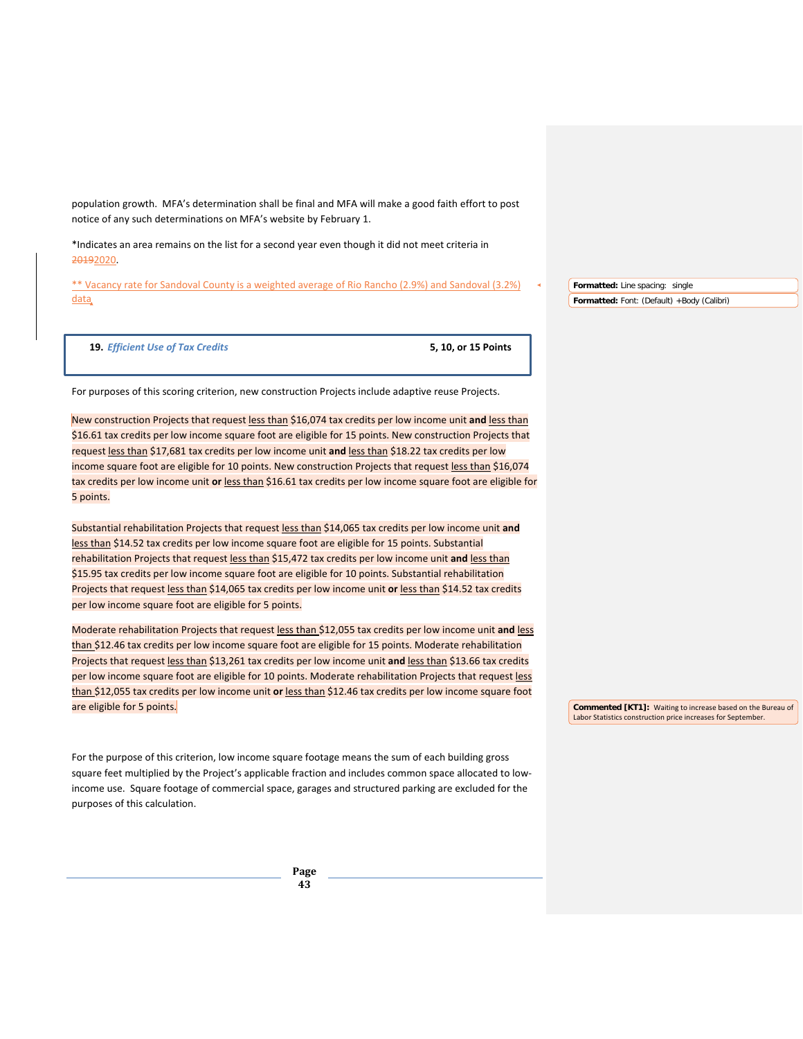population growth. MFA's determination shall be final and MFA will make a good faith effort to post notice of any such determinations on MFA's website by February 1.

*Indicates an area remains on the list for a second year even though it did not meet criteria in ~~2019~~2020.

** Vacancy rate for Sandoval County is a weighted average of Rio Rancho (2.9%) and Sandoval (3.2%) data.

| **19.** ***Efficient Use of Tax Credits*** | **5, 10, or 15 Points** |
|---|---|

For purposes of this scoring criterion, new construction Projects include adaptive reuse Projects.

New construction Projects that request less than $16,074 tax credits per low income unit **and** less than $16.61 tax credits per low income square foot are eligible for 15 points. New construction Projects that request less than $17,681 tax credits per low income unit **and** less than $18.22 tax credits per low income square foot are eligible for 10 points. New construction Projects that request less than $16,074 tax credits per low income unit **or** less than $16.61 tax credits per low income square foot are eligible for 5 points.

Substantial rehabilitation Projects that request less than $14,065 tax credits per low income unit **and** less than $14.52 tax credits per low income square foot are eligible for 15 points. Substantial rehabilitation Projects that request less than $15,472 tax credits per low income unit **and** less than $15.95 tax credits per low income square foot are eligible for 10 points. Substantial rehabilitation Projects that request less than $14,065 tax credits per low income unit **or** less than $14.52 tax credits per low income square foot are eligible for 5 points.

Moderate rehabilitation Projects that request less than $12,055 tax credits per low income unit **and** less than $12.46 tax credits per low income square foot are eligible for 15 points. Moderate rehabilitation Projects that request less than $13,261 tax credits per low income unit **and** less than $13.66 tax credits per low income square foot are eligible for 10 points. Moderate rehabilitation Projects that request less than $12,055 tax credits per low income unit **or** less than $12.46 tax credits per low income square foot are eligible for 5 points.

For the purpose of this criterion, low income square footage means the sum of each building gross square feet multiplied by the Project's applicable fraction and includes common space allocated to low-income use. Square footage of commercial space, garages and structured parking are excluded for the purposes of this calculation.

**Formatted:** Line spacing: single

**Formatted:** Font: (Default) +Body (Calibri)

**Commented [KT1]:** Waiting to increase based on the Bureau of Labor Statistics construction price increases for September.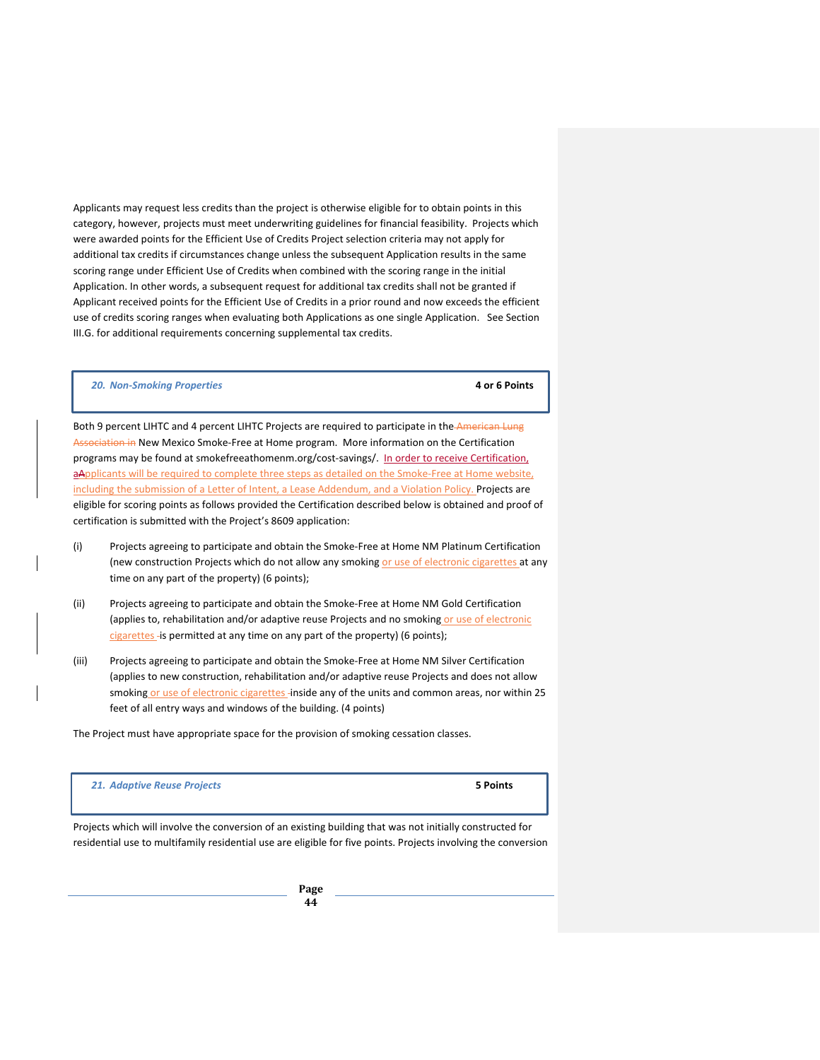Applicants may request less credits than the project is otherwise eligible for to obtain points in this category, however, projects must meet underwriting guidelines for financial feasibility. Projects which were awarded points for the Efficient Use of Credits Project selection criteria may not apply for additional tax credits if circumstances change unless the subsequent Application results in the same scoring range under Efficient Use of Credits when combined with the scoring range in the initial Application. In other words, a subsequent request for additional tax credits shall not be granted if Applicant received points for the Efficient Use of Credits in a prior round and now exceeds the efficient use of credits scoring ranges when evaluating both Applications as one single Application. See Section III.G. for additional requirements concerning supplemental tax credits.

| *20. Non-Smoking Properties* | **4 or 6 Points** |
|---|---|

Both 9 percent LIHTC and 4 percent LIHTC Projects are required to participate in the American Lung Association in New Mexico Smoke-Free at Home program. More information on the Certification programs may be found at smokefreeathomenm.org/cost-savings/. In order to receive Certification, aApplicants will be required to complete three steps as detailed on the Smoke-Free at Home website, including the submission of a Letter of Intent, a Lease Addendum, and a Violation Policy. Projects are eligible for scoring points as follows provided the Certification described below is obtained and proof of certification is submitted with the Project's 8609 application:

(i) Projects agreeing to participate and obtain the Smoke-Free at Home NM Platinum Certification (new construction Projects which do not allow any smoking or use of electronic cigarettes at any time on any part of the property) (6 points);

(ii) Projects agreeing to participate and obtain the Smoke-Free at Home NM Gold Certification (applies to, rehabilitation and/or adaptive reuse Projects and no smoking or use of electronic cigarettes is permitted at any time on any part of the property) (6 points);

(iii) Projects agreeing to participate and obtain the Smoke-Free at Home NM Silver Certification (applies to new construction, rehabilitation and/or adaptive reuse Projects and does not allow smoking or use of electronic cigarettes inside any of the units and common areas, nor within 25 feet of all entry ways and windows of the building. (4 points)

The Project must have appropriate space for the provision of smoking cessation classes.

| *21. Adaptive Reuse Projects* | **5 Points** |
|---|---|

Projects which will involve the conversion of an existing building that was not initially constructed for residential use to multifamily residential use are eligible for five points. Projects involving the conversion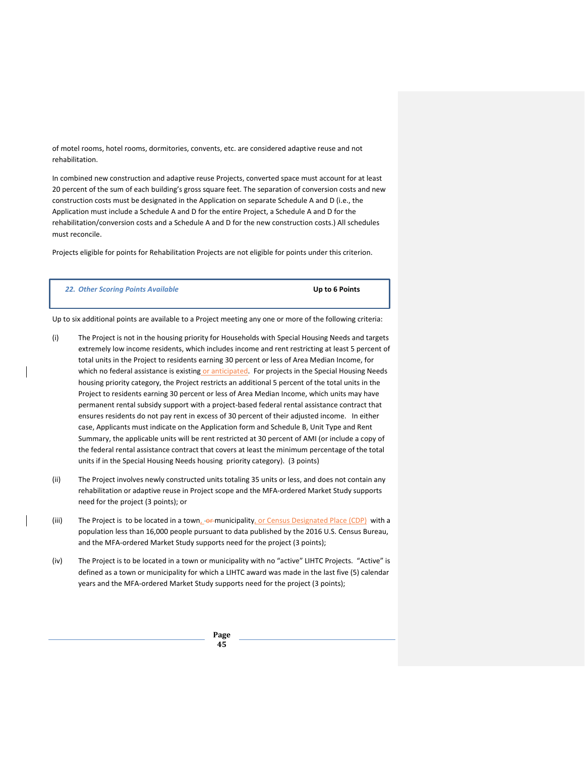of motel rooms, hotel rooms, dormitories, convents, etc. are considered adaptive reuse and not rehabilitation.

In combined new construction and adaptive reuse Projects, converted space must account for at least 20 percent of the sum of each building's gross square feet. The separation of conversion costs and new construction costs must be designated in the Application on separate Schedule A and D (i.e., the Application must include a Schedule A and D for the entire Project, a Schedule A and D for the rehabilitation/conversion costs and a Schedule A and D for the new construction costs.) All schedules must reconcile.

Projects eligible for points for Rehabilitation Projects are not eligible for points under this criterion.

| ***22. Other Scoring Points Available*** | **Up to 6 Points** |
|---|---|

Up to six additional points are available to a Project meeting any one or more of the following criteria:

(i) The Project is not in the housing priority for Households with Special Housing Needs and targets extremely low income residents, which includes income and rent restricting at least 5 percent of total units in the Project to residents earning 30 percent or less of Area Median Income, for which no federal assistance is existing or anticipated. For projects in the Special Housing Needs housing priority category, the Project restricts an additional 5 percent of the total units in the Project to residents earning 30 percent or less of Area Median Income, which units may have permanent rental subsidy support with a project-based federal rental assistance contract that ensures residents do not pay rent in excess of 30 percent of their adjusted income. In either case, Applicants must indicate on the Application form and Schedule B, Unit Type and Rent Summary, the applicable units will be rent restricted at 30 percent of AMI (or include a copy of the federal rental assistance contract that covers at least the minimum percentage of the total units if in the Special Housing Needs housing priority category). (3 points)

(ii) The Project involves newly constructed units totaling 35 units or less, and does not contain any rehabilitation or adaptive reuse in Project scope and the MFA-ordered Market Study supports need for the project (3 points); or

(iii) The Project is to be located in a town, ~~or~~ municipality, or Census Designated Place (CDP) with a population less than 16,000 people pursuant to data published by the 2016 U.S. Census Bureau, and the MFA-ordered Market Study supports need for the project (3 points);

(iv) The Project is to be located in a town or municipality with no "active" LIHTC Projects. "Active" is defined as a town or municipality for which a LIHTC award was made in the last five (5) calendar years and the MFA-ordered Market Study supports need for the project (3 points);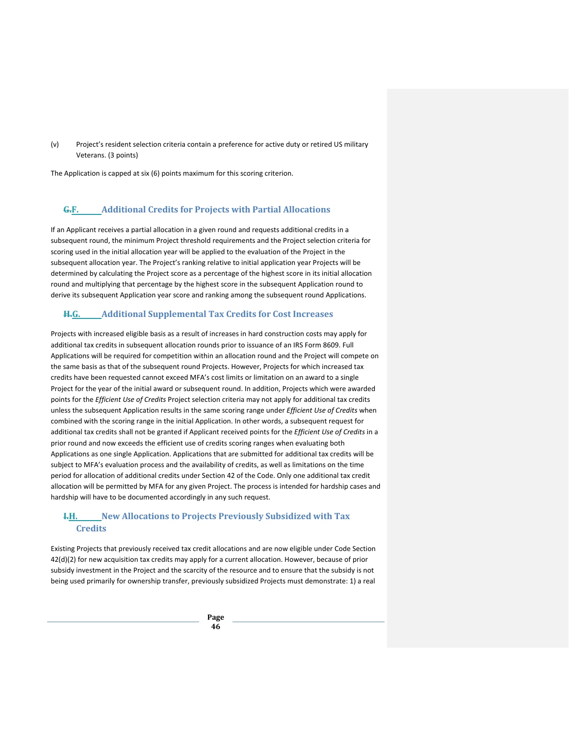(v) Project's resident selection criteria contain a preference for active duty or retired US military Veterans. (3 points)

The Application is capped at six (6) points maximum for this scoring criterion.

### ~~G.~~F. Additional Credits for Projects with Partial Allocations

If an Applicant receives a partial allocation in a given round and requests additional credits in a subsequent round, the minimum Project threshold requirements and the Project selection criteria for scoring used in the initial allocation year will be applied to the evaluation of the Project in the subsequent allocation year. The Project's ranking relative to initial application year Projects will be determined by calculating the Project score as a percentage of the highest score in its initial allocation round and multiplying that percentage by the highest score in the subsequent Application round to derive its subsequent Application year score and ranking among the subsequent round Applications.

### ~~H.~~G. Additional Supplemental Tax Credits for Cost Increases

Projects with increased eligible basis as a result of increases in hard construction costs may apply for additional tax credits in subsequent allocation rounds prior to issuance of an IRS Form 8609. Full Applications will be required for competition within an allocation round and the Project will compete on the same basis as that of the subsequent round Projects. However, Projects for which increased tax credits have been requested cannot exceed MFA's cost limits or limitation on an award to a single Project for the year of the initial award or subsequent round. In addition, Projects which were awarded points for the *Efficient Use of Credits* Project selection criteria may not apply for additional tax credits unless the subsequent Application results in the same scoring range under *Efficient Use of Credits* when combined with the scoring range in the initial Application. In other words, a subsequent request for additional tax credits shall not be granted if Applicant received points for the *Efficient Use of Credits* in a prior round and now exceeds the efficient use of credits scoring ranges when evaluating both Applications as one single Application. Applications that are submitted for additional tax credits will be subject to MFA's evaluation process and the availability of credits, as well as limitations on the time period for allocation of additional credits under Section 42 of the Code. Only one additional tax credit allocation will be permitted by MFA for any given Project. The process is intended for hardship cases and hardship will have to be documented accordingly in any such request.

### ~~I.~~H. New Allocations to Projects Previously Subsidized with Tax Credits

Existing Projects that previously received tax credit allocations and are now eligible under Code Section 42(d)(2) for new acquisition tax credits may apply for a current allocation. However, because of prior subsidy investment in the Project and the scarcity of the resource and to ensure that the subsidy is not being used primarily for ownership transfer, previously subsidized Projects must demonstrate: 1) a real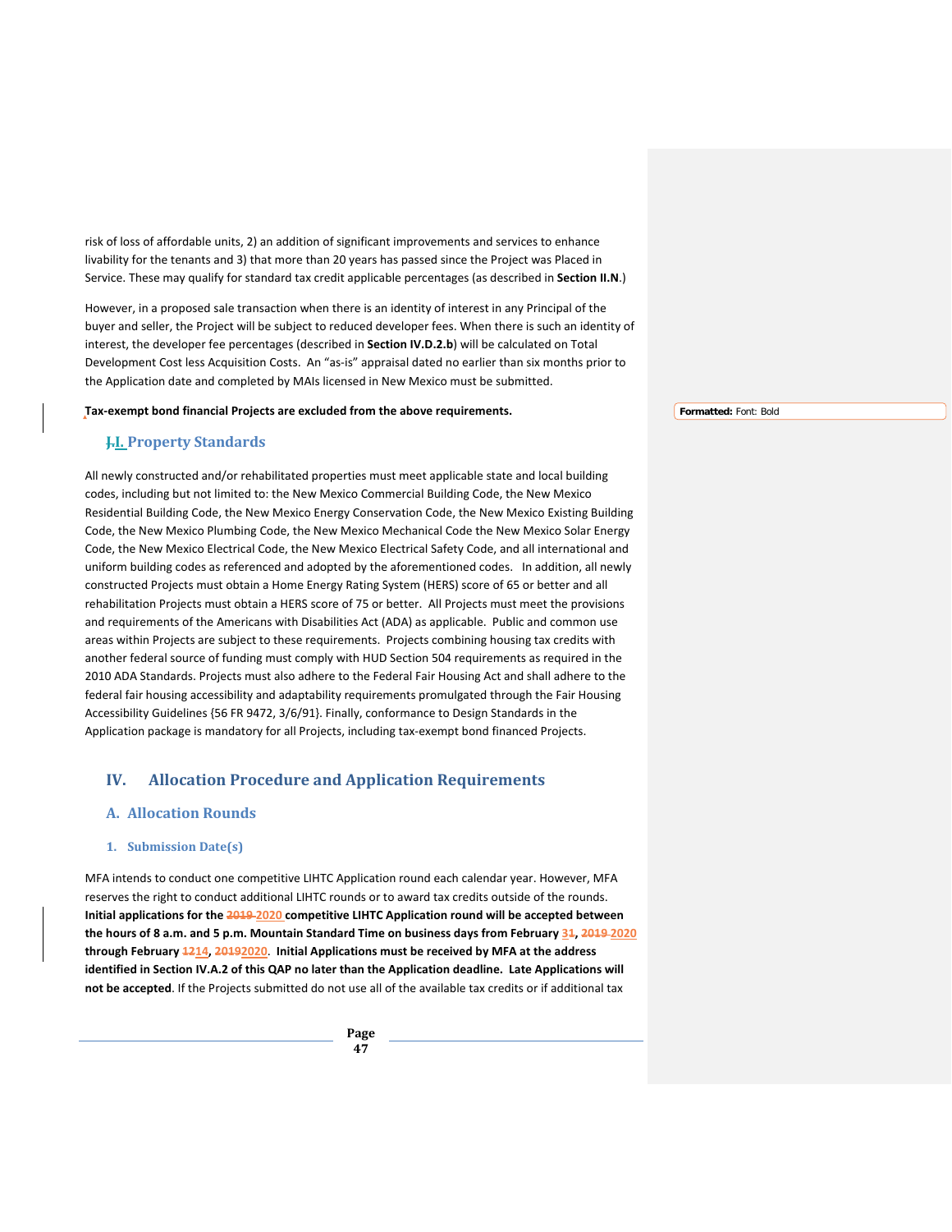risk of loss of affordable units, 2) an addition of significant improvements and services to enhance livability for the tenants and 3) that more than 20 years has passed since the Project was Placed in Service. These may qualify for standard tax credit applicable percentages (as described in **Section II.N**.)

However, in a proposed sale transaction when there is an identity of interest in any Principal of the buyer and seller, the Project will be subject to reduced developer fees. When there is such an identity of interest, the developer fee percentages (described in **Section IV.D.2.b**) will be calculated on Total Development Cost less Acquisition Costs. An "as-is" appraisal dated no earlier than six months prior to the Application date and completed by MAIs licensed in New Mexico must be submitted.

**Tax-exempt bond financial Projects are excluded from the above requirements.**

### I. Property Standards

All newly constructed and/or rehabilitated properties must meet applicable state and local building codes, including but not limited to: the New Mexico Commercial Building Code, the New Mexico Residential Building Code, the New Mexico Energy Conservation Code, the New Mexico Existing Building Code, the New Mexico Plumbing Code, the New Mexico Mechanical Code the New Mexico Solar Energy Code, the New Mexico Electrical Code, the New Mexico Electrical Safety Code, and all international and uniform building codes as referenced and adopted by the aforementioned codes. In addition, all newly constructed Projects must obtain a Home Energy Rating System (HERS) score of 65 or better and all rehabilitation Projects must obtain a HERS score of 75 or better. All Projects must meet the provisions and requirements of the Americans with Disabilities Act (ADA) as applicable. Public and common use areas within Projects are subject to these requirements. Projects combining housing tax credits with another federal source of funding must comply with HUD Section 504 requirements as required in the 2010 ADA Standards. Projects must also adhere to the Federal Fair Housing Act and shall adhere to the federal fair housing accessibility and adaptability requirements promulgated through the Fair Housing Accessibility Guidelines {56 FR 9472, 3/6/91}. Finally, conformance to Design Standards in the Application package is mandatory for all Projects, including tax-exempt bond financed Projects.

## IV. Allocation Procedure and Application Requirements

### A. Allocation Rounds

#### 1. Submission Date(s)

MFA intends to conduct one competitive LIHTC Application round each calendar year. However, MFA reserves the right to conduct additional LIHTC rounds or to award tax credits outside of the rounds. **Initial applications for the 2020 competitive LIHTC Application round will be accepted between the hours of 8 a.m. and 5 p.m. Mountain Standard Time on business days from February 3, 2020 through February 14, 2020. Initial Applications must be received by MFA at the address identified in Section IV.A.2 of this QAP no later than the Application deadline. Late Applications will not be accepted**. If the Projects submitted do not use all of the available tax credits or if additional tax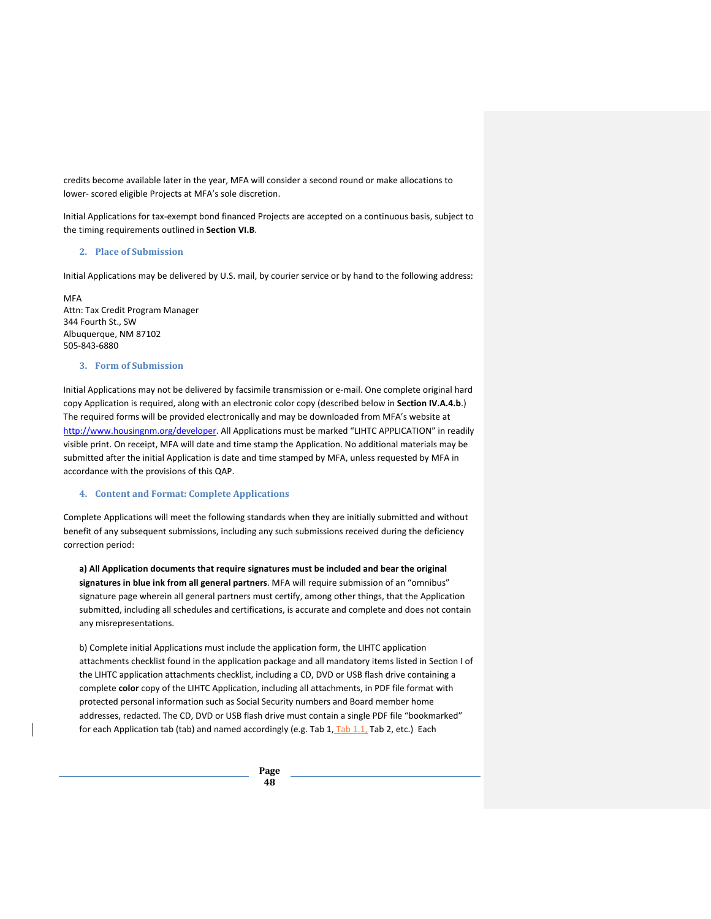credits become available later in the year, MFA will consider a second round or make allocations to lower- scored eligible Projects at MFA's sole discretion.

Initial Applications for tax-exempt bond financed Projects are accepted on a continuous basis, subject to the timing requirements outlined in **Section VI.B**.

### 2. Place of Submission

Initial Applications may be delivered by U.S. mail, by courier service or by hand to the following address:

MFA
Attn: Tax Credit Program Manager
344 Fourth St., SW
Albuquerque, NM 87102
505-843-6880

### 3. Form of Submission

Initial Applications may not be delivered by facsimile transmission or e-mail. One complete original hard copy Application is required, along with an electronic color copy (described below in **Section IV.A.4.b**.) The required forms will be provided electronically and may be downloaded from MFA's website at http://www.housingnm.org/developer. All Applications must be marked "LIHTC APPLICATION" in readily visible print. On receipt, MFA will date and time stamp the Application. No additional materials may be submitted after the initial Application is date and time stamped by MFA, unless requested by MFA in accordance with the provisions of this QAP.

### 4. Content and Format: Complete Applications

Complete Applications will meet the following standards when they are initially submitted and without benefit of any subsequent submissions, including any such submissions received during the deficiency correction period:

**a) All Application documents that require signatures must be included and bear the original signatures in blue ink from all general partners**. MFA will require submission of an "omnibus" signature page wherein all general partners must certify, among other things, that the Application submitted, including all schedules and certifications, is accurate and complete and does not contain any misrepresentations.

b) Complete initial Applications must include the application form, the LIHTC application attachments checklist found in the application package and all mandatory items listed in Section I of the LIHTC application attachments checklist, including a CD, DVD or USB flash drive containing a complete **color** copy of the LIHTC Application, including all attachments, in PDF file format with protected personal information such as Social Security numbers and Board member home addresses, redacted. The CD, DVD or USB flash drive must contain a single PDF file "bookmarked" for each Application tab (tab) and named accordingly (e.g. Tab 1, Tab 1.1, Tab 2, etc.) Each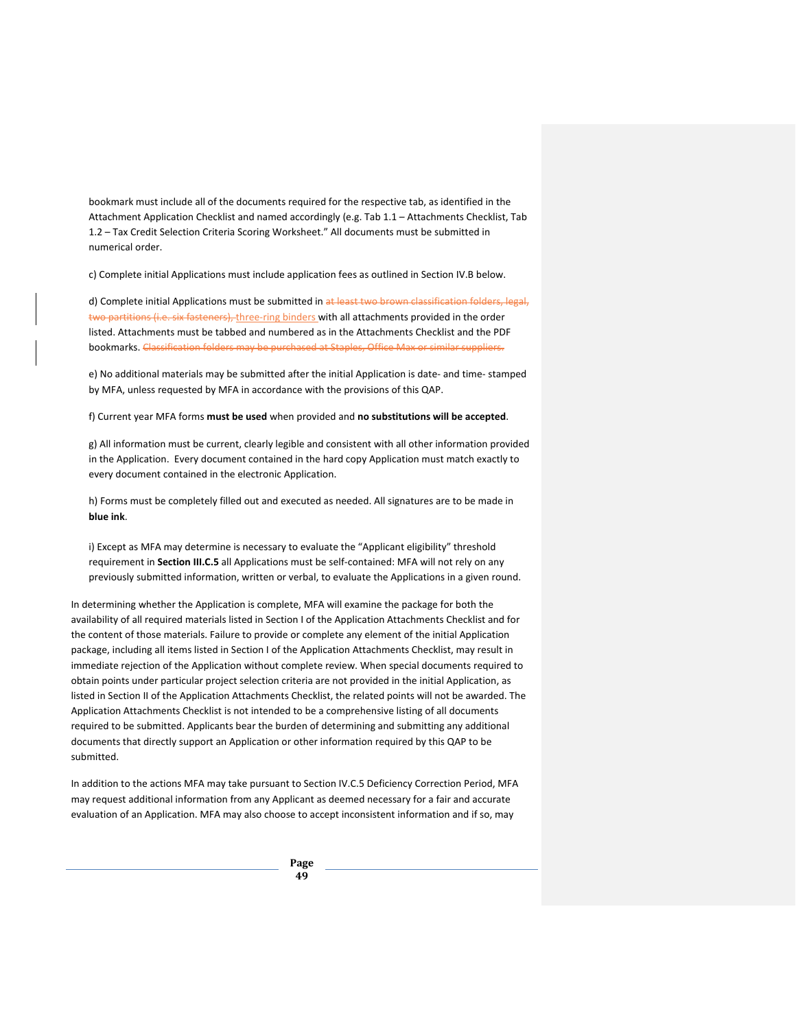bookmark must include all of the documents required for the respective tab, as identified in the Attachment Application Checklist and named accordingly (e.g. Tab 1.1 – Attachments Checklist, Tab 1.2 – Tax Credit Selection Criteria Scoring Worksheet." All documents must be submitted in numerical order.

c) Complete initial Applications must include application fees as outlined in Section IV.B below.

d) Complete initial Applications must be submitted in ~~at least two brown classification folders, legal, two partitions (i.e. six fasteners),~~ three-ring binders with all attachments provided in the order listed. Attachments must be tabbed and numbered as in the Attachments Checklist and the PDF bookmarks. ~~Classification folders may be purchased at Staples, Office Max or similar suppliers.~~

e) No additional materials may be submitted after the initial Application is date- and time- stamped by MFA, unless requested by MFA in accordance with the provisions of this QAP.

f) Current year MFA forms **must be used** when provided and **no substitutions will be accepted**.

g) All information must be current, clearly legible and consistent with all other information provided in the Application. Every document contained in the hard copy Application must match exactly to every document contained in the electronic Application.

h) Forms must be completely filled out and executed as needed. All signatures are to be made in **blue ink**.

i) Except as MFA may determine is necessary to evaluate the "Applicant eligibility" threshold requirement in **Section III.C.5** all Applications must be self-contained: MFA will not rely on any previously submitted information, written or verbal, to evaluate the Applications in a given round.

In determining whether the Application is complete, MFA will examine the package for both the availability of all required materials listed in Section I of the Application Attachments Checklist and for the content of those materials. Failure to provide or complete any element of the initial Application package, including all items listed in Section I of the Application Attachments Checklist, may result in immediate rejection of the Application without complete review. When special documents required to obtain points under particular project selection criteria are not provided in the initial Application, as listed in Section II of the Application Attachments Checklist, the related points will not be awarded. The Application Attachments Checklist is not intended to be a comprehensive listing of all documents required to be submitted. Applicants bear the burden of determining and submitting any additional documents that directly support an Application or other information required by this QAP to be submitted.

In addition to the actions MFA may take pursuant to Section IV.C.5 Deficiency Correction Period, MFA may request additional information from any Applicant as deemed necessary for a fair and accurate evaluation of an Application. MFA may also choose to accept inconsistent information and if so, may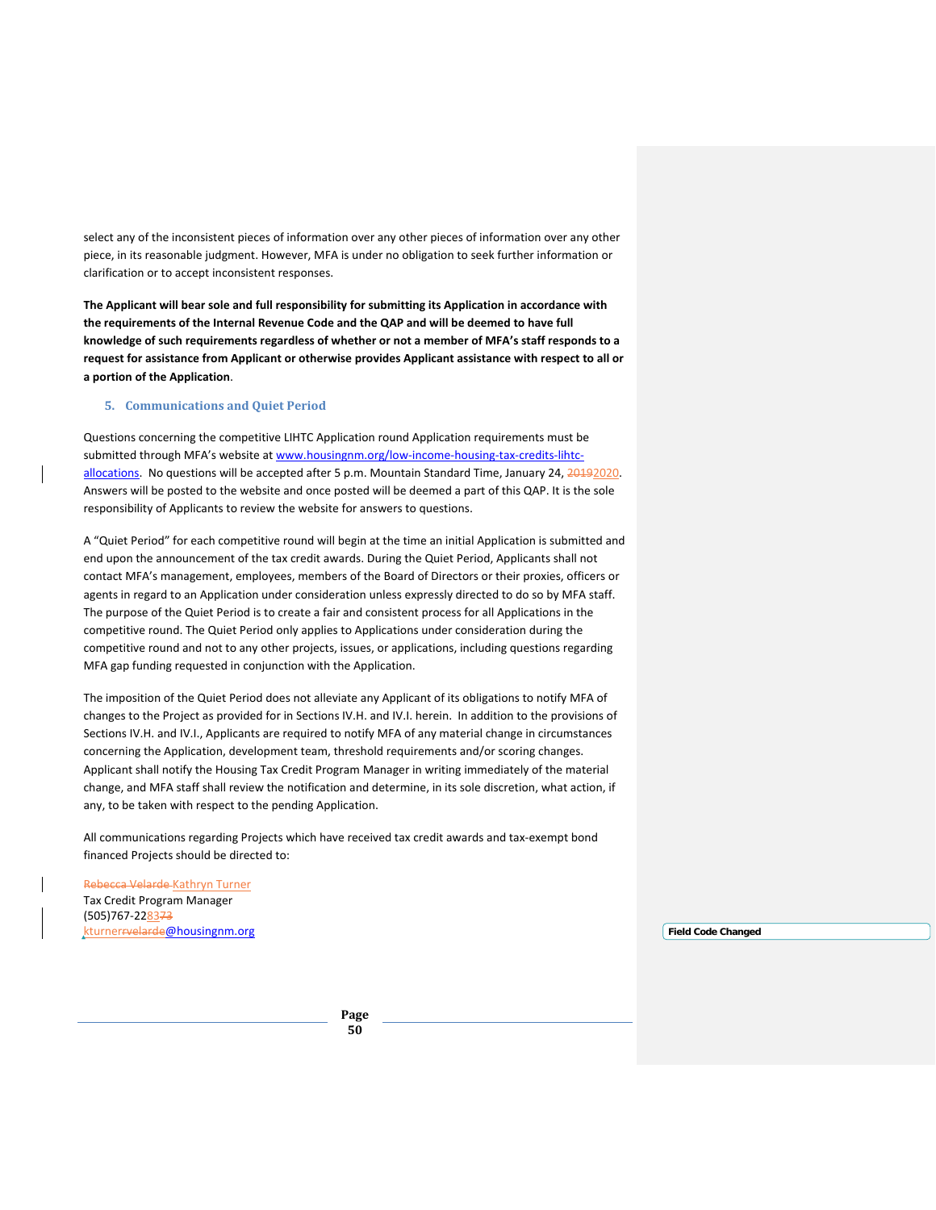select any of the inconsistent pieces of information over any other pieces of information over any other piece, in its reasonable judgment. However, MFA is under no obligation to seek further information or clarification or to accept inconsistent responses.

**The Applicant will bear sole and full responsibility for submitting its Application in accordance with the requirements of the Internal Revenue Code and the QAP and will be deemed to have full knowledge of such requirements regardless of whether or not a member of MFA's staff responds to a request for assistance from Applicant or otherwise provides Applicant assistance with respect to all or a portion of the Application.**

### 5. Communications and Quiet Period

Questions concerning the competitive LIHTC Application round Application requirements must be submitted through MFA's website at www.housingnm.org/low-income-housing-tax-credits-lihtc-allocations. No questions will be accepted after 5 p.m. Mountain Standard Time, January 24, ~~2019~~2020. Answers will be posted to the website and once posted will be deemed a part of this QAP. It is the sole responsibility of Applicants to review the website for answers to questions.

A "Quiet Period" for each competitive round will begin at the time an initial Application is submitted and end upon the announcement of the tax credit awards. During the Quiet Period, Applicants shall not contact MFA's management, employees, members of the Board of Directors or their proxies, officers or agents in regard to an Application under consideration unless expressly directed to do so by MFA staff. The purpose of the Quiet Period is to create a fair and consistent process for all Applications in the competitive round. The Quiet Period only applies to Applications under consideration during the competitive round and not to any other projects, issues, or applications, including questions regarding MFA gap funding requested in conjunction with the Application.

The imposition of the Quiet Period does not alleviate any Applicant of its obligations to notify MFA of changes to the Project as provided for in Sections IV.H. and IV.I. herein. In addition to the provisions of Sections IV.H. and IV.I., Applicants are required to notify MFA of any material change in circumstances concerning the Application, development team, threshold requirements and/or scoring changes. Applicant shall notify the Housing Tax Credit Program Manager in writing immediately of the material change, and MFA staff shall review the notification and determine, in its sole discretion, what action, if any, to be taken with respect to the pending Application.

All communications regarding Projects which have received tax credit awards and tax-exempt bond financed Projects should be directed to:

~~Rebecca Velarde~~ Kathryn Turner
Tax Credit Program Manager
(505)767-22~~73~~83
kturner~~rvelarde~~@housingnm.org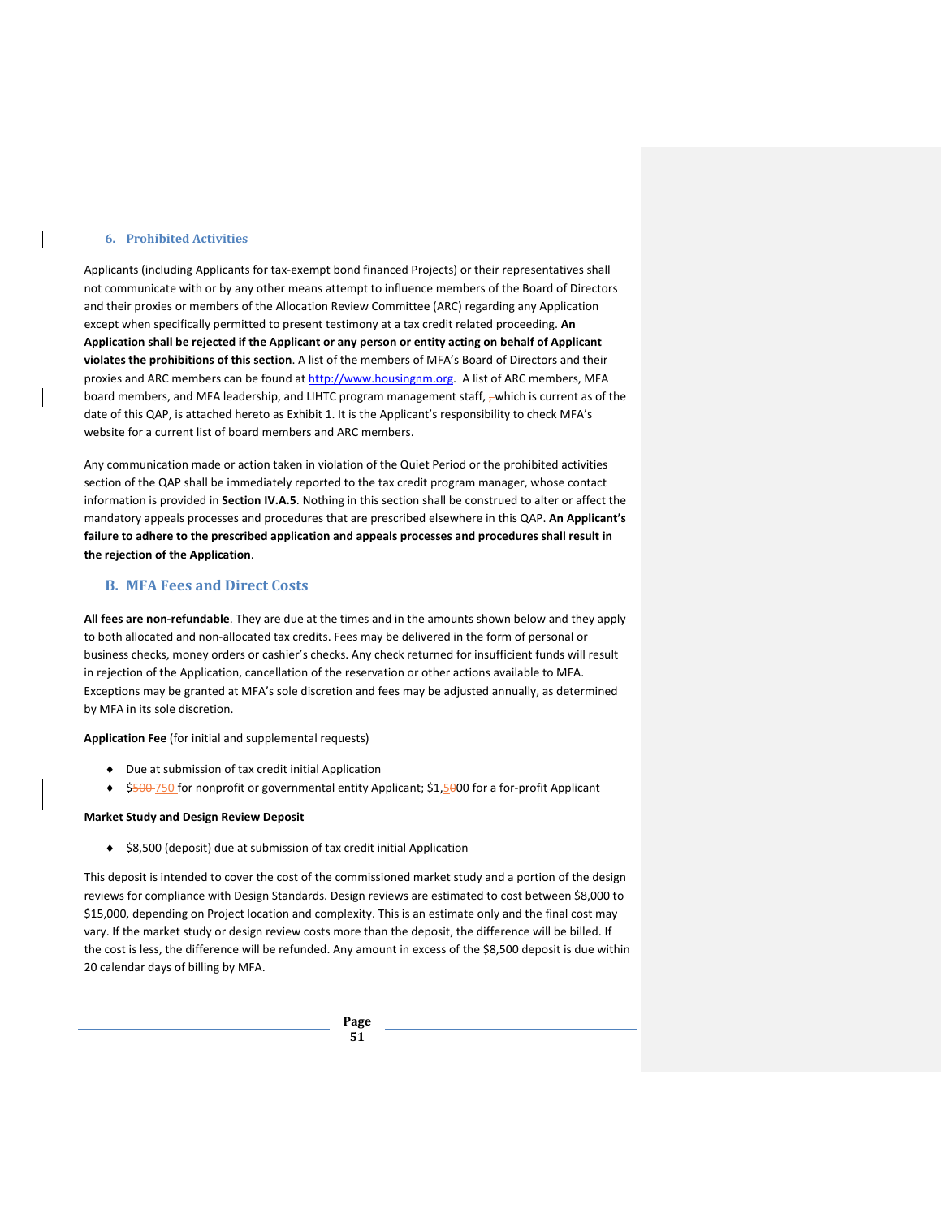### 6. Prohibited Activities

Applicants (including Applicants for tax-exempt bond financed Projects) or their representatives shall not communicate with or by any other means attempt to influence members of the Board of Directors and their proxies or members of the Allocation Review Committee (ARC) regarding any Application except when specifically permitted to present testimony at a tax credit related proceeding. **An Application shall be rejected if the Applicant or any person or entity acting on behalf of Applicant violates the prohibitions of this section**. A list of the members of MFA's Board of Directors and their proxies and ARC members can be found at http://www.housingnm.org. A list of ARC members, MFA board members, and MFA leadership, and LIHTC program management staff, which is current as of the date of this QAP, is attached hereto as Exhibit 1. It is the Applicant's responsibility to check MFA's website for a current list of board members and ARC members.

Any communication made or action taken in violation of the Quiet Period or the prohibited activities section of the QAP shall be immediately reported to the tax credit program manager, whose contact information is provided in **Section IV.A.5**. Nothing in this section shall be construed to alter or affect the mandatory appeals processes and procedures that are prescribed elsewhere in this QAP. **An Applicant's failure to adhere to the prescribed application and appeals processes and procedures shall result in the rejection of the Application**.

## B. MFA Fees and Direct Costs

**All fees are non-refundable**. They are due at the times and in the amounts shown below and they apply to both allocated and non-allocated tax credits. Fees may be delivered in the form of personal or business checks, money orders or cashier's checks. Any check returned for insufficient funds will result in rejection of the Application, cancellation of the reservation or other actions available to MFA. Exceptions may be granted at MFA's sole discretion and fees may be adjusted annually, as determined by MFA in its sole discretion.

**Application Fee** (for initial and supplemental requests)

- Due at submission of tax credit initial Application
- $~~500~~ 750 for nonprofit or governmental entity Applicant; $1,5~~0~~00 for a for-profit Applicant

**Market Study and Design Review Deposit**

- $8,500 (deposit) due at submission of tax credit initial Application

This deposit is intended to cover the cost of the commissioned market study and a portion of the design reviews for compliance with Design Standards. Design reviews are estimated to cost between $8,000 to $15,000, depending on Project location and complexity. This is an estimate only and the final cost may vary. If the market study or design review costs more than the deposit, the difference will be billed. If the cost is less, the difference will be refunded. Any amount in excess of the $8,500 deposit is due within 20 calendar days of billing by MFA.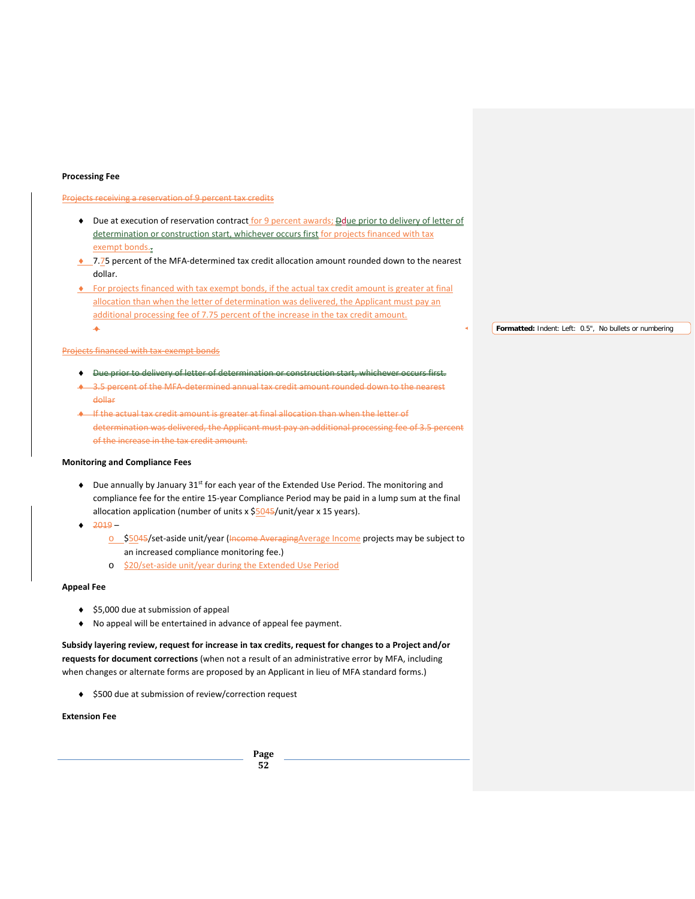**Processing Fee**

~~Projects receiving a reservation of 9 percent tax credits~~

- Due at execution of reservation contract for 9 percent awards; ~~D~~due prior to delivery of letter of determination or construction start, whichever occurs first for projects financed with tax exempt bonds.~~.~~
- 7.~~7~~5 percent of the MFA-determined tax credit allocation amount rounded down to the nearest dollar.
- For projects financed with tax exempt bonds, if the actual tax credit amount is greater at final allocation than when the letter of determination was delivered, the Applicant must pay an additional processing fee of 7.75 percent of the increase in the tax credit amount.

Formatted: Indent: Left: 0.5", No bullets or numbering

~~Projects financed with tax-exempt bonds~~

- ~~Due prior to delivery of letter of determination or construction start, whichever occurs first.~~
- ~~3.5 percent of the MFA-determined annual tax credit amount rounded down to the nearest dollar~~
- ~~If the actual tax credit amount is greater at final allocation than when the letter of determination was delivered, the Applicant must pay an additional processing fee of 3.5 percent of the increase in the tax credit amount.~~

**Monitoring and Compliance Fees**

- Due annually by January 31st for each year of the Extended Use Period. The monitoring and compliance fee for the entire 15-year Compliance Period may be paid in a lump sum at the final allocation application (number of units x $50~~45~~/unit/year x 15 years).
- ~~2019~~ –
  - $50~~45~~/set-aside unit/year (~~Income Averaging~~Average Income projects may be subject to an increased compliance monitoring fee.)
  - $20/set-aside unit/year during the Extended Use Period

**Appeal Fee**

- $5,000 due at submission of appeal
- No appeal will be entertained in advance of appeal fee payment.

**Subsidy layering review, request for increase in tax credits, request for changes to a Project and/or requests for document corrections** (when not a result of an administrative error by MFA, including when changes or alternate forms are proposed by an Applicant in lieu of MFA standard forms.)

- $500 due at submission of review/correction request

**Extension Fee**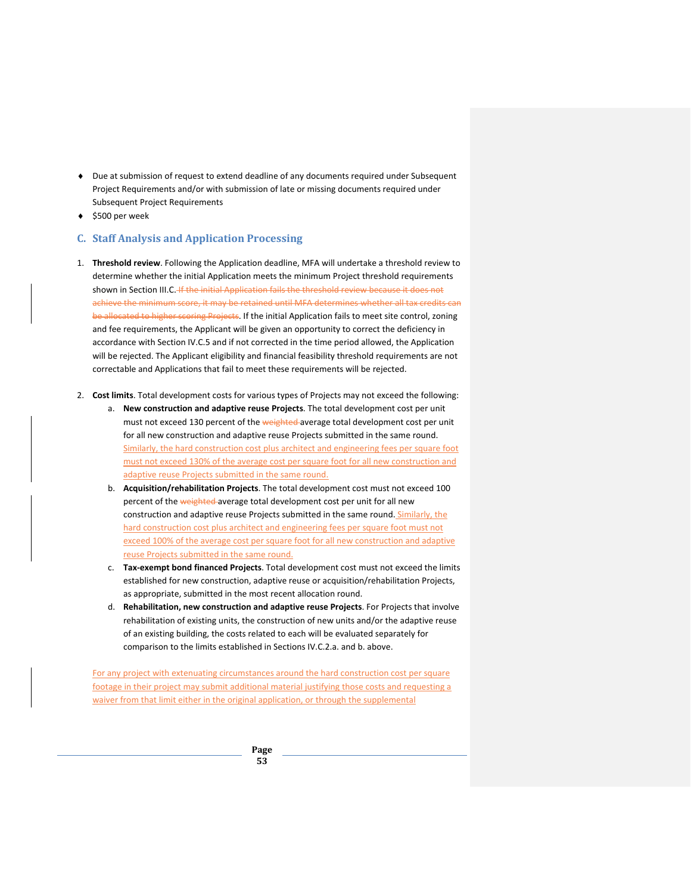- Due at submission of request to extend deadline of any documents required under Subsequent Project Requirements and/or with submission of late or missing documents required under Subsequent Project Requirements
- $500 per week

## C. Staff Analysis and Application Processing

1. **Threshold review**. Following the Application deadline, MFA will undertake a threshold review to determine whether the initial Application meets the minimum Project threshold requirements shown in Section III.C. ~~If the initial Application fails the threshold review because it does not achieve the minimum score, it may be retained until MFA determines whether all tax credits can be allocated to higher scoring Projects~~. If the initial Application fails to meet site control, zoning and fee requirements, the Applicant will be given an opportunity to correct the deficiency in accordance with Section IV.C.5 and if not corrected in the time period allowed, the Application will be rejected. The Applicant eligibility and financial feasibility threshold requirements are not correctable and Applications that fail to meet these requirements will be rejected.

2. **Cost limits**. Total development costs for various types of Projects may not exceed the following:
   a. **New construction and adaptive reuse Projects**. The total development cost per unit must not exceed 130 percent of the ~~weighted~~ average total development cost per unit for all new construction and adaptive reuse Projects submitted in the same round. Similarly, the hard construction cost plus architect and engineering fees per square foot must not exceed 130% of the average cost per square foot for all new construction and adaptive reuse Projects submitted in the same round.
   b. **Acquisition/rehabilitation Projects**. The total development cost must not exceed 100 percent of the ~~weighted~~ average total development cost per unit for all new construction and adaptive reuse Projects submitted in the same round. Similarly, the hard construction cost plus architect and engineering fees per square foot must not exceed 100% of the average cost per square foot for all new construction and adaptive reuse Projects submitted in the same round.
   c. **Tax-exempt bond financed Projects**. Total development cost must not exceed the limits established for new construction, adaptive reuse or acquisition/rehabilitation Projects, as appropriate, submitted in the most recent allocation round.
   d. **Rehabilitation, new construction and adaptive reuse Projects**. For Projects that involve rehabilitation of existing units, the construction of new units and/or the adaptive reuse of an existing building, the costs related to each will be evaluated separately for comparison to the limits established in Sections IV.C.2.a. and b. above.

   For any project with extenuating circumstances around the hard construction cost per square footage in their project may submit additional material justifying those costs and requesting a waiver from that limit either in the original application, or through the supplemental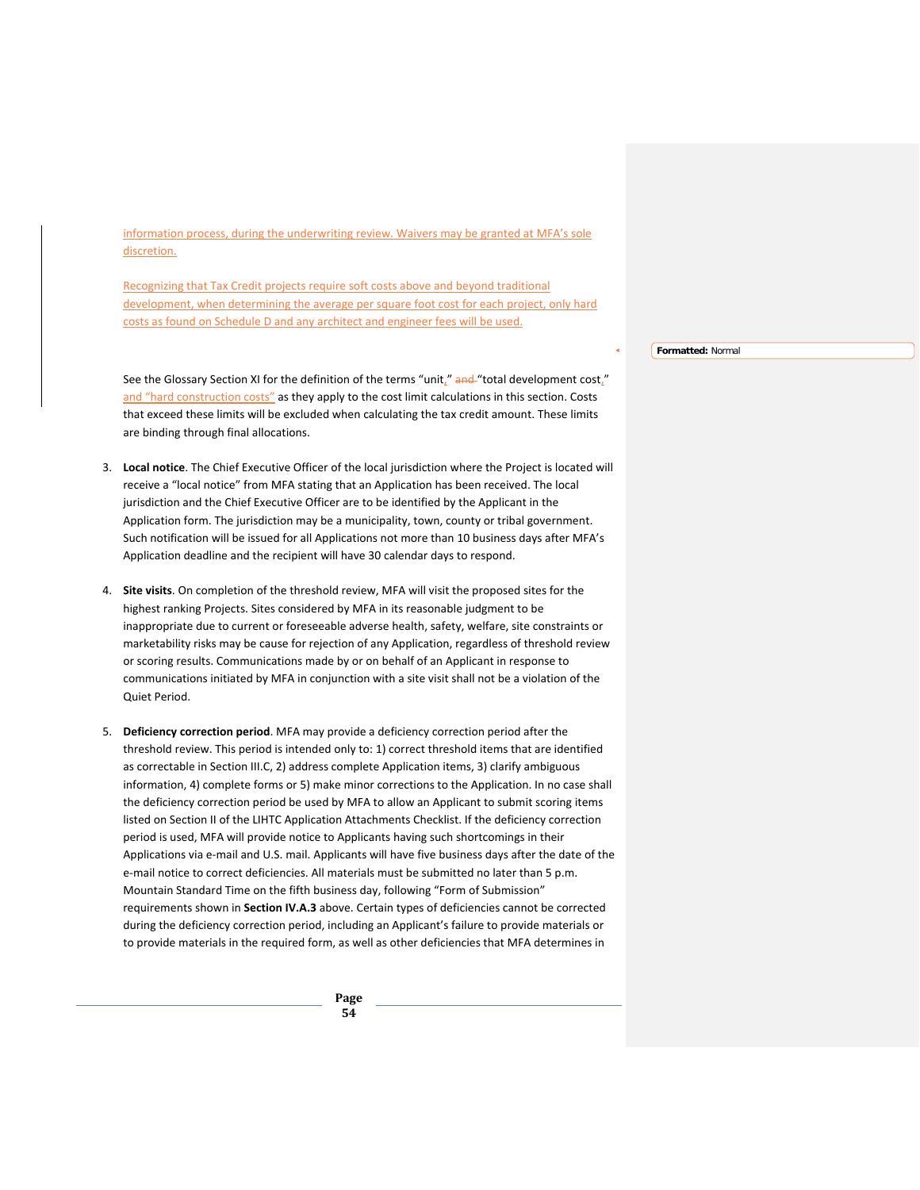information process, during the underwriting review. Waivers may be granted at MFA's sole discretion.

Recognizing that Tax Credit projects require soft costs above and beyond traditional development, when determining the average per square foot cost for each project, only hard costs as found on Schedule D and any architect and engineer fees will be used.

See the Glossary Section XI for the definition of the terms "unit," "total development cost," and "hard construction costs" as they apply to the cost limit calculations in this section. Costs that exceed these limits will be excluded when calculating the tax credit amount. These limits are binding through final allocations.

3. **Local notice**. The Chief Executive Officer of the local jurisdiction where the Project is located will receive a "local notice" from MFA stating that an Application has been received. The local jurisdiction and the Chief Executive Officer are to be identified by the Applicant in the Application form. The jurisdiction may be a municipality, town, county or tribal government. Such notification will be issued for all Applications not more than 10 business days after MFA's Application deadline and the recipient will have 30 calendar days to respond.

4. **Site visits**. On completion of the threshold review, MFA will visit the proposed sites for the highest ranking Projects. Sites considered by MFA in its reasonable judgment to be inappropriate due to current or foreseeable adverse health, safety, welfare, site constraints or marketability risks may be cause for rejection of any Application, regardless of threshold review or scoring results. Communications made by or on behalf of an Applicant in response to communications initiated by MFA in conjunction with a site visit shall not be a violation of the Quiet Period.

5. **Deficiency correction period**. MFA may provide a deficiency correction period after the threshold review. This period is intended only to: 1) correct threshold items that are identified as correctable in Section III.C, 2) address complete Application items, 3) clarify ambiguous information, 4) complete forms or 5) make minor corrections to the Application. In no case shall the deficiency correction period be used by MFA to allow an Applicant to submit scoring items listed on Section II of the LIHTC Application Attachments Checklist. If the deficiency correction period is used, MFA will provide notice to Applicants having such shortcomings in their Applications via e-mail and U.S. mail. Applicants will have five business days after the date of the e-mail notice to correct deficiencies. All materials must be submitted no later than 5 p.m. Mountain Standard Time on the fifth business day, following "Form of Submission" requirements shown in **Section IV.A.3** above. Certain types of deficiencies cannot be corrected during the deficiency correction period, including an Applicant's failure to provide materials or to provide materials in the required form, as well as other deficiencies that MFA determines in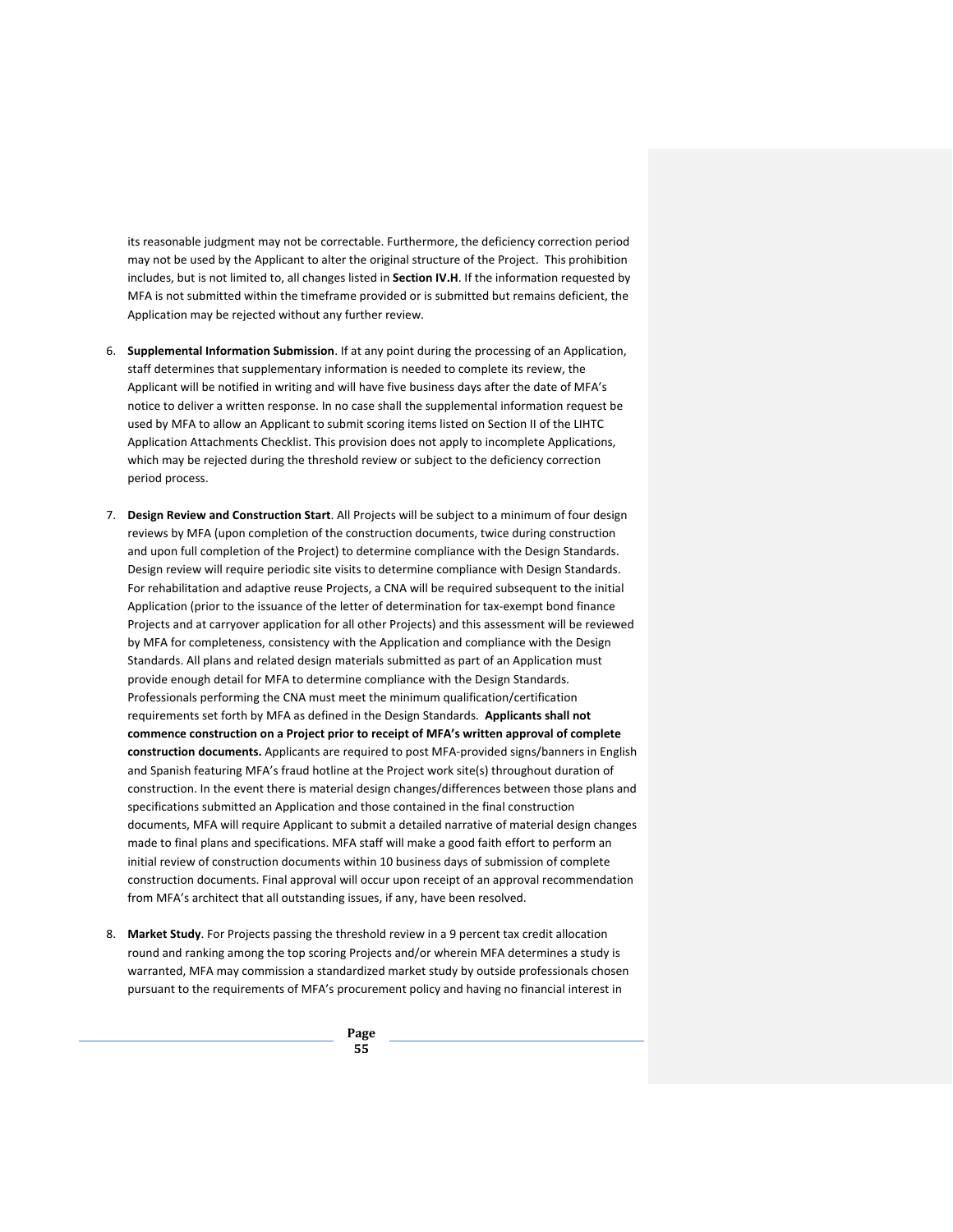its reasonable judgment may not be correctable. Furthermore, the deficiency correction period may not be used by the Applicant to alter the original structure of the Project. This prohibition includes, but is not limited to, all changes listed in **Section IV.H**. If the information requested by MFA is not submitted within the timeframe provided or is submitted but remains deficient, the Application may be rejected without any further review.

6. **Supplemental Information Submission**. If at any point during the processing of an Application, staff determines that supplementary information is needed to complete its review, the Applicant will be notified in writing and will have five business days after the date of MFA's notice to deliver a written response. In no case shall the supplemental information request be used by MFA to allow an Applicant to submit scoring items listed on Section II of the LIHTC Application Attachments Checklist. This provision does not apply to incomplete Applications, which may be rejected during the threshold review or subject to the deficiency correction period process.

7. **Design Review and Construction Start**. All Projects will be subject to a minimum of four design reviews by MFA (upon completion of the construction documents, twice during construction and upon full completion of the Project) to determine compliance with the Design Standards. Design review will require periodic site visits to determine compliance with Design Standards. For rehabilitation and adaptive reuse Projects, a CNA will be required subsequent to the initial Application (prior to the issuance of the letter of determination for tax-exempt bond finance Projects and at carryover application for all other Projects) and this assessment will be reviewed by MFA for completeness, consistency with the Application and compliance with the Design Standards. All plans and related design materials submitted as part of an Application must provide enough detail for MFA to determine compliance with the Design Standards. Professionals performing the CNA must meet the minimum qualification/certification requirements set forth by MFA as defined in the Design Standards. **Applicants shall not commence construction on a Project prior to receipt of MFA's written approval of complete construction documents.** Applicants are required to post MFA-provided signs/banners in English and Spanish featuring MFA's fraud hotline at the Project work site(s) throughout duration of construction. In the event there is material design changes/differences between those plans and specifications submitted an Application and those contained in the final construction documents, MFA will require Applicant to submit a detailed narrative of material design changes made to final plans and specifications. MFA staff will make a good faith effort to perform an initial review of construction documents within 10 business days of submission of complete construction documents. Final approval will occur upon receipt of an approval recommendation from MFA's architect that all outstanding issues, if any, have been resolved.

8. **Market Study**. For Projects passing the threshold review in a 9 percent tax credit allocation round and ranking among the top scoring Projects and/or wherein MFA determines a study is warranted, MFA may commission a standardized market study by outside professionals chosen pursuant to the requirements of MFA's procurement policy and having no financial interest in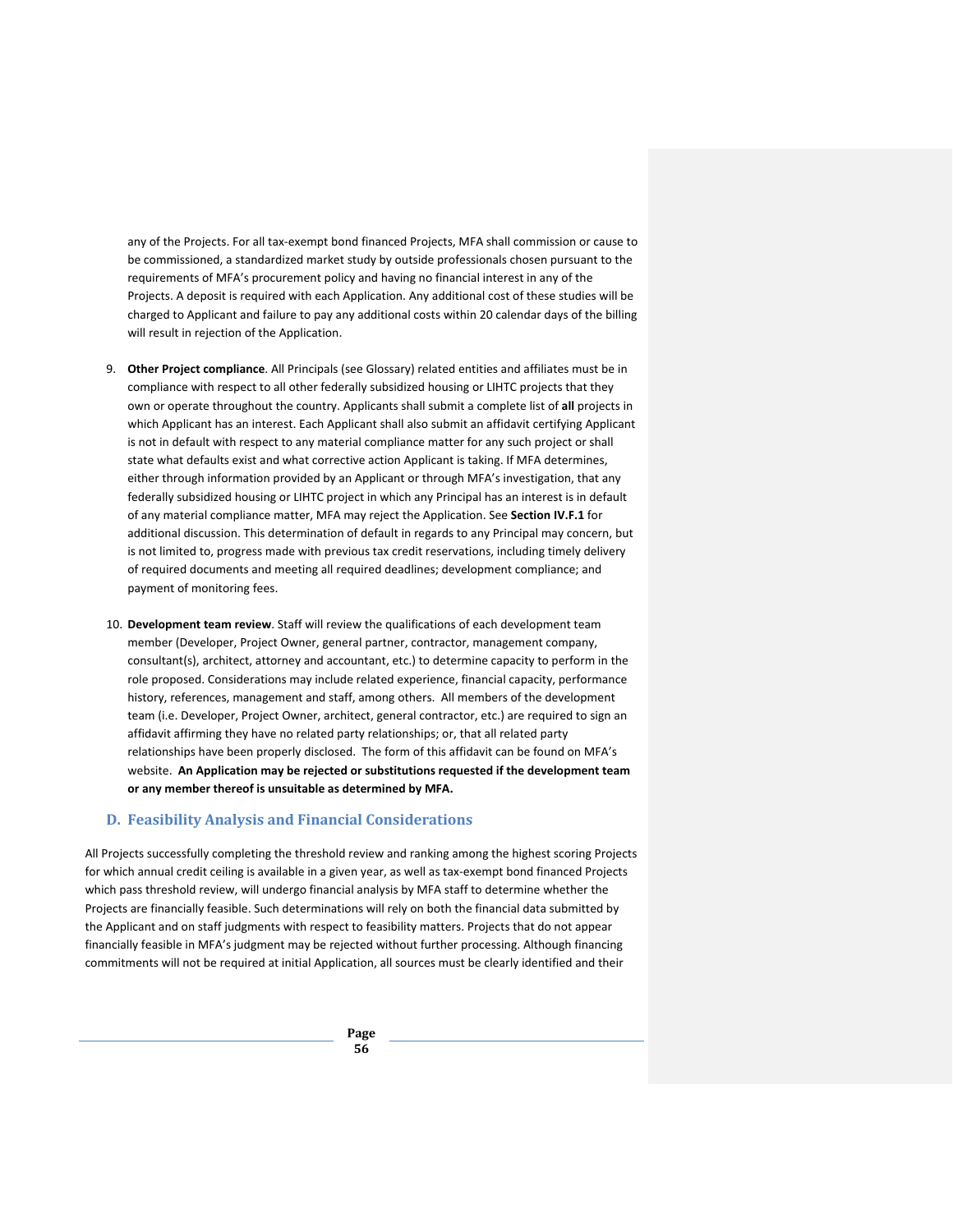any of the Projects. For all tax-exempt bond financed Projects, MFA shall commission or cause to be commissioned, a standardized market study by outside professionals chosen pursuant to the requirements of MFA's procurement policy and having no financial interest in any of the Projects. A deposit is required with each Application. Any additional cost of these studies will be charged to Applicant and failure to pay any additional costs within 20 calendar days of the billing will result in rejection of the Application.

9. **Other Project compliance**. All Principals (see Glossary) related entities and affiliates must be in compliance with respect to all other federally subsidized housing or LIHTC projects that they own or operate throughout the country. Applicants shall submit a complete list of **all** projects in which Applicant has an interest. Each Applicant shall also submit an affidavit certifying Applicant is not in default with respect to any material compliance matter for any such project or shall state what defaults exist and what corrective action Applicant is taking. If MFA determines, either through information provided by an Applicant or through MFA's investigation, that any federally subsidized housing or LIHTC project in which any Principal has an interest is in default of any material compliance matter, MFA may reject the Application. See **Section IV.F.1** for additional discussion. This determination of default in regards to any Principal may concern, but is not limited to, progress made with previous tax credit reservations, including timely delivery of required documents and meeting all required deadlines; development compliance; and payment of monitoring fees.

10. **Development team review**. Staff will review the qualifications of each development team member (Developer, Project Owner, general partner, contractor, management company, consultant(s), architect, attorney and accountant, etc.) to determine capacity to perform in the role proposed. Considerations may include related experience, financial capacity, performance history, references, management and staff, among others. All members of the development team (i.e. Developer, Project Owner, architect, general contractor, etc.) are required to sign an affidavit affirming they have no related party relationships; or, that all related party relationships have been properly disclosed. The form of this affidavit can be found on MFA's website. **An Application may be rejected or substitutions requested if the development team or any member thereof is unsuitable as determined by MFA.**

## D. Feasibility Analysis and Financial Considerations

All Projects successfully completing the threshold review and ranking among the highest scoring Projects for which annual credit ceiling is available in a given year, as well as tax-exempt bond financed Projects which pass threshold review, will undergo financial analysis by MFA staff to determine whether the Projects are financially feasible. Such determinations will rely on both the financial data submitted by the Applicant and on staff judgments with respect to feasibility matters. Projects that do not appear financially feasible in MFA's judgment may be rejected without further processing. Although financing commitments will not be required at initial Application, all sources must be clearly identified and their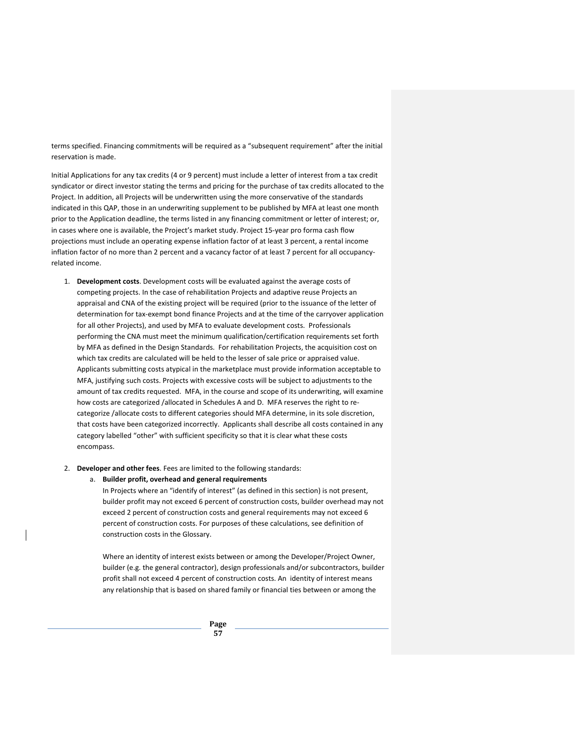terms specified. Financing commitments will be required as a "subsequent requirement" after the initial reservation is made.

Initial Applications for any tax credits (4 or 9 percent) must include a letter of interest from a tax credit syndicator or direct investor stating the terms and pricing for the purchase of tax credits allocated to the Project. In addition, all Projects will be underwritten using the more conservative of the standards indicated in this QAP, those in an underwriting supplement to be published by MFA at least one month prior to the Application deadline, the terms listed in any financing commitment or letter of interest; or, in cases where one is available, the Project's market study. Project 15-year pro forma cash flow projections must include an operating expense inflation factor of at least 3 percent, a rental income inflation factor of no more than 2 percent and a vacancy factor of at least 7 percent for all occupancy-related income.

1. **Development costs**. Development costs will be evaluated against the average costs of competing projects. In the case of rehabilitation Projects and adaptive reuse Projects an appraisal and CNA of the existing project will be required (prior to the issuance of the letter of determination for tax-exempt bond finance Projects and at the time of the carryover application for all other Projects), and used by MFA to evaluate development costs. Professionals performing the CNA must meet the minimum qualification/certification requirements set forth by MFA as defined in the Design Standards. For rehabilitation Projects, the acquisition cost on which tax credits are calculated will be held to the lesser of sale price or appraised value. Applicants submitting costs atypical in the marketplace must provide information acceptable to MFA, justifying such costs. Projects with excessive costs will be subject to adjustments to the amount of tax credits requested. MFA, in the course and scope of its underwriting, will examine how costs are categorized /allocated in Schedules A and D. MFA reserves the right to re-categorize /allocate costs to different categories should MFA determine, in its sole discretion, that costs have been categorized incorrectly. Applicants shall describe all costs contained in any category labelled "other" with sufficient specificity so that it is clear what these costs encompass.

2. **Developer and other fees**. Fees are limited to the following standards:

   a. **Builder profit, overhead and general requirements**

      In Projects where an "identify of interest" (as defined in this section) is not present, builder profit may not exceed 6 percent of construction costs, builder overhead may not exceed 2 percent of construction costs and general requirements may not exceed 6 percent of construction costs. For purposes of these calculations, see definition of construction costs in the Glossary.

      Where an identity of interest exists between or among the Developer/Project Owner, builder (e.g. the general contractor), design professionals and/or subcontractors, builder profit shall not exceed 4 percent of construction costs. An identity of interest means any relationship that is based on shared family or financial ties between or among the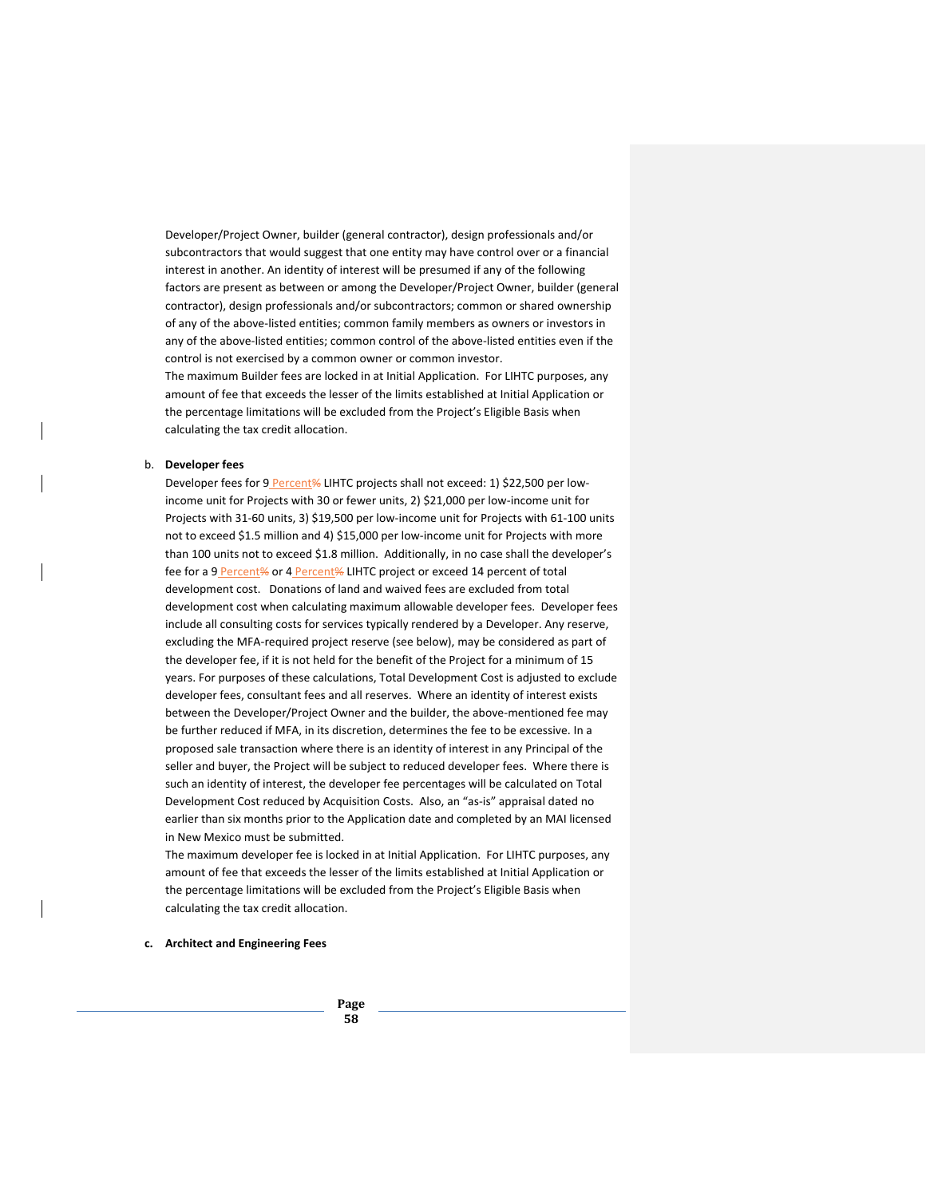Developer/Project Owner, builder (general contractor), design professionals and/or subcontractors that would suggest that one entity may have control over or a financial interest in another. An identity of interest will be presumed if any of the following factors are present as between or among the Developer/Project Owner, builder (general contractor), design professionals and/or subcontractors; common or shared ownership of any of the above-listed entities; common family members as owners or investors in any of the above-listed entities; common control of the above-listed entities even if the control is not exercised by a common owner or common investor.

The maximum Builder fees are locked in at Initial Application. For LIHTC purposes, any amount of fee that exceeds the lesser of the limits established at Initial Application or the percentage limitations will be excluded from the Project's Eligible Basis when calculating the tax credit allocation.

b. **Developer fees**

Developer fees for 9 Percent~~%~~ LIHTC projects shall not exceed: 1) $22,500 per low-income unit for Projects with 30 or fewer units, 2) $21,000 per low-income unit for Projects with 31-60 units, 3) $19,500 per low-income unit for Projects with 61-100 units not to exceed $1.5 million and 4) $15,000 per low-income unit for Projects with more than 100 units not to exceed $1.8 million. Additionally, in no case shall the developer's fee for a 9 Percent~~%~~ or 4 Percent~~%~~ LIHTC project or exceed 14 percent of total development cost. Donations of land and waived fees are excluded from total development cost when calculating maximum allowable developer fees. Developer fees include all consulting costs for services typically rendered by a Developer. Any reserve, excluding the MFA-required project reserve (see below), may be considered as part of the developer fee, if it is not held for the benefit of the Project for a minimum of 15 years. For purposes of these calculations, Total Development Cost is adjusted to exclude developer fees, consultant fees and all reserves. Where an identity of interest exists between the Developer/Project Owner and the builder, the above-mentioned fee may be further reduced if MFA, in its discretion, determines the fee to be excessive. In a proposed sale transaction where there is an identity of interest in any Principal of the seller and buyer, the Project will be subject to reduced developer fees. Where there is such an identity of interest, the developer fee percentages will be calculated on Total Development Cost reduced by Acquisition Costs. Also, an "as-is" appraisal dated no earlier than six months prior to the Application date and completed by an MAI licensed in New Mexico must be submitted.

The maximum developer fee is locked in at Initial Application. For LIHTC purposes, any amount of fee that exceeds the lesser of the limits established at Initial Application or the percentage limitations will be excluded from the Project's Eligible Basis when calculating the tax credit allocation.

**c. Architect and Engineering Fees**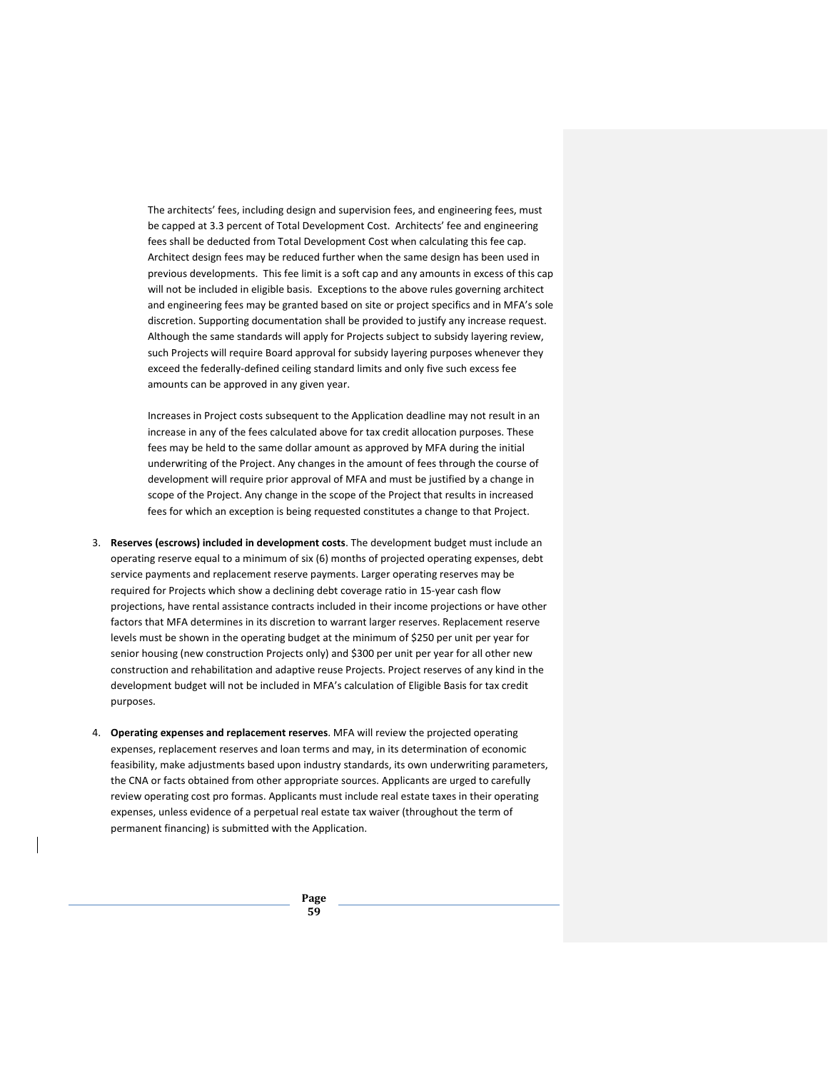The architects' fees, including design and supervision fees, and engineering fees, must be capped at 3.3 percent of Total Development Cost. Architects' fee and engineering fees shall be deducted from Total Development Cost when calculating this fee cap. Architect design fees may be reduced further when the same design has been used in previous developments. This fee limit is a soft cap and any amounts in excess of this cap will not be included in eligible basis. Exceptions to the above rules governing architect and engineering fees may be granted based on site or project specifics and in MFA's sole discretion. Supporting documentation shall be provided to justify any increase request. Although the same standards will apply for Projects subject to subsidy layering review, such Projects will require Board approval for subsidy layering purposes whenever they exceed the federally-defined ceiling standard limits and only five such excess fee amounts can be approved in any given year.

Increases in Project costs subsequent to the Application deadline may not result in an increase in any of the fees calculated above for tax credit allocation purposes. These fees may be held to the same dollar amount as approved by MFA during the initial underwriting of the Project. Any changes in the amount of fees through the course of development will require prior approval of MFA and must be justified by a change in scope of the Project. Any change in the scope of the Project that results in increased fees for which an exception is being requested constitutes a change to that Project.

3. **Reserves (escrows) included in development costs**. The development budget must include an operating reserve equal to a minimum of six (6) months of projected operating expenses, debt service payments and replacement reserve payments. Larger operating reserves may be required for Projects which show a declining debt coverage ratio in 15-year cash flow projections, have rental assistance contracts included in their income projections or have other factors that MFA determines in its discretion to warrant larger reserves. Replacement reserve levels must be shown in the operating budget at the minimum of $250 per unit per year for senior housing (new construction Projects only) and $300 per unit per year for all other new construction and rehabilitation and adaptive reuse Projects. Project reserves of any kind in the development budget will not be included in MFA's calculation of Eligible Basis for tax credit purposes.

4. **Operating expenses and replacement reserves**. MFA will review the projected operating expenses, replacement reserves and loan terms and may, in its determination of economic feasibility, make adjustments based upon industry standards, its own underwriting parameters, the CNA or facts obtained from other appropriate sources. Applicants are urged to carefully review operating cost pro formas. Applicants must include real estate taxes in their operating expenses, unless evidence of a perpetual real estate tax waiver (throughout the term of permanent financing) is submitted with the Application.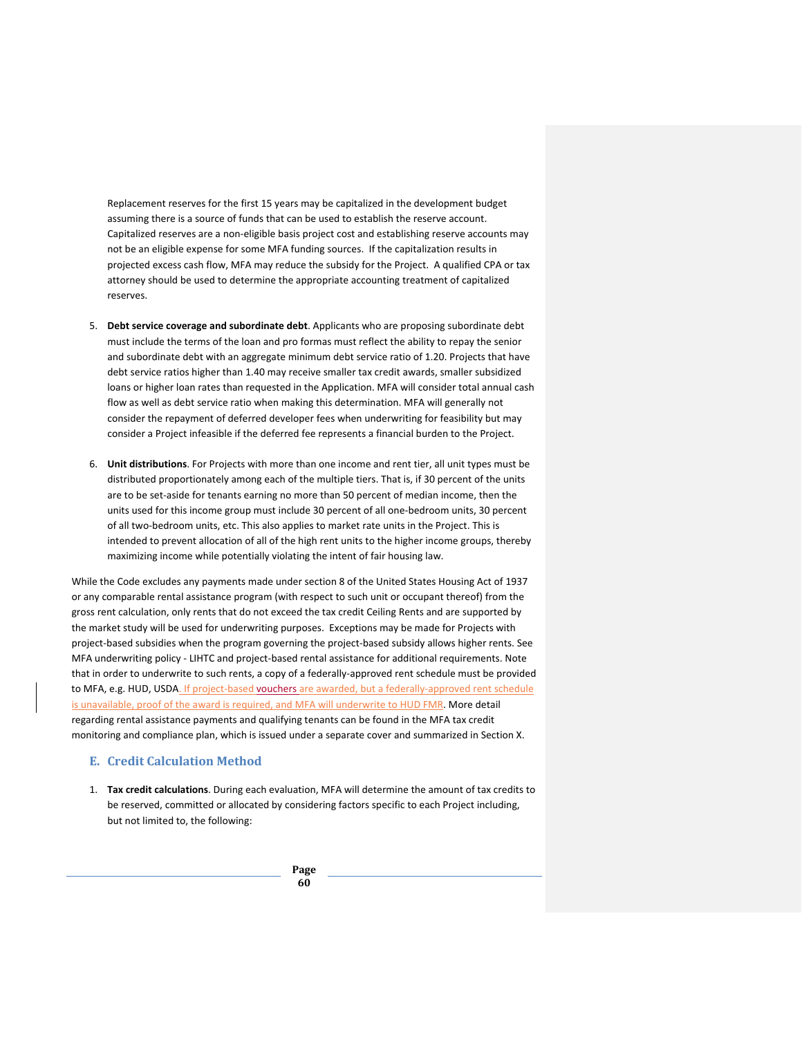Replacement reserves for the first 15 years may be capitalized in the development budget assuming there is a source of funds that can be used to establish the reserve account. Capitalized reserves are a non-eligible basis project cost and establishing reserve accounts may not be an eligible expense for some MFA funding sources. If the capitalization results in projected excess cash flow, MFA may reduce the subsidy for the Project. A qualified CPA or tax attorney should be used to determine the appropriate accounting treatment of capitalized reserves.

5. **Debt service coverage and subordinate debt**. Applicants who are proposing subordinate debt must include the terms of the loan and pro formas must reflect the ability to repay the senior and subordinate debt with an aggregate minimum debt service ratio of 1.20. Projects that have debt service ratios higher than 1.40 may receive smaller tax credit awards, smaller subsidized loans or higher loan rates than requested in the Application. MFA will consider total annual cash flow as well as debt service ratio when making this determination. MFA will generally not consider the repayment of deferred developer fees when underwriting for feasibility but may consider a Project infeasible if the deferred fee represents a financial burden to the Project.

6. **Unit distributions**. For Projects with more than one income and rent tier, all unit types must be distributed proportionately among each of the multiple tiers. That is, if 30 percent of the units are to be set-aside for tenants earning no more than 50 percent of median income, then the units used for this income group must include 30 percent of all one-bedroom units, 30 percent of all two-bedroom units, etc. This also applies to market rate units in the Project. This is intended to prevent allocation of all of the high rent units to the higher income groups, thereby maximizing income while potentially violating the intent of fair housing law.

While the Code excludes any payments made under section 8 of the United States Housing Act of 1937 or any comparable rental assistance program (with respect to such unit or occupant thereof) from the gross rent calculation, only rents that do not exceed the tax credit Ceiling Rents and are supported by the market study will be used for underwriting purposes. Exceptions may be made for Projects with project-based subsidies when the program governing the project-based subsidy allows higher rents. See MFA underwriting policy - LIHTC and project-based rental assistance for additional requirements. Note that in order to underwrite to such rents, a copy of a federally-approved rent schedule must be provided to MFA, e.g. HUD, USDA. If project-based vouchers are awarded, but a federally-approved rent schedule is unavailable, proof of the award is required, and MFA will underwrite to HUD FMR. More detail regarding rental assistance payments and qualifying tenants can be found in the MFA tax credit monitoring and compliance plan, which is issued under a separate cover and summarized in Section X.

## E. Credit Calculation Method

1. **Tax credit calculations**. During each evaluation, MFA will determine the amount of tax credits to be reserved, committed or allocated by considering factors specific to each Project including, but not limited to, the following: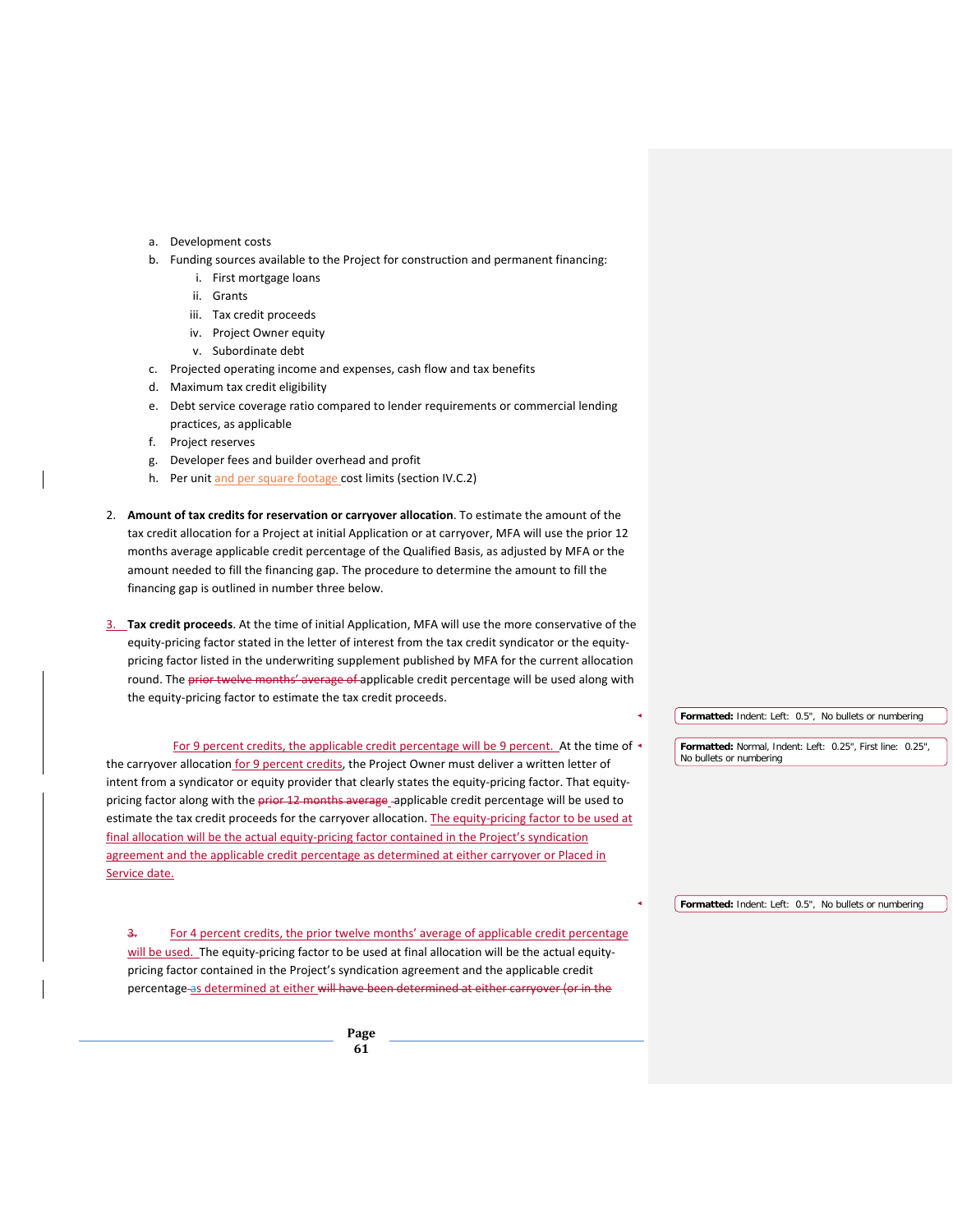a. Development costs
b. Funding sources available to the Project for construction and permanent financing:
    i. First mortgage loans
    ii. Grants
    iii. Tax credit proceeds
    iv. Project Owner equity
    v. Subordinate debt
c. Projected operating income and expenses, cash flow and tax benefits
d. Maximum tax credit eligibility
e. Debt service coverage ratio compared to lender requirements or commercial lending practices, as applicable
f. Project reserves
g. Developer fees and builder overhead and profit
h. Per unit and per square footage cost limits (section IV.C.2)

2. **Amount of tax credits for reservation or carryover allocation**. To estimate the amount of the tax credit allocation for a Project at initial Application or at carryover, MFA will use the prior 12 months average applicable credit percentage of the Qualified Basis, as adjusted by MFA or the amount needed to fill the financing gap. The procedure to determine the amount to fill the financing gap is outlined in number three below.

3. **Tax credit proceeds**. At the time of initial Application, MFA will use the more conservative of the equity-pricing factor stated in the letter of interest from the tax credit syndicator or the equity-pricing factor listed in the underwriting supplement published by MFA for the current allocation round. The ~~prior twelve months' average of~~ applicable credit percentage will be used along with the equity-pricing factor to estimate the tax credit proceeds.

For 9 percent credits, the applicable credit percentage will be 9 percent. At the time of the carryover allocation for 9 percent credits, the Project Owner must deliver a written letter of intent from a syndicator or equity provider that clearly states the equity-pricing factor. That equity-pricing factor along with the ~~prior 12 months average~~ applicable credit percentage will be used to estimate the tax credit proceeds for the carryover allocation. The equity-pricing factor to be used at final allocation will be the actual equity-pricing factor contained in the Project's syndication agreement and the applicable credit percentage as determined at either carryover or Placed in Service date.

~~3.~~ For 4 percent credits, the prior twelve months' average of applicable credit percentage will be used. The equity-pricing factor to be used at final allocation will be the actual equity-pricing factor contained in the Project's syndication agreement and the applicable credit percentage ~~as~~ as determined at either ~~will have been determined at either carryover (or in the~~

Formatted: Indent: Left: 0.5", No bullets or numbering

Formatted: Normal, Indent: Left: 0.25", First line: 0.25", No bullets or numbering

Formatted: Indent: Left: 0.5", No bullets or numbering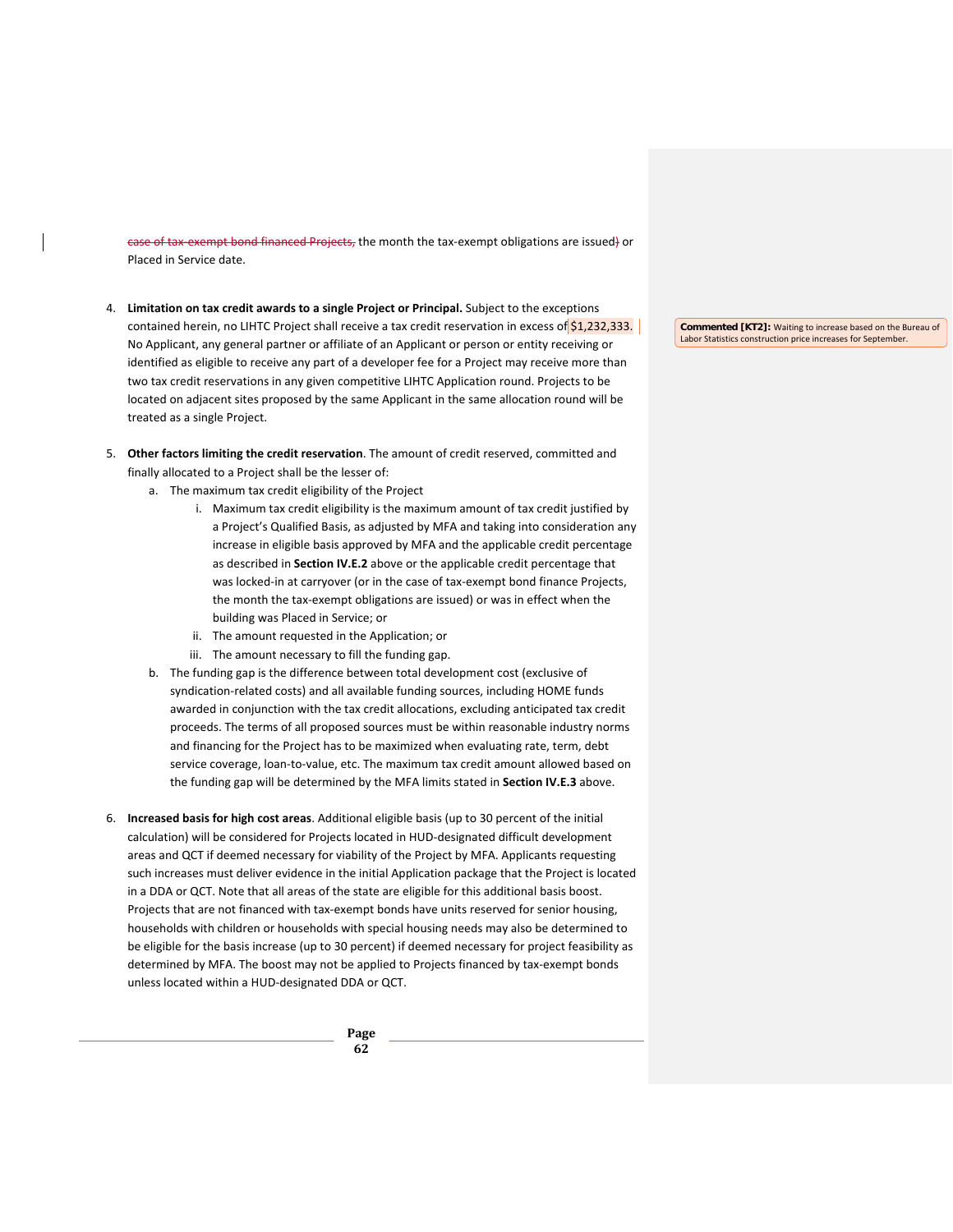case of tax-exempt bond financed Projects, the month the tax-exempt obligations are issued) or Placed in Service date.

4. **Limitation on tax credit awards to a single Project or Principal.** Subject to the exceptions contained herein, no LIHTC Project shall receive a tax credit reservation in excess of $1,232,333. No Applicant, any general partner or affiliate of an Applicant or person or entity receiving or identified as eligible to receive any part of a developer fee for a Project may receive more than two tax credit reservations in any given competitive LIHTC Application round. Projects to be located on adjacent sites proposed by the same Applicant in the same allocation round will be treated as a single Project.

**Commented [KT2]:** Waiting to increase based on the Bureau of Labor Statistics construction price increases for September.

5. **Other factors limiting the credit reservation**. The amount of credit reserved, committed and finally allocated to a Project shall be the lesser of:
   a. The maximum tax credit eligibility of the Project
      i. Maximum tax credit eligibility is the maximum amount of tax credit justified by a Project's Qualified Basis, as adjusted by MFA and taking into consideration any increase in eligible basis approved by MFA and the applicable credit percentage as described in **Section IV.E.2** above or the applicable credit percentage that was locked-in at carryover (or in the case of tax-exempt bond finance Projects, the month the tax-exempt obligations are issued) or was in effect when the building was Placed in Service; or
      ii. The amount requested in the Application; or
      iii. The amount necessary to fill the funding gap.
   b. The funding gap is the difference between total development cost (exclusive of syndication-related costs) and all available funding sources, including HOME funds awarded in conjunction with the tax credit allocations, excluding anticipated tax credit proceeds. The terms of all proposed sources must be within reasonable industry norms and financing for the Project has to be maximized when evaluating rate, term, debt service coverage, loan-to-value, etc. The maximum tax credit amount allowed based on the funding gap will be determined by the MFA limits stated in **Section IV.E.3** above.

6. **Increased basis for high cost areas**. Additional eligible basis (up to 30 percent of the initial calculation) will be considered for Projects located in HUD-designated difficult development areas and QCT if deemed necessary for viability of the Project by MFA. Applicants requesting such increases must deliver evidence in the initial Application package that the Project is located in a DDA or QCT. Note that all areas of the state are eligible for this additional basis boost. Projects that are not financed with tax-exempt bonds have units reserved for senior housing, households with children or households with special housing needs may also be determined to be eligible for the basis increase (up to 30 percent) if deemed necessary for project feasibility as determined by MFA. The boost may not be applied to Projects financed by tax-exempt bonds unless located within a HUD-designated DDA or QCT.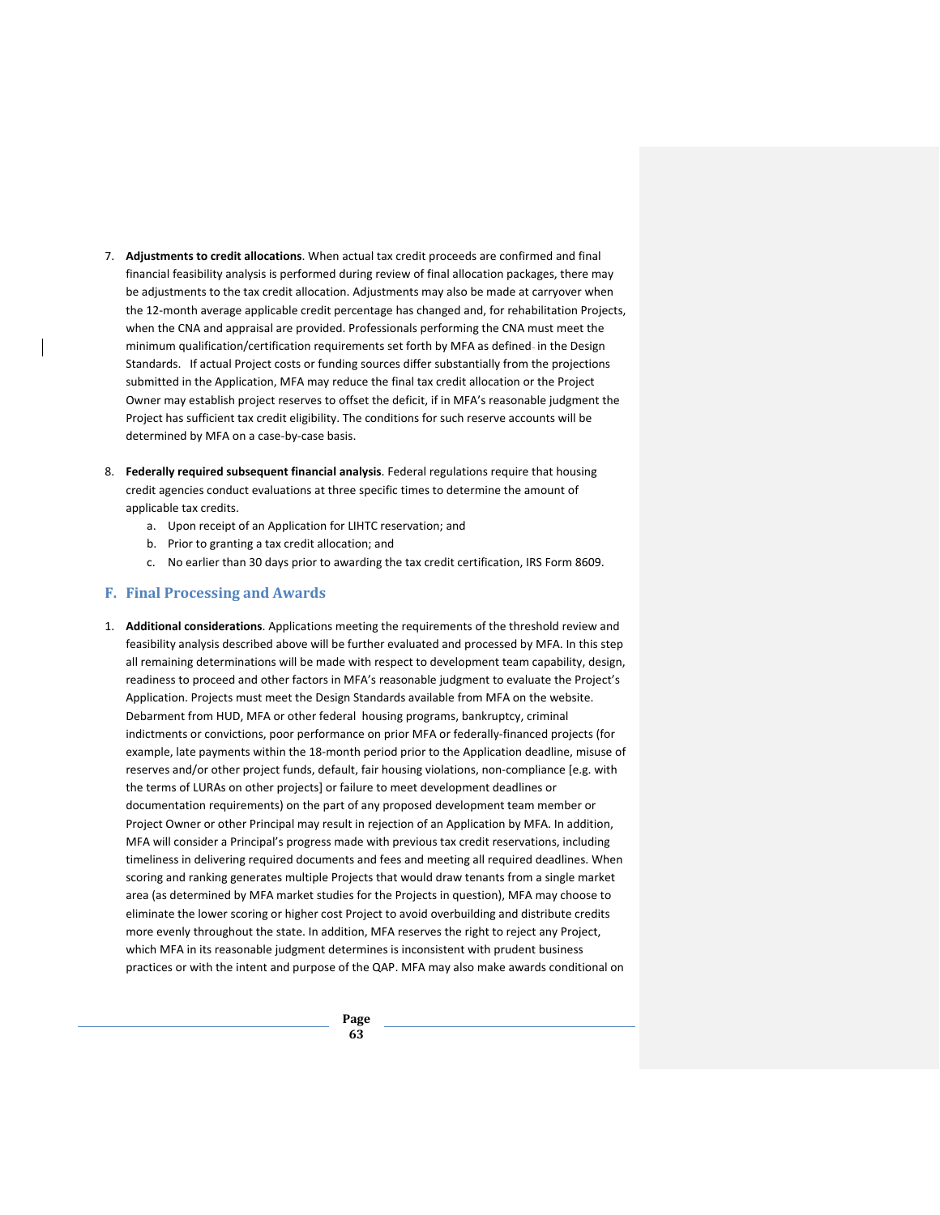7. **Adjustments to credit allocations**. When actual tax credit proceeds are confirmed and final financial feasibility analysis is performed during review of final allocation packages, there may be adjustments to the tax credit allocation. Adjustments may also be made at carryover when the 12-month average applicable credit percentage has changed and, for rehabilitation Projects, when the CNA and appraisal are provided. Professionals performing the CNA must meet the minimum qualification/certification requirements set forth by MFA as defined in the Design Standards. If actual Project costs or funding sources differ substantially from the projections submitted in the Application, MFA may reduce the final tax credit allocation or the Project Owner may establish project reserves to offset the deficit, if in MFA's reasonable judgment the Project has sufficient tax credit eligibility. The conditions for such reserve accounts will be determined by MFA on a case-by-case basis.

8. **Federally required subsequent financial analysis**. Federal regulations require that housing credit agencies conduct evaluations at three specific times to determine the amount of applicable tax credits.
   a. Upon receipt of an Application for LIHTC reservation; and
   b. Prior to granting a tax credit allocation; and
   c. No earlier than 30 days prior to awarding the tax credit certification, IRS Form 8609.

## F. Final Processing and Awards

1. **Additional considerations**. Applications meeting the requirements of the threshold review and feasibility analysis described above will be further evaluated and processed by MFA. In this step all remaining determinations will be made with respect to development team capability, design, readiness to proceed and other factors in MFA's reasonable judgment to evaluate the Project's Application. Projects must meet the Design Standards available from MFA on the website. Debarment from HUD, MFA or other federal housing programs, bankruptcy, criminal indictments or convictions, poor performance on prior MFA or federally-financed projects (for example, late payments within the 18-month period prior to the Application deadline, misuse of reserves and/or other project funds, default, fair housing violations, non-compliance [e.g. with the terms of LURAs on other projects] or failure to meet development deadlines or documentation requirements) on the part of any proposed development team member or Project Owner or other Principal may result in rejection of an Application by MFA. In addition, MFA will consider a Principal's progress made with previous tax credit reservations, including timeliness in delivering required documents and fees and meeting all required deadlines. When scoring and ranking generates multiple Projects that would draw tenants from a single market area (as determined by MFA market studies for the Projects in question), MFA may choose to eliminate the lower scoring or higher cost Project to avoid overbuilding and distribute credits more evenly throughout the state. In addition, MFA reserves the right to reject any Project, which MFA in its reasonable judgment determines is inconsistent with prudent business practices or with the intent and purpose of the QAP. MFA may also make awards conditional on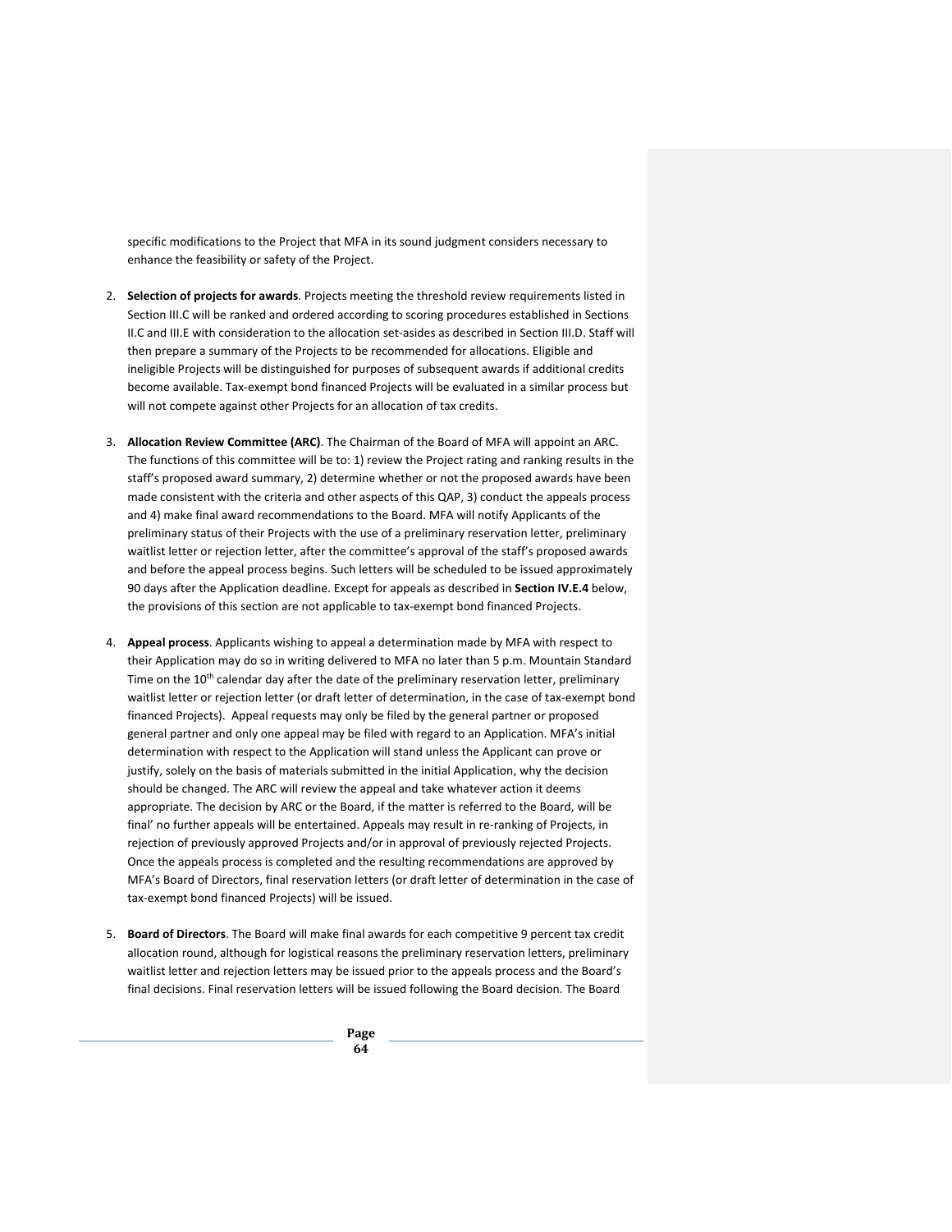specific modifications to the Project that MFA in its sound judgment considers necessary to enhance the feasibility or safety of the Project.

2. **Selection of projects for awards**. Projects meeting the threshold review requirements listed in Section III.C will be ranked and ordered according to scoring procedures established in Sections II.C and III.E with consideration to the allocation set-asides as described in Section III.D. Staff will then prepare a summary of the Projects to be recommended for allocations. Eligible and ineligible Projects will be distinguished for purposes of subsequent awards if additional credits become available. Tax-exempt bond financed Projects will be evaluated in a similar process but will not compete against other Projects for an allocation of tax credits.

3. **Allocation Review Committee (ARC)**. The Chairman of the Board of MFA will appoint an ARC. The functions of this committee will be to: 1) review the Project rating and ranking results in the staff's proposed award summary, 2) determine whether or not the proposed awards have been made consistent with the criteria and other aspects of this QAP, 3) conduct the appeals process and 4) make final award recommendations to the Board. MFA will notify Applicants of the preliminary status of their Projects with the use of a preliminary reservation letter, preliminary waitlist letter or rejection letter, after the committee's approval of the staff's proposed awards and before the appeal process begins. Such letters will be scheduled to be issued approximately 90 days after the Application deadline. Except for appeals as described in **Section IV.E.4** below, the provisions of this section are not applicable to tax-exempt bond financed Projects.

4. **Appeal process**. Applicants wishing to appeal a determination made by MFA with respect to their Application may do so in writing delivered to MFA no later than 5 p.m. Mountain Standard Time on the 10th calendar day after the date of the preliminary reservation letter, preliminary waitlist letter or rejection letter (or draft letter of determination, in the case of tax-exempt bond financed Projects). Appeal requests may only be filed by the general partner or proposed general partner and only one appeal may be filed with regard to an Application. MFA's initial determination with respect to the Application will stand unless the Applicant can prove or justify, solely on the basis of materials submitted in the initial Application, why the decision should be changed. The ARC will review the appeal and take whatever action it deems appropriate. The decision by ARC or the Board, if the matter is referred to the Board, will be final' no further appeals will be entertained. Appeals may result in re-ranking of Projects, in rejection of previously approved Projects and/or in approval of previously rejected Projects. Once the appeals process is completed and the resulting recommendations are approved by MFA's Board of Directors, final reservation letters (or draft letter of determination in the case of tax-exempt bond financed Projects) will be issued.

5. **Board of Directors**. The Board will make final awards for each competitive 9 percent tax credit allocation round, although for logistical reasons the preliminary reservation letters, preliminary waitlist letter and rejection letters may be issued prior to the appeals process and the Board's final decisions. Final reservation letters will be issued following the Board decision. The Board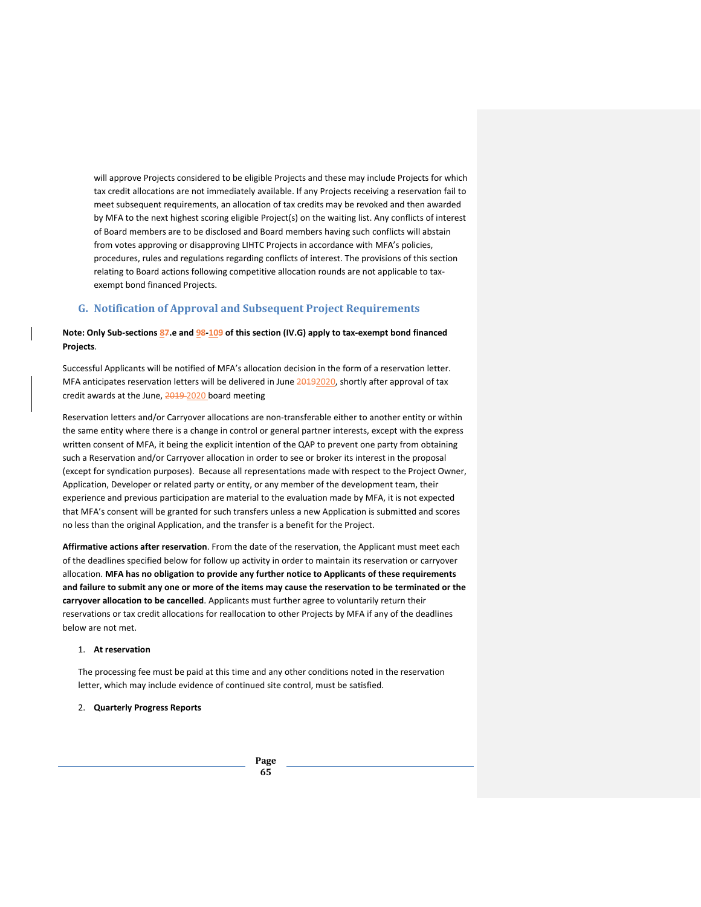will approve Projects considered to be eligible Projects and these may include Projects for which tax credit allocations are not immediately available. If any Projects receiving a reservation fail to meet subsequent requirements, an allocation of tax credits may be revoked and then awarded by MFA to the next highest scoring eligible Project(s) on the waiting list. Any conflicts of interest of Board members are to be disclosed and Board members having such conflicts will abstain from votes approving or disapproving LIHTC Projects in accordance with MFA's policies, procedures, rules and regulations regarding conflicts of interest. The provisions of this section relating to Board actions following competitive allocation rounds are not applicable to tax-exempt bond financed Projects.

## G. Notification of Approval and Subsequent Project Requirements

**Note: Only Sub-sections ~~8~~7.e and ~~9~~8-~~10~~9 of this section (IV.G) apply to tax-exempt bond financed Projects**.

Successful Applicants will be notified of MFA's allocation decision in the form of a reservation letter. MFA anticipates reservation letters will be delivered in June ~~2019~~2020, shortly after approval of tax credit awards at the June, ~~2019~~ 2020 board meeting

Reservation letters and/or Carryover allocations are non-transferable either to another entity or within the same entity where there is a change in control or general partner interests, except with the express written consent of MFA, it being the explicit intention of the QAP to prevent one party from obtaining such a Reservation and/or Carryover allocation in order to see or broker its interest in the proposal (except for syndication purposes). Because all representations made with respect to the Project Owner, Application, Developer or related party or entity, or any member of the development team, their experience and previous participation are material to the evaluation made by MFA, it is not expected that MFA's consent will be granted for such transfers unless a new Application is submitted and scores no less than the original Application, and the transfer is a benefit for the Project.

**Affirmative actions after reservation**. From the date of the reservation, the Applicant must meet each of the deadlines specified below for follow up activity in order to maintain its reservation or carryover allocation. **MFA has no obligation to provide any further notice to Applicants of these requirements and failure to submit any one or more of the items may cause the reservation to be terminated or the carryover allocation to be cancelled**. Applicants must further agree to voluntarily return their reservations or tax credit allocations for reallocation to other Projects by MFA if any of the deadlines below are not met.

1. **At reservation**

   The processing fee must be paid at this time and any other conditions noted in the reservation letter, which may include evidence of continued site control, must be satisfied.

2. **Quarterly Progress Reports**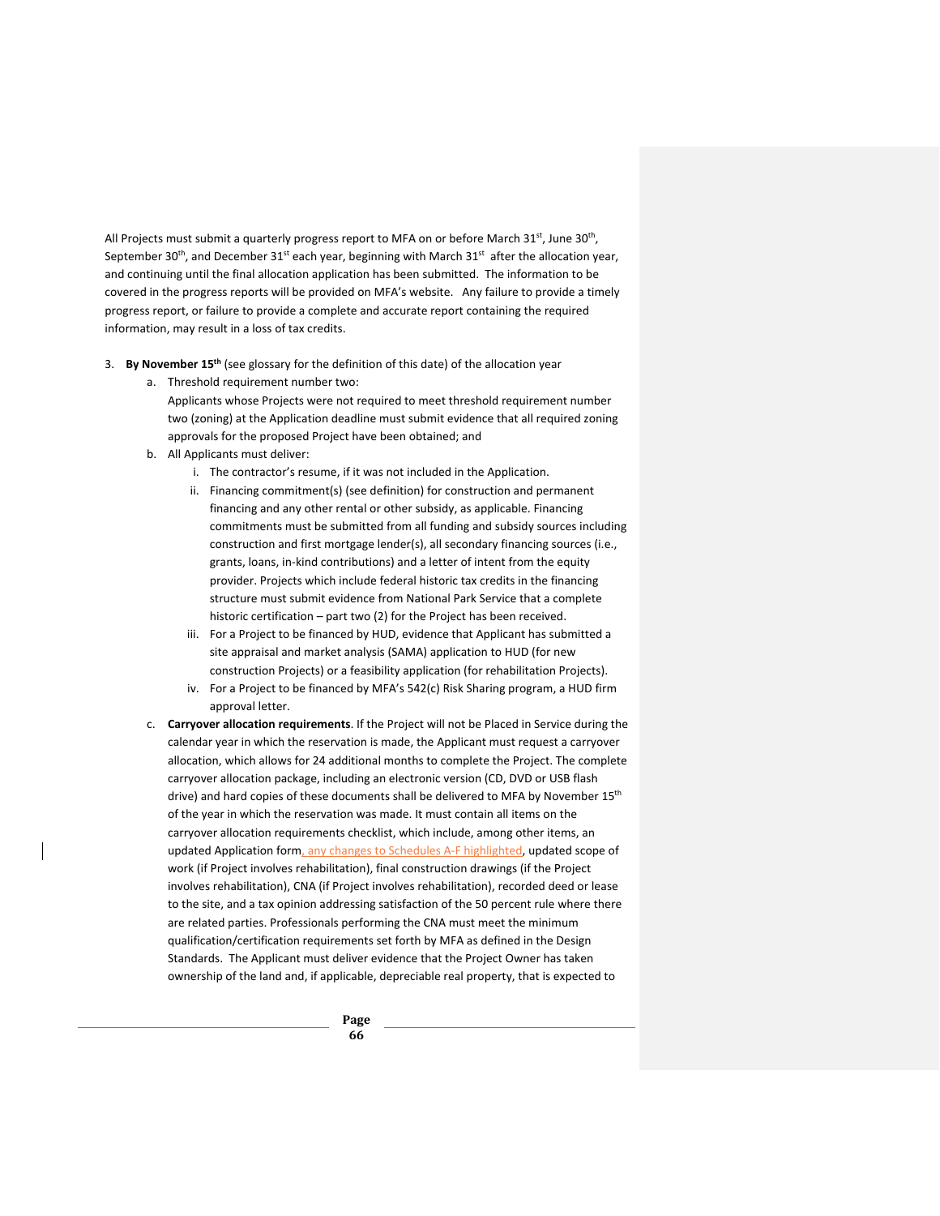All Projects must submit a quarterly progress report to MFA on or before March 31st, June 30th, September 30th, and December 31st each year, beginning with March 31st after the allocation year, and continuing until the final allocation application has been submitted. The information to be covered in the progress reports will be provided on MFA's website. Any failure to provide a timely progress report, or failure to provide a complete and accurate report containing the required information, may result in a loss of tax credits.

3. **By November 15th** (see glossary for the definition of this date) of the allocation year
   a. Threshold requirement number two:
      Applicants whose Projects were not required to meet threshold requirement number two (zoning) at the Application deadline must submit evidence that all required zoning approvals for the proposed Project have been obtained; and
   b. All Applicants must deliver:
      i. The contractor's resume, if it was not included in the Application.
      ii. Financing commitment(s) (see definition) for construction and permanent financing and any other rental or other subsidy, as applicable. Financing commitments must be submitted from all funding and subsidy sources including construction and first mortgage lender(s), all secondary financing sources (i.e., grants, loans, in-kind contributions) and a letter of intent from the equity provider. Projects which include federal historic tax credits in the financing structure must submit evidence from National Park Service that a complete historic certification – part two (2) for the Project has been received.
      iii. For a Project to be financed by HUD, evidence that Applicant has submitted a site appraisal and market analysis (SAMA) application to HUD (for new construction Projects) or a feasibility application (for rehabilitation Projects).
      iv. For a Project to be financed by MFA's 542(c) Risk Sharing program, a HUD firm approval letter.
   c. **Carryover allocation requirements**. If the Project will not be Placed in Service during the calendar year in which the reservation is made, the Applicant must request a carryover allocation, which allows for 24 additional months to complete the Project. The complete carryover allocation package, including an electronic version (CD, DVD or USB flash drive) and hard copies of these documents shall be delivered to MFA by November 15th of the year in which the reservation was made. It must contain all items on the carryover allocation requirements checklist, which include, among other items, an updated Application form, any changes to Schedules A-F highlighted, updated scope of work (if Project involves rehabilitation), final construction drawings (if the Project involves rehabilitation), CNA (if Project involves rehabilitation), recorded deed or lease to the site, and a tax opinion addressing satisfaction of the 50 percent rule where there are related parties. Professionals performing the CNA must meet the minimum qualification/certification requirements set forth by MFA as defined in the Design Standards. The Applicant must deliver evidence that the Project Owner has taken ownership of the land and, if applicable, depreciable real property, that is expected to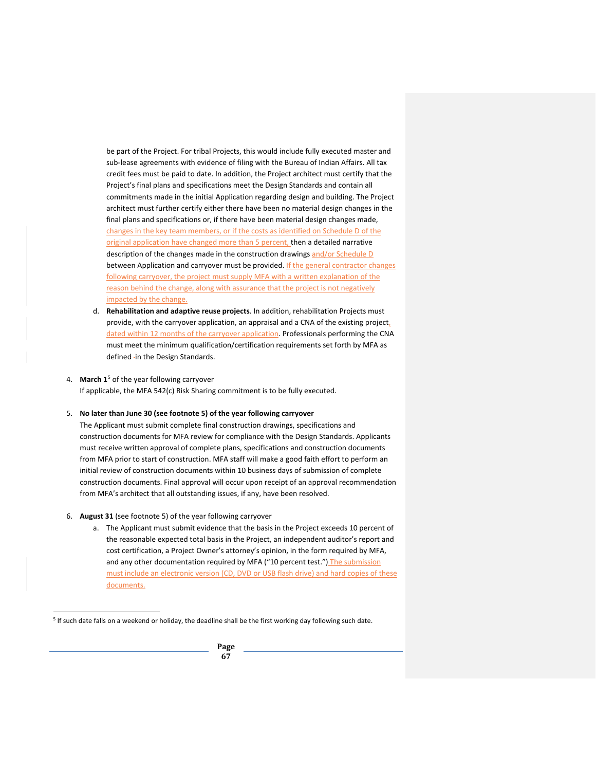be part of the Project. For tribal Projects, this would include fully executed master and sub-lease agreements with evidence of filing with the Bureau of Indian Affairs. All tax credit fees must be paid to date. In addition, the Project architect must certify that the Project's final plans and specifications meet the Design Standards and contain all commitments made in the initial Application regarding design and building. The Project architect must further certify either there have been no material design changes in the final plans and specifications or, if there have been material design changes made, changes in the key team members, or if the costs as identified on Schedule D of the original application have changed more than 5 percent, then a detailed narrative description of the changes made in the construction drawings and/or Schedule D between Application and carryover must be provided. If the general contractor changes following carryover, the project must supply MFA with a written explanation of the reason behind the change, along with assurance that the project is not negatively impacted by the change.

   d. **Rehabilitation and adaptive reuse projects**. In addition, rehabilitation Projects must provide, with the carryover application, an appraisal and a CNA of the existing project, dated within 12 months of the carryover application. Professionals performing the CNA must meet the minimum qualification/certification requirements set forth by MFA as defined in the Design Standards.

4. **March 1**[5] of the year following carryover
   If applicable, the MFA 542(c) Risk Sharing commitment is to be fully executed.

5. **No later than June 30 (see footnote 5) of the year following carryover**
   The Applicant must submit complete final construction drawings, specifications and construction documents for MFA review for compliance with the Design Standards. Applicants must receive written approval of complete plans, specifications and construction documents from MFA prior to start of construction. MFA staff will make a good faith effort to perform an initial review of construction documents within 10 business days of submission of complete construction documents. Final approval will occur upon receipt of an approval recommendation from MFA's architect that all outstanding issues, if any, have been resolved.

6. **August 31** (see footnote 5) of the year following carryover
   a. The Applicant must submit evidence that the basis in the Project exceeds 10 percent of the reasonable expected total basis in the Project, an independent auditor's report and cost certification, a Project Owner's attorney's opinion, in the form required by MFA, and any other documentation required by MFA ("10 percent test.") The submission must include an electronic version (CD, DVD or USB flash drive) and hard copies of these documents.

[5] If such date falls on a weekend or holiday, the deadline shall be the first working day following such date.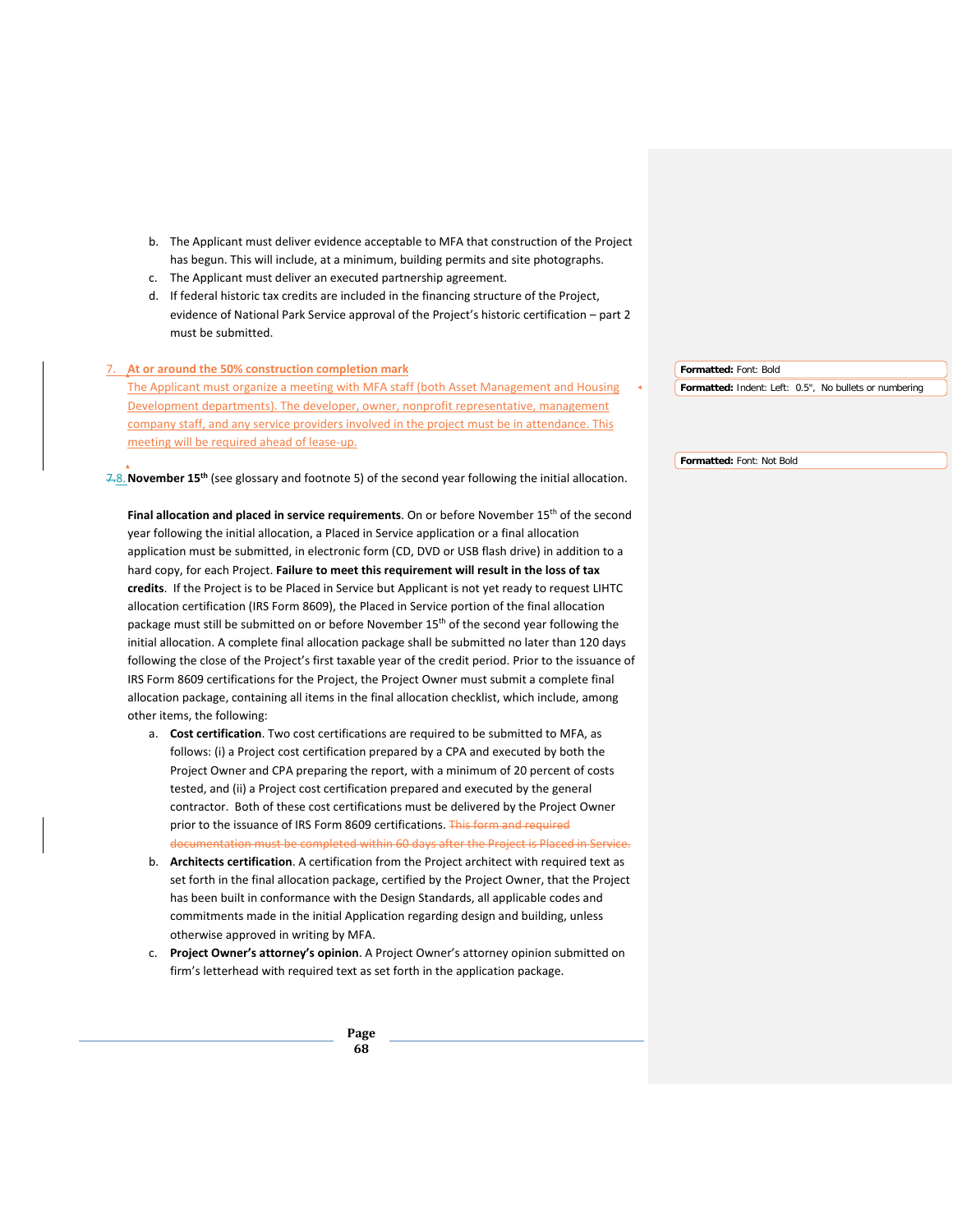b. The Applicant must deliver evidence acceptable to MFA that construction of the Project has begun. This will include, at a minimum, building permits and site photographs.
c. The Applicant must deliver an executed partnership agreement.
d. If federal historic tax credits are included in the financing structure of the Project, evidence of National Park Service approval of the Project's historic certification – part 2 must be submitted.

7. **At or around the 50% construction completion mark**
The Applicant must organize a meeting with MFA staff (both Asset Management and Housing Development departments). The developer, owner, nonprofit representative, management company staff, and any service providers involved in the project must be in attendance. This meeting will be required ahead of lease-up.

~~7.~~8. **November 15th** (see glossary and footnote 5) of the second year following the initial allocation.

**Final allocation and placed in service requirements**. On or before November 15th of the second year following the initial allocation, a Placed in Service application or a final allocation application must be submitted, in electronic form (CD, DVD or USB flash drive) in addition to a hard copy, for each Project. **Failure to meet this requirement will result in the loss of tax credits**. If the Project is to be Placed in Service but Applicant is not yet ready to request LIHTC allocation certification (IRS Form 8609), the Placed in Service portion of the final allocation package must still be submitted on or before November 15th of the second year following the initial allocation. A complete final allocation package shall be submitted no later than 120 days following the close of the Project's first taxable year of the credit period. Prior to the issuance of IRS Form 8609 certifications for the Project, the Project Owner must submit a complete final allocation package, containing all items in the final allocation checklist, which include, among other items, the following:

a. **Cost certification**. Two cost certifications are required to be submitted to MFA, as follows: (i) a Project cost certification prepared by a CPA and executed by both the Project Owner and CPA preparing the report, with a minimum of 20 percent of costs tested, and (ii) a Project cost certification prepared and executed by the general contractor. Both of these cost certifications must be delivered by the Project Owner prior to the issuance of IRS Form 8609 certifications. ~~This form and required documentation must be completed within 60 days after the Project is Placed in Service.~~
b. **Architects certification**. A certification from the Project architect with required text as set forth in the final allocation package, certified by the Project Owner, that the Project has been built in conformance with the Design Standards, all applicable codes and commitments made in the initial Application regarding design and building, unless otherwise approved in writing by MFA.
c. **Project Owner's attorney's opinion**. A Project Owner's attorney opinion submitted on firm's letterhead with required text as set forth in the application package.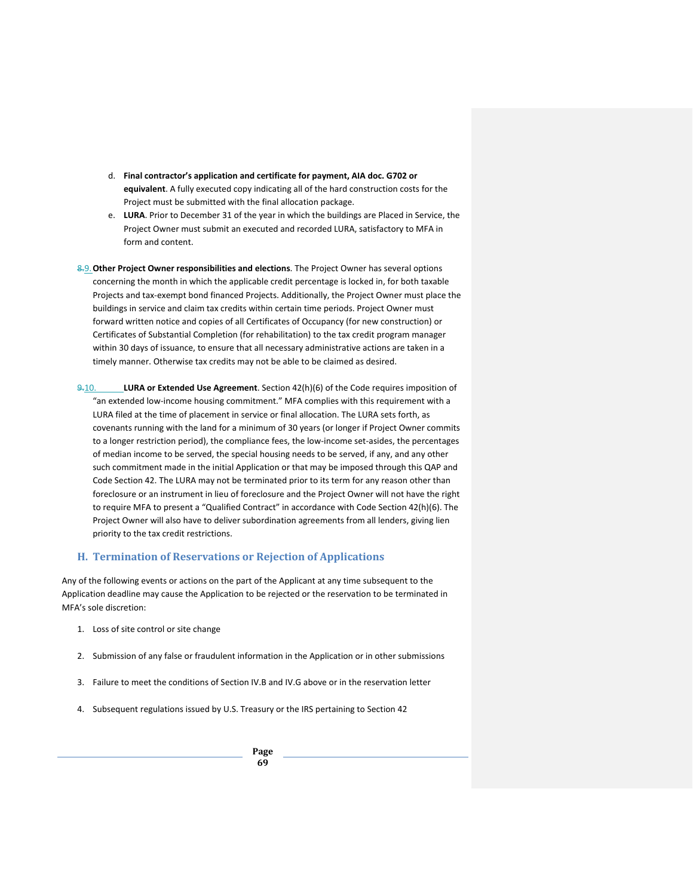d. **Final contractor's application and certificate for payment, AIA doc. G702 or equivalent**. A fully executed copy indicating all of the hard construction costs for the Project must be submitted with the final allocation package.

e. **LURA**. Prior to December 31 of the year in which the buildings are Placed in Service, the Project Owner must submit an executed and recorded LURA, satisfactory to MFA in form and content.

8.9. **Other Project Owner responsibilities and elections**. The Project Owner has several options concerning the month in which the applicable credit percentage is locked in, for both taxable Projects and tax-exempt bond financed Projects. Additionally, the Project Owner must place the buildings in service and claim tax credits within certain time periods. Project Owner must forward written notice and copies of all Certificates of Occupancy (for new construction) or Certificates of Substantial Completion (for rehabilitation) to the tax credit program manager within 30 days of issuance, to ensure that all necessary administrative actions are taken in a timely manner. Otherwise tax credits may not be able to be claimed as desired.

9.10. **LURA or Extended Use Agreement**. Section 42(h)(6) of the Code requires imposition of "an extended low-income housing commitment." MFA complies with this requirement with a LURA filed at the time of placement in service or final allocation. The LURA sets forth, as covenants running with the land for a minimum of 30 years (or longer if Project Owner commits to a longer restriction period), the compliance fees, the low-income set-asides, the percentages of median income to be served, the special housing needs to be served, if any, and any other such commitment made in the initial Application or that may be imposed through this QAP and Code Section 42. The LURA may not be terminated prior to its term for any reason other than foreclosure or an instrument in lieu of foreclosure and the Project Owner will not have the right to require MFA to present a "Qualified Contract" in accordance with Code Section 42(h)(6). The Project Owner will also have to deliver subordination agreements from all lenders, giving lien priority to the tax credit restrictions.

## H. Termination of Reservations or Rejection of Applications

Any of the following events or actions on the part of the Applicant at any time subsequent to the Application deadline may cause the Application to be rejected or the reservation to be terminated in MFA's sole discretion:

1. Loss of site control or site change
2. Submission of any false or fraudulent information in the Application or in other submissions
3. Failure to meet the conditions of Section IV.B and IV.G above or in the reservation letter
4. Subsequent regulations issued by U.S. Treasury or the IRS pertaining to Section 42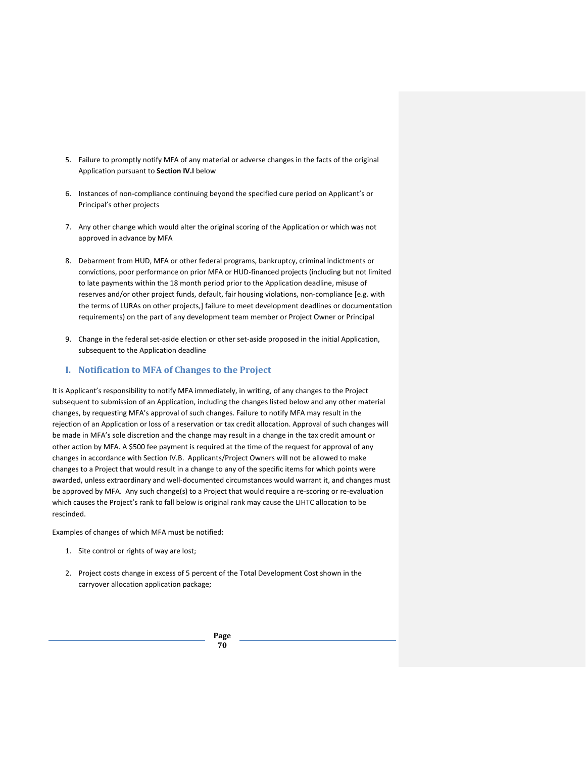5. Failure to promptly notify MFA of any material or adverse changes in the facts of the original Application pursuant to **Section IV.I** below

6. Instances of non-compliance continuing beyond the specified cure period on Applicant's or Principal's other projects

7. Any other change which would alter the original scoring of the Application or which was not approved in advance by MFA

8. Debarment from HUD, MFA or other federal programs, bankruptcy, criminal indictments or convictions, poor performance on prior MFA or HUD-financed projects (including but not limited to late payments within the 18 month period prior to the Application deadline, misuse of reserves and/or other project funds, default, fair housing violations, non-compliance [e.g. with the terms of LURAs on other projects,] failure to meet development deadlines or documentation requirements) on the part of any development team member or Project Owner or Principal

9. Change in the federal set-aside election or other set-aside proposed in the initial Application, subsequent to the Application deadline

## I. Notification to MFA of Changes to the Project

It is Applicant's responsibility to notify MFA immediately, in writing, of any changes to the Project subsequent to submission of an Application, including the changes listed below and any other material changes, by requesting MFA's approval of such changes. Failure to notify MFA may result in the rejection of an Application or loss of a reservation or tax credit allocation. Approval of such changes will be made in MFA's sole discretion and the change may result in a change in the tax credit amount or other action by MFA. A $500 fee payment is required at the time of the request for approval of any changes in accordance with Section IV.B. Applicants/Project Owners will not be allowed to make changes to a Project that would result in a change to any of the specific items for which points were awarded, unless extraordinary and well-documented circumstances would warrant it, and changes must be approved by MFA. Any such change(s) to a Project that would require a re-scoring or re-evaluation which causes the Project's rank to fall below is original rank may cause the LIHTC allocation to be rescinded.

Examples of changes of which MFA must be notified:

1. Site control or rights of way are lost;

2. Project costs change in excess of 5 percent of the Total Development Cost shown in the carryover allocation application package;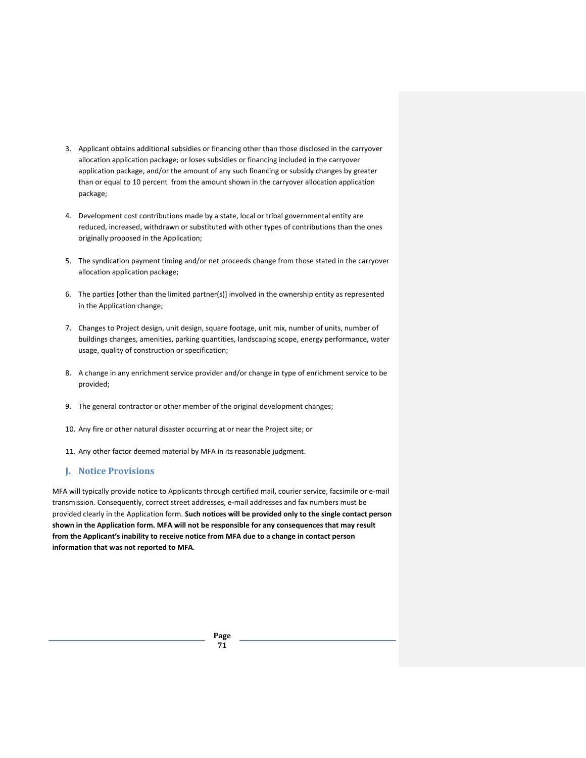3. Applicant obtains additional subsidies or financing other than those disclosed in the carryover allocation application package; or loses subsidies or financing included in the carryover application package, and/or the amount of any such financing or subsidy changes by greater than or equal to 10 percent from the amount shown in the carryover allocation application package;

4. Development cost contributions made by a state, local or tribal governmental entity are reduced, increased, withdrawn or substituted with other types of contributions than the ones originally proposed in the Application;

5. The syndication payment timing and/or net proceeds change from those stated in the carryover allocation application package;

6. The parties [other than the limited partner(s)] involved in the ownership entity as represented in the Application change;

7. Changes to Project design, unit design, square footage, unit mix, number of units, number of buildings changes, amenities, parking quantities, landscaping scope, energy performance, water usage, quality of construction or specification;

8. A change in any enrichment service provider and/or change in type of enrichment service to be provided;

9. The general contractor or other member of the original development changes;

10. Any fire or other natural disaster occurring at or near the Project site; or

11. Any other factor deemed material by MFA in its reasonable judgment.

## J. Notice Provisions

MFA will typically provide notice to Applicants through certified mail, courier service, facsimile or e-mail transmission. Consequently, correct street addresses, e-mail addresses and fax numbers must be provided clearly in the Application form. **Such notices will be provided only to the single contact person shown in the Application form. MFA will not be responsible for any consequences that may result from the Applicant's inability to receive notice from MFA due to a change in contact person information that was not reported to MFA**.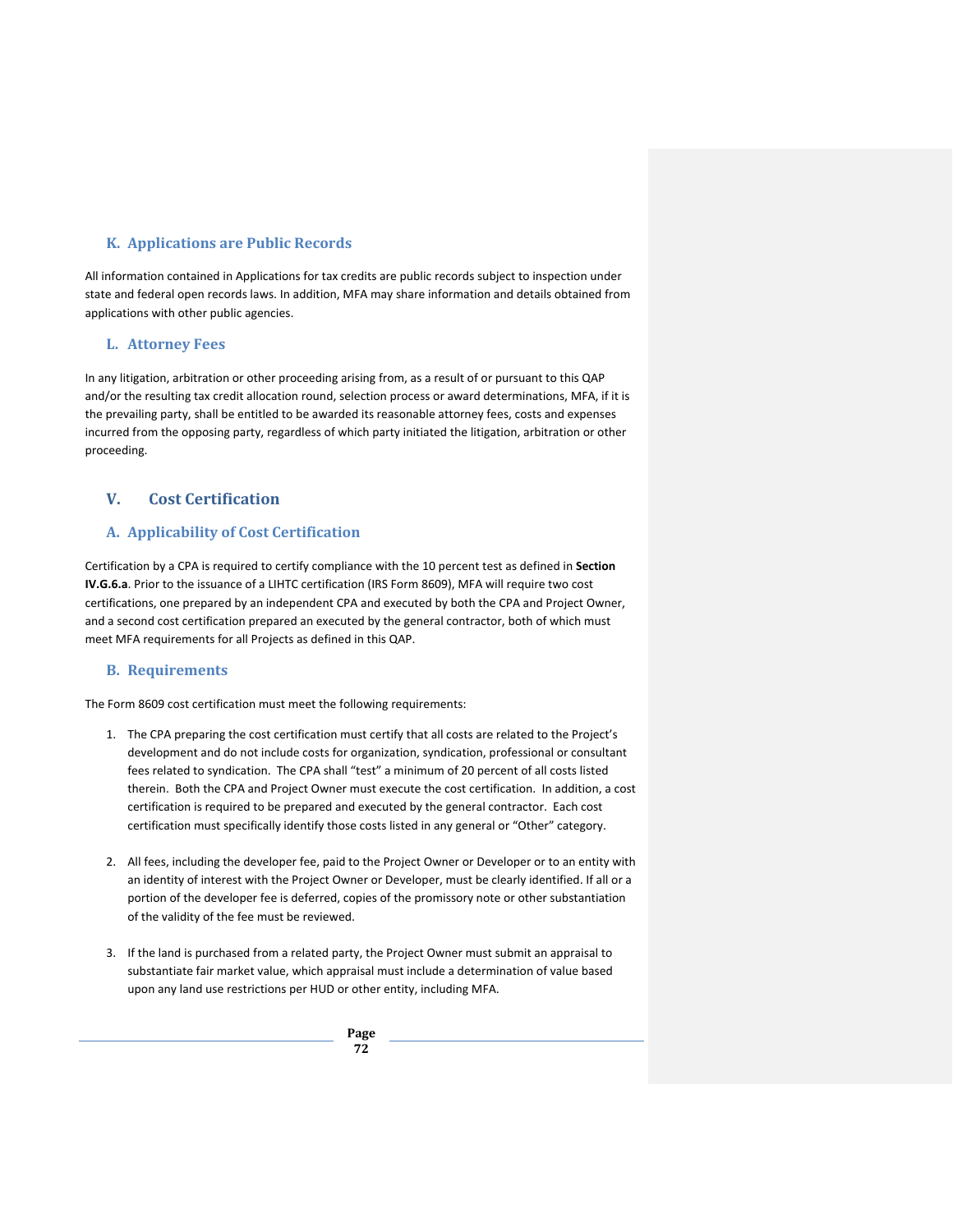### K. Applications are Public Records

All information contained in Applications for tax credits are public records subject to inspection under state and federal open records laws. In addition, MFA may share information and details obtained from applications with other public agencies.

### L. Attorney Fees

In any litigation, arbitration or other proceeding arising from, as a result of or pursuant to this QAP and/or the resulting tax credit allocation round, selection process or award determinations, MFA, if it is the prevailing party, shall be entitled to be awarded its reasonable attorney fees, costs and expenses incurred from the opposing party, regardless of which party initiated the litigation, arbitration or other proceeding.

## V. Cost Certification

### A. Applicability of Cost Certification

Certification by a CPA is required to certify compliance with the 10 percent test as defined in **Section IV.G.6.a**. Prior to the issuance of a LIHTC certification (IRS Form 8609), MFA will require two cost certifications, one prepared by an independent CPA and executed by both the CPA and Project Owner, and a second cost certification prepared an executed by the general contractor, both of which must meet MFA requirements for all Projects as defined in this QAP.

### B. Requirements

The Form 8609 cost certification must meet the following requirements:

1. The CPA preparing the cost certification must certify that all costs are related to the Project's development and do not include costs for organization, syndication, professional or consultant fees related to syndication. The CPA shall "test" a minimum of 20 percent of all costs listed therein. Both the CPA and Project Owner must execute the cost certification. In addition, a cost certification is required to be prepared and executed by the general contractor. Each cost certification must specifically identify those costs listed in any general or "Other" category.

2. All fees, including the developer fee, paid to the Project Owner or Developer or to an entity with an identity of interest with the Project Owner or Developer, must be clearly identified. If all or a portion of the developer fee is deferred, copies of the promissory note or other substantiation of the validity of the fee must be reviewed.

3. If the land is purchased from a related party, the Project Owner must submit an appraisal to substantiate fair market value, which appraisal must include a determination of value based upon any land use restrictions per HUD or other entity, including MFA.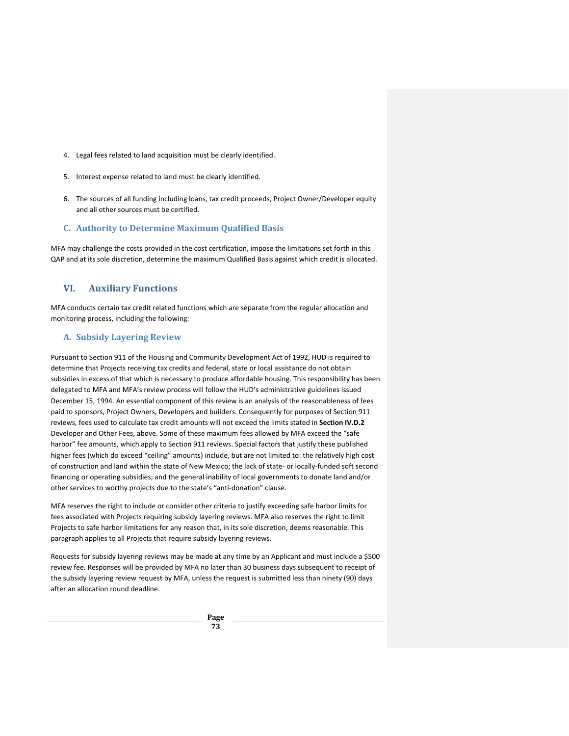4. Legal fees related to land acquisition must be clearly identified.

5. Interest expense related to land must be clearly identified.

6. The sources of all funding including loans, tax credit proceeds, Project Owner/Developer equity and all other sources must be certified.

### C. Authority to Determine Maximum Qualified Basis

MFA may challenge the costs provided in the cost certification, impose the limitations set forth in this QAP and at its sole discretion, determine the maximum Qualified Basis against which credit is allocated.

## VI. Auxiliary Functions

MFA conducts certain tax credit related functions which are separate from the regular allocation and monitoring process, including the following:

### A. Subsidy Layering Review

Pursuant to Section 911 of the Housing and Community Development Act of 1992, HUD is required to determine that Projects receiving tax credits and federal, state or local assistance do not obtain subsidies in excess of that which is necessary to produce affordable housing. This responsibility has been delegated to MFA and MFA's review process will follow the HUD's administrative guidelines issued December 15, 1994. An essential component of this review is an analysis of the reasonableness of fees paid to sponsors, Project Owners, Developers and builders. Consequently for purposes of Section 911 reviews, fees used to calculate tax credit amounts will not exceed the limits stated in **Section IV.D.2** Developer and Other Fees, above. Some of these maximum fees allowed by MFA exceed the "safe harbor" fee amounts, which apply to Section 911 reviews. Special factors that justify these published higher fees (which do exceed "ceiling" amounts) include, but are not limited to: the relatively high cost of construction and land within the state of New Mexico; the lack of state- or locally-funded soft second financing or operating subsidies; and the general inability of local governments to donate land and/or other services to worthy projects due to the state's "anti-donation" clause.

MFA reserves the right to include or consider other criteria to justify exceeding safe harbor limits for fees associated with Projects requiring subsidy layering reviews. MFA also reserves the right to limit Projects to safe harbor limitations for any reason that, in its sole discretion, deems reasonable. This paragraph applies to all Projects that require subsidy layering reviews.

Requests for subsidy layering reviews may be made at any time by an Applicant and must include a $500 review fee. Responses will be provided by MFA no later than 30 business days subsequent to receipt of the subsidy layering review request by MFA, unless the request is submitted less than ninety (90) days after an allocation round deadline.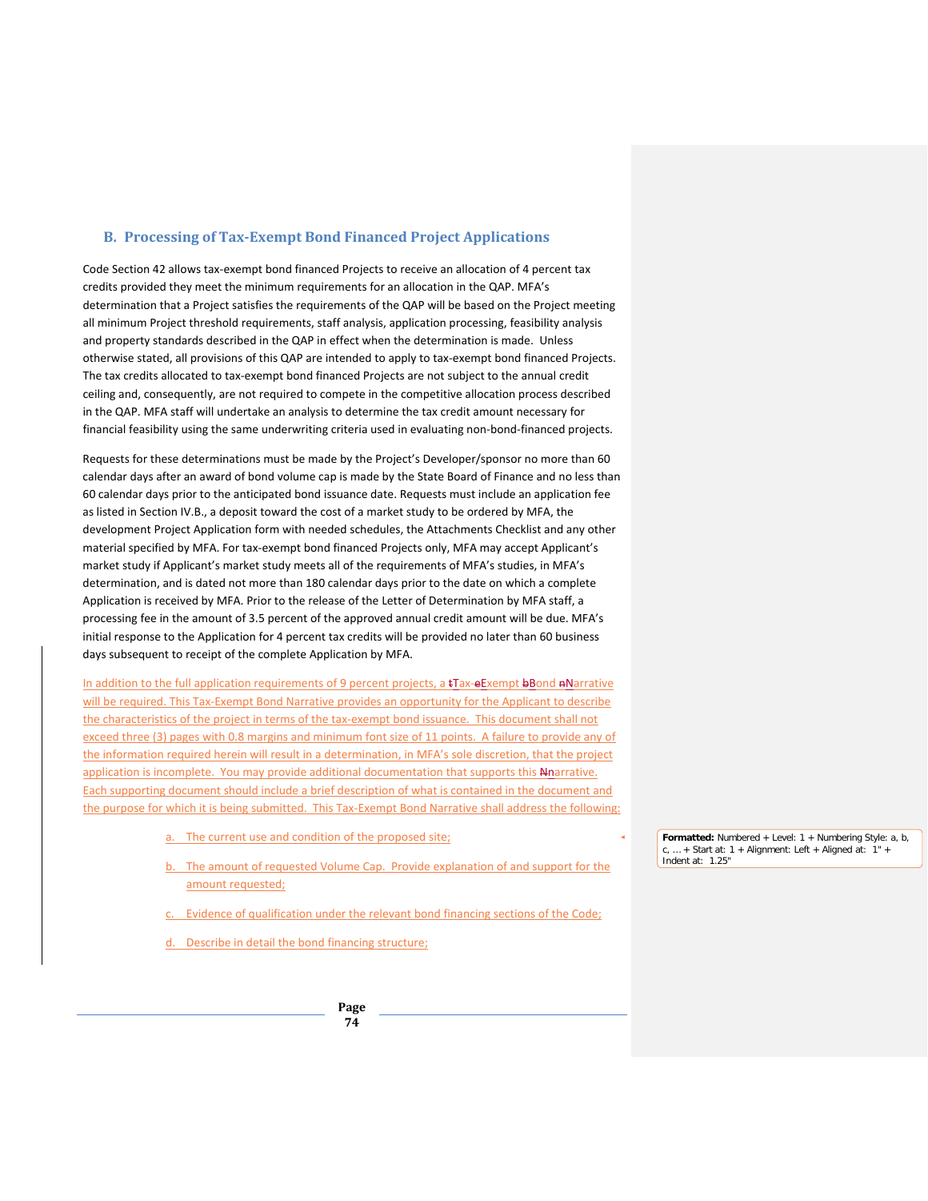## B. Processing of Tax-Exempt Bond Financed Project Applications

Code Section 42 allows tax-exempt bond financed Projects to receive an allocation of 4 percent tax credits provided they meet the minimum requirements for an allocation in the QAP. MFA's determination that a Project satisfies the requirements of the QAP will be based on the Project meeting all minimum Project threshold requirements, staff analysis, application processing, feasibility analysis and property standards described in the QAP in effect when the determination is made. Unless otherwise stated, all provisions of this QAP are intended to apply to tax-exempt bond financed Projects. The tax credits allocated to tax-exempt bond financed Projects are not subject to the annual credit ceiling and, consequently, are not required to compete in the competitive allocation process described in the QAP. MFA staff will undertake an analysis to determine the tax credit amount necessary for financial feasibility using the same underwriting criteria used in evaluating non-bond-financed projects.

Requests for these determinations must be made by the Project's Developer/sponsor no more than 60 calendar days after an award of bond volume cap is made by the State Board of Finance and no less than 60 calendar days prior to the anticipated bond issuance date. Requests must include an application fee as listed in Section IV.B., a deposit toward the cost of a market study to be ordered by MFA, the development Project Application form with needed schedules, the Attachments Checklist and any other material specified by MFA. For tax-exempt bond financed Projects only, MFA may accept Applicant's market study if Applicant's market study meets all of the requirements of MFA's studies, in MFA's determination, and is dated not more than 180 calendar days prior to the date on which a complete Application is received by MFA. Prior to the release of the Letter of Determination by MFA staff, a processing fee in the amount of 3.5 percent of the approved annual credit amount will be due. MFA's initial response to the Application for 4 percent tax credits will be provided no later than 60 business days subsequent to receipt of the complete Application by MFA.

In addition to the full application requirements of 9 percent projects, a Tax-Exempt Bond Narrative will be required. This Tax-Exempt Bond Narrative provides an opportunity for the Applicant to describe the characteristics of the project in terms of the tax-exempt bond issuance. This document shall not exceed three (3) pages with 0.8 margins and minimum font size of 11 points. A failure to provide any of the information required herein will result in a determination, in MFA's sole discretion, that the project application is incomplete. You may provide additional documentation that supports this narrative. Each supporting document should include a brief description of what is contained in the document and the purpose for which it is being submitted. This Tax-Exempt Bond Narrative shall address the following:

a. The current use and condition of the proposed site;

b. The amount of requested Volume Cap. Provide explanation of and support for the amount requested;

c. Evidence of qualification under the relevant bond financing sections of the Code;

d. Describe in detail the bond financing structure;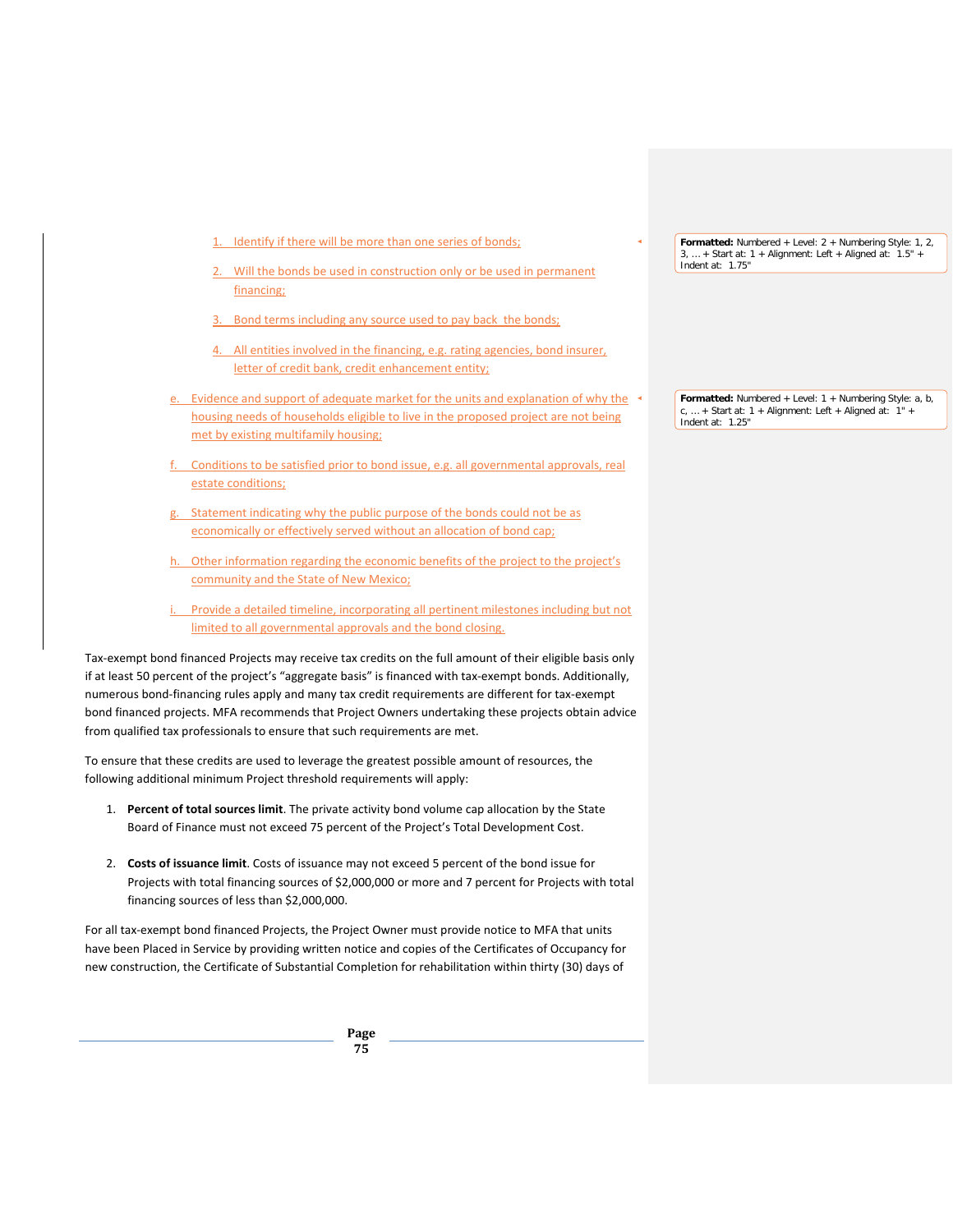1. Identify if there will be more than one series of bonds;
2. Will the bonds be used in construction only or be used in permanent financing;
3. Bond terms including any source used to pay back the bonds;
4. All entities involved in the financing, e.g. rating agencies, bond insurer, letter of credit bank, credit enhancement entity;

e. Evidence and support of adequate market for the units and explanation of why the housing needs of households eligible to live in the proposed project are not being met by existing multifamily housing;

f. Conditions to be satisfied prior to bond issue, e.g. all governmental approvals, real estate conditions;

g. Statement indicating why the public purpose of the bonds could not be as economically or effectively served without an allocation of bond cap;

h. Other information regarding the economic benefits of the project to the project's community and the State of New Mexico;

i. Provide a detailed timeline, incorporating all pertinent milestones including but not limited to all governmental approvals and the bond closing.

Tax-exempt bond financed Projects may receive tax credits on the full amount of their eligible basis only if at least 50 percent of the project's "aggregate basis" is financed with tax-exempt bonds. Additionally, numerous bond-financing rules apply and many tax credit requirements are different for tax-exempt bond financed projects. MFA recommends that Project Owners undertaking these projects obtain advice from qualified tax professionals to ensure that such requirements are met.

To ensure that these credits are used to leverage the greatest possible amount of resources, the following additional minimum Project threshold requirements will apply:

1. **Percent of total sources limit**. The private activity bond volume cap allocation by the State Board of Finance must not exceed 75 percent of the Project's Total Development Cost.

2. **Costs of issuance limit**. Costs of issuance may not exceed 5 percent of the bond issue for Projects with total financing sources of $2,000,000 or more and 7 percent for Projects with total financing sources of less than $2,000,000.

For all tax-exempt bond financed Projects, the Project Owner must provide notice to MFA that units have been Placed in Service by providing written notice and copies of the Certificates of Occupancy for new construction, the Certificate of Substantial Completion for rehabilitation within thirty (30) days of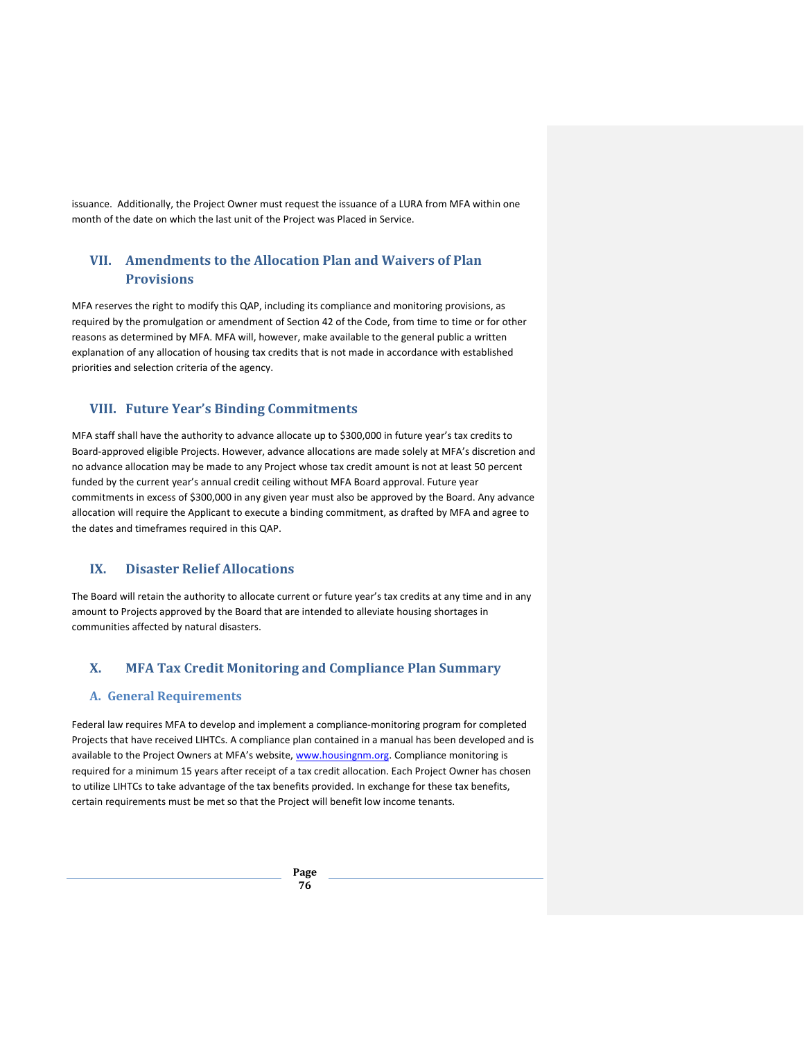issuance. Additionally, the Project Owner must request the issuance of a LURA from MFA within one month of the date on which the last unit of the Project was Placed in Service.

## VII. Amendments to the Allocation Plan and Waivers of Plan Provisions

MFA reserves the right to modify this QAP, including its compliance and monitoring provisions, as required by the promulgation or amendment of Section 42 of the Code, from time to time or for other reasons as determined by MFA. MFA will, however, make available to the general public a written explanation of any allocation of housing tax credits that is not made in accordance with established priorities and selection criteria of the agency.

## VIII. Future Year's Binding Commitments

MFA staff shall have the authority to advance allocate up to $300,000 in future year's tax credits to Board-approved eligible Projects. However, advance allocations are made solely at MFA's discretion and no advance allocation may be made to any Project whose tax credit amount is not at least 50 percent funded by the current year's annual credit ceiling without MFA Board approval. Future year commitments in excess of $300,000 in any given year must also be approved by the Board. Any advance allocation will require the Applicant to execute a binding commitment, as drafted by MFA and agree to the dates and timeframes required in this QAP.

## IX. Disaster Relief Allocations

The Board will retain the authority to allocate current or future year's tax credits at any time and in any amount to Projects approved by the Board that are intended to alleviate housing shortages in communities affected by natural disasters.

## X. MFA Tax Credit Monitoring and Compliance Plan Summary

### A. General Requirements

Federal law requires MFA to develop and implement a compliance-monitoring program for completed Projects that have received LIHTCs. A compliance plan contained in a manual has been developed and is available to the Project Owners at MFA's website, www.housingnm.org. Compliance monitoring is required for a minimum 15 years after receipt of a tax credit allocation. Each Project Owner has chosen to utilize LIHTCs to take advantage of the tax benefits provided. In exchange for these tax benefits, certain requirements must be met so that the Project will benefit low income tenants.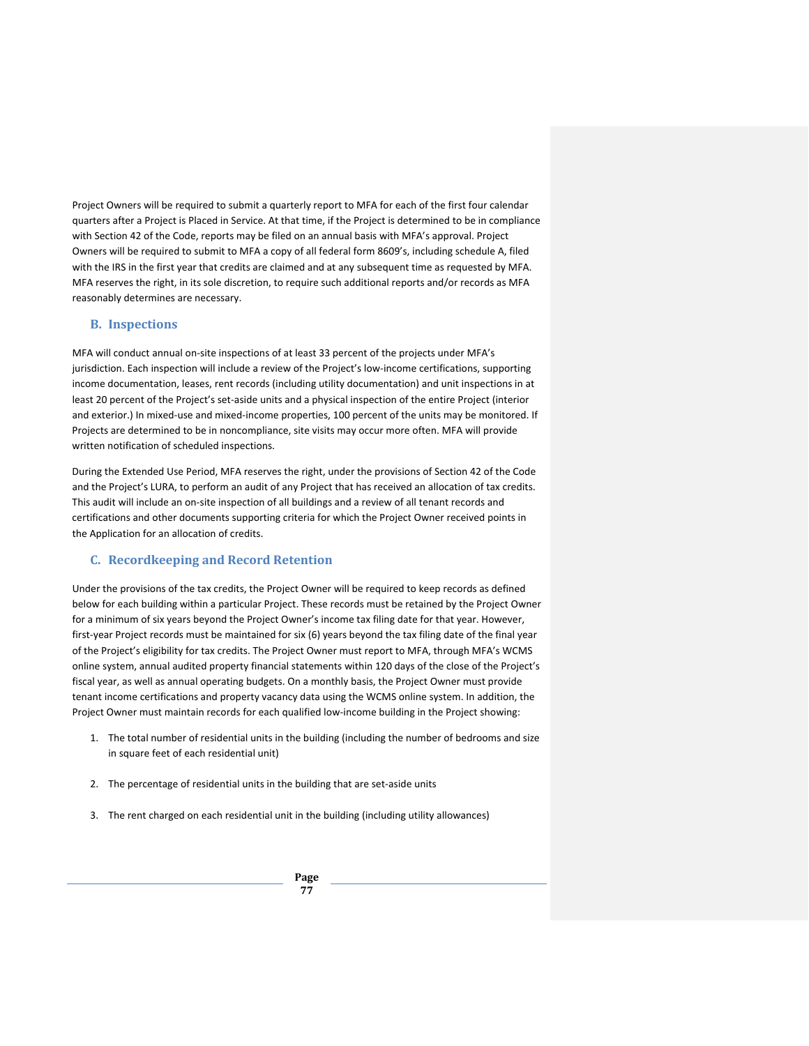Project Owners will be required to submit a quarterly report to MFA for each of the first four calendar quarters after a Project is Placed in Service. At that time, if the Project is determined to be in compliance with Section 42 of the Code, reports may be filed on an annual basis with MFA's approval. Project Owners will be required to submit to MFA a copy of all federal form 8609's, including schedule A, filed with the IRS in the first year that credits are claimed and at any subsequent time as requested by MFA. MFA reserves the right, in its sole discretion, to require such additional reports and/or records as MFA reasonably determines are necessary.

### B. Inspections

MFA will conduct annual on-site inspections of at least 33 percent of the projects under MFA's jurisdiction. Each inspection will include a review of the Project's low-income certifications, supporting income documentation, leases, rent records (including utility documentation) and unit inspections in at least 20 percent of the Project's set-aside units and a physical inspection of the entire Project (interior and exterior.) In mixed-use and mixed-income properties, 100 percent of the units may be monitored. If Projects are determined to be in noncompliance, site visits may occur more often. MFA will provide written notification of scheduled inspections.

During the Extended Use Period, MFA reserves the right, under the provisions of Section 42 of the Code and the Project's LURA, to perform an audit of any Project that has received an allocation of tax credits. This audit will include an on-site inspection of all buildings and a review of all tenant records and certifications and other documents supporting criteria for which the Project Owner received points in the Application for an allocation of credits.

### C. Recordkeeping and Record Retention

Under the provisions of the tax credits, the Project Owner will be required to keep records as defined below for each building within a particular Project. These records must be retained by the Project Owner for a minimum of six years beyond the Project Owner's income tax filing date for that year. However, first-year Project records must be maintained for six (6) years beyond the tax filing date of the final year of the Project's eligibility for tax credits. The Project Owner must report to MFA, through MFA's WCMS online system, annual audited property financial statements within 120 days of the close of the Project's fiscal year, as well as annual operating budgets. On a monthly basis, the Project Owner must provide tenant income certifications and property vacancy data using the WCMS online system. In addition, the Project Owner must maintain records for each qualified low-income building in the Project showing:

1. The total number of residential units in the building (including the number of bedrooms and size in square feet of each residential unit)
2. The percentage of residential units in the building that are set-aside units
3. The rent charged on each residential unit in the building (including utility allowances)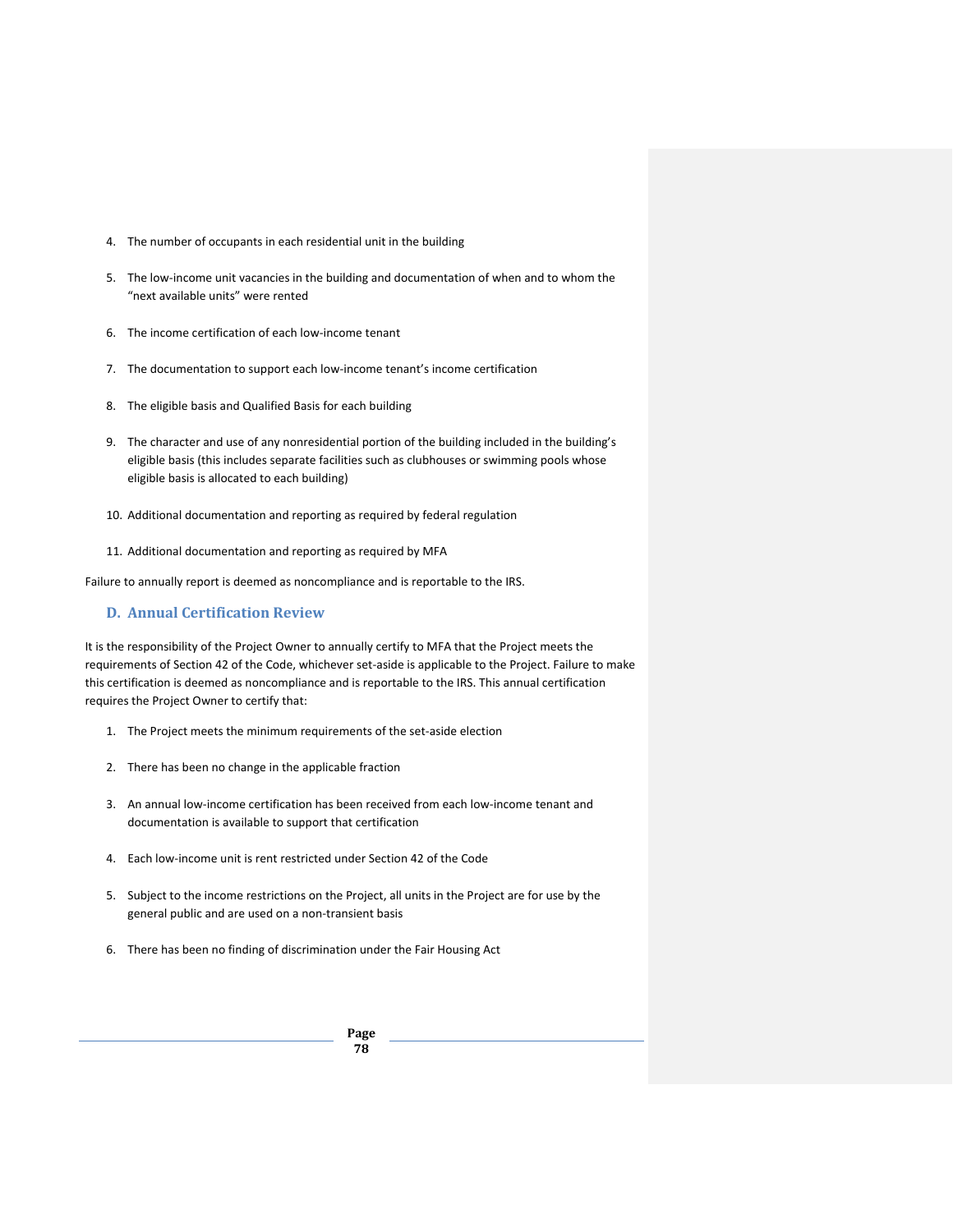4. The number of occupants in each residential unit in the building
5. The low-income unit vacancies in the building and documentation of when and to whom the "next available units" were rented
6. The income certification of each low-income tenant
7. The documentation to support each low-income tenant's income certification
8. The eligible basis and Qualified Basis for each building
9. The character and use of any nonresidential portion of the building included in the building's eligible basis (this includes separate facilities such as clubhouses or swimming pools whose eligible basis is allocated to each building)
10. Additional documentation and reporting as required by federal regulation
11. Additional documentation and reporting as required by MFA

Failure to annually report is deemed as noncompliance and is reportable to the IRS.

### D. Annual Certification Review

It is the responsibility of the Project Owner to annually certify to MFA that the Project meets the requirements of Section 42 of the Code, whichever set-aside is applicable to the Project. Failure to make this certification is deemed as noncompliance and is reportable to the IRS. This annual certification requires the Project Owner to certify that:

1. The Project meets the minimum requirements of the set-aside election
2. There has been no change in the applicable fraction
3. An annual low-income certification has been received from each low-income tenant and documentation is available to support that certification
4. Each low-income unit is rent restricted under Section 42 of the Code
5. Subject to the income restrictions on the Project, all units in the Project are for use by the general public and are used on a non-transient basis
6. There has been no finding of discrimination under the Fair Housing Act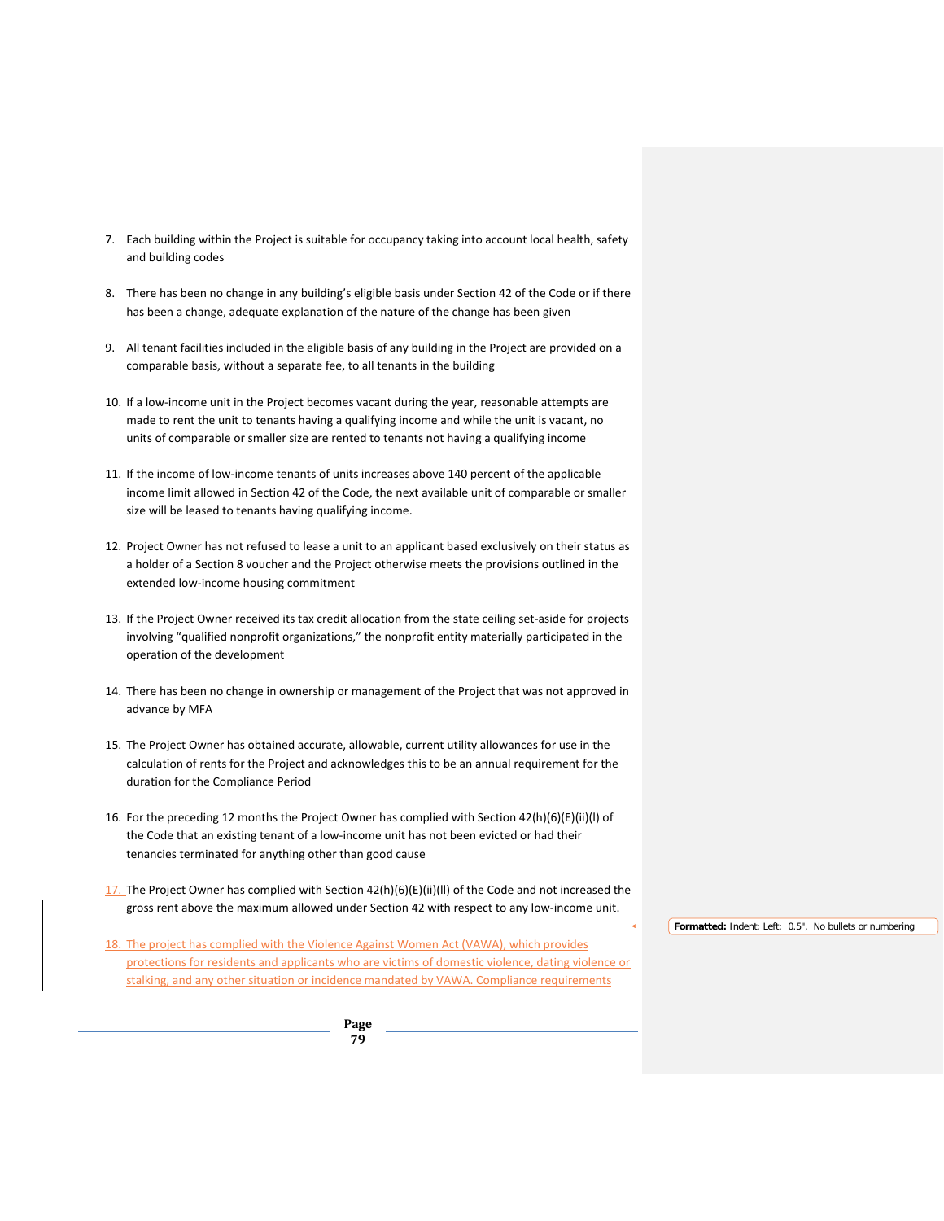7. Each building within the Project is suitable for occupancy taking into account local health, safety and building codes

8. There has been no change in any building's eligible basis under Section 42 of the Code or if there has been a change, adequate explanation of the nature of the change has been given

9. All tenant facilities included in the eligible basis of any building in the Project are provided on a comparable basis, without a separate fee, to all tenants in the building

10. If a low-income unit in the Project becomes vacant during the year, reasonable attempts are made to rent the unit to tenants having a qualifying income and while the unit is vacant, no units of comparable or smaller size are rented to tenants not having a qualifying income

11. If the income of low-income tenants of units increases above 140 percent of the applicable income limit allowed in Section 42 of the Code, the next available unit of comparable or smaller size will be leased to tenants having qualifying income.

12. Project Owner has not refused to lease a unit to an applicant based exclusively on their status as a holder of a Section 8 voucher and the Project otherwise meets the provisions outlined in the extended low-income housing commitment

13. If the Project Owner received its tax credit allocation from the state ceiling set-aside for projects involving "qualified nonprofit organizations," the nonprofit entity materially participated in the operation of the development

14. There has been no change in ownership or management of the Project that was not approved in advance by MFA

15. The Project Owner has obtained accurate, allowable, current utility allowances for use in the calculation of rents for the Project and acknowledges this to be an annual requirement for the duration for the Compliance Period

16. For the preceding 12 months the Project Owner has complied with Section 42(h)(6)(E)(ii)(I) of the Code that an existing tenant of a low-income unit has not been evicted or had their tenancies terminated for anything other than good cause

17. The Project Owner has complied with Section 42(h)(6)(E)(ii)(II) of the Code and not increased the gross rent above the maximum allowed under Section 42 with respect to any low-income unit.

18. The project has complied with the Violence Against Women Act (VAWA), which provides protections for residents and applicants who are victims of domestic violence, dating violence or stalking, and any other situation or incidence mandated by VAWA. Compliance requirements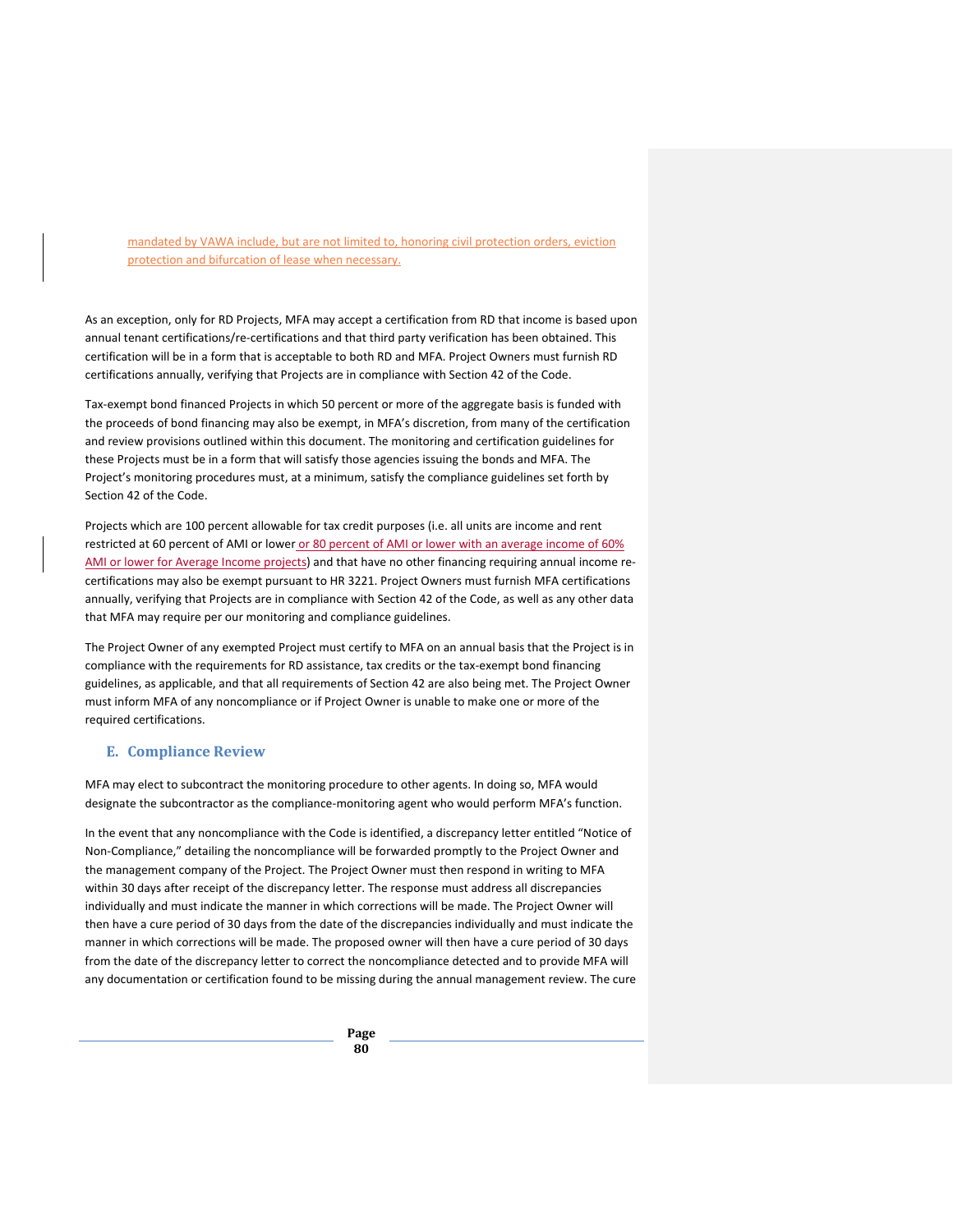mandated by VAWA include, but are not limited to, honoring civil protection orders, eviction protection and bifurcation of lease when necessary.

As an exception, only for RD Projects, MFA may accept a certification from RD that income is based upon annual tenant certifications/re-certifications and that third party verification has been obtained. This certification will be in a form that is acceptable to both RD and MFA. Project Owners must furnish RD certifications annually, verifying that Projects are in compliance with Section 42 of the Code.

Tax-exempt bond financed Projects in which 50 percent or more of the aggregate basis is funded with the proceeds of bond financing may also be exempt, in MFA's discretion, from many of the certification and review provisions outlined within this document. The monitoring and certification guidelines for these Projects must be in a form that will satisfy those agencies issuing the bonds and MFA. The Project's monitoring procedures must, at a minimum, satisfy the compliance guidelines set forth by Section 42 of the Code.

Projects which are 100 percent allowable for tax credit purposes (i.e. all units are income and rent restricted at 60 percent of AMI or lower or 80 percent of AMI or lower with an average income of 60% AMI or lower for Average Income projects) and that have no other financing requiring annual income re-certifications may also be exempt pursuant to HR 3221. Project Owners must furnish MFA certifications annually, verifying that Projects are in compliance with Section 42 of the Code, as well as any other data that MFA may require per our monitoring and compliance guidelines.

The Project Owner of any exempted Project must certify to MFA on an annual basis that the Project is in compliance with the requirements for RD assistance, tax credits or the tax-exempt bond financing guidelines, as applicable, and that all requirements of Section 42 are also being met. The Project Owner must inform MFA of any noncompliance or if Project Owner is unable to make one or more of the required certifications.

## E. Compliance Review

MFA may elect to subcontract the monitoring procedure to other agents. In doing so, MFA would designate the subcontractor as the compliance-monitoring agent who would perform MFA's function.

In the event that any noncompliance with the Code is identified, a discrepancy letter entitled "Notice of Non-Compliance," detailing the noncompliance will be forwarded promptly to the Project Owner and the management company of the Project. The Project Owner must then respond in writing to MFA within 30 days after receipt of the discrepancy letter. The response must address all discrepancies individually and must indicate the manner in which corrections will be made. The Project Owner will then have a cure period of 30 days from the date of the discrepancies individually and must indicate the manner in which corrections will be made. The proposed owner will then have a cure period of 30 days from the date of the discrepancy letter to correct the noncompliance detected and to provide MFA will any documentation or certification found to be missing during the annual management review. The cure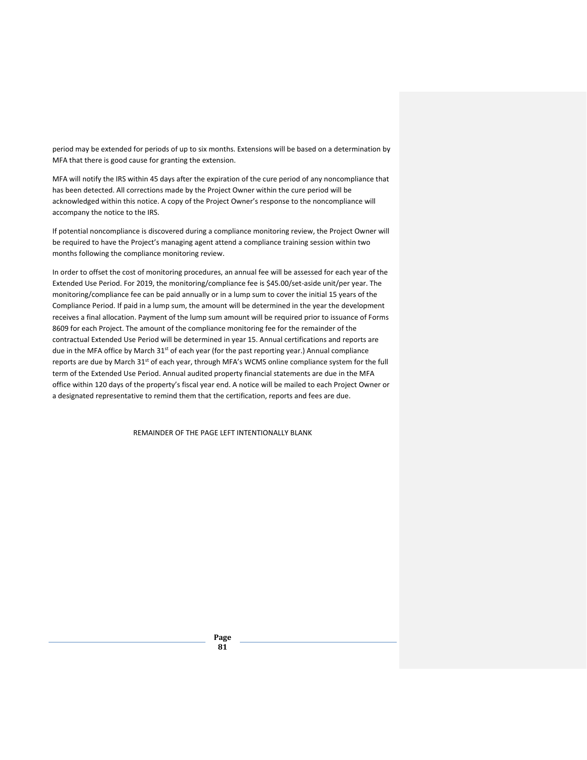period may be extended for periods of up to six months. Extensions will be based on a determination by MFA that there is good cause for granting the extension.

MFA will notify the IRS within 45 days after the expiration of the cure period of any noncompliance that has been detected. All corrections made by the Project Owner within the cure period will be acknowledged within this notice. A copy of the Project Owner's response to the noncompliance will accompany the notice to the IRS.

If potential noncompliance is discovered during a compliance monitoring review, the Project Owner will be required to have the Project's managing agent attend a compliance training session within two months following the compliance monitoring review.

In order to offset the cost of monitoring procedures, an annual fee will be assessed for each year of the Extended Use Period. For 2019, the monitoring/compliance fee is $45.00/set-aside unit/per year. The monitoring/compliance fee can be paid annually or in a lump sum to cover the initial 15 years of the Compliance Period. If paid in a lump sum, the amount will be determined in the year the development receives a final allocation. Payment of the lump sum amount will be required prior to issuance of Forms 8609 for each Project. The amount of the compliance monitoring fee for the remainder of the contractual Extended Use Period will be determined in year 15. Annual certifications and reports are due in the MFA office by March 31st of each year (for the past reporting year.) Annual compliance reports are due by March 31st of each year, through MFA's WCMS online compliance system for the full term of the Extended Use Period. Annual audited property financial statements are due in the MFA office within 120 days of the property's fiscal year end. A notice will be mailed to each Project Owner or a designated representative to remind them that the certification, reports and fees are due.

REMAINDER OF THE PAGE LEFT INTENTIONALLY BLANK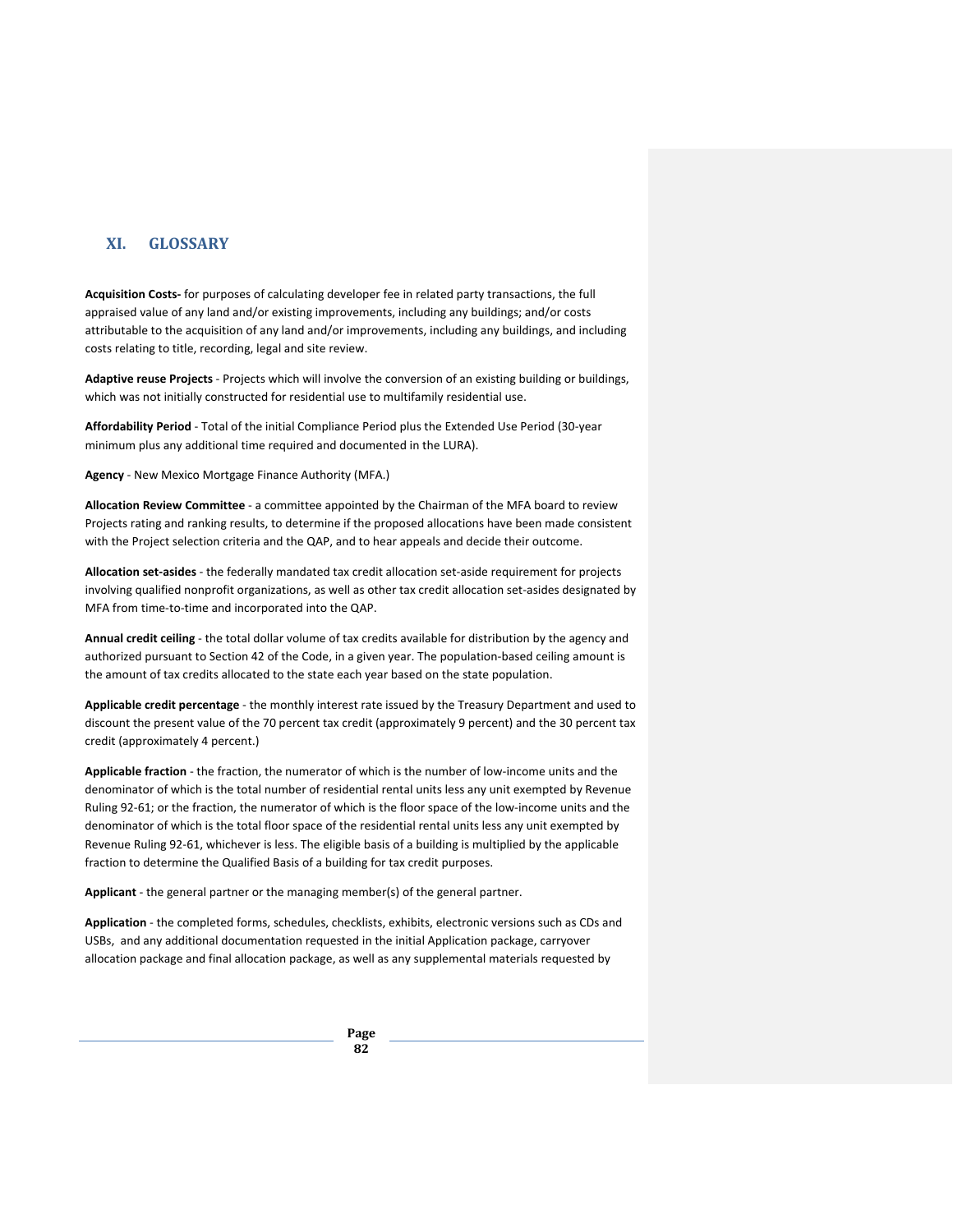## XI. GLOSSARY

**Acquisition Costs-** for purposes of calculating developer fee in related party transactions, the full appraised value of any land and/or existing improvements, including any buildings; and/or costs attributable to the acquisition of any land and/or improvements, including any buildings, and including costs relating to title, recording, legal and site review.

**Adaptive reuse Projects** - Projects which will involve the conversion of an existing building or buildings, which was not initially constructed for residential use to multifamily residential use.

**Affordability Period** - Total of the initial Compliance Period plus the Extended Use Period (30-year minimum plus any additional time required and documented in the LURA).

**Agency** - New Mexico Mortgage Finance Authority (MFA.)

**Allocation Review Committee** - a committee appointed by the Chairman of the MFA board to review Projects rating and ranking results, to determine if the proposed allocations have been made consistent with the Project selection criteria and the QAP, and to hear appeals and decide their outcome.

**Allocation set-asides** - the federally mandated tax credit allocation set-aside requirement for projects involving qualified nonprofit organizations, as well as other tax credit allocation set-asides designated by MFA from time-to-time and incorporated into the QAP.

**Annual credit ceiling** - the total dollar volume of tax credits available for distribution by the agency and authorized pursuant to Section 42 of the Code, in a given year. The population-based ceiling amount is the amount of tax credits allocated to the state each year based on the state population.

**Applicable credit percentage** - the monthly interest rate issued by the Treasury Department and used to discount the present value of the 70 percent tax credit (approximately 9 percent) and the 30 percent tax credit (approximately 4 percent.)

**Applicable fraction** - the fraction, the numerator of which is the number of low-income units and the denominator of which is the total number of residential rental units less any unit exempted by Revenue Ruling 92-61; or the fraction, the numerator of which is the floor space of the low-income units and the denominator of which is the total floor space of the residential rental units less any unit exempted by Revenue Ruling 92-61, whichever is less. The eligible basis of a building is multiplied by the applicable fraction to determine the Qualified Basis of a building for tax credit purposes.

**Applicant** - the general partner or the managing member(s) of the general partner.

**Application** - the completed forms, schedules, checklists, exhibits, electronic versions such as CDs and USBs, and any additional documentation requested in the initial Application package, carryover allocation package and final allocation package, as well as any supplemental materials requested by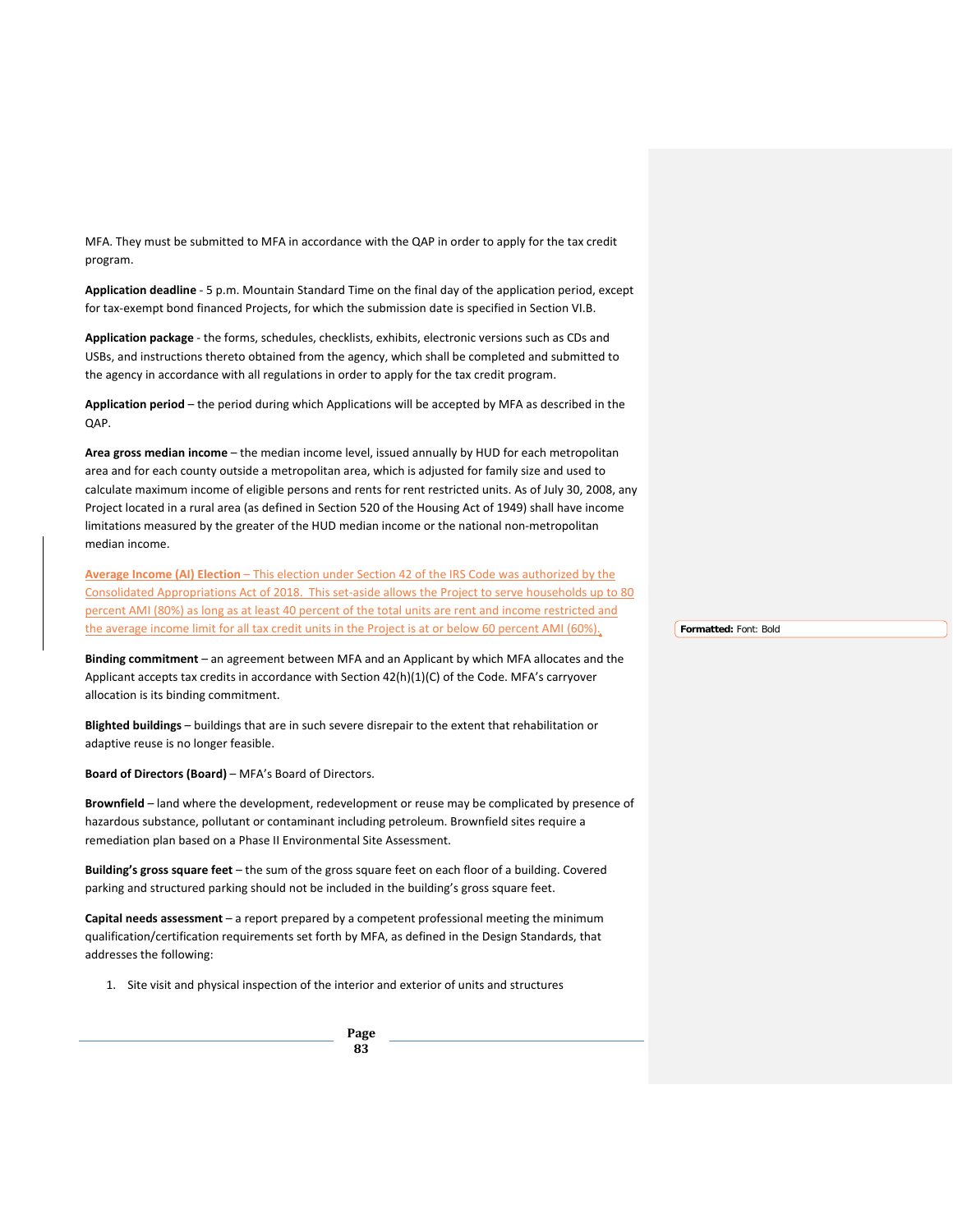MFA. They must be submitted to MFA in accordance with the QAP in order to apply for the tax credit program.

**Application deadline** - 5 p.m. Mountain Standard Time on the final day of the application period, except for tax-exempt bond financed Projects, for which the submission date is specified in Section VI.B.

**Application package** - the forms, schedules, checklists, exhibits, electronic versions such as CDs and USBs, and instructions thereto obtained from the agency, which shall be completed and submitted to the agency in accordance with all regulations in order to apply for the tax credit program.

**Application period** – the period during which Applications will be accepted by MFA as described in the QAP.

**Area gross median income** – the median income level, issued annually by HUD for each metropolitan area and for each county outside a metropolitan area, which is adjusted for family size and used to calculate maximum income of eligible persons and rents for rent restricted units. As of July 30, 2008, any Project located in a rural area (as defined in Section 520 of the Housing Act of 1949) shall have income limitations measured by the greater of the HUD median income or the national non-metropolitan median income.

**Average Income (AI) Election** – This election under Section 42 of the IRS Code was authorized by the Consolidated Appropriations Act of 2018. This set-aside allows the Project to serve households up to 80 percent AMI (80%) as long as at least 40 percent of the total units are rent and income restricted and the average income limit for all tax credit units in the Project is at or below 60 percent AMI (60%).

**Binding commitment** – an agreement between MFA and an Applicant by which MFA allocates and the Applicant accepts tax credits in accordance with Section 42(h)(1)(C) of the Code. MFA's carryover allocation is its binding commitment.

**Blighted buildings** – buildings that are in such severe disrepair to the extent that rehabilitation or adaptive reuse is no longer feasible.

**Board of Directors (Board)** – MFA's Board of Directors.

**Brownfield** – land where the development, redevelopment or reuse may be complicated by presence of hazardous substance, pollutant or contaminant including petroleum. Brownfield sites require a remediation plan based on a Phase II Environmental Site Assessment.

**Building's gross square feet** – the sum of the gross square feet on each floor of a building. Covered parking and structured parking should not be included in the building's gross square feet.

**Capital needs assessment** – a report prepared by a competent professional meeting the minimum qualification/certification requirements set forth by MFA, as defined in the Design Standards, that addresses the following:

1. Site visit and physical inspection of the interior and exterior of units and structures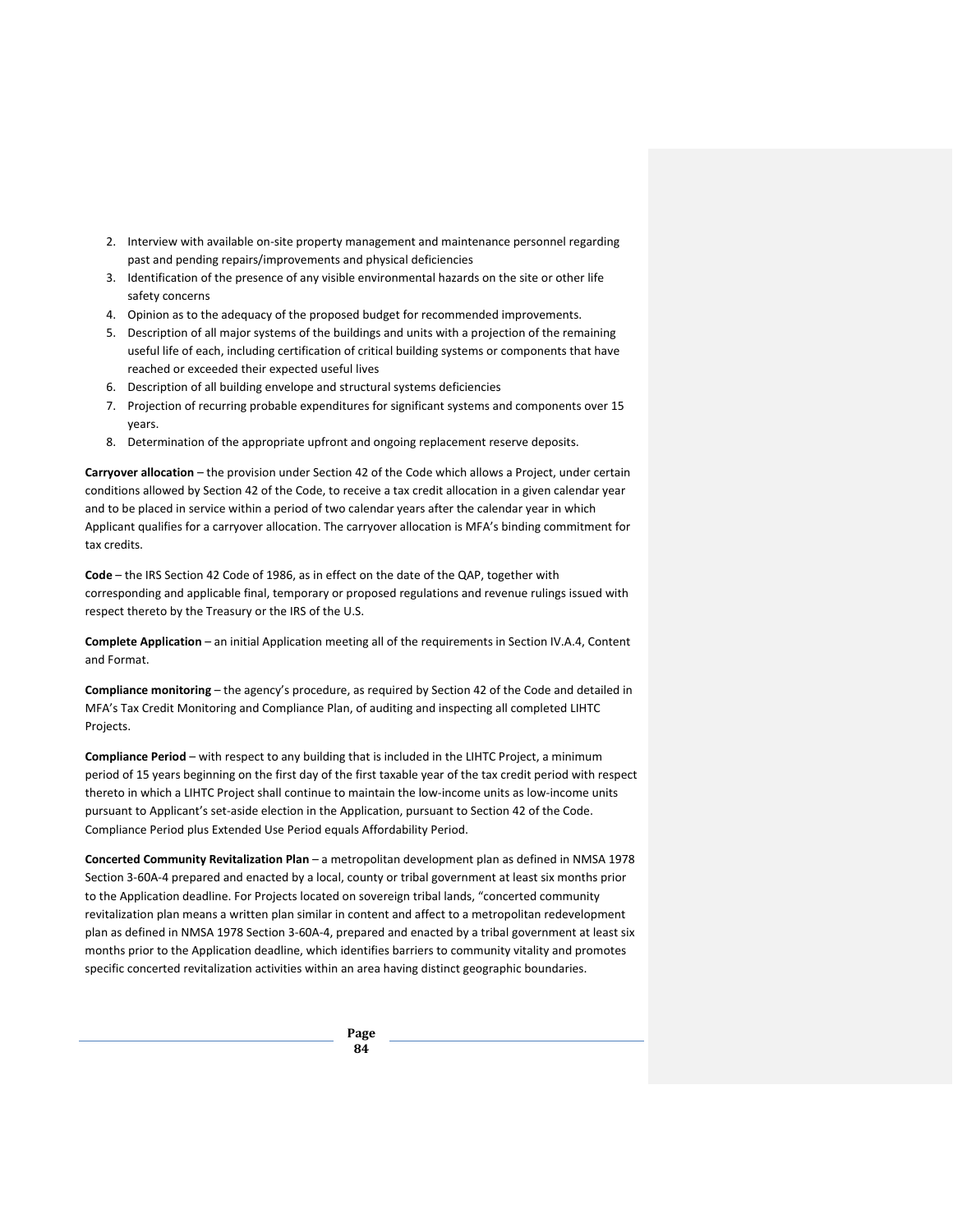2. Interview with available on-site property management and maintenance personnel regarding past and pending repairs/improvements and physical deficiencies
3. Identification of the presence of any visible environmental hazards on the site or other life safety concerns
4. Opinion as to the adequacy of the proposed budget for recommended improvements.
5. Description of all major systems of the buildings and units with a projection of the remaining useful life of each, including certification of critical building systems or components that have reached or exceeded their expected useful lives
6. Description of all building envelope and structural systems deficiencies
7. Projection of recurring probable expenditures for significant systems and components over 15 years.
8. Determination of the appropriate upfront and ongoing replacement reserve deposits.

**Carryover allocation** – the provision under Section 42 of the Code which allows a Project, under certain conditions allowed by Section 42 of the Code, to receive a tax credit allocation in a given calendar year and to be placed in service within a period of two calendar years after the calendar year in which Applicant qualifies for a carryover allocation. The carryover allocation is MFA's binding commitment for tax credits.

**Code** – the IRS Section 42 Code of 1986, as in effect on the date of the QAP, together with corresponding and applicable final, temporary or proposed regulations and revenue rulings issued with respect thereto by the Treasury or the IRS of the U.S.

**Complete Application** – an initial Application meeting all of the requirements in Section IV.A.4, Content and Format.

**Compliance monitoring** – the agency's procedure, as required by Section 42 of the Code and detailed in MFA's Tax Credit Monitoring and Compliance Plan, of auditing and inspecting all completed LIHTC Projects.

**Compliance Period** – with respect to any building that is included in the LIHTC Project, a minimum period of 15 years beginning on the first day of the first taxable year of the tax credit period with respect thereto in which a LIHTC Project shall continue to maintain the low-income units as low-income units pursuant to Applicant's set-aside election in the Application, pursuant to Section 42 of the Code. Compliance Period plus Extended Use Period equals Affordability Period.

**Concerted Community Revitalization Plan** – a metropolitan development plan as defined in NMSA 1978 Section 3-60A-4 prepared and enacted by a local, county or tribal government at least six months prior to the Application deadline. For Projects located on sovereign tribal lands, "concerted community revitalization plan means a written plan similar in content and affect to a metropolitan redevelopment plan as defined in NMSA 1978 Section 3-60A-4, prepared and enacted by a tribal government at least six months prior to the Application deadline, which identifies barriers to community vitality and promotes specific concerted revitalization activities within an area having distinct geographic boundaries.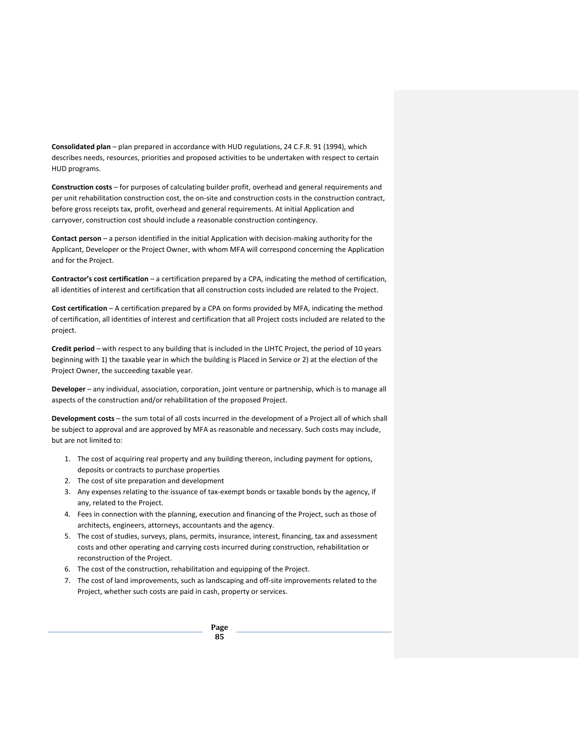**Consolidated plan** – plan prepared in accordance with HUD regulations, 24 C.F.R. 91 (1994), which describes needs, resources, priorities and proposed activities to be undertaken with respect to certain HUD programs.

**Construction costs** – for purposes of calculating builder profit, overhead and general requirements and per unit rehabilitation construction cost, the on-site and construction costs in the construction contract, before gross receipts tax, profit, overhead and general requirements. At initial Application and carryover, construction cost should include a reasonable construction contingency.

**Contact person** – a person identified in the initial Application with decision-making authority for the Applicant, Developer or the Project Owner, with whom MFA will correspond concerning the Application and for the Project.

**Contractor's cost certification** – a certification prepared by a CPA, indicating the method of certification, all identities of interest and certification that all construction costs included are related to the Project.

**Cost certification** – A certification prepared by a CPA on forms provided by MFA, indicating the method of certification, all identities of interest and certification that all Project costs included are related to the project.

**Credit period** – with respect to any building that is included in the LIHTC Project, the period of 10 years beginning with 1) the taxable year in which the building is Placed in Service or 2) at the election of the Project Owner, the succeeding taxable year.

**Developer** – any individual, association, corporation, joint venture or partnership, which is to manage all aspects of the construction and/or rehabilitation of the proposed Project.

**Development costs** – the sum total of all costs incurred in the development of a Project all of which shall be subject to approval and are approved by MFA as reasonable and necessary. Such costs may include, but are not limited to:

1. The cost of acquiring real property and any building thereon, including payment for options, deposits or contracts to purchase properties
2. The cost of site preparation and development
3. Any expenses relating to the issuance of tax-exempt bonds or taxable bonds by the agency, if any, related to the Project.
4. Fees in connection with the planning, execution and financing of the Project, such as those of architects, engineers, attorneys, accountants and the agency.
5. The cost of studies, surveys, plans, permits, insurance, interest, financing, tax and assessment costs and other operating and carrying costs incurred during construction, rehabilitation or reconstruction of the Project.
6. The cost of the construction, rehabilitation and equipping of the Project.
7. The cost of land improvements, such as landscaping and off-site improvements related to the Project, whether such costs are paid in cash, property or services.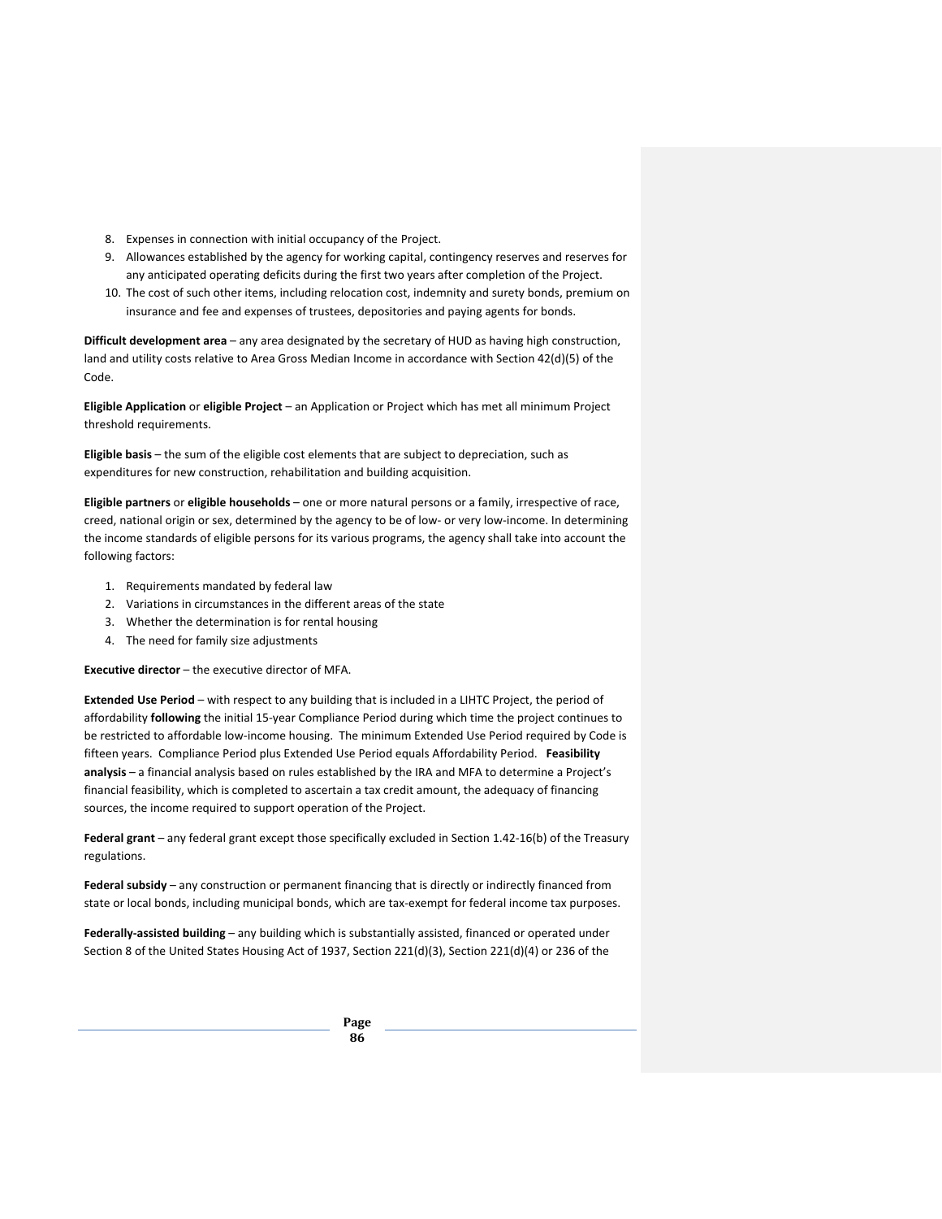8. Expenses in connection with initial occupancy of the Project.
9. Allowances established by the agency for working capital, contingency reserves and reserves for any anticipated operating deficits during the first two years after completion of the Project.
10. The cost of such other items, including relocation cost, indemnity and surety bonds, premium on insurance and fee and expenses of trustees, depositories and paying agents for bonds.

**Difficult development area** – any area designated by the secretary of HUD as having high construction, land and utility costs relative to Area Gross Median Income in accordance with Section 42(d)(5) of the Code.

**Eligible Application** or **eligible Project** – an Application or Project which has met all minimum Project threshold requirements.

**Eligible basis** – the sum of the eligible cost elements that are subject to depreciation, such as expenditures for new construction, rehabilitation and building acquisition.

**Eligible partners** or **eligible households** – one or more natural persons or a family, irrespective of race, creed, national origin or sex, determined by the agency to be of low- or very low-income. In determining the income standards of eligible persons for its various programs, the agency shall take into account the following factors:

1. Requirements mandated by federal law
2. Variations in circumstances in the different areas of the state
3. Whether the determination is for rental housing
4. The need for family size adjustments

**Executive director** – the executive director of MFA.

**Extended Use Period** – with respect to any building that is included in a LIHTC Project, the period of affordability **following** the initial 15-year Compliance Period during which time the project continues to be restricted to affordable low-income housing. The minimum Extended Use Period required by Code is fifteen years. Compliance Period plus Extended Use Period equals Affordability Period. **Feasibility analysis** – a financial analysis based on rules established by the IRA and MFA to determine a Project's financial feasibility, which is completed to ascertain a tax credit amount, the adequacy of financing sources, the income required to support operation of the Project.

**Federal grant** – any federal grant except those specifically excluded in Section 1.42-16(b) of the Treasury regulations.

**Federal subsidy** – any construction or permanent financing that is directly or indirectly financed from state or local bonds, including municipal bonds, which are tax-exempt for federal income tax purposes.

**Federally-assisted building** – any building which is substantially assisted, financed or operated under Section 8 of the United States Housing Act of 1937, Section 221(d)(3), Section 221(d)(4) or 236 of the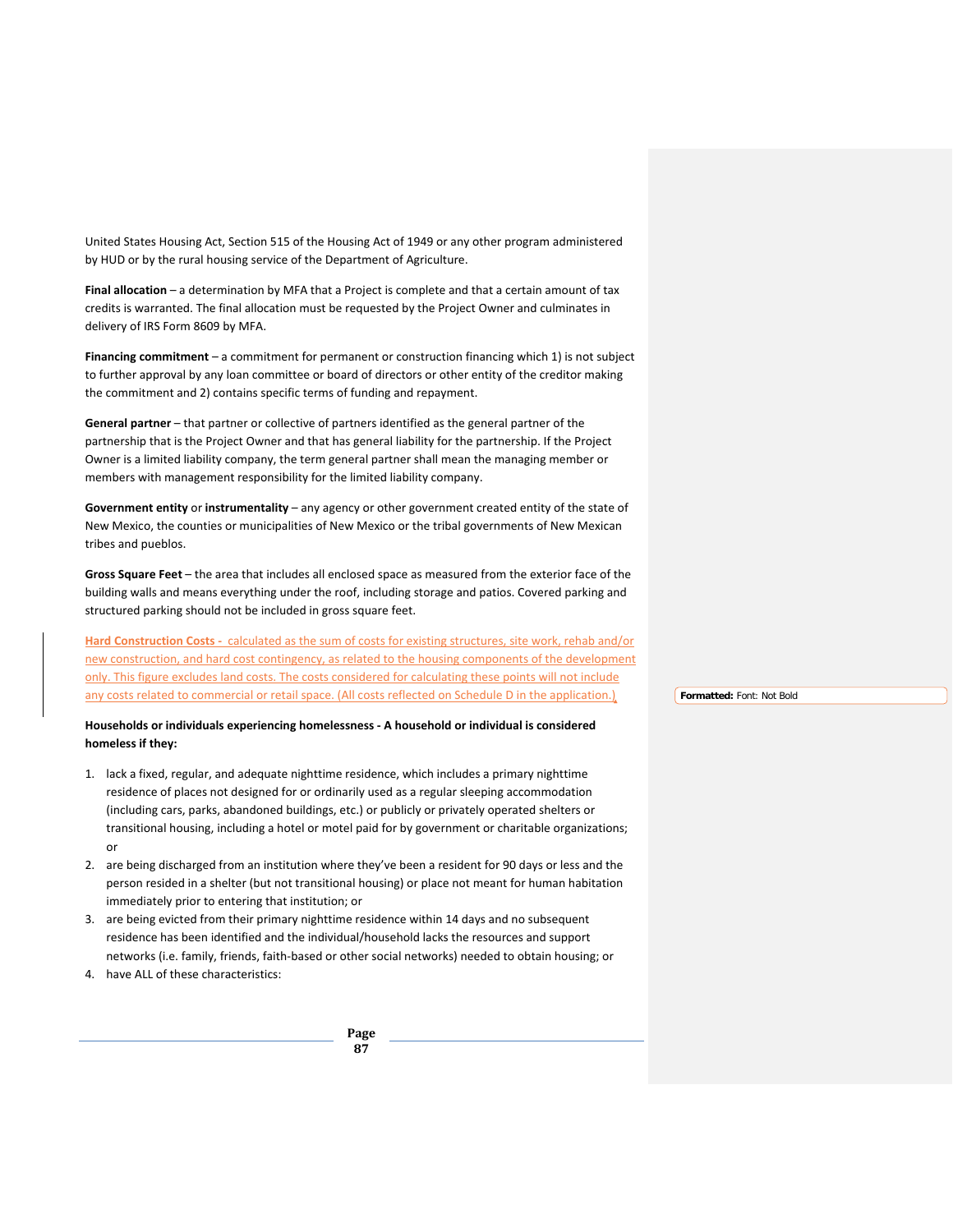United States Housing Act, Section 515 of the Housing Act of 1949 or any other program administered by HUD or by the rural housing service of the Department of Agriculture.

**Final allocation** – a determination by MFA that a Project is complete and that a certain amount of tax credits is warranted. The final allocation must be requested by the Project Owner and culminates in delivery of IRS Form 8609 by MFA.

**Financing commitment** – a commitment for permanent or construction financing which 1) is not subject to further approval by any loan committee or board of directors or other entity of the creditor making the commitment and 2) contains specific terms of funding and repayment.

**General partner** – that partner or collective of partners identified as the general partner of the partnership that is the Project Owner and that has general liability for the partnership. If the Project Owner is a limited liability company, the term general partner shall mean the managing member or members with management responsibility for the limited liability company.

**Government entity** or **instrumentality** – any agency or other government created entity of the state of New Mexico, the counties or municipalities of New Mexico or the tribal governments of New Mexican tribes and pueblos.

**Gross Square Feet** – the area that includes all enclosed space as measured from the exterior face of the building walls and means everything under the roof, including storage and patios. Covered parking and structured parking should not be included in gross square feet.

**Hard Construction Costs -** calculated as the sum of costs for existing structures, site work, rehab and/or new construction, and hard cost contingency, as related to the housing components of the development only. This figure excludes land costs. The costs considered for calculating these points will not include any costs related to commercial or retail space. (All costs reflected on Schedule D in the application.)

**Households or individuals experiencing homelessness - A household or individual is considered homeless if they:**

1. lack a fixed, regular, and adequate nighttime residence, which includes a primary nighttime residence of places not designed for or ordinarily used as a regular sleeping accommodation (including cars, parks, abandoned buildings, etc.) or publicly or privately operated shelters or transitional housing, including a hotel or motel paid for by government or charitable organizations; or
2. are being discharged from an institution where they've been a resident for 90 days or less and the person resided in a shelter (but not transitional housing) or place not meant for human habitation immediately prior to entering that institution; or
3. are being evicted from their primary nighttime residence within 14 days and no subsequent residence has been identified and the individual/household lacks the resources and support networks (i.e. family, friends, faith-based or other social networks) needed to obtain housing; or
4. have ALL of these characteristics: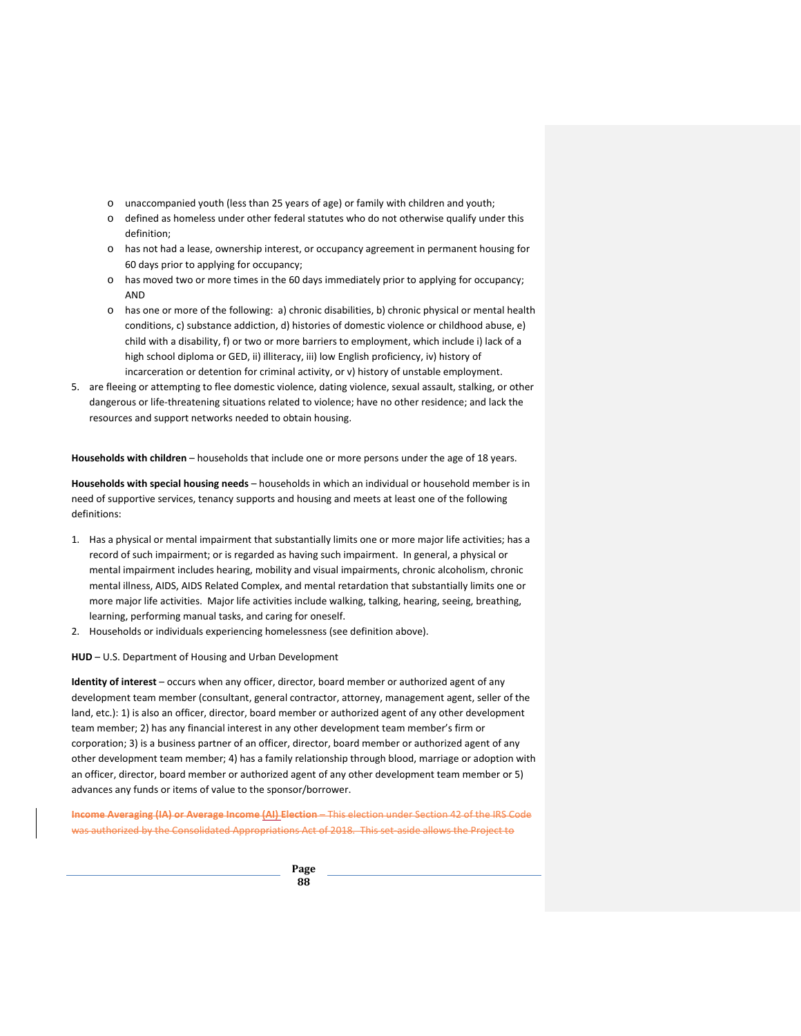- unaccompanied youth (less than 25 years of age) or family with children and youth;
- defined as homeless under other federal statutes who do not otherwise qualify under this definition;
- has not had a lease, ownership interest, or occupancy agreement in permanent housing for 60 days prior to applying for occupancy;
- has moved two or more times in the 60 days immediately prior to applying for occupancy; AND
- has one or more of the following: a) chronic disabilities, b) chronic physical or mental health conditions, c) substance addiction, d) histories of domestic violence or childhood abuse, e) child with a disability, f) or two or more barriers to employment, which include i) lack of a high school diploma or GED, ii) illiteracy, iii) low English proficiency, iv) history of incarceration or detention for criminal activity, or v) history of unstable employment.

5. are fleeing or attempting to flee domestic violence, dating violence, sexual assault, stalking, or other dangerous or life-threatening situations related to violence; have no other residence; and lack the resources and support networks needed to obtain housing.

**Households with children** – households that include one or more persons under the age of 18 years.

**Households with special housing needs** – households in which an individual or household member is in need of supportive services, tenancy supports and housing and meets at least one of the following definitions:

1. Has a physical or mental impairment that substantially limits one or more major life activities; has a record of such impairment; or is regarded as having such impairment. In general, a physical or mental impairment includes hearing, mobility and visual impairments, chronic alcoholism, chronic mental illness, AIDS, AIDS Related Complex, and mental retardation that substantially limits one or more major life activities. Major life activities include walking, talking, hearing, seeing, breathing, learning, performing manual tasks, and caring for oneself.
2. Households or individuals experiencing homelessness (see definition above).

**HUD** – U.S. Department of Housing and Urban Development

**Identity of interest** – occurs when any officer, director, board member or authorized agent of any development team member (consultant, general contractor, attorney, management agent, seller of the land, etc.): 1) is also an officer, director, board member or authorized agent of any other development team member; 2) has any financial interest in any other development team member's firm or corporation; 3) is a business partner of an officer, director, board member or authorized agent of any other development team member; 4) has a family relationship through blood, marriage or adoption with an officer, director, board member or authorized agent of any other development team member or 5) advances any funds or items of value to the sponsor/borrower.

~~**Income Averaging (IA) or Average Income (AI) Election** – This election under Section 42 of the IRS Code was authorized by the Consolidated Appropriations Act of 2018. This set-aside allows the Project to~~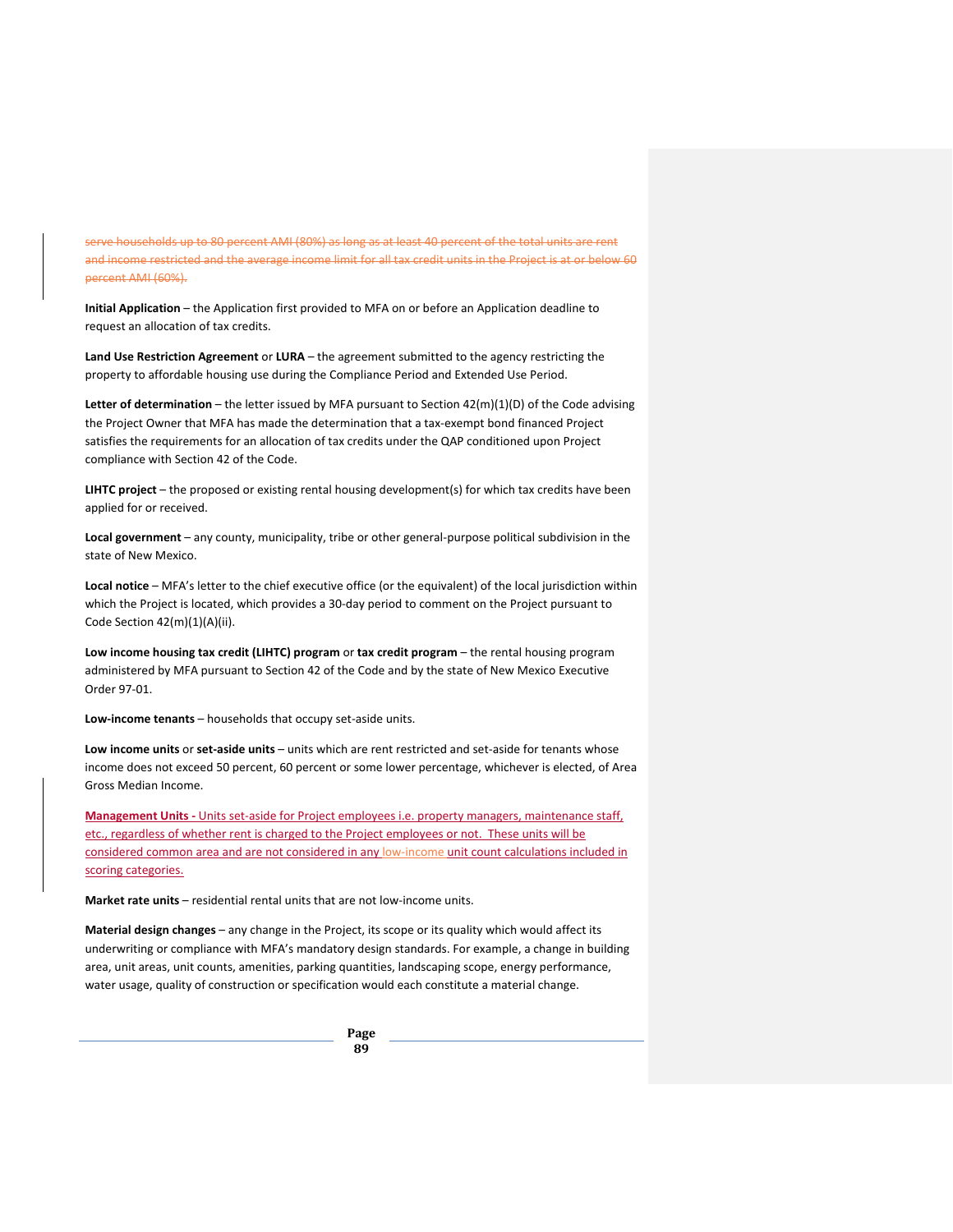~~serve households up to 80 percent AMI (80%) as long as at least 40 percent of the total units are rent and income restricted and the average income limit for all tax credit units in the Project is at or below 60 percent AMI (60%).~~

**Initial Application** – the Application first provided to MFA on or before an Application deadline to request an allocation of tax credits.

**Land Use Restriction Agreement** or **LURA** – the agreement submitted to the agency restricting the property to affordable housing use during the Compliance Period and Extended Use Period.

**Letter of determination** – the letter issued by MFA pursuant to Section 42(m)(1)(D) of the Code advising the Project Owner that MFA has made the determination that a tax-exempt bond financed Project satisfies the requirements for an allocation of tax credits under the QAP conditioned upon Project compliance with Section 42 of the Code.

**LIHTC project** – the proposed or existing rental housing development(s) for which tax credits have been applied for or received.

**Local government** – any county, municipality, tribe or other general-purpose political subdivision in the state of New Mexico.

**Local notice** – MFA's letter to the chief executive office (or the equivalent) of the local jurisdiction within which the Project is located, which provides a 30-day period to comment on the Project pursuant to Code Section 42(m)(1)(A)(ii).

**Low income housing tax credit (LIHTC) program** or **tax credit program** – the rental housing program administered by MFA pursuant to Section 42 of the Code and by the state of New Mexico Executive Order 97-01.

**Low-income tenants** – households that occupy set-aside units.

**Low income units** or **set-aside units** – units which are rent restricted and set-aside for tenants whose income does not exceed 50 percent, 60 percent or some lower percentage, whichever is elected, of Area Gross Median Income.

**Management Units -** Units set-aside for Project employees i.e. property managers, maintenance staff, etc., regardless of whether rent is charged to the Project employees or not. These units will be considered common area and are not considered in any low-income unit count calculations included in scoring categories.

**Market rate units** – residential rental units that are not low-income units.

**Material design changes** – any change in the Project, its scope or its quality which would affect its underwriting or compliance with MFA's mandatory design standards. For example, a change in building area, unit areas, unit counts, amenities, parking quantities, landscaping scope, energy performance, water usage, quality of construction or specification would each constitute a material change.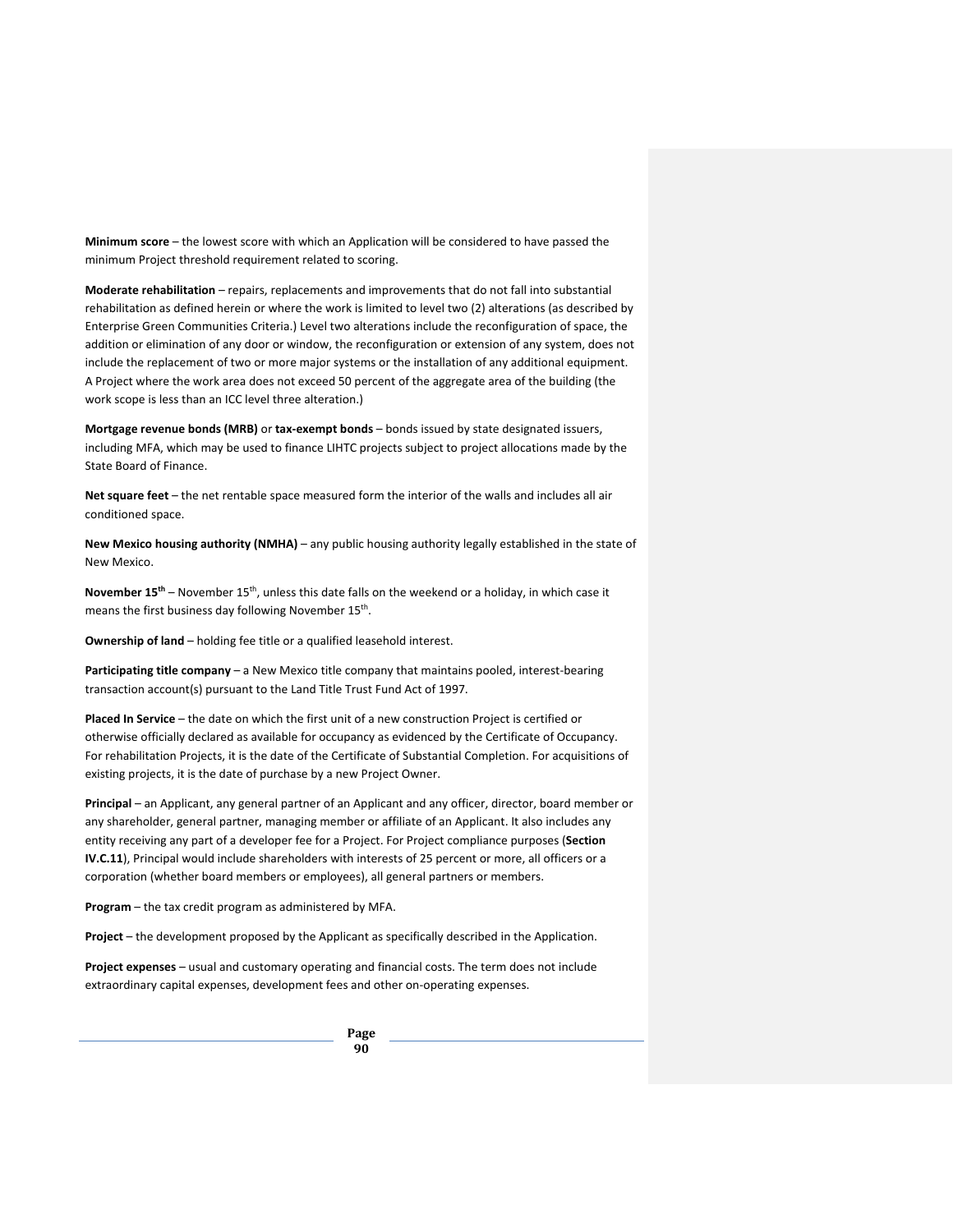**Minimum score** – the lowest score with which an Application will be considered to have passed the minimum Project threshold requirement related to scoring.

**Moderate rehabilitation** – repairs, replacements and improvements that do not fall into substantial rehabilitation as defined herein or where the work is limited to level two (2) alterations (as described by Enterprise Green Communities Criteria.) Level two alterations include the reconfiguration of space, the addition or elimination of any door or window, the reconfiguration or extension of any system, does not include the replacement of two or more major systems or the installation of any additional equipment. A Project where the work area does not exceed 50 percent of the aggregate area of the building (the work scope is less than an ICC level three alteration.)

**Mortgage revenue bonds (MRB)** or **tax-exempt bonds** – bonds issued by state designated issuers, including MFA, which may be used to finance LIHTC projects subject to project allocations made by the State Board of Finance.

**Net square feet** – the net rentable space measured form the interior of the walls and includes all air conditioned space.

**New Mexico housing authority (NMHA)** – any public housing authority legally established in the state of New Mexico.

**November 15th** – November 15th, unless this date falls on the weekend or a holiday, in which case it means the first business day following November 15th.

**Ownership of land** – holding fee title or a qualified leasehold interest.

**Participating title company** – a New Mexico title company that maintains pooled, interest-bearing transaction account(s) pursuant to the Land Title Trust Fund Act of 1997.

**Placed In Service** – the date on which the first unit of a new construction Project is certified or otherwise officially declared as available for occupancy as evidenced by the Certificate of Occupancy. For rehabilitation Projects, it is the date of the Certificate of Substantial Completion. For acquisitions of existing projects, it is the date of purchase by a new Project Owner.

**Principal** – an Applicant, any general partner of an Applicant and any officer, director, board member or any shareholder, general partner, managing member or affiliate of an Applicant. It also includes any entity receiving any part of a developer fee for a Project. For Project compliance purposes (**Section IV.C.11**), Principal would include shareholders with interests of 25 percent or more, all officers or a corporation (whether board members or employees), all general partners or members.

**Program** – the tax credit program as administered by MFA.

**Project** – the development proposed by the Applicant as specifically described in the Application.

**Project expenses** – usual and customary operating and financial costs. The term does not include extraordinary capital expenses, development fees and other on-operating expenses.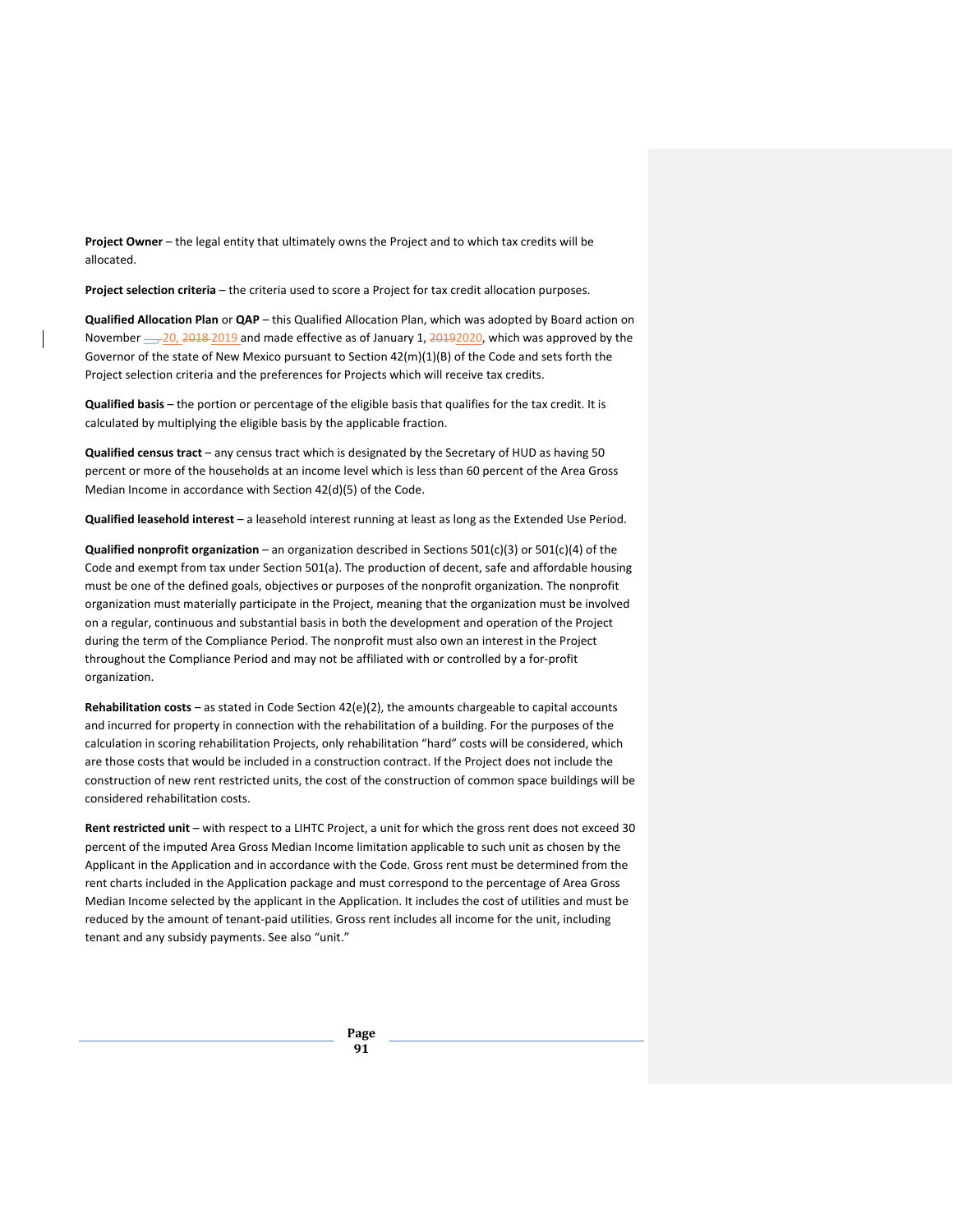**Project Owner** – the legal entity that ultimately owns the Project and to which tax credits will be allocated.

**Project selection criteria** – the criteria used to score a Project for tax credit allocation purposes.

**Qualified Allocation Plan** or **QAP** – this Qualified Allocation Plan, which was adopted by Board action on November __, 20, 2018 2019 and made effective as of January 1, 20192020, which was approved by the Governor of the state of New Mexico pursuant to Section 42(m)(1)(B) of the Code and sets forth the Project selection criteria and the preferences for Projects which will receive tax credits.

**Qualified basis** – the portion or percentage of the eligible basis that qualifies for the tax credit. It is calculated by multiplying the eligible basis by the applicable fraction.

**Qualified census tract** – any census tract which is designated by the Secretary of HUD as having 50 percent or more of the households at an income level which is less than 60 percent of the Area Gross Median Income in accordance with Section 42(d)(5) of the Code.

**Qualified leasehold interest** – a leasehold interest running at least as long as the Extended Use Period.

**Qualified nonprofit organization** – an organization described in Sections 501(c)(3) or 501(c)(4) of the Code and exempt from tax under Section 501(a). The production of decent, safe and affordable housing must be one of the defined goals, objectives or purposes of the nonprofit organization. The nonprofit organization must materially participate in the Project, meaning that the organization must be involved on a regular, continuous and substantial basis in both the development and operation of the Project during the term of the Compliance Period. The nonprofit must also own an interest in the Project throughout the Compliance Period and may not be affiliated with or controlled by a for-profit organization.

**Rehabilitation costs** – as stated in Code Section 42(e)(2), the amounts chargeable to capital accounts and incurred for property in connection with the rehabilitation of a building. For the purposes of the calculation in scoring rehabilitation Projects, only rehabilitation "hard" costs will be considered, which are those costs that would be included in a construction contract. If the Project does not include the construction of new rent restricted units, the cost of the construction of common space buildings will be considered rehabilitation costs.

**Rent restricted unit** – with respect to a LIHTC Project, a unit for which the gross rent does not exceed 30 percent of the imputed Area Gross Median Income limitation applicable to such unit as chosen by the Applicant in the Application and in accordance with the Code. Gross rent must be determined from the rent charts included in the Application package and must correspond to the percentage of Area Gross Median Income selected by the applicant in the Application. It includes the cost of utilities and must be reduced by the amount of tenant-paid utilities. Gross rent includes all income for the unit, including tenant and any subsidy payments. See also "unit."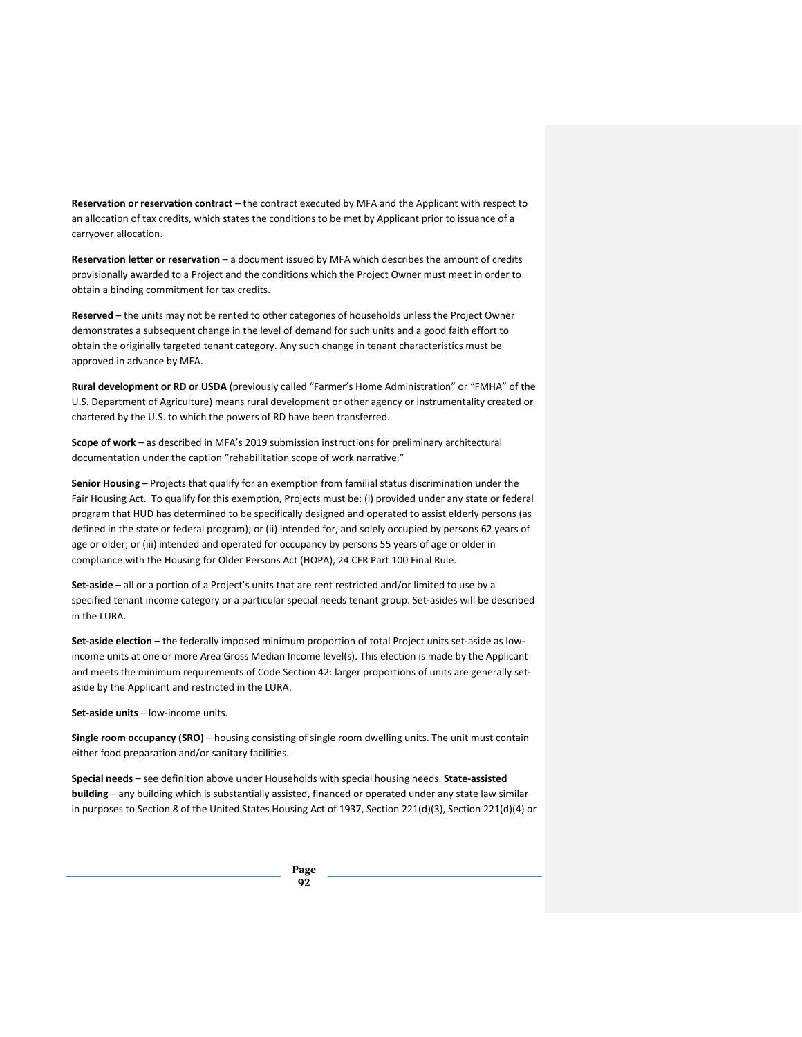**Reservation or reservation contract** – the contract executed by MFA and the Applicant with respect to an allocation of tax credits, which states the conditions to be met by Applicant prior to issuance of a carryover allocation.

**Reservation letter or reservation** – a document issued by MFA which describes the amount of credits provisionally awarded to a Project and the conditions which the Project Owner must meet in order to obtain a binding commitment for tax credits.

**Reserved** – the units may not be rented to other categories of households unless the Project Owner demonstrates a subsequent change in the level of demand for such units and a good faith effort to obtain the originally targeted tenant category. Any such change in tenant characteristics must be approved in advance by MFA.

**Rural development or RD or USDA** (previously called "Farmer's Home Administration" or "FMHA" of the U.S. Department of Agriculture) means rural development or other agency or instrumentality created or chartered by the U.S. to which the powers of RD have been transferred.

**Scope of work** – as described in MFA's 2019 submission instructions for preliminary architectural documentation under the caption "rehabilitation scope of work narrative."

**Senior Housing** – Projects that qualify for an exemption from familial status discrimination under the Fair Housing Act. To qualify for this exemption, Projects must be: (i) provided under any state or federal program that HUD has determined to be specifically designed and operated to assist elderly persons (as defined in the state or federal program); or (ii) intended for, and solely occupied by persons 62 years of age or older; or (iii) intended and operated for occupancy by persons 55 years of age or older in compliance with the Housing for Older Persons Act (HOPA), 24 CFR Part 100 Final Rule.

**Set-aside** – all or a portion of a Project's units that are rent restricted and/or limited to use by a specified tenant income category or a particular special needs tenant group. Set-asides will be described in the LURA.

**Set-aside election** – the federally imposed minimum proportion of total Project units set-aside as low-income units at one or more Area Gross Median Income level(s). This election is made by the Applicant and meets the minimum requirements of Code Section 42: larger proportions of units are generally set-aside by the Applicant and restricted in the LURA.

**Set-aside units** – low-income units.

**Single room occupancy (SRO)** – housing consisting of single room dwelling units. The unit must contain either food preparation and/or sanitary facilities.

**Special needs** – see definition above under Households with special housing needs. **State-assisted building** – any building which is substantially assisted, financed or operated under any state law similar in purposes to Section 8 of the United States Housing Act of 1937, Section 221(d)(3), Section 221(d)(4) or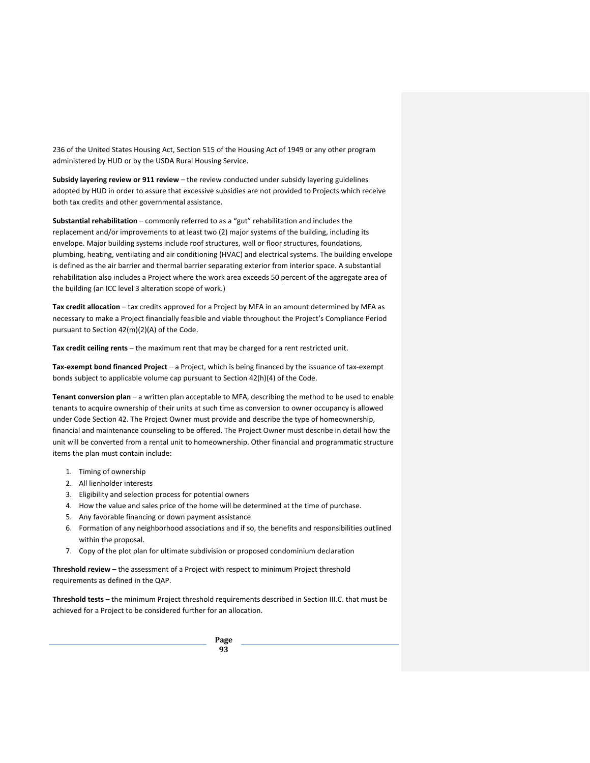236 of the United States Housing Act, Section 515 of the Housing Act of 1949 or any other program administered by HUD or by the USDA Rural Housing Service.

**Subsidy layering review or 911 review** – the review conducted under subsidy layering guidelines adopted by HUD in order to assure that excessive subsidies are not provided to Projects which receive both tax credits and other governmental assistance.

**Substantial rehabilitation** – commonly referred to as a "gut" rehabilitation and includes the replacement and/or improvements to at least two (2) major systems of the building, including its envelope. Major building systems include roof structures, wall or floor structures, foundations, plumbing, heating, ventilating and air conditioning (HVAC) and electrical systems. The building envelope is defined as the air barrier and thermal barrier separating exterior from interior space. A substantial rehabilitation also includes a Project where the work area exceeds 50 percent of the aggregate area of the building (an ICC level 3 alteration scope of work.)

**Tax credit allocation** – tax credits approved for a Project by MFA in an amount determined by MFA as necessary to make a Project financially feasible and viable throughout the Project's Compliance Period pursuant to Section 42(m)(2)(A) of the Code.

**Tax credit ceiling rents** – the maximum rent that may be charged for a rent restricted unit.

**Tax-exempt bond financed Project** – a Project, which is being financed by the issuance of tax-exempt bonds subject to applicable volume cap pursuant to Section 42(h)(4) of the Code.

**Tenant conversion plan** – a written plan acceptable to MFA, describing the method to be used to enable tenants to acquire ownership of their units at such time as conversion to owner occupancy is allowed under Code Section 42. The Project Owner must provide and describe the type of homeownership, financial and maintenance counseling to be offered. The Project Owner must describe in detail how the unit will be converted from a rental unit to homeownership. Other financial and programmatic structure items the plan must contain include:

1. Timing of ownership
2. All lienholder interests
3. Eligibility and selection process for potential owners
4. How the value and sales price of the home will be determined at the time of purchase.
5. Any favorable financing or down payment assistance
6. Formation of any neighborhood associations and if so, the benefits and responsibilities outlined within the proposal.
7. Copy of the plot plan for ultimate subdivision or proposed condominium declaration

**Threshold review** – the assessment of a Project with respect to minimum Project threshold requirements as defined in the QAP.

**Threshold tests** – the minimum Project threshold requirements described in Section III.C. that must be achieved for a Project to be considered further for an allocation.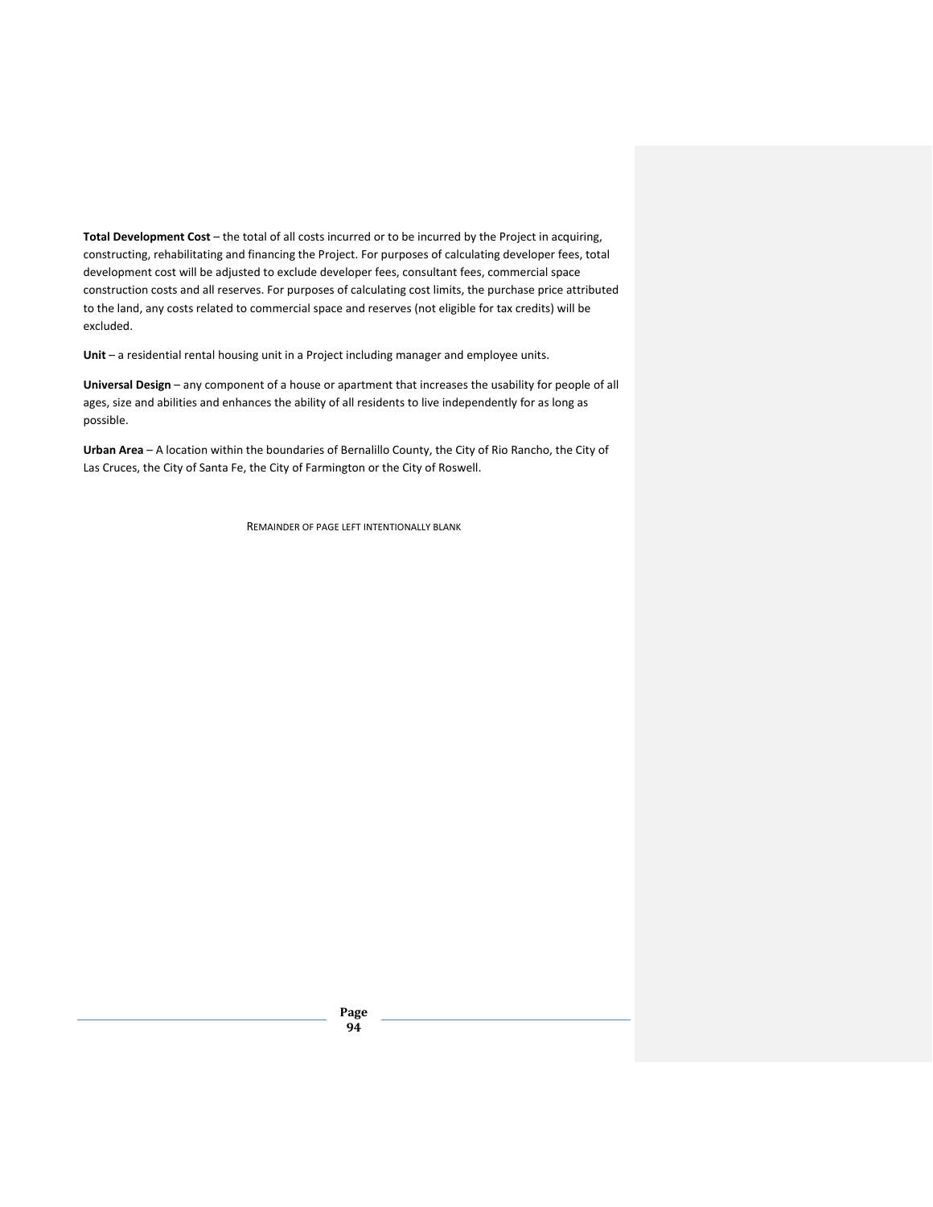**Total Development Cost** – the total of all costs incurred or to be incurred by the Project in acquiring, constructing, rehabilitating and financing the Project. For purposes of calculating developer fees, total development cost will be adjusted to exclude developer fees, consultant fees, commercial space construction costs and all reserves. For purposes of calculating cost limits, the purchase price attributed to the land, any costs related to commercial space and reserves (not eligible for tax credits) will be excluded.

**Unit** – a residential rental housing unit in a Project including manager and employee units.

**Universal Design** – any component of a house or apartment that increases the usability for people of all ages, size and abilities and enhances the ability of all residents to live independently for as long as possible.

**Urban Area** – A location within the boundaries of Bernalillo County, the City of Rio Rancho, the City of Las Cruces, the City of Santa Fe, the City of Farmington or the City of Roswell.

REMAINDER OF PAGE LEFT INTENTIONALLY BLANK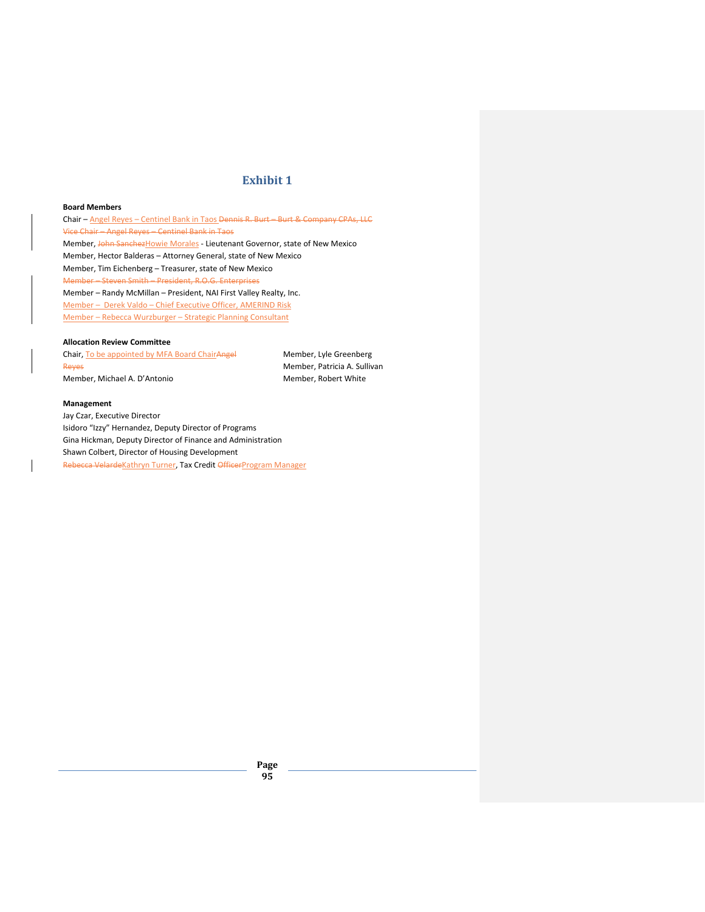# Exhibit 1

**Board Members**

Chair – Angel Reyes – Centinel Bank in Taos ~~Dennis R. Burt – Burt & Company CPAs, LLC~~
~~Vice Chair – Angel Reyes – Centinel Bank in Taos~~
Member, ~~John Sanchez~~Howie Morales - Lieutenant Governor, state of New Mexico
Member, Hector Balderas – Attorney General, state of New Mexico
Member, Tim Eichenberg – Treasurer, state of New Mexico
~~Member – Steven Smith – President, R.O.G. Enterprises~~
Member – Randy McMillan – President, NAI First Valley Realty, Inc.
Member – Derek Valdo – Chief Executive Officer, AMERIND Risk
Member – Rebecca Wurzburger – Strategic Planning Consultant

**Allocation Review Committee**

Chair, To be appointed by MFA Board Chair~~Angel Reyes~~
Member, Michael A. D'Antonio
Member, Lyle Greenberg
Member, Patricia A. Sullivan
Member, Robert White

**Management**

Jay Czar, Executive Director
Isidoro "Izzy" Hernandez, Deputy Director of Programs
Gina Hickman, Deputy Director of Finance and Administration
Shawn Colbert, Director of Housing Development
~~Rebecca Velarde~~Kathryn Turner, Tax Credit ~~Officer~~Program Manager